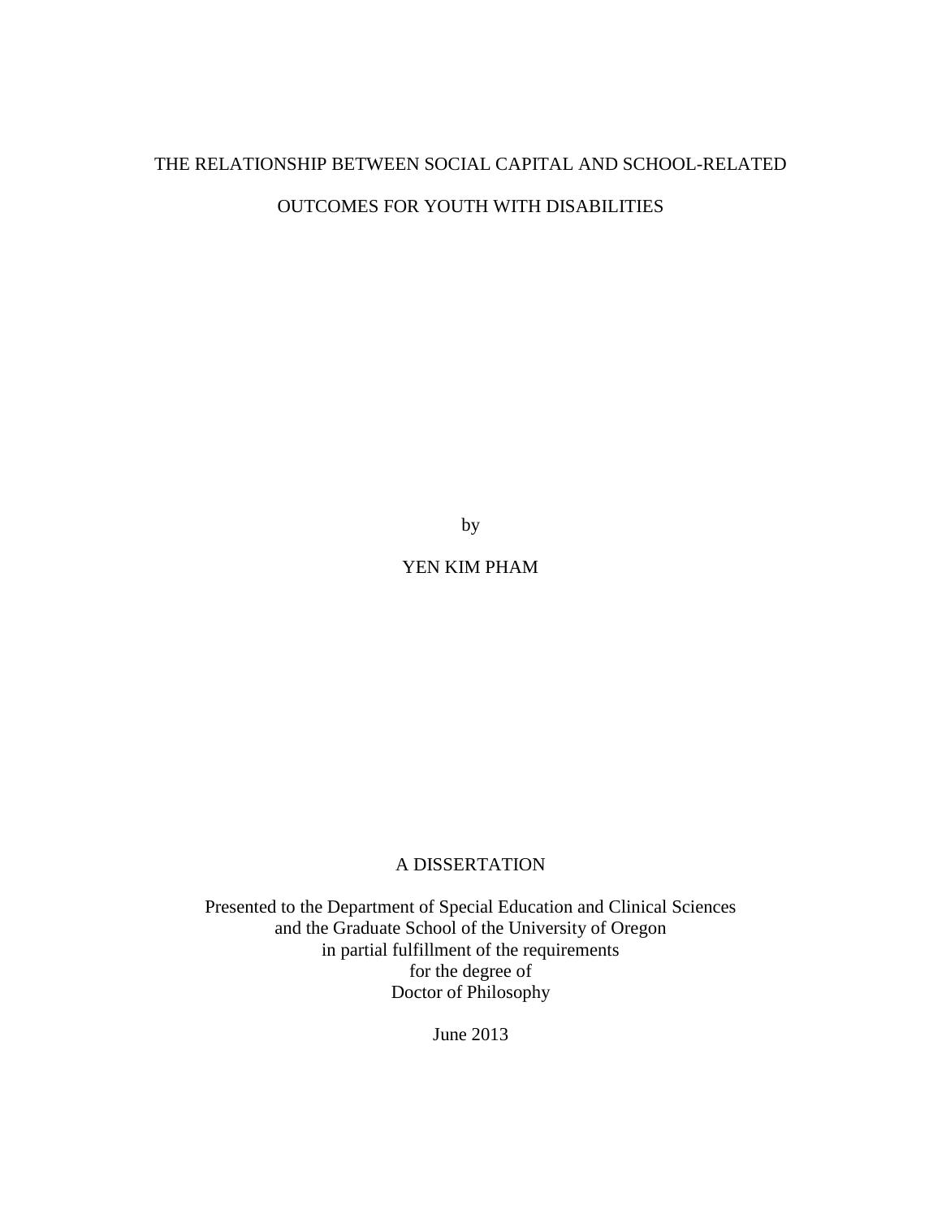# THE RELATIONSHIP BETWEEN SOCIAL CAPITAL AND SCHOOL-RELATED OUTCOMES FOR YOUTH WITH DISABILITIES

by

YEN KIM PHAM

A DISSERTATION

Presented to the Department of Special Education and Clinical Sciences
and the Graduate School of the University of Oregon
in partial fulfillment of the requirements
for the degree of
Doctor of Philosophy

June 2013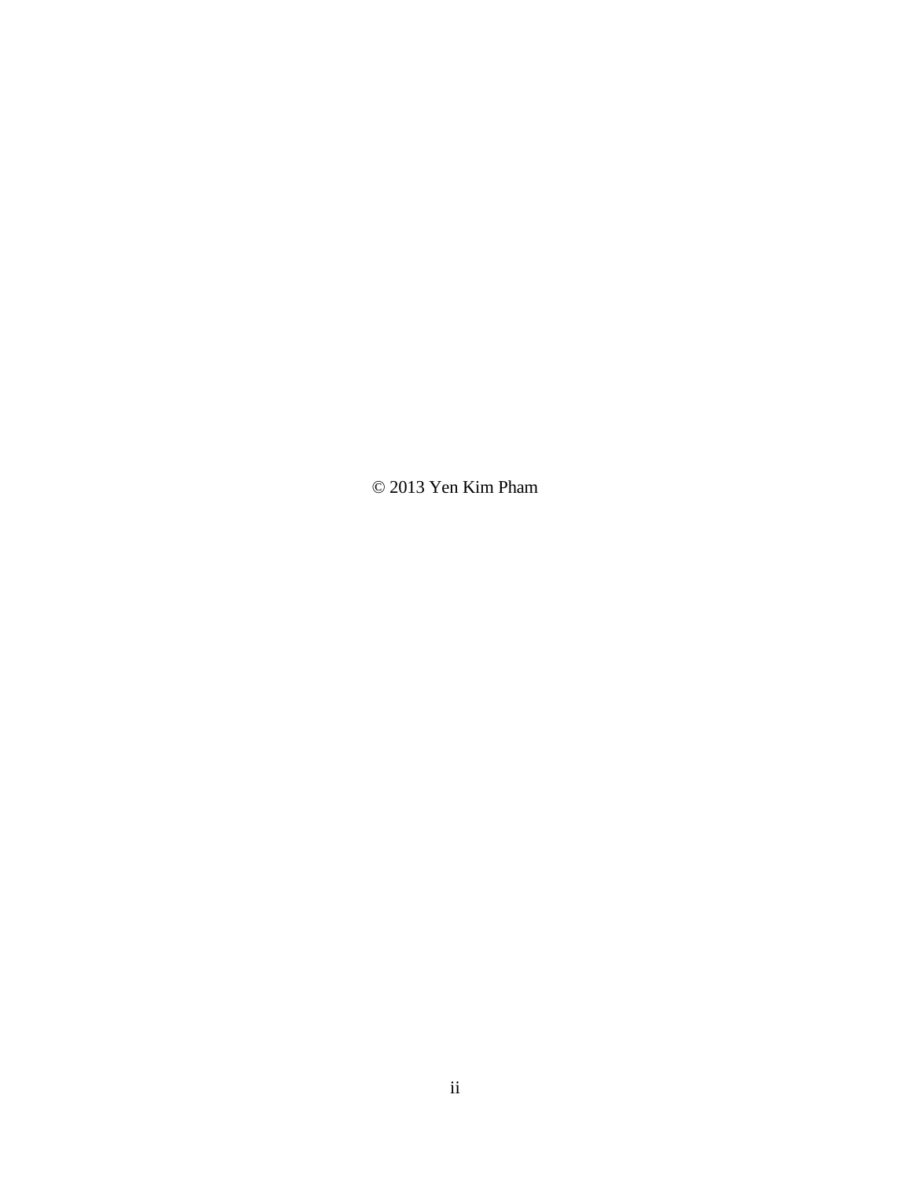© 2013 Yen Kim Pham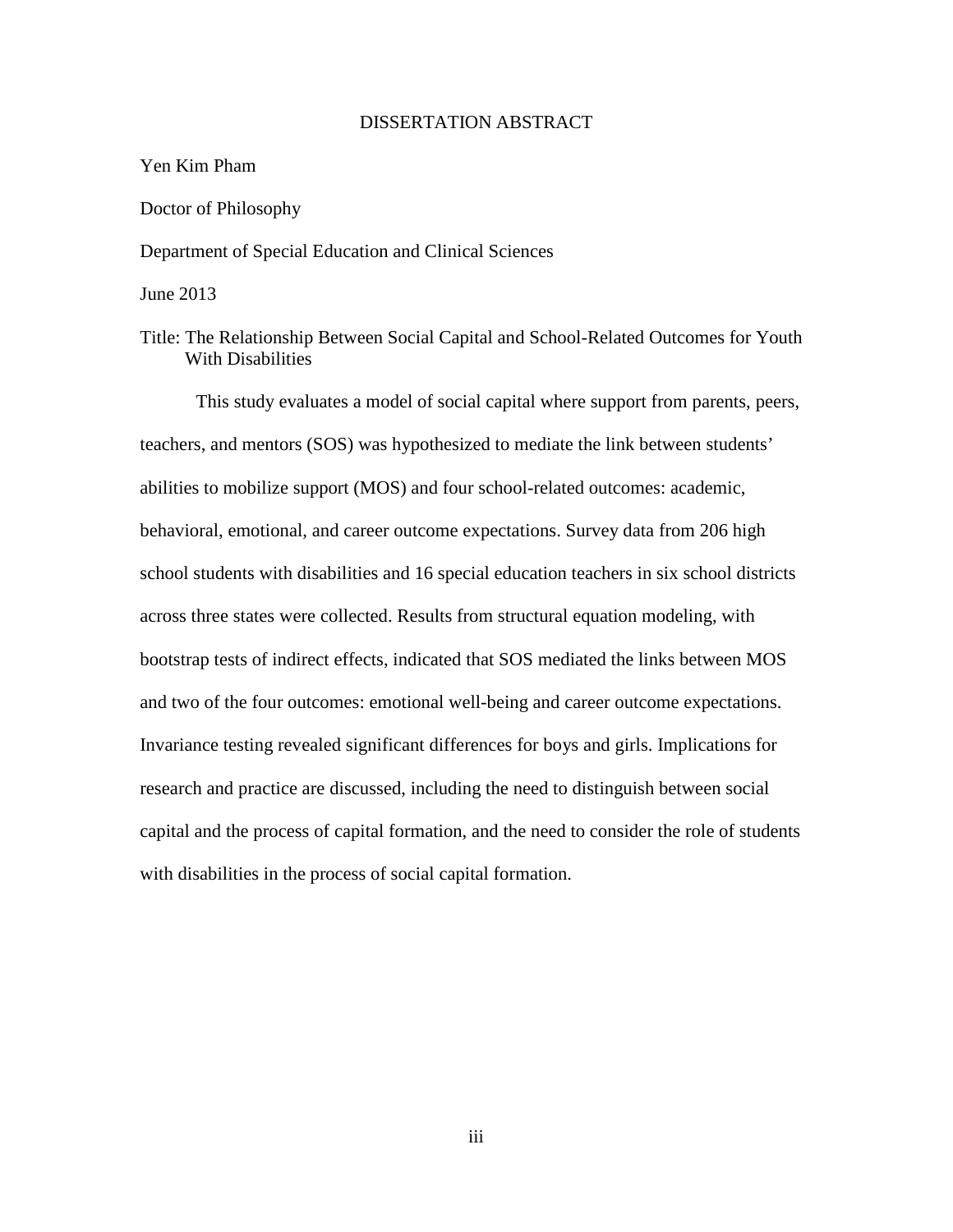# DISSERTATION ABSTRACT

Yen Kim Pham

Doctor of Philosophy

Department of Special Education and Clinical Sciences

June 2013

Title: The Relationship Between Social Capital and School-Related Outcomes for Youth With Disabilities

This study evaluates a model of social capital where support from parents, peers, teachers, and mentors (SOS) was hypothesized to mediate the link between students' abilities to mobilize support (MOS) and four school-related outcomes: academic, behavioral, emotional, and career outcome expectations. Survey data from 206 high school students with disabilities and 16 special education teachers in six school districts across three states were collected. Results from structural equation modeling, with bootstrap tests of indirect effects, indicated that SOS mediated the links between MOS and two of the four outcomes: emotional well-being and career outcome expectations. Invariance testing revealed significant differences for boys and girls. Implications for research and practice are discussed, including the need to distinguish between social capital and the process of capital formation, and the need to consider the role of students with disabilities in the process of social capital formation.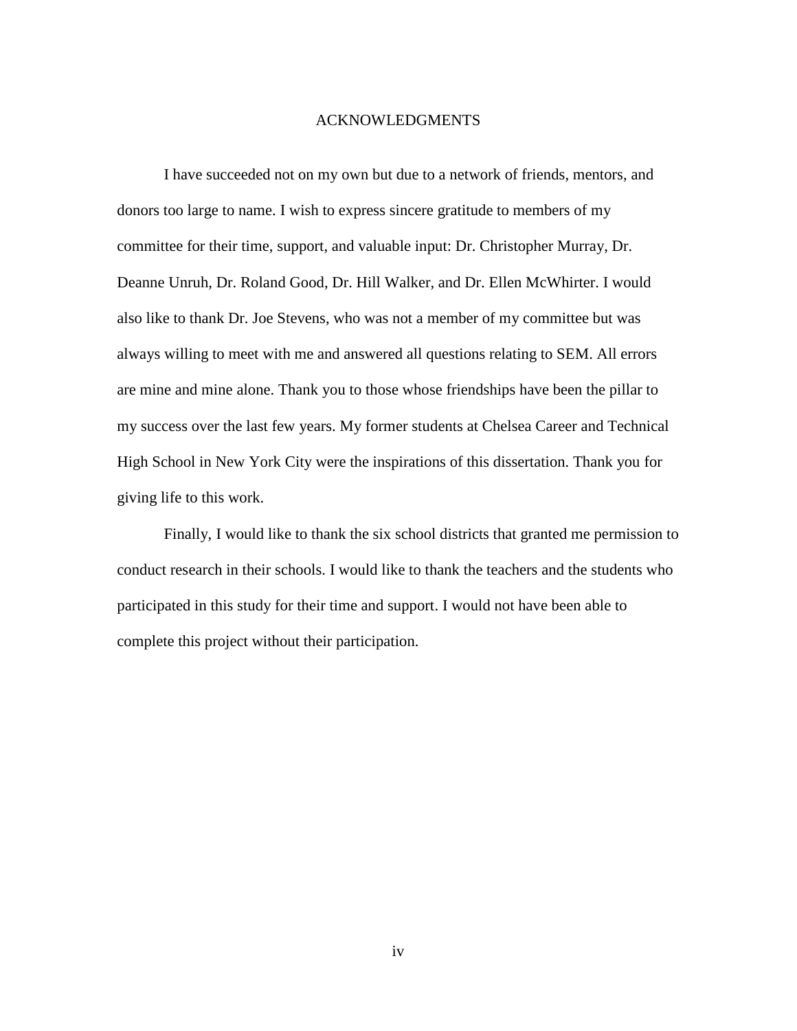# ACKNOWLEDGMENTS

I have succeeded not on my own but due to a network of friends, mentors, and donors too large to name. I wish to express sincere gratitude to members of my committee for their time, support, and valuable input: Dr. Christopher Murray, Dr. Deanne Unruh, Dr. Roland Good, Dr. Hill Walker, and Dr. Ellen McWhirter. I would also like to thank Dr. Joe Stevens, who was not a member of my committee but was always willing to meet with me and answered all questions relating to SEM. All errors are mine and mine alone. Thank you to those whose friendships have been the pillar to my success over the last few years. My former students at Chelsea Career and Technical High School in New York City were the inspirations of this dissertation. Thank you for giving life to this work.

Finally, I would like to thank the six school districts that granted me permission to conduct research in their schools. I would like to thank the teachers and the students who participated in this study for their time and support. I would not have been able to complete this project without their participation.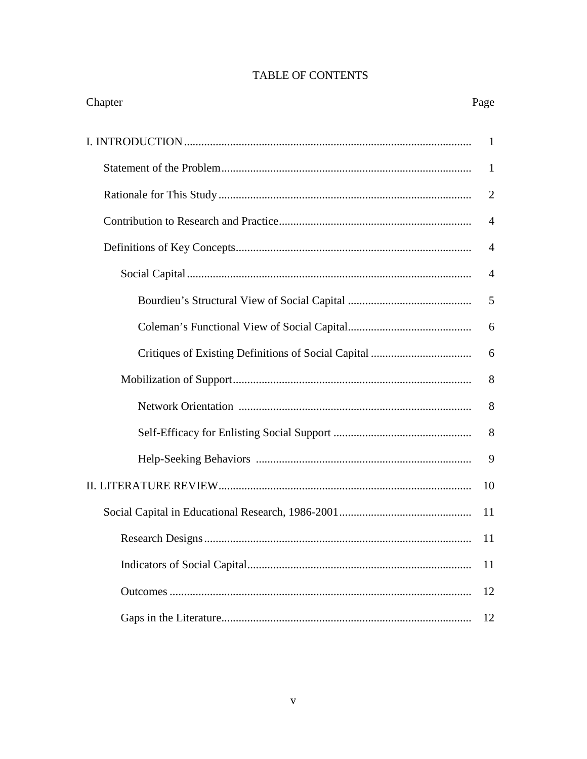# TABLE OF CONTENTS

| Chapter | Page |
|---|---|
| I. INTRODUCTION | 1 |
| Statement of the Problem | 1 |
| Rationale for This Study | 2 |
| Contribution to Research and Practice | 4 |
| Definitions of Key Concepts | 4 |
| Social Capital | 4 |
| Bourdieu's Structural View of Social Capital | 5 |
| Coleman's Functional View of Social Capital | 6 |
| Critiques of Existing Definitions of Social Capital | 6 |
| Mobilization of Support | 8 |
| Network Orientation | 8 |
| Self-Efficacy for Enlisting Social Support | 8 |
| Help-Seeking Behaviors | 9 |
| II. LITERATURE REVIEW | 10 |
| Social Capital in Educational Research, 1986-2001 | 11 |
| Research Designs | 11 |
| Indicators of Social Capital | 11 |
| Outcomes | 12 |
| Gaps in the Literature | 12 |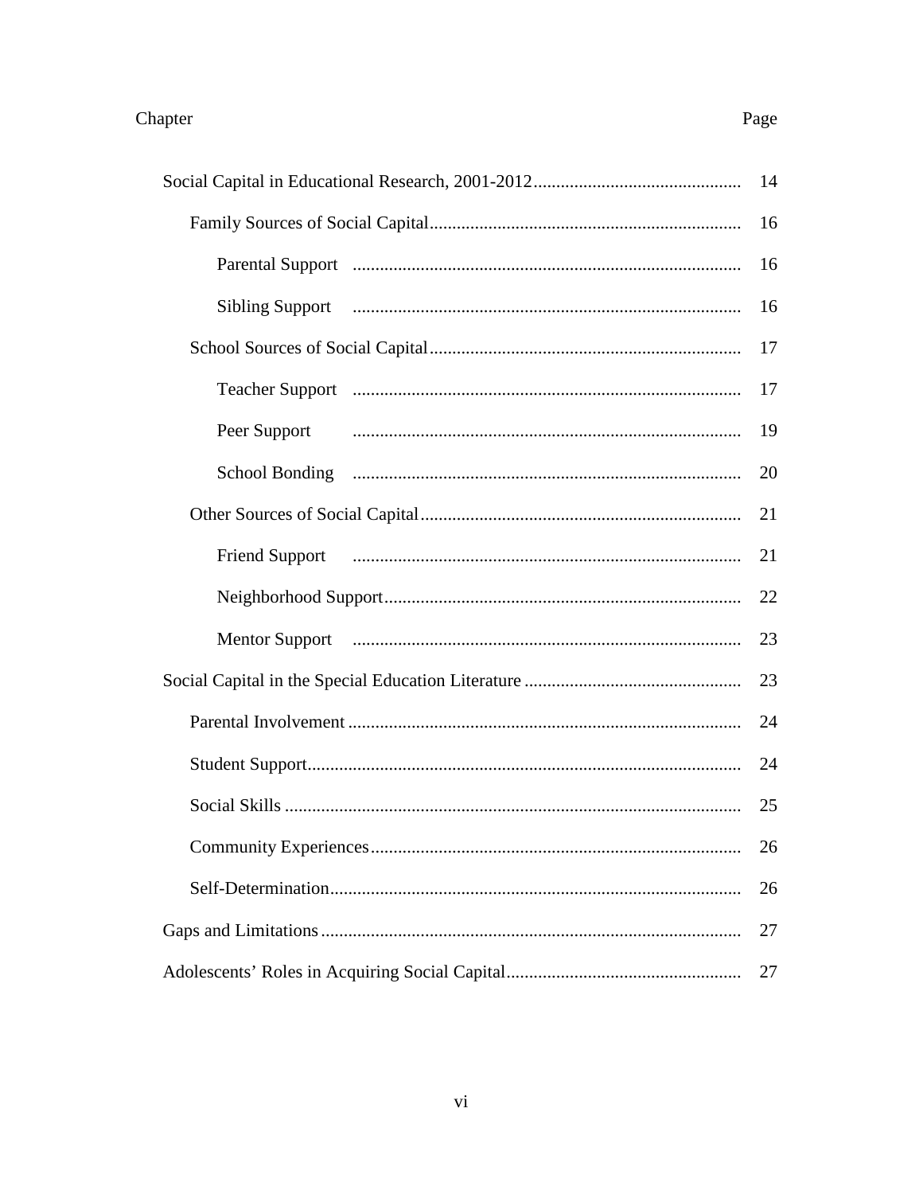| Chapter | Page |
| --- | --- |
| Social Capital in Educational Research, 2001-2012 | 14 |
| Family Sources of Social Capital | 16 |
| Parental Support | 16 |
| Sibling Support | 16 |
| School Sources of Social Capital | 17 |
| Teacher Support | 17 |
| Peer Support | 19 |
| School Bonding | 20 |
| Other Sources of Social Capital | 21 |
| Friend Support | 21 |
| Neighborhood Support | 22 |
| Mentor Support | 23 |
| Social Capital in the Special Education Literature | 23 |
| Parental Involvement | 24 |
| Student Support | 24 |
| Social Skills | 25 |
| Community Experiences | 26 |
| Self-Determination | 26 |
| Gaps and Limitations | 27 |
| Adolescents' Roles in Acquiring Social Capital | 27 |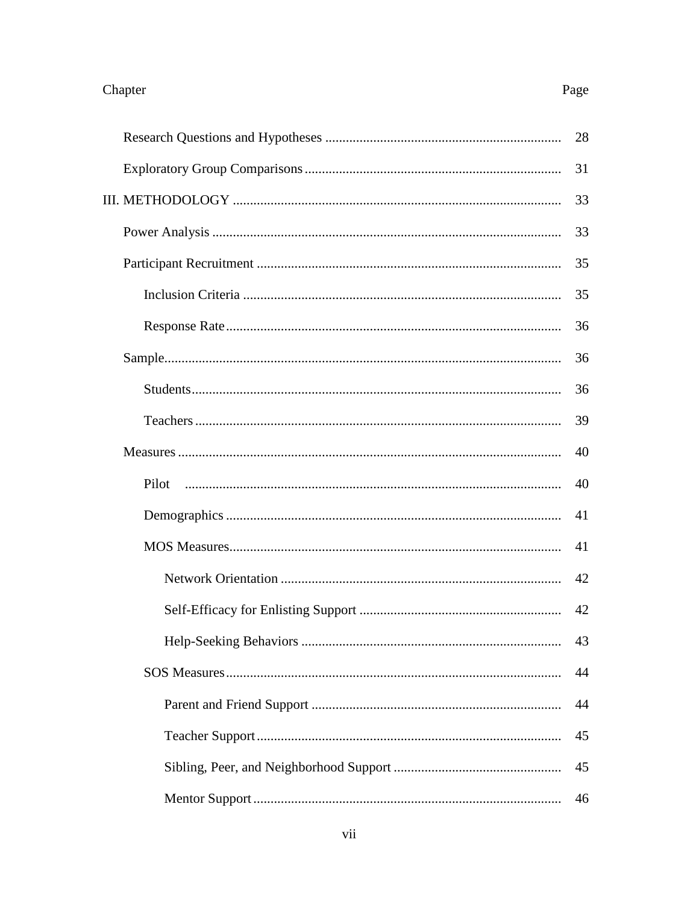| Chapter | Page |
|---|---|
| Research Questions and Hypotheses | 28 |
| Exploratory Group Comparisons | 31 |
| III. METHODOLOGY | 33 |
| Power Analysis | 33 |
| Participant Recruitment | 35 |
| Inclusion Criteria | 35 |
| Response Rate | 36 |
| Sample | 36 |
| Students | 36 |
| Teachers | 39 |
| Measures | 40 |
| Pilot | 40 |
| Demographics | 41 |
| MOS Measures | 41 |
| Network Orientation | 42 |
| Self-Efficacy for Enlisting Support | 42 |
| Help-Seeking Behaviors | 43 |
| SOS Measures | 44 |
| Parent and Friend Support | 44 |
| Teacher Support | 45 |
| Sibling, Peer, and Neighborhood Support | 45 |
| Mentor Support | 46 |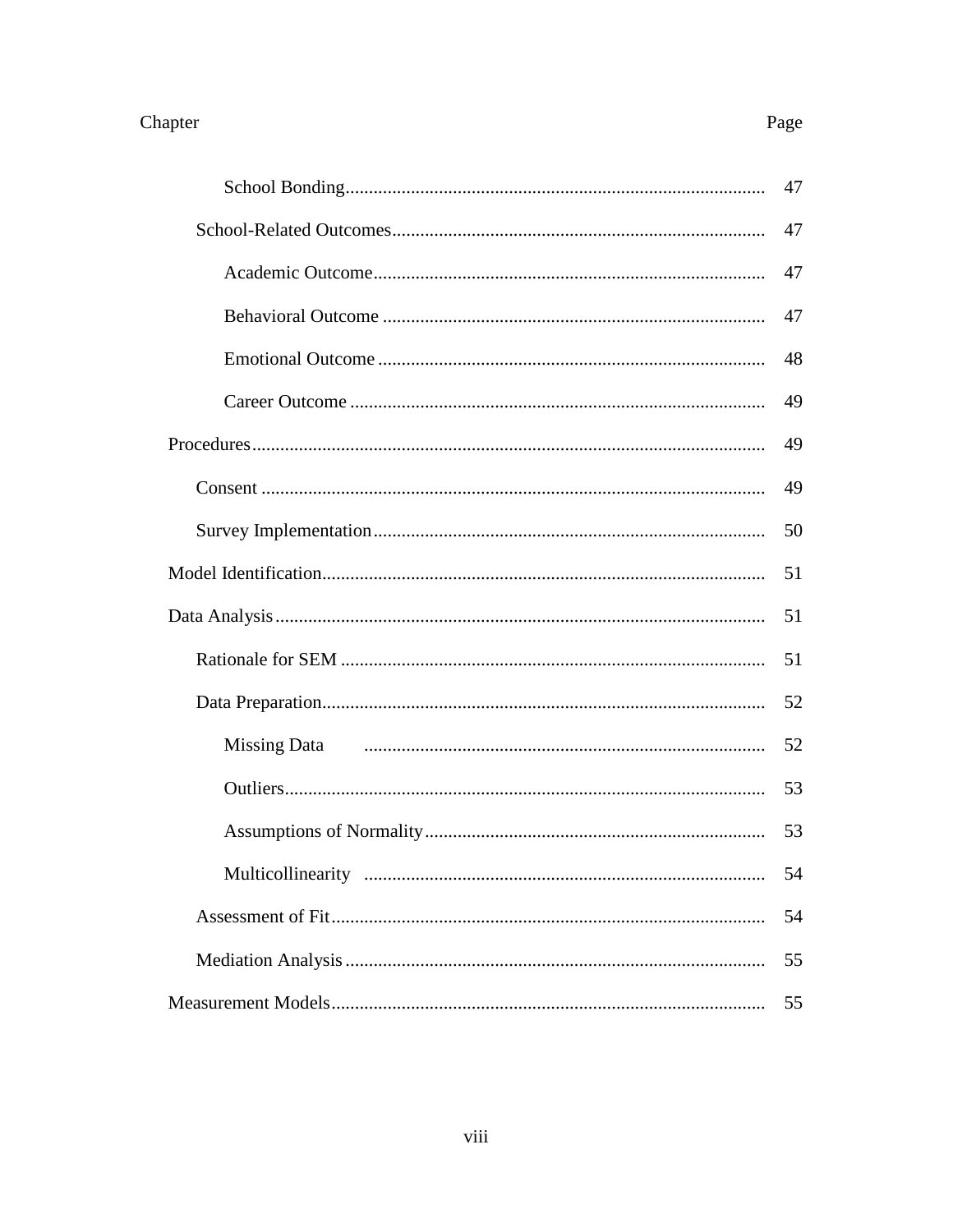| Chapter | Page |
|---|---|
| School Bonding | 47 |
| School-Related Outcomes | 47 |
| Academic Outcome | 47 |
| Behavioral Outcome | 47 |
| Emotional Outcome | 48 |
| Career Outcome | 49 |
| Procedures | 49 |
| Consent | 49 |
| Survey Implementation | 50 |
| Model Identification | 51 |
| Data Analysis | 51 |
| Rationale for SEM | 51 |
| Data Preparation | 52 |
| Missing Data | 52 |
| Outliers | 53 |
| Assumptions of Normality | 53 |
| Multicollinearity | 54 |
| Assessment of Fit | 54 |
| Mediation Analysis | 55 |
| Measurement Models | 55 |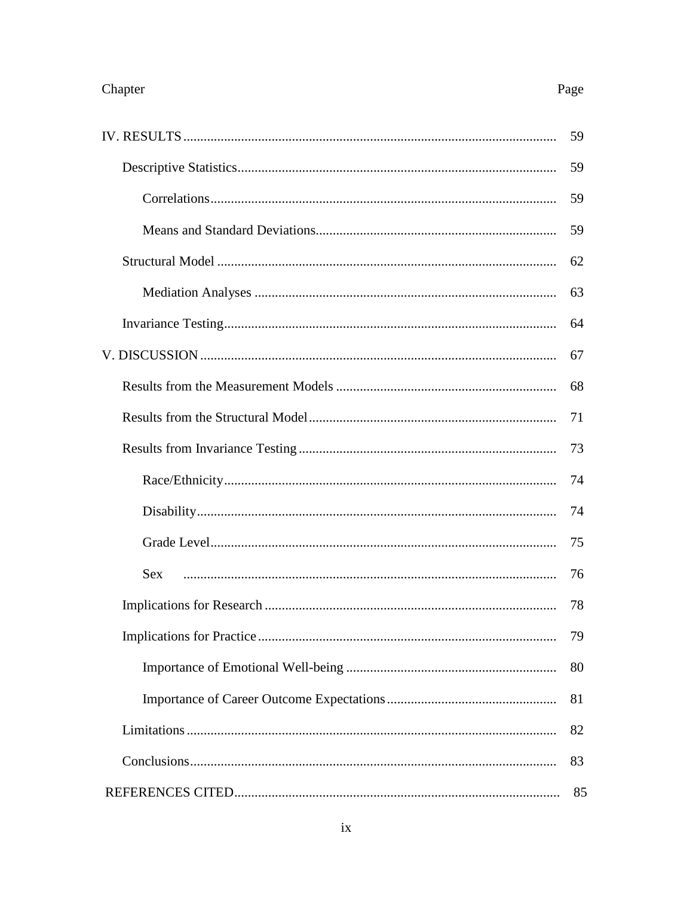| Chapter | Page |
|---|---|
| IV. RESULTS | 59 |
| Descriptive Statistics | 59 |
| Correlations | 59 |
| Means and Standard Deviations | 59 |
| Structural Model | 62 |
| Mediation Analyses | 63 |
| Invariance Testing | 64 |
| V. DISCUSSION | 67 |
| Results from the Measurement Models | 68 |
| Results from the Structural Model | 71 |
| Results from Invariance Testing | 73 |
| Race/Ethnicity | 74 |
| Disability | 74 |
| Grade Level | 75 |
| Sex | 76 |
| Implications for Research | 78 |
| Implications for Practice | 79 |
| Importance of Emotional Well-being | 80 |
| Importance of Career Outcome Expectations | 81 |
| Limitations | 82 |
| Conclusions | 83 |
| REFERENCES CITED | 85 |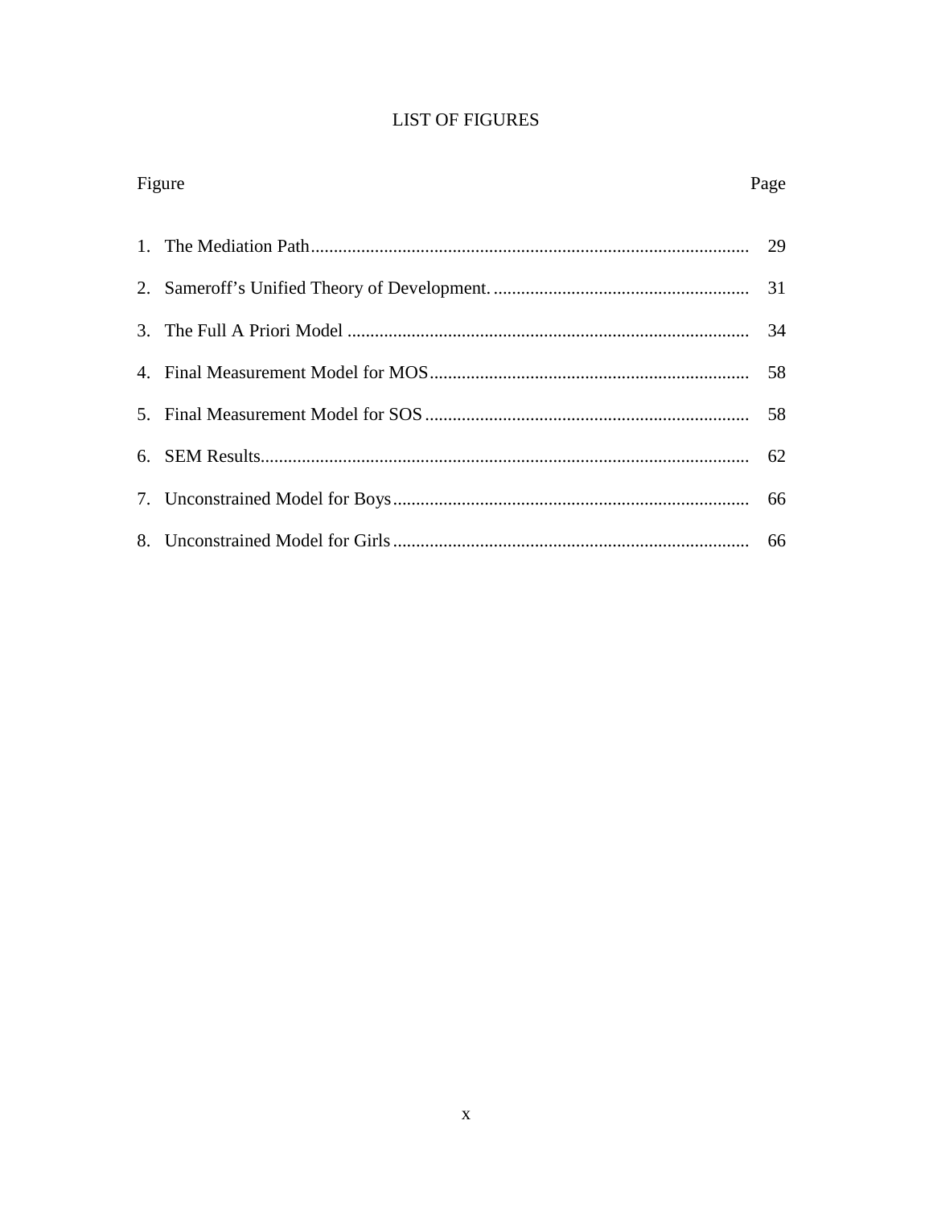# LIST OF FIGURES

| Figure | Page |
| --- | --- |
| 1. The Mediation Path | 29 |
| 2. Sameroff's Unified Theory of Development. | 31 |
| 3. The Full A Priori Model | 34 |
| 4. Final Measurement Model for MOS | 58 |
| 5. Final Measurement Model for SOS | 58 |
| 6. SEM Results | 62 |
| 7. Unconstrained Model for Boys | 66 |
| 8. Unconstrained Model for Girls | 66 |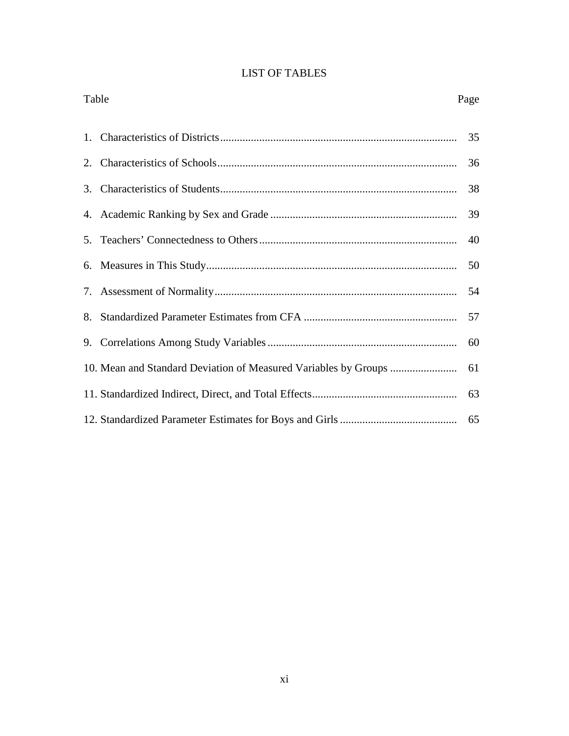# LIST OF TABLES

| Table | Page |
|---|---|
| 1. Characteristics of Districts | 35 |
| 2. Characteristics of Schools | 36 |
| 3. Characteristics of Students | 38 |
| 4. Academic Ranking by Sex and Grade | 39 |
| 5. Teachers' Connectedness to Others | 40 |
| 6. Measures in This Study | 50 |
| 7. Assessment of Normality | 54 |
| 8. Standardized Parameter Estimates from CFA | 57 |
| 9. Correlations Among Study Variables | 60 |
| 10. Mean and Standard Deviation of Measured Variables by Groups | 61 |
| 11. Standardized Indirect, Direct, and Total Effects | 63 |
| 12. Standardized Parameter Estimates for Boys and Girls | 65 |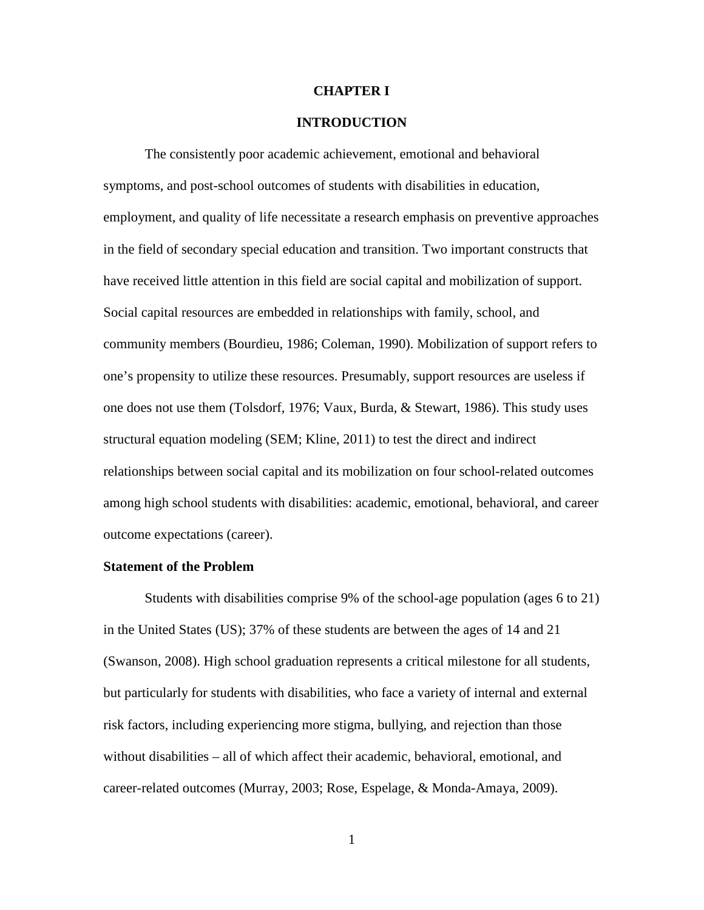# CHAPTER I

# INTRODUCTION

The consistently poor academic achievement, emotional and behavioral symptoms, and post-school outcomes of students with disabilities in education, employment, and quality of life necessitate a research emphasis on preventive approaches in the field of secondary special education and transition. Two important constructs that have received little attention in this field are social capital and mobilization of support. Social capital resources are embedded in relationships with family, school, and community members (Bourdieu, 1986; Coleman, 1990). Mobilization of support refers to one's propensity to utilize these resources. Presumably, support resources are useless if one does not use them (Tolsdorf, 1976; Vaux, Burda, & Stewart, 1986). This study uses structural equation modeling (SEM; Kline, 2011) to test the direct and indirect relationships between social capital and its mobilization on four school-related outcomes among high school students with disabilities: academic, emotional, behavioral, and career outcome expectations (career).

## Statement of the Problem

Students with disabilities comprise 9% of the school-age population (ages 6 to 21) in the United States (US); 37% of these students are between the ages of 14 and 21 (Swanson, 2008). High school graduation represents a critical milestone for all students, but particularly for students with disabilities, who face a variety of internal and external risk factors, including experiencing more stigma, bullying, and rejection than those without disabilities – all of which affect their academic, behavioral, emotional, and career-related outcomes (Murray, 2003; Rose, Espelage, & Monda-Amaya, 2009).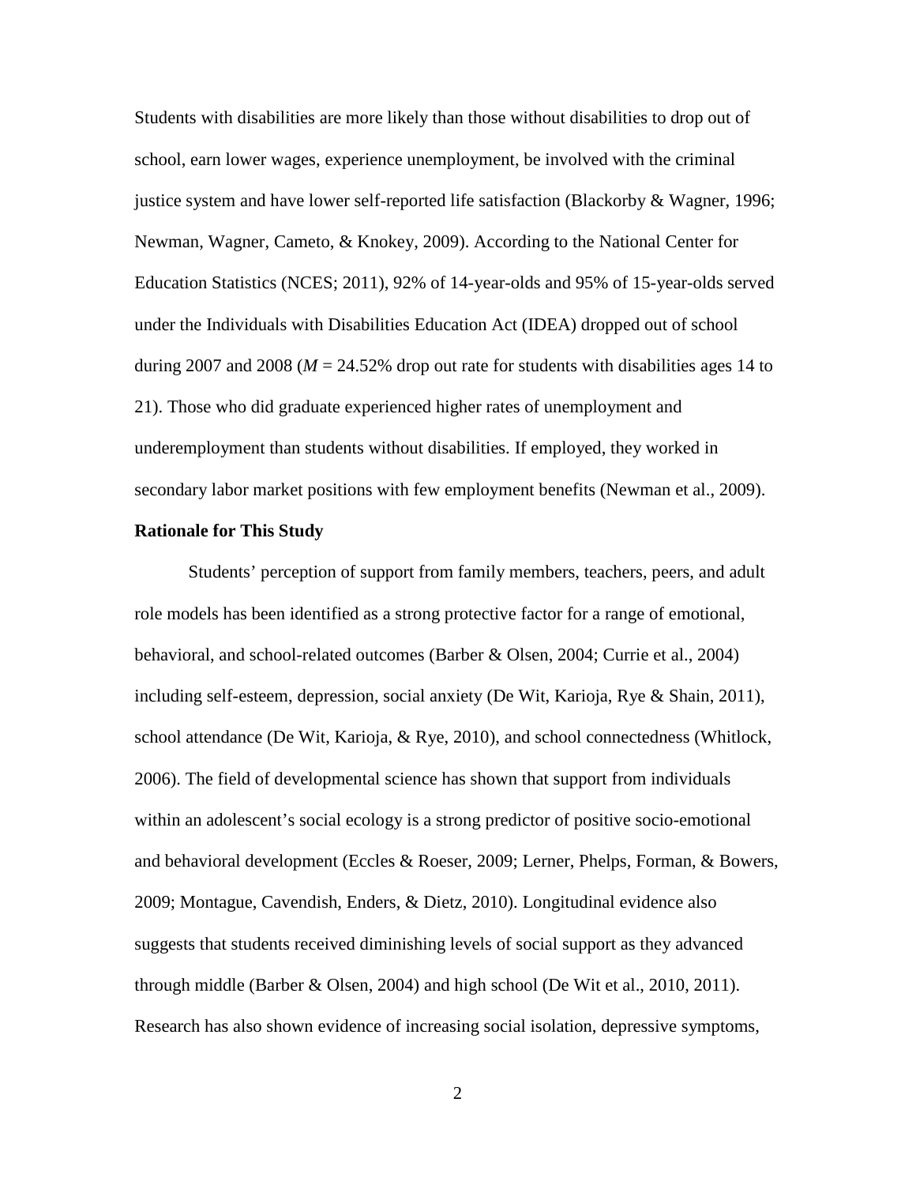Students with disabilities are more likely than those without disabilities to drop out of school, earn lower wages, experience unemployment, be involved with the criminal justice system and have lower self-reported life satisfaction (Blackorby & Wagner, 1996; Newman, Wagner, Cameto, & Knokey, 2009). According to the National Center for Education Statistics (NCES; 2011), 92% of 14-year-olds and 95% of 15-year-olds served under the Individuals with Disabilities Education Act (IDEA) dropped out of school during 2007 and 2008 ($M$ = 24.52% drop out rate for students with disabilities ages 14 to 21). Those who did graduate experienced higher rates of unemployment and underemployment than students without disabilities. If employed, they worked in secondary labor market positions with few employment benefits (Newman et al., 2009).

**Rationale for This Study**

Students' perception of support from family members, teachers, peers, and adult role models has been identified as a strong protective factor for a range of emotional, behavioral, and school-related outcomes (Barber & Olsen, 2004; Currie et al., 2004) including self-esteem, depression, social anxiety (De Wit, Karioja, Rye & Shain, 2011), school attendance (De Wit, Karioja, & Rye, 2010), and school connectedness (Whitlock, 2006). The field of developmental science has shown that support from individuals within an adolescent's social ecology is a strong predictor of positive socio-emotional and behavioral development (Eccles & Roeser, 2009; Lerner, Phelps, Forman, & Bowers, 2009; Montague, Cavendish, Enders, & Dietz, 2010). Longitudinal evidence also suggests that students received diminishing levels of social support as they advanced through middle (Barber & Olsen, 2004) and high school (De Wit et al., 2010, 2011). Research has also shown evidence of increasing social isolation, depressive symptoms,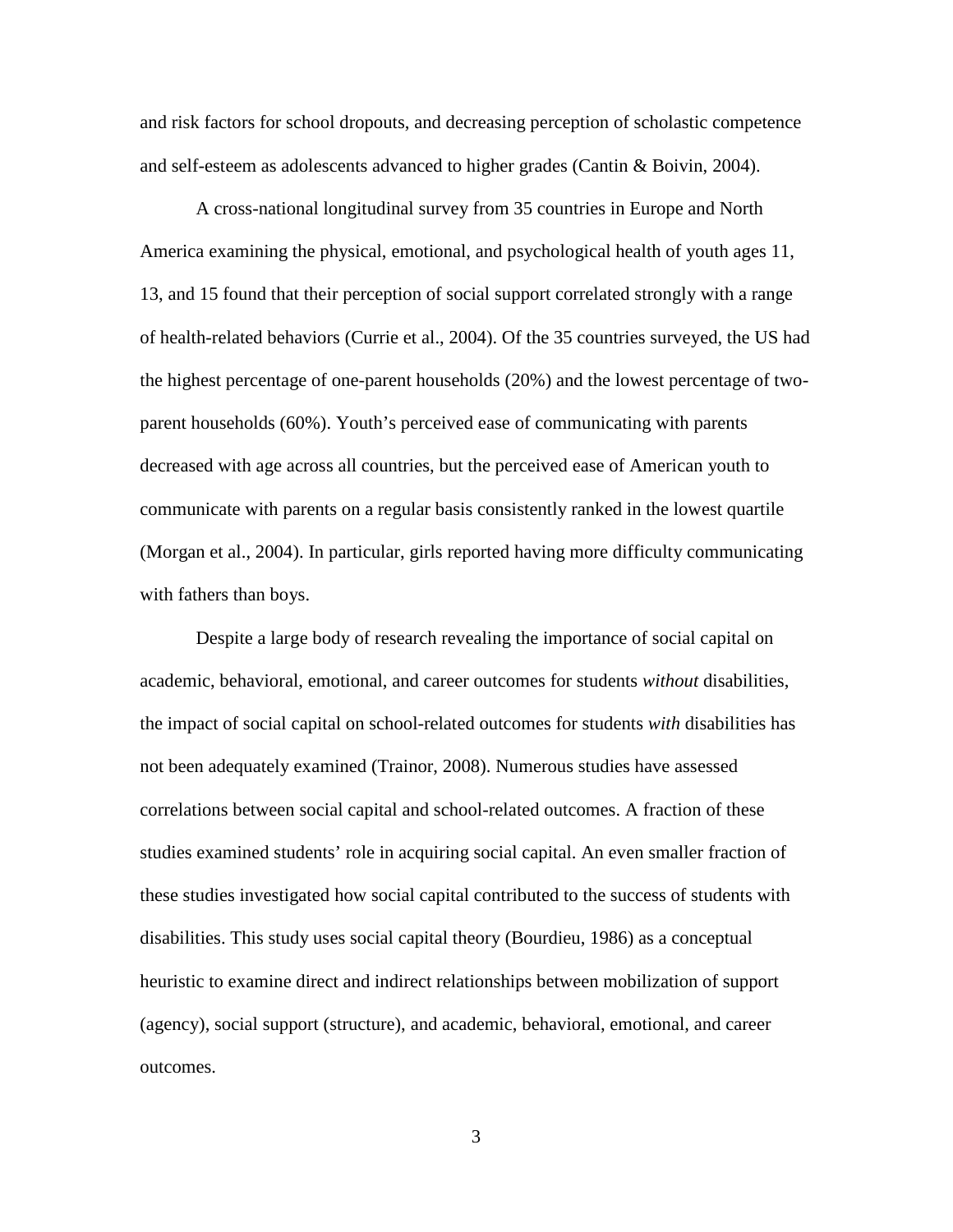and risk factors for school dropouts, and decreasing perception of scholastic competence and self-esteem as adolescents advanced to higher grades (Cantin & Boivin, 2004).

A cross-national longitudinal survey from 35 countries in Europe and North America examining the physical, emotional, and psychological health of youth ages 11, 13, and 15 found that their perception of social support correlated strongly with a range of health-related behaviors (Currie et al., 2004). Of the 35 countries surveyed, the US had the highest percentage of one-parent households (20%) and the lowest percentage of two-parent households (60%). Youth's perceived ease of communicating with parents decreased with age across all countries, but the perceived ease of American youth to communicate with parents on a regular basis consistently ranked in the lowest quartile (Morgan et al., 2004). In particular, girls reported having more difficulty communicating with fathers than boys.

Despite a large body of research revealing the importance of social capital on academic, behavioral, emotional, and career outcomes for students *without* disabilities, the impact of social capital on school-related outcomes for students *with* disabilities has not been adequately examined (Trainor, 2008). Numerous studies have assessed correlations between social capital and school-related outcomes. A fraction of these studies examined students' role in acquiring social capital. An even smaller fraction of these studies investigated how social capital contributed to the success of students with disabilities. This study uses social capital theory (Bourdieu, 1986) as a conceptual heuristic to examine direct and indirect relationships between mobilization of support (agency), social support (structure), and academic, behavioral, emotional, and career outcomes.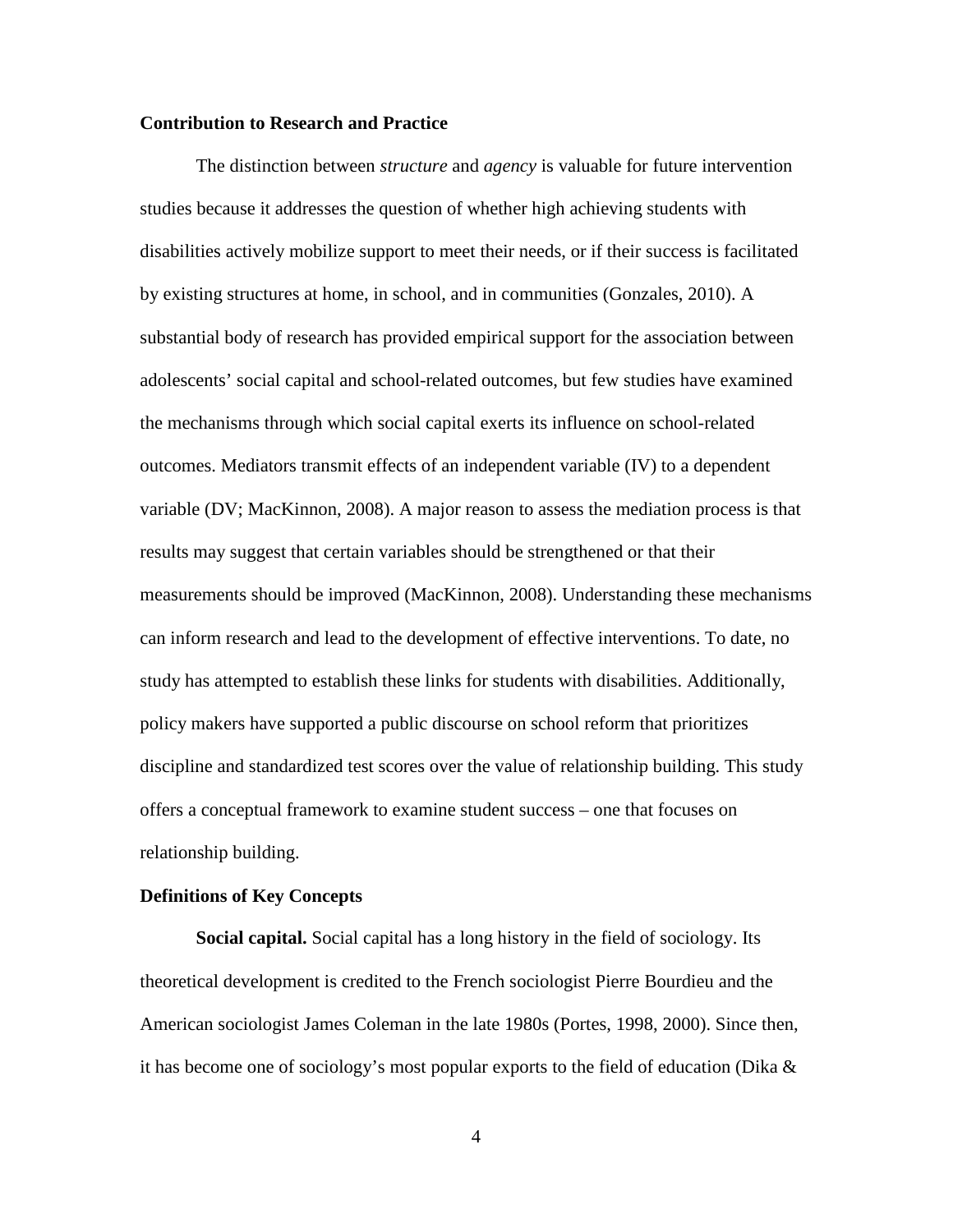### Contribution to Research and Practice

The distinction between *structure* and *agency* is valuable for future intervention studies because it addresses the question of whether high achieving students with disabilities actively mobilize support to meet their needs, or if their success is facilitated by existing structures at home, in school, and in communities (Gonzales, 2010). A substantial body of research has provided empirical support for the association between adolescents' social capital and school-related outcomes, but few studies have examined the mechanisms through which social capital exerts its influence on school-related outcomes. Mediators transmit effects of an independent variable (IV) to a dependent variable (DV; MacKinnon, 2008). A major reason to assess the mediation process is that results may suggest that certain variables should be strengthened or that their measurements should be improved (MacKinnon, 2008). Understanding these mechanisms can inform research and lead to the development of effective interventions. To date, no study has attempted to establish these links for students with disabilities. Additionally, policy makers have supported a public discourse on school reform that prioritizes discipline and standardized test scores over the value of relationship building. This study offers a conceptual framework to examine student success – one that focuses on relationship building.

### Definitions of Key Concepts

**Social capital.** Social capital has a long history in the field of sociology. Its theoretical development is credited to the French sociologist Pierre Bourdieu and the American sociologist James Coleman in the late 1980s (Portes, 1998, 2000). Since then, it has become one of sociology's most popular exports to the field of education (Dika &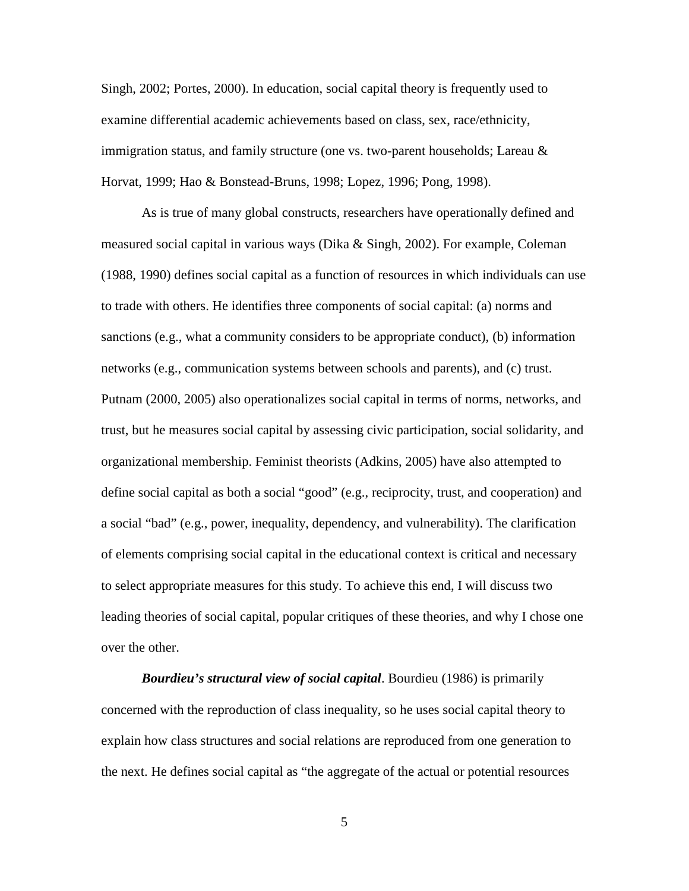Singh, 2002; Portes, 2000). In education, social capital theory is frequently used to examine differential academic achievements based on class, sex, race/ethnicity, immigration status, and family structure (one vs. two-parent households; Lareau & Horvat, 1999; Hao & Bonstead-Bruns, 1998; Lopez, 1996; Pong, 1998).

As is true of many global constructs, researchers have operationally defined and measured social capital in various ways (Dika & Singh, 2002). For example, Coleman (1988, 1990) defines social capital as a function of resources in which individuals can use to trade with others. He identifies three components of social capital: (a) norms and sanctions (e.g., what a community considers to be appropriate conduct), (b) information networks (e.g., communication systems between schools and parents), and (c) trust. Putnam (2000, 2005) also operationalizes social capital in terms of norms, networks, and trust, but he measures social capital by assessing civic participation, social solidarity, and organizational membership. Feminist theorists (Adkins, 2005) have also attempted to define social capital as both a social "good" (e.g., reciprocity, trust, and cooperation) and a social "bad" (e.g., power, inequality, dependency, and vulnerability). The clarification of elements comprising social capital in the educational context is critical and necessary to select appropriate measures for this study. To achieve this end, I will discuss two leading theories of social capital, popular critiques of these theories, and why I chose one over the other.

***Bourdieu's structural view of social capital***. Bourdieu (1986) is primarily concerned with the reproduction of class inequality, so he uses social capital theory to explain how class structures and social relations are reproduced from one generation to the next. He defines social capital as "the aggregate of the actual or potential resources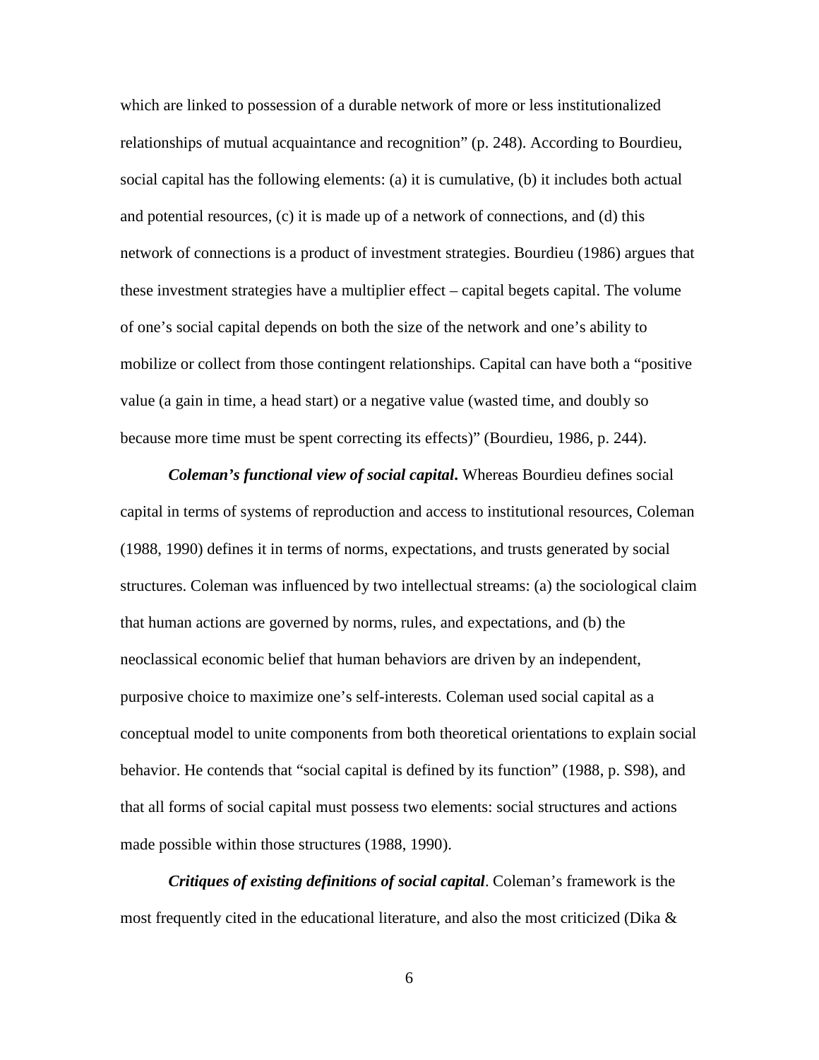which are linked to possession of a durable network of more or less institutionalized relationships of mutual acquaintance and recognition" (p. 248). According to Bourdieu, social capital has the following elements: (a) it is cumulative, (b) it includes both actual and potential resources, (c) it is made up of a network of connections, and (d) this network of connections is a product of investment strategies. Bourdieu (1986) argues that these investment strategies have a multiplier effect – capital begets capital. The volume of one's social capital depends on both the size of the network and one's ability to mobilize or collect from those contingent relationships. Capital can have both a "positive value (a gain in time, a head start) or a negative value (wasted time, and doubly so because more time must be spent correcting its effects)" (Bourdieu, 1986, p. 244).

***Coleman's functional view of social capital***. Whereas Bourdieu defines social capital in terms of systems of reproduction and access to institutional resources, Coleman (1988, 1990) defines it in terms of norms, expectations, and trusts generated by social structures. Coleman was influenced by two intellectual streams: (a) the sociological claim that human actions are governed by norms, rules, and expectations, and (b) the neoclassical economic belief that human behaviors are driven by an independent, purposive choice to maximize one's self-interests. Coleman used social capital as a conceptual model to unite components from both theoretical orientations to explain social behavior. He contends that "social capital is defined by its function" (1988, p. S98), and that all forms of social capital must possess two elements: social structures and actions made possible within those structures (1988, 1990).

***Critiques of existing definitions of social capital***. Coleman's framework is the most frequently cited in the educational literature, and also the most criticized (Dika &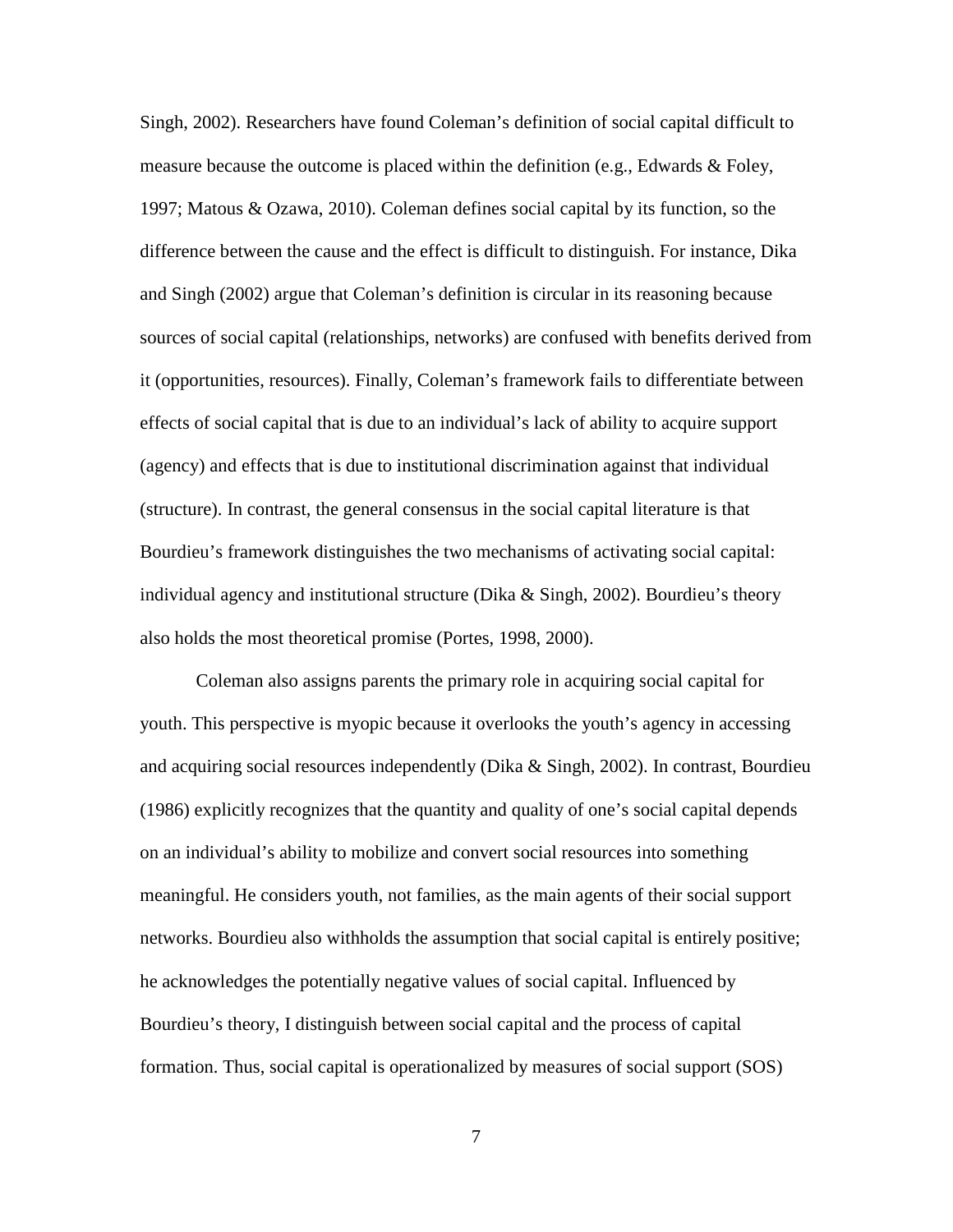Singh, 2002). Researchers have found Coleman's definition of social capital difficult to measure because the outcome is placed within the definition (e.g., Edwards & Foley, 1997; Matous & Ozawa, 2010). Coleman defines social capital by its function, so the difference between the cause and the effect is difficult to distinguish. For instance, Dika and Singh (2002) argue that Coleman's definition is circular in its reasoning because sources of social capital (relationships, networks) are confused with benefits derived from it (opportunities, resources). Finally, Coleman's framework fails to differentiate between effects of social capital that is due to an individual's lack of ability to acquire support (agency) and effects that is due to institutional discrimination against that individual (structure). In contrast, the general consensus in the social capital literature is that Bourdieu's framework distinguishes the two mechanisms of activating social capital: individual agency and institutional structure (Dika & Singh, 2002). Bourdieu's theory also holds the most theoretical promise (Portes, 1998, 2000).

Coleman also assigns parents the primary role in acquiring social capital for youth. This perspective is myopic because it overlooks the youth's agency in accessing and acquiring social resources independently (Dika & Singh, 2002). In contrast, Bourdieu (1986) explicitly recognizes that the quantity and quality of one's social capital depends on an individual's ability to mobilize and convert social resources into something meaningful. He considers youth, not families, as the main agents of their social support networks. Bourdieu also withholds the assumption that social capital is entirely positive; he acknowledges the potentially negative values of social capital. Influenced by Bourdieu's theory, I distinguish between social capital and the process of capital formation. Thus, social capital is operationalized by measures of social support (SOS)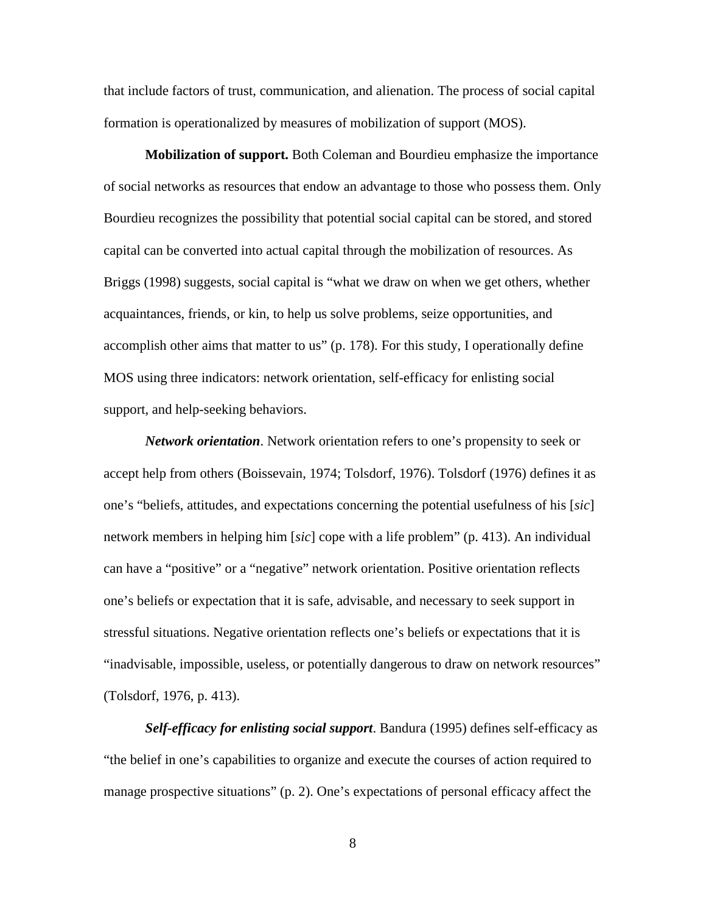that include factors of trust, communication, and alienation. The process of social capital formation is operationalized by measures of mobilization of support (MOS).

**Mobilization of support.** Both Coleman and Bourdieu emphasize the importance of social networks as resources that endow an advantage to those who possess them. Only Bourdieu recognizes the possibility that potential social capital can be stored, and stored capital can be converted into actual capital through the mobilization of resources. As Briggs (1998) suggests, social capital is "what we draw on when we get others, whether acquaintances, friends, or kin, to help us solve problems, seize opportunities, and accomplish other aims that matter to us" (p. 178). For this study, I operationally define MOS using three indicators: network orientation, self-efficacy for enlisting social support, and help-seeking behaviors.

***Network orientation***. Network orientation refers to one's propensity to seek or accept help from others (Boissevain, 1974; Tolsdorf, 1976). Tolsdorf (1976) defines it as one's "beliefs, attitudes, and expectations concerning the potential usefulness of his [*sic*] network members in helping him [*sic*] cope with a life problem" (p. 413). An individual can have a "positive" or a "negative" network orientation. Positive orientation reflects one's beliefs or expectation that it is safe, advisable, and necessary to seek support in stressful situations. Negative orientation reflects one's beliefs or expectations that it is "inadvisable, impossible, useless, or potentially dangerous to draw on network resources" (Tolsdorf, 1976, p. 413).

***Self-efficacy for enlisting social support***. Bandura (1995) defines self-efficacy as "the belief in one's capabilities to organize and execute the courses of action required to manage prospective situations" (p. 2). One's expectations of personal efficacy affect the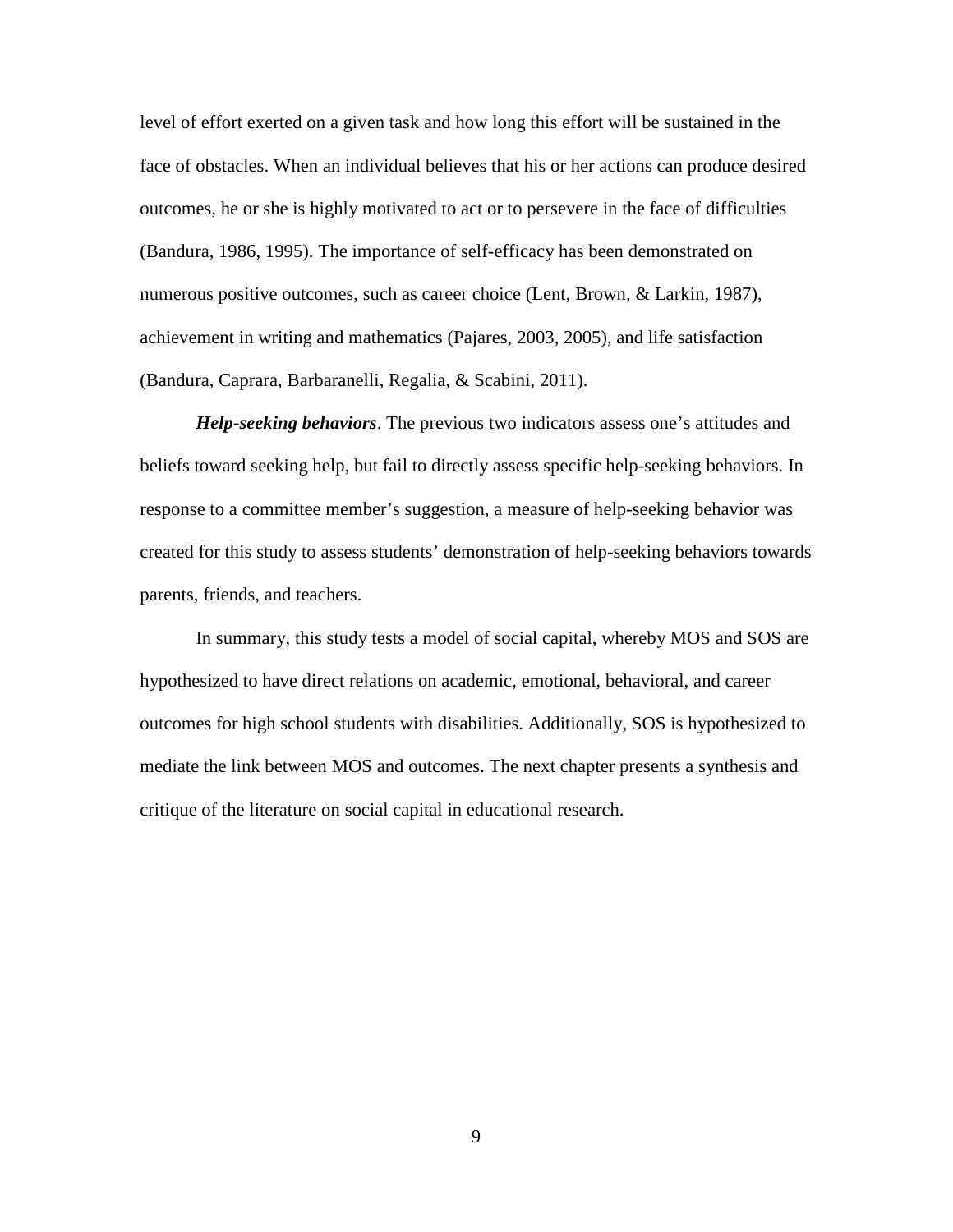level of effort exerted on a given task and how long this effort will be sustained in the face of obstacles. When an individual believes that his or her actions can produce desired outcomes, he or she is highly motivated to act or to persevere in the face of difficulties (Bandura, 1986, 1995). The importance of self-efficacy has been demonstrated on numerous positive outcomes, such as career choice (Lent, Brown, & Larkin, 1987), achievement in writing and mathematics (Pajares, 2003, 2005), and life satisfaction (Bandura, Caprara, Barbaranelli, Regalia, & Scabini, 2011).

***Help-seeking behaviors***. The previous two indicators assess one's attitudes and beliefs toward seeking help, but fail to directly assess specific help-seeking behaviors. In response to a committee member's suggestion, a measure of help-seeking behavior was created for this study to assess students' demonstration of help-seeking behaviors towards parents, friends, and teachers.

In summary, this study tests a model of social capital, whereby MOS and SOS are hypothesized to have direct relations on academic, emotional, behavioral, and career outcomes for high school students with disabilities. Additionally, SOS is hypothesized to mediate the link between MOS and outcomes. The next chapter presents a synthesis and critique of the literature on social capital in educational research.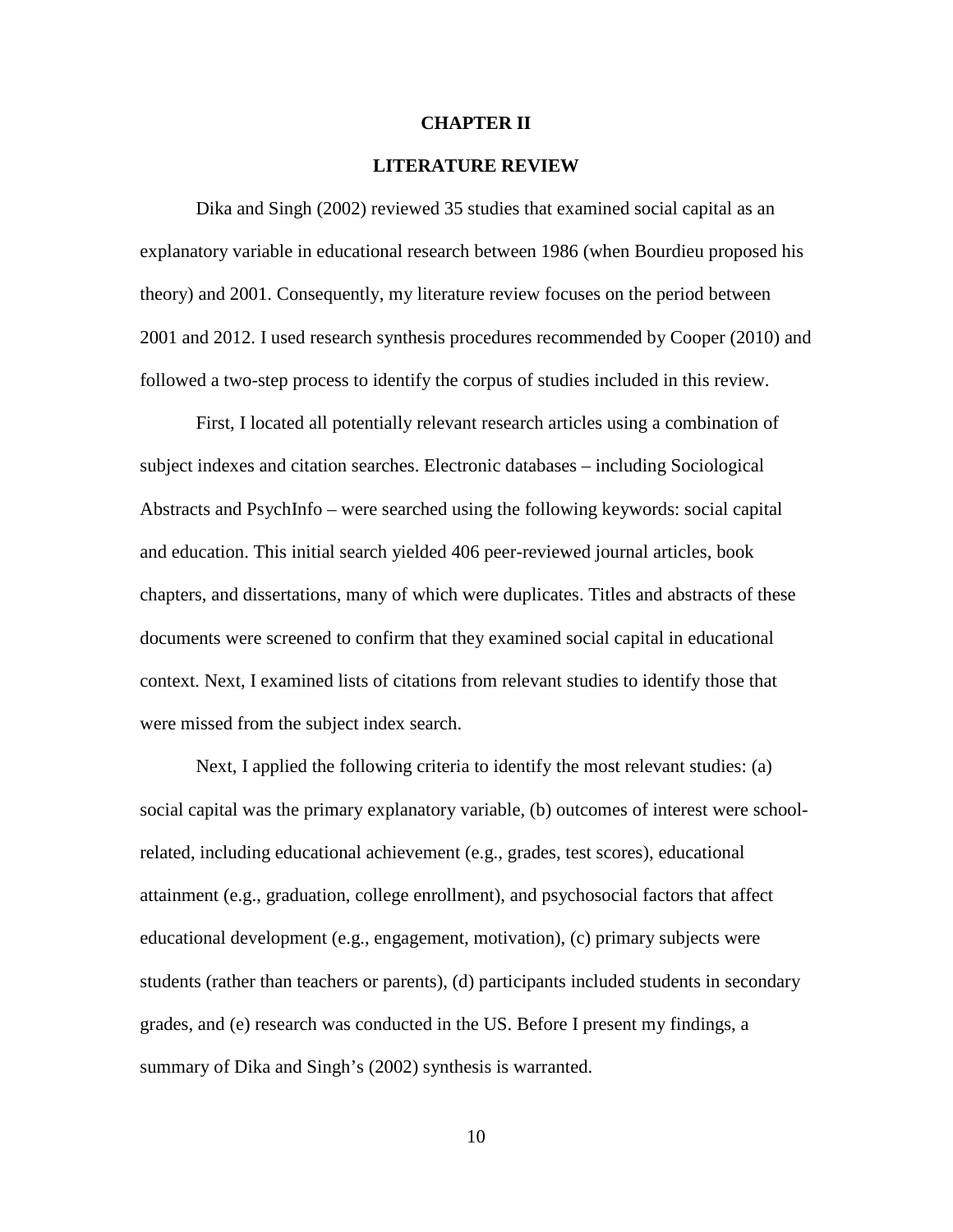# CHAPTER II

# LITERATURE REVIEW

Dika and Singh (2002) reviewed 35 studies that examined social capital as an explanatory variable in educational research between 1986 (when Bourdieu proposed his theory) and 2001. Consequently, my literature review focuses on the period between 2001 and 2012. I used research synthesis procedures recommended by Cooper (2010) and followed a two-step process to identify the corpus of studies included in this review.

First, I located all potentially relevant research articles using a combination of subject indexes and citation searches. Electronic databases – including Sociological Abstracts and PsychInfo – were searched using the following keywords: social capital and education. This initial search yielded 406 peer-reviewed journal articles, book chapters, and dissertations, many of which were duplicates. Titles and abstracts of these documents were screened to confirm that they examined social capital in educational context. Next, I examined lists of citations from relevant studies to identify those that were missed from the subject index search.

Next, I applied the following criteria to identify the most relevant studies: (a) social capital was the primary explanatory variable, (b) outcomes of interest were school-related, including educational achievement (e.g., grades, test scores), educational attainment (e.g., graduation, college enrollment), and psychosocial factors that affect educational development (e.g., engagement, motivation), (c) primary subjects were students (rather than teachers or parents), (d) participants included students in secondary grades, and (e) research was conducted in the US. Before I present my findings, a summary of Dika and Singh's (2002) synthesis is warranted.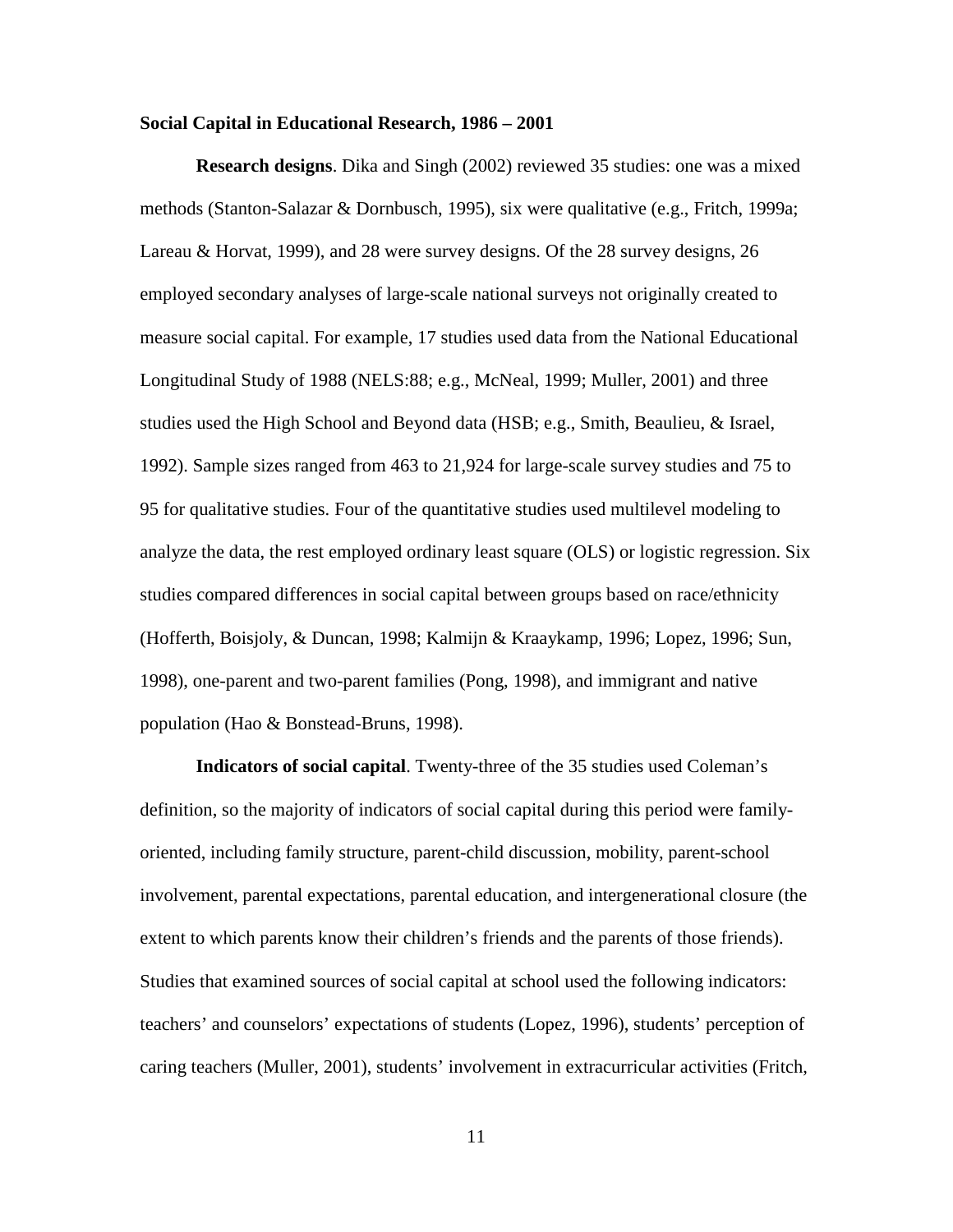**Social Capital in Educational Research, 1986 – 2001**

**Research designs**. Dika and Singh (2002) reviewed 35 studies: one was a mixed methods (Stanton-Salazar & Dornbusch, 1995), six were qualitative (e.g., Fritch, 1999a; Lareau & Horvat, 1999), and 28 were survey designs. Of the 28 survey designs, 26 employed secondary analyses of large-scale national surveys not originally created to measure social capital. For example, 17 studies used data from the National Educational Longitudinal Study of 1988 (NELS:88; e.g., McNeal, 1999; Muller, 2001) and three studies used the High School and Beyond data (HSB; e.g., Smith, Beaulieu, & Israel, 1992). Sample sizes ranged from 463 to 21,924 for large-scale survey studies and 75 to 95 for qualitative studies. Four of the quantitative studies used multilevel modeling to analyze the data, the rest employed ordinary least square (OLS) or logistic regression. Six studies compared differences in social capital between groups based on race/ethnicity (Hofferth, Boisjoly, & Duncan, 1998; Kalmijn & Kraaykamp, 1996; Lopez, 1996; Sun, 1998), one-parent and two-parent families (Pong, 1998), and immigrant and native population (Hao & Bonstead-Bruns, 1998).

**Indicators of social capital**. Twenty-three of the 35 studies used Coleman's definition, so the majority of indicators of social capital during this period were family-oriented, including family structure, parent-child discussion, mobility, parent-school involvement, parental expectations, parental education, and intergenerational closure (the extent to which parents know their children's friends and the parents of those friends). Studies that examined sources of social capital at school used the following indicators: teachers' and counselors' expectations of students (Lopez, 1996), students' perception of caring teachers (Muller, 2001), students' involvement in extracurricular activities (Fritch,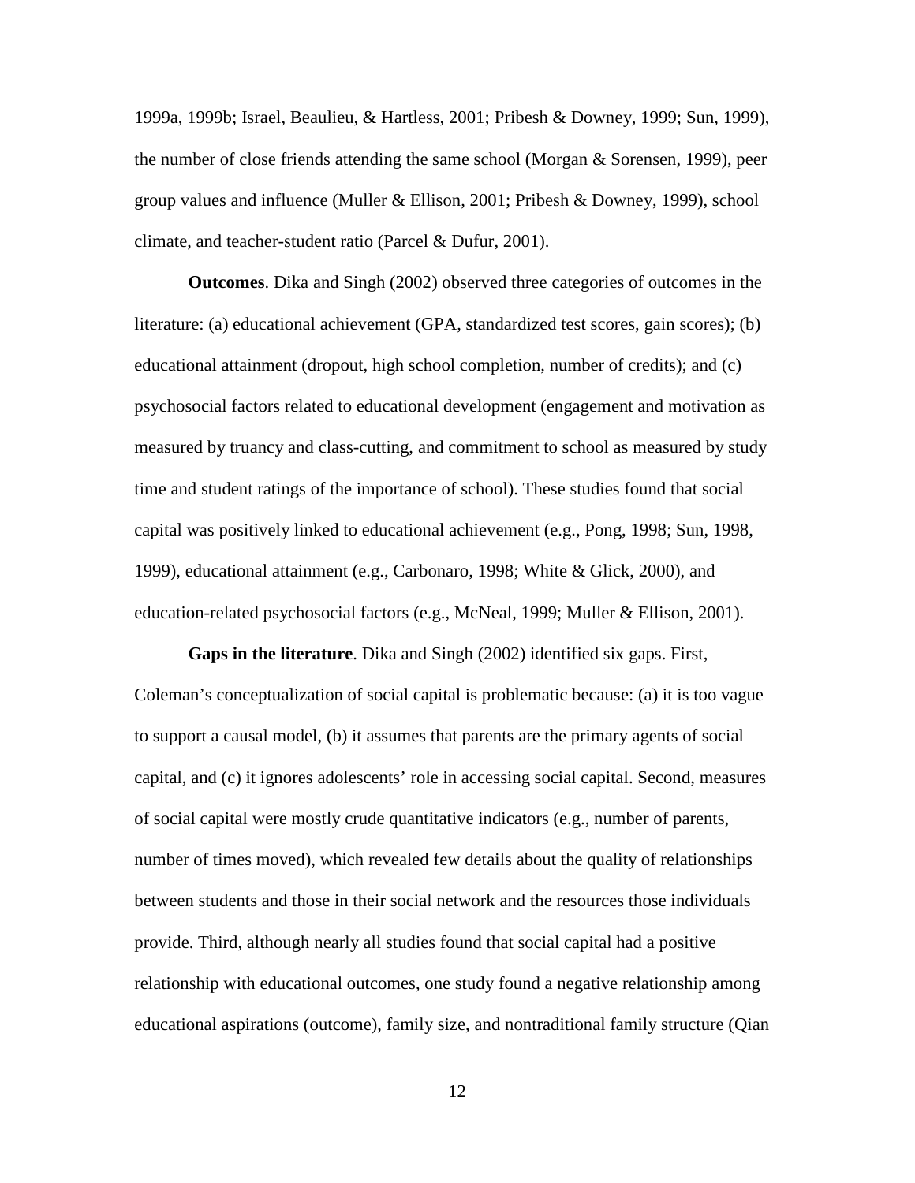1999a, 1999b; Israel, Beaulieu, & Hartless, 2001; Pribesh & Downey, 1999; Sun, 1999), the number of close friends attending the same school (Morgan & Sorensen, 1999), peer group values and influence (Muller & Ellison, 2001; Pribesh & Downey, 1999), school climate, and teacher-student ratio (Parcel & Dufur, 2001).

**Outcomes**. Dika and Singh (2002) observed three categories of outcomes in the literature: (a) educational achievement (GPA, standardized test scores, gain scores); (b) educational attainment (dropout, high school completion, number of credits); and (c) psychosocial factors related to educational development (engagement and motivation as measured by truancy and class-cutting, and commitment to school as measured by study time and student ratings of the importance of school). These studies found that social capital was positively linked to educational achievement (e.g., Pong, 1998; Sun, 1998, 1999), educational attainment (e.g., Carbonaro, 1998; White & Glick, 2000), and education-related psychosocial factors (e.g., McNeal, 1999; Muller & Ellison, 2001).

**Gaps in the literature**. Dika and Singh (2002) identified six gaps. First, Coleman's conceptualization of social capital is problematic because: (a) it is too vague to support a causal model, (b) it assumes that parents are the primary agents of social capital, and (c) it ignores adolescents' role in accessing social capital. Second, measures of social capital were mostly crude quantitative indicators (e.g., number of parents, number of times moved), which revealed few details about the quality of relationships between students and those in their social network and the resources those individuals provide. Third, although nearly all studies found that social capital had a positive relationship with educational outcomes, one study found a negative relationship among educational aspirations (outcome), family size, and nontraditional family structure (Qian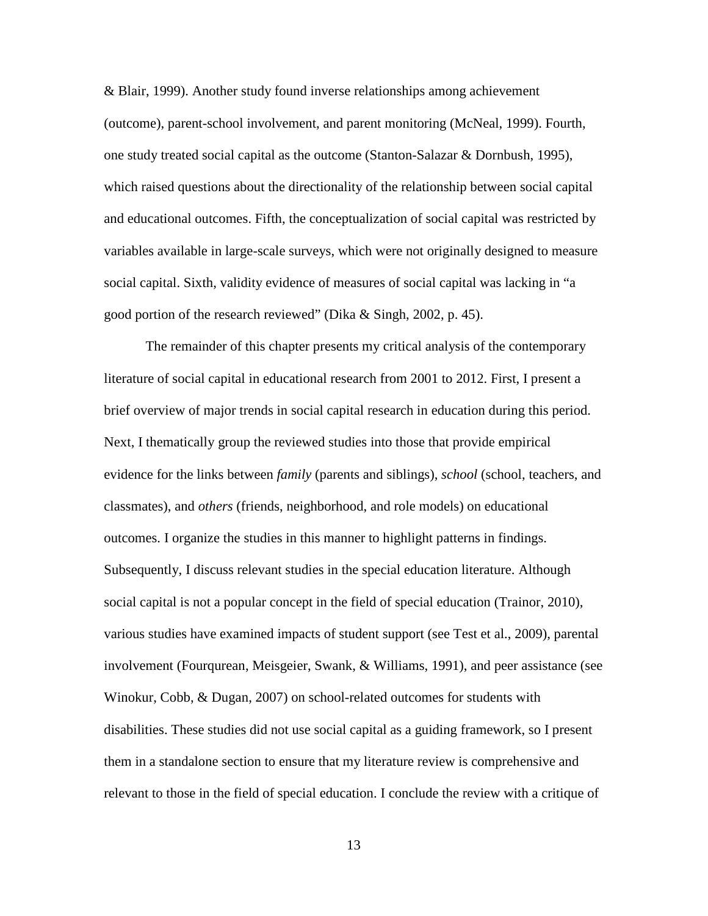& Blair, 1999). Another study found inverse relationships among achievement (outcome), parent-school involvement, and parent monitoring (McNeal, 1999). Fourth, one study treated social capital as the outcome (Stanton-Salazar & Dornbush, 1995), which raised questions about the directionality of the relationship between social capital and educational outcomes. Fifth, the conceptualization of social capital was restricted by variables available in large-scale surveys, which were not originally designed to measure social capital. Sixth, validity evidence of measures of social capital was lacking in "a good portion of the research reviewed" (Dika & Singh, 2002, p. 45).

The remainder of this chapter presents my critical analysis of the contemporary literature of social capital in educational research from 2001 to 2012. First, I present a brief overview of major trends in social capital research in education during this period. Next, I thematically group the reviewed studies into those that provide empirical evidence for the links between *family* (parents and siblings), *school* (school, teachers, and classmates), and *others* (friends, neighborhood, and role models) on educational outcomes. I organize the studies in this manner to highlight patterns in findings. Subsequently, I discuss relevant studies in the special education literature. Although social capital is not a popular concept in the field of special education (Trainor, 2010), various studies have examined impacts of student support (see Test et al., 2009), parental involvement (Fourqurean, Meisgeier, Swank, & Williams, 1991), and peer assistance (see Winokur, Cobb, & Dugan, 2007) on school-related outcomes for students with disabilities. These studies did not use social capital as a guiding framework, so I present them in a standalone section to ensure that my literature review is comprehensive and relevant to those in the field of special education. I conclude the review with a critique of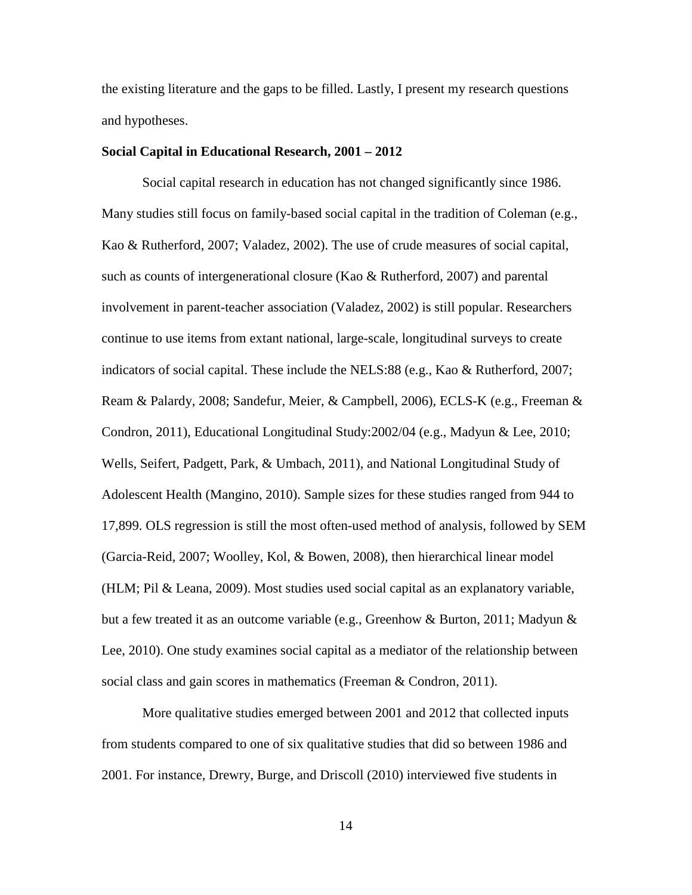the existing literature and the gaps to be filled. Lastly, I present my research questions and hypotheses.

**Social Capital in Educational Research, 2001 – 2012**

Social capital research in education has not changed significantly since 1986. Many studies still focus on family-based social capital in the tradition of Coleman (e.g., Kao & Rutherford, 2007; Valadez, 2002). The use of crude measures of social capital, such as counts of intergenerational closure (Kao & Rutherford, 2007) and parental involvement in parent-teacher association (Valadez, 2002) is still popular. Researchers continue to use items from extant national, large-scale, longitudinal surveys to create indicators of social capital. These include the NELS:88 (e.g., Kao & Rutherford, 2007; Ream & Palardy, 2008; Sandefur, Meier, & Campbell, 2006), ECLS-K (e.g., Freeman & Condron, 2011), Educational Longitudinal Study:2002/04 (e.g., Madyun & Lee, 2010; Wells, Seifert, Padgett, Park, & Umbach, 2011), and National Longitudinal Study of Adolescent Health (Mangino, 2010). Sample sizes for these studies ranged from 944 to 17,899. OLS regression is still the most often-used method of analysis, followed by SEM (Garcia-Reid, 2007; Woolley, Kol, & Bowen, 2008), then hierarchical linear model (HLM; Pil & Leana, 2009). Most studies used social capital as an explanatory variable, but a few treated it as an outcome variable (e.g., Greenhow & Burton, 2011; Madyun & Lee, 2010). One study examines social capital as a mediator of the relationship between social class and gain scores in mathematics (Freeman & Condron, 2011).

More qualitative studies emerged between 2001 and 2012 that collected inputs from students compared to one of six qualitative studies that did so between 1986 and 2001. For instance, Drewry, Burge, and Driscoll (2010) interviewed five students in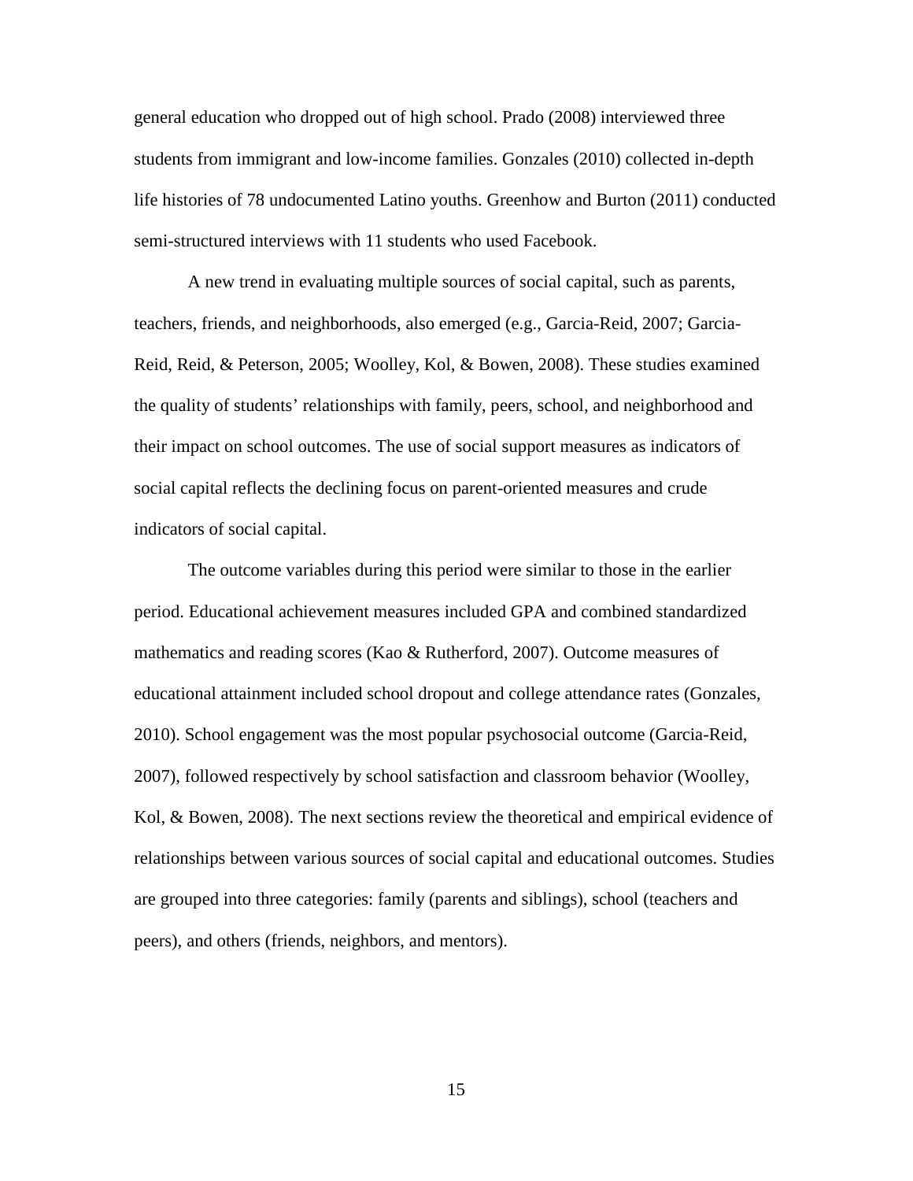general education who dropped out of high school. Prado (2008) interviewed three students from immigrant and low-income families. Gonzales (2010) collected in-depth life histories of 78 undocumented Latino youths. Greenhow and Burton (2011) conducted semi-structured interviews with 11 students who used Facebook.

A new trend in evaluating multiple sources of social capital, such as parents, teachers, friends, and neighborhoods, also emerged (e.g., Garcia-Reid, 2007; Garcia-Reid, Reid, & Peterson, 2005; Woolley, Kol, & Bowen, 2008). These studies examined the quality of students' relationships with family, peers, school, and neighborhood and their impact on school outcomes. The use of social support measures as indicators of social capital reflects the declining focus on parent-oriented measures and crude indicators of social capital.

The outcome variables during this period were similar to those in the earlier period. Educational achievement measures included GPA and combined standardized mathematics and reading scores (Kao & Rutherford, 2007). Outcome measures of educational attainment included school dropout and college attendance rates (Gonzales, 2010). School engagement was the most popular psychosocial outcome (Garcia-Reid, 2007), followed respectively by school satisfaction and classroom behavior (Woolley, Kol, & Bowen, 2008). The next sections review the theoretical and empirical evidence of relationships between various sources of social capital and educational outcomes. Studies are grouped into three categories: family (parents and siblings), school (teachers and peers), and others (friends, neighbors, and mentors).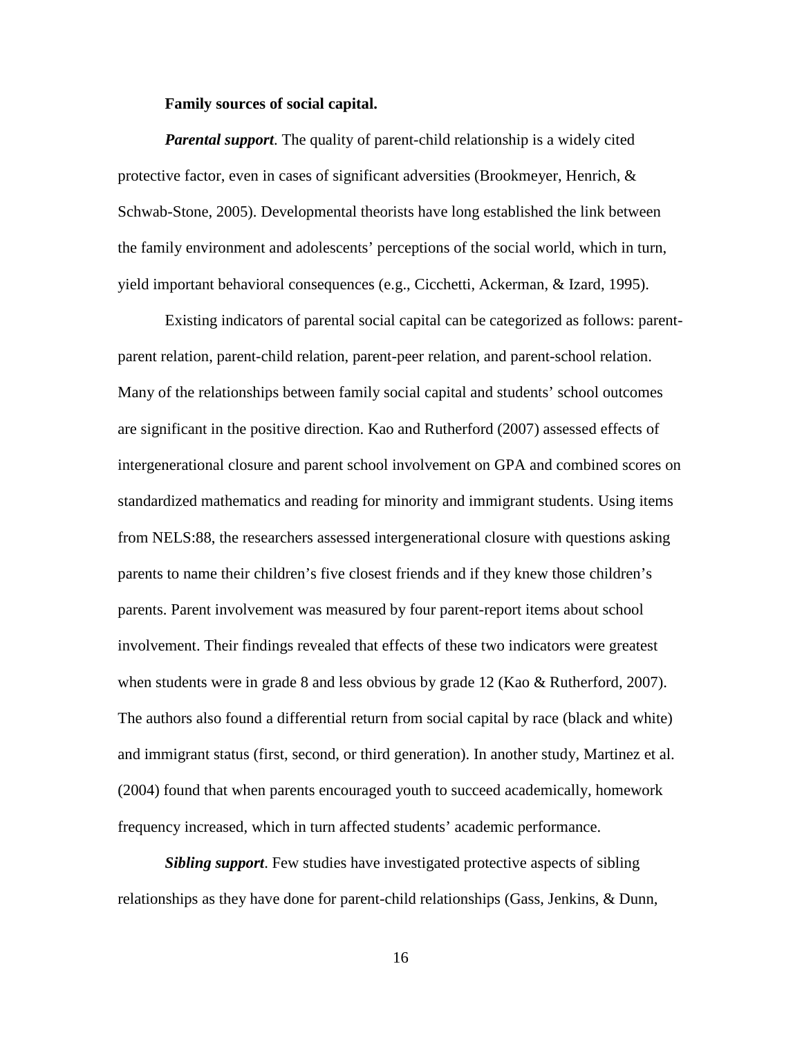**Family sources of social capital.**

***Parental support***. The quality of parent-child relationship is a widely cited protective factor, even in cases of significant adversities (Brookmeyer, Henrich, & Schwab-Stone, 2005). Developmental theorists have long established the link between the family environment and adolescents' perceptions of the social world, which in turn, yield important behavioral consequences (e.g., Cicchetti, Ackerman, & Izard, 1995).

Existing indicators of parental social capital can be categorized as follows: parent-parent relation, parent-child relation, parent-peer relation, and parent-school relation. Many of the relationships between family social capital and students' school outcomes are significant in the positive direction. Kao and Rutherford (2007) assessed effects of intergenerational closure and parent school involvement on GPA and combined scores on standardized mathematics and reading for minority and immigrant students. Using items from NELS:88, the researchers assessed intergenerational closure with questions asking parents to name their children's five closest friends and if they knew those children's parents. Parent involvement was measured by four parent-report items about school involvement. Their findings revealed that effects of these two indicators were greatest when students were in grade 8 and less obvious by grade 12 (Kao & Rutherford, 2007). The authors also found a differential return from social capital by race (black and white) and immigrant status (first, second, or third generation). In another study, Martinez et al. (2004) found that when parents encouraged youth to succeed academically, homework frequency increased, which in turn affected students' academic performance.

***Sibling support***. Few studies have investigated protective aspects of sibling relationships as they have done for parent-child relationships (Gass, Jenkins, & Dunn,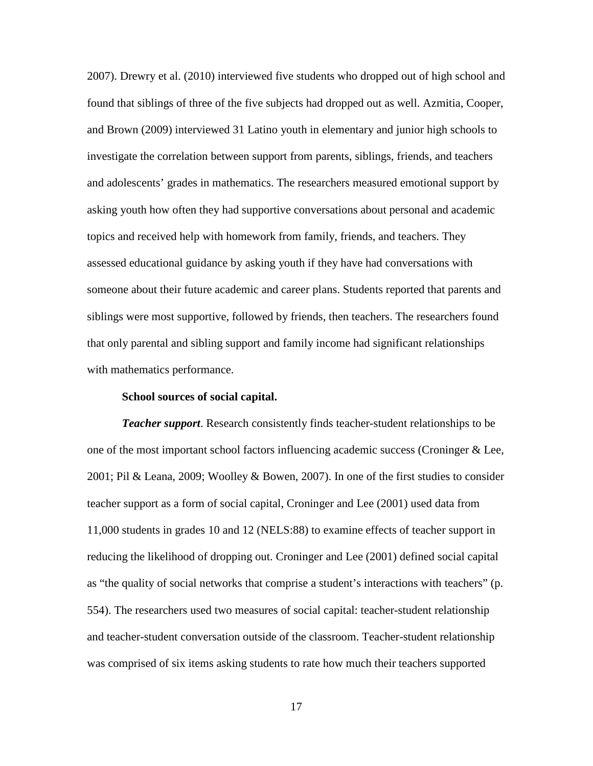2007). Drewry et al. (2010) interviewed five students who dropped out of high school and found that siblings of three of the five subjects had dropped out as well. Azmitia, Cooper, and Brown (2009) interviewed 31 Latino youth in elementary and junior high schools to investigate the correlation between support from parents, siblings, friends, and teachers and adolescents' grades in mathematics. The researchers measured emotional support by asking youth how often they had supportive conversations about personal and academic topics and received help with homework from family, friends, and teachers. They assessed educational guidance by asking youth if they have had conversations with someone about their future academic and career plans. Students reported that parents and siblings were most supportive, followed by friends, then teachers. The researchers found that only parental and sibling support and family income had significant relationships with mathematics performance.

**School sources of social capital.**

***Teacher support***. Research consistently finds teacher-student relationships to be one of the most important school factors influencing academic success (Croninger & Lee, 2001; Pil & Leana, 2009; Woolley & Bowen, 2007). In one of the first studies to consider teacher support as a form of social capital, Croninger and Lee (2001) used data from 11,000 students in grades 10 and 12 (NELS:88) to examine effects of teacher support in reducing the likelihood of dropping out. Croninger and Lee (2001) defined social capital as "the quality of social networks that comprise a student's interactions with teachers" (p. 554). The researchers used two measures of social capital: teacher-student relationship and teacher-student conversation outside of the classroom. Teacher-student relationship was comprised of six items asking students to rate how much their teachers supported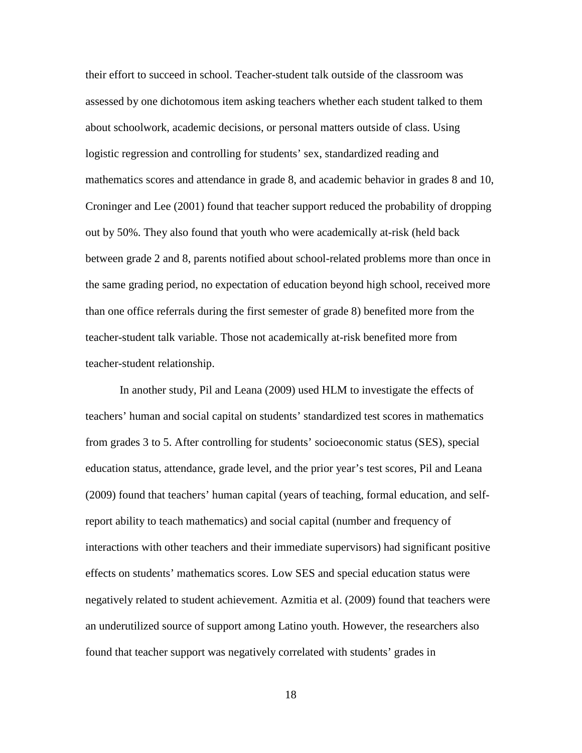their effort to succeed in school. Teacher-student talk outside of the classroom was assessed by one dichotomous item asking teachers whether each student talked to them about schoolwork, academic decisions, or personal matters outside of class. Using logistic regression and controlling for students' sex, standardized reading and mathematics scores and attendance in grade 8, and academic behavior in grades 8 and 10, Croninger and Lee (2001) found that teacher support reduced the probability of dropping out by 50%. They also found that youth who were academically at-risk (held back between grade 2 and 8, parents notified about school-related problems more than once in the same grading period, no expectation of education beyond high school, received more than one office referrals during the first semester of grade 8) benefited more from the teacher-student talk variable. Those not academically at-risk benefited more from teacher-student relationship.

In another study, Pil and Leana (2009) used HLM to investigate the effects of teachers' human and social capital on students' standardized test scores in mathematics from grades 3 to 5. After controlling for students' socioeconomic status (SES), special education status, attendance, grade level, and the prior year's test scores, Pil and Leana (2009) found that teachers' human capital (years of teaching, formal education, and self-report ability to teach mathematics) and social capital (number and frequency of interactions with other teachers and their immediate supervisors) had significant positive effects on students' mathematics scores. Low SES and special education status were negatively related to student achievement. Azmitia et al. (2009) found that teachers were an underutilized source of support among Latino youth. However, the researchers also found that teacher support was negatively correlated with students' grades in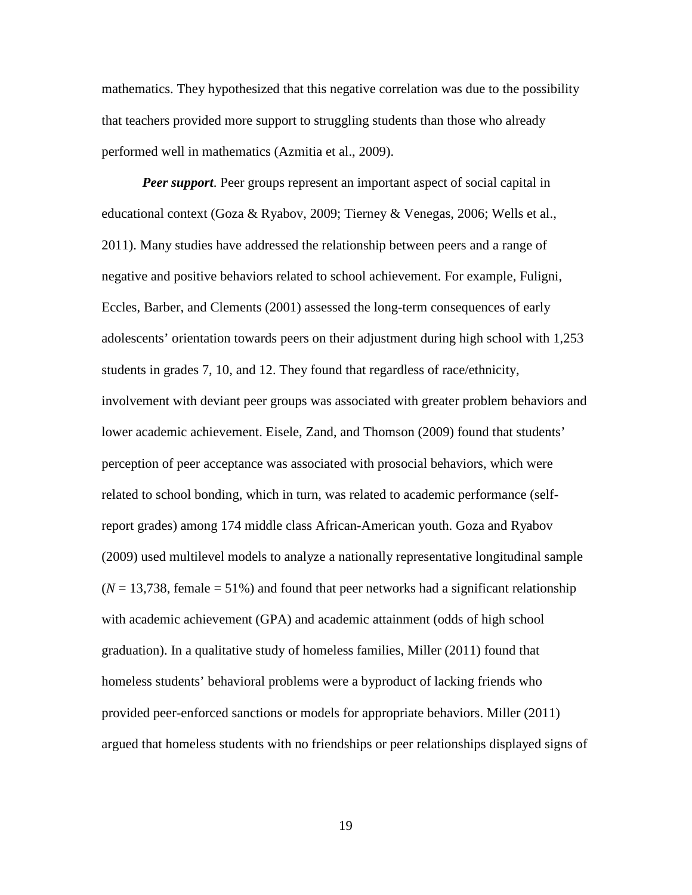mathematics. They hypothesized that this negative correlation was due to the possibility that teachers provided more support to struggling students than those who already performed well in mathematics (Azmitia et al., 2009).

***Peer support***. Peer groups represent an important aspect of social capital in educational context (Goza & Ryabov, 2009; Tierney & Venegas, 2006; Wells et al., 2011). Many studies have addressed the relationship between peers and a range of negative and positive behaviors related to school achievement. For example, Fuligni, Eccles, Barber, and Clements (2001) assessed the long-term consequences of early adolescents' orientation towards peers on their adjustment during high school with 1,253 students in grades 7, 10, and 12. They found that regardless of race/ethnicity, involvement with deviant peer groups was associated with greater problem behaviors and lower academic achievement. Eisele, Zand, and Thomson (2009) found that students' perception of peer acceptance was associated with prosocial behaviors, which were related to school bonding, which in turn, was related to academic performance (self-report grades) among 174 middle class African-American youth. Goza and Ryabov (2009) used multilevel models to analyze a nationally representative longitudinal sample ($N$ = 13,738, female = 51%) and found that peer networks had a significant relationship with academic achievement (GPA) and academic attainment (odds of high school graduation). In a qualitative study of homeless families, Miller (2011) found that homeless students' behavioral problems were a byproduct of lacking friends who provided peer-enforced sanctions or models for appropriate behaviors. Miller (2011) argued that homeless students with no friendships or peer relationships displayed signs of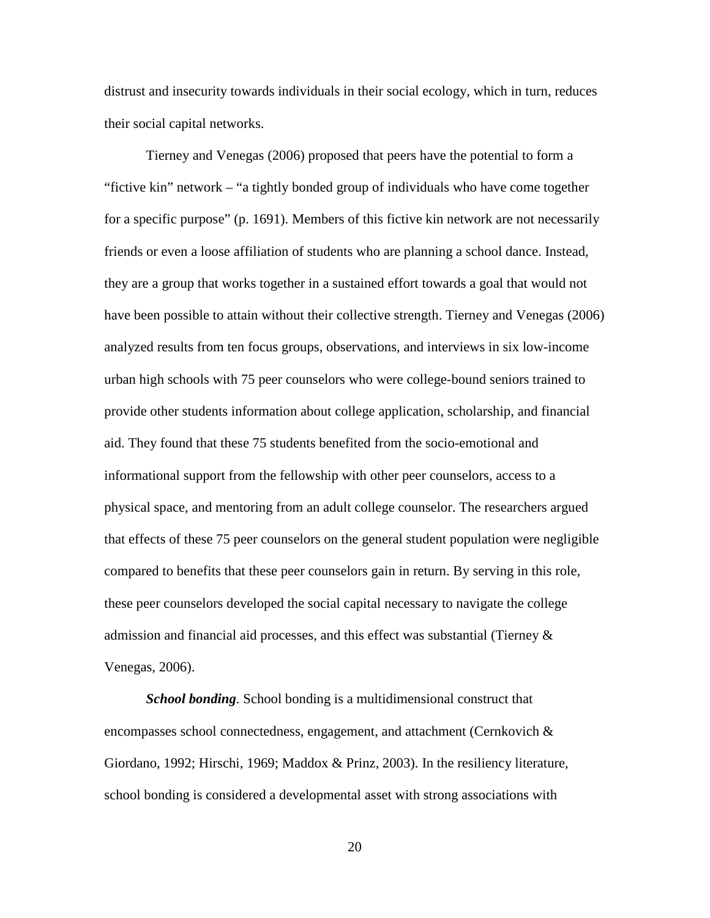distrust and insecurity towards individuals in their social ecology, which in turn, reduces their social capital networks.

Tierney and Venegas (2006) proposed that peers have the potential to form a "fictive kin" network – "a tightly bonded group of individuals who have come together for a specific purpose" (p. 1691). Members of this fictive kin network are not necessarily friends or even a loose affiliation of students who are planning a school dance. Instead, they are a group that works together in a sustained effort towards a goal that would not have been possible to attain without their collective strength. Tierney and Venegas (2006) analyzed results from ten focus groups, observations, and interviews in six low-income urban high schools with 75 peer counselors who were college-bound seniors trained to provide other students information about college application, scholarship, and financial aid. They found that these 75 students benefited from the socio-emotional and informational support from the fellowship with other peer counselors, access to a physical space, and mentoring from an adult college counselor. The researchers argued that effects of these 75 peer counselors on the general student population were negligible compared to benefits that these peer counselors gain in return. By serving in this role, these peer counselors developed the social capital necessary to navigate the college admission and financial aid processes, and this effect was substantial (Tierney & Venegas, 2006).

***School bonding***. School bonding is a multidimensional construct that encompasses school connectedness, engagement, and attachment (Cernkovich & Giordano, 1992; Hirschi, 1969; Maddox & Prinz, 2003). In the resiliency literature, school bonding is considered a developmental asset with strong associations with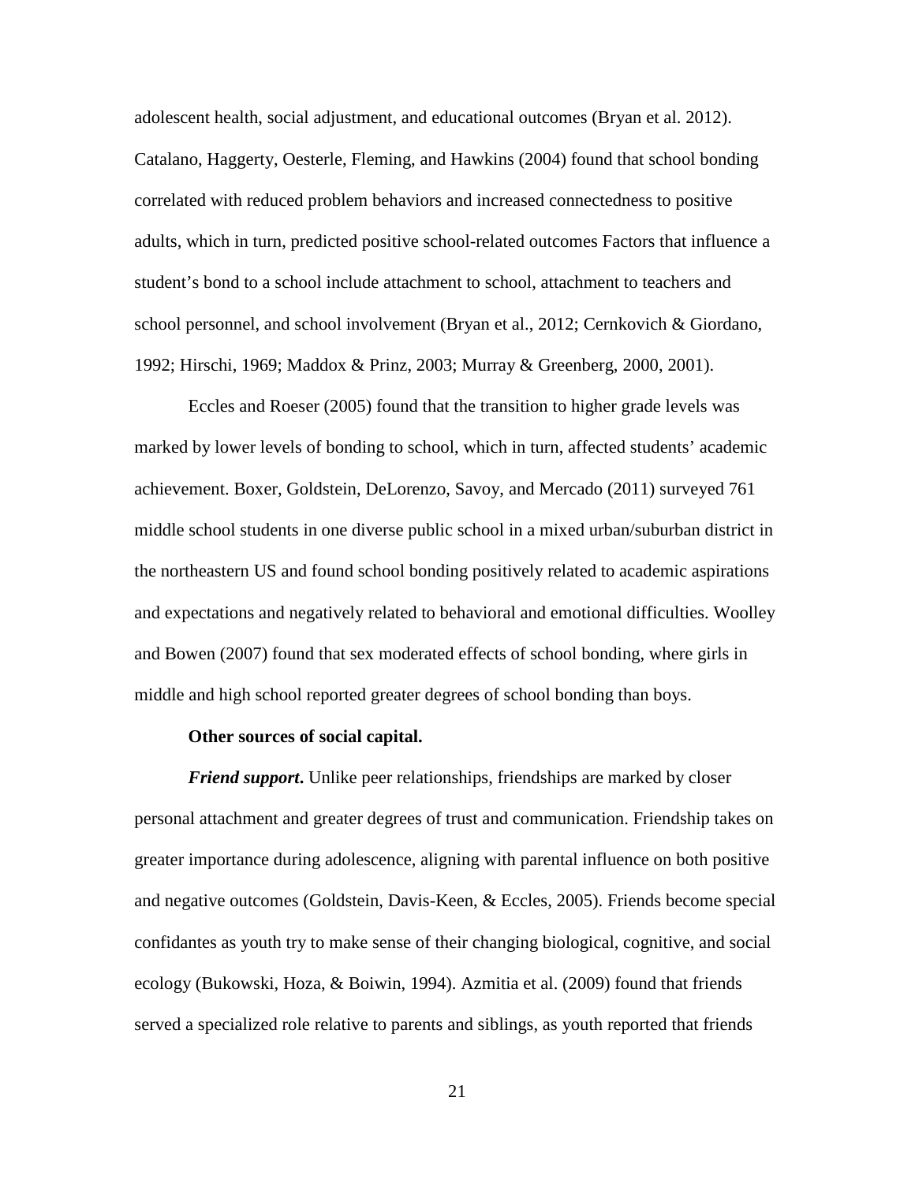adolescent health, social adjustment, and educational outcomes (Bryan et al. 2012). Catalano, Haggerty, Oesterle, Fleming, and Hawkins (2004) found that school bonding correlated with reduced problem behaviors and increased connectedness to positive adults, which in turn, predicted positive school-related outcomes Factors that influence a student's bond to a school include attachment to school, attachment to teachers and school personnel, and school involvement (Bryan et al., 2012; Cernkovich & Giordano, 1992; Hirschi, 1969; Maddox & Prinz, 2003; Murray & Greenberg, 2000, 2001).

Eccles and Roeser (2005) found that the transition to higher grade levels was marked by lower levels of bonding to school, which in turn, affected students' academic achievement. Boxer, Goldstein, DeLorenzo, Savoy, and Mercado (2011) surveyed 761 middle school students in one diverse public school in a mixed urban/suburban district in the northeastern US and found school bonding positively related to academic aspirations and expectations and negatively related to behavioral and emotional difficulties. Woolley and Bowen (2007) found that sex moderated effects of school bonding, where girls in middle and high school reported greater degrees of school bonding than boys.

**Other sources of social capital.**

***Friend support*.** Unlike peer relationships, friendships are marked by closer personal attachment and greater degrees of trust and communication. Friendship takes on greater importance during adolescence, aligning with parental influence on both positive and negative outcomes (Goldstein, Davis-Keen, & Eccles, 2005). Friends become special confidantes as youth try to make sense of their changing biological, cognitive, and social ecology (Bukowski, Hoza, & Boiwin, 1994). Azmitia et al. (2009) found that friends served a specialized role relative to parents and siblings, as youth reported that friends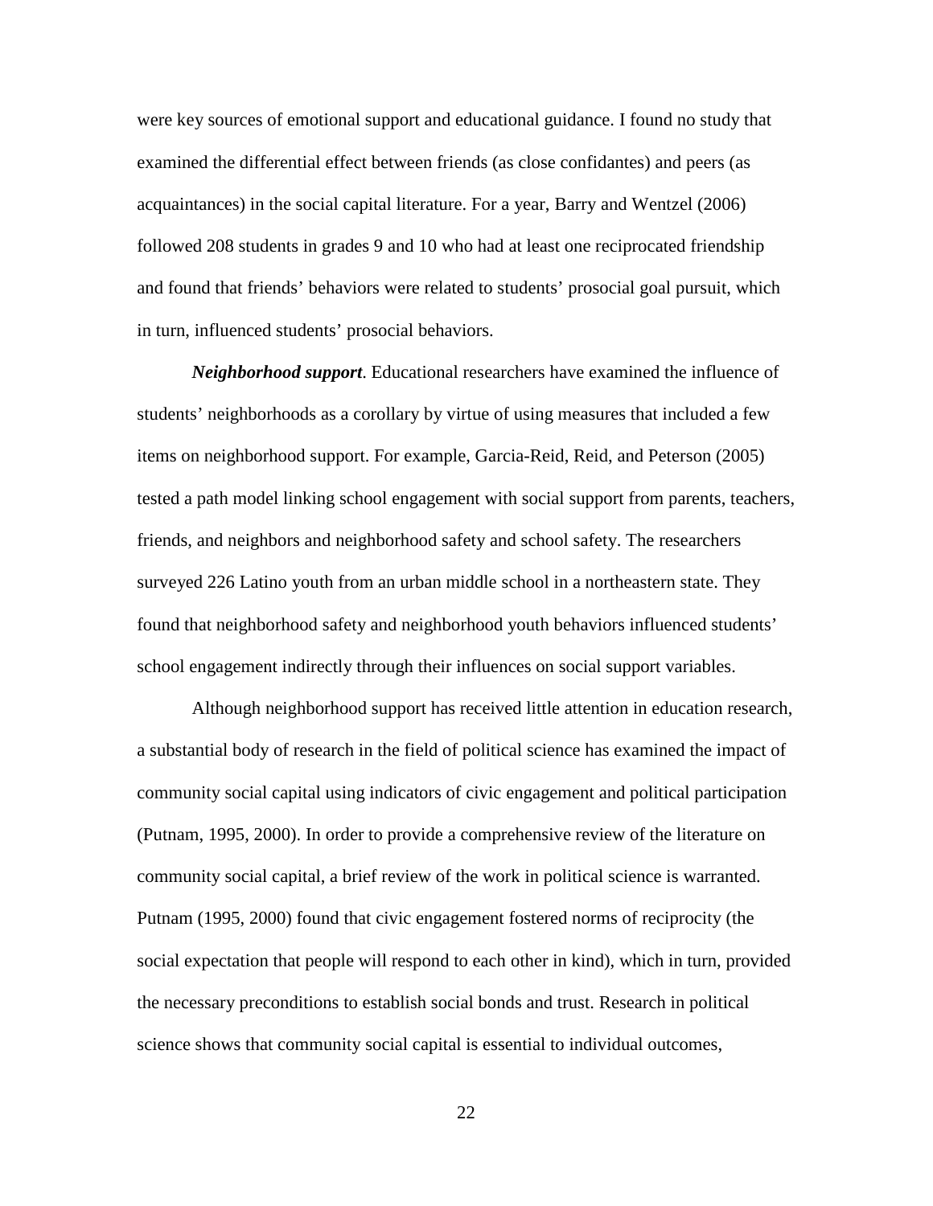were key sources of emotional support and educational guidance. I found no study that examined the differential effect between friends (as close confidantes) and peers (as acquaintances) in the social capital literature. For a year, Barry and Wentzel (2006) followed 208 students in grades 9 and 10 who had at least one reciprocated friendship and found that friends' behaviors were related to students' prosocial goal pursuit, which in turn, influenced students' prosocial behaviors.

***Neighborhood support*.** Educational researchers have examined the influence of students' neighborhoods as a corollary by virtue of using measures that included a few items on neighborhood support. For example, Garcia-Reid, Reid, and Peterson (2005) tested a path model linking school engagement with social support from parents, teachers, friends, and neighbors and neighborhood safety and school safety. The researchers surveyed 226 Latino youth from an urban middle school in a northeastern state. They found that neighborhood safety and neighborhood youth behaviors influenced students' school engagement indirectly through their influences on social support variables.

Although neighborhood support has received little attention in education research, a substantial body of research in the field of political science has examined the impact of community social capital using indicators of civic engagement and political participation (Putnam, 1995, 2000). In order to provide a comprehensive review of the literature on community social capital, a brief review of the work in political science is warranted. Putnam (1995, 2000) found that civic engagement fostered norms of reciprocity (the social expectation that people will respond to each other in kind), which in turn, provided the necessary preconditions to establish social bonds and trust. Research in political science shows that community social capital is essential to individual outcomes,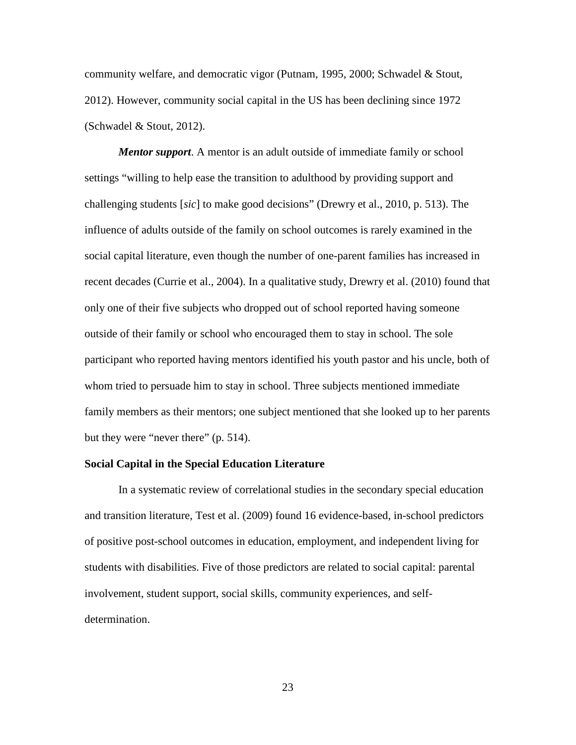community welfare, and democratic vigor (Putnam, 1995, 2000; Schwadel & Stout, 2012). However, community social capital in the US has been declining since 1972 (Schwadel & Stout, 2012).

***Mentor support***. A mentor is an adult outside of immediate family or school settings "willing to help ease the transition to adulthood by providing support and challenging students [*sic*] to make good decisions" (Drewry et al., 2010, p. 513). The influence of adults outside of the family on school outcomes is rarely examined in the social capital literature, even though the number of one-parent families has increased in recent decades (Currie et al., 2004). In a qualitative study, Drewry et al. (2010) found that only one of their five subjects who dropped out of school reported having someone outside of their family or school who encouraged them to stay in school. The sole participant who reported having mentors identified his youth pastor and his uncle, both of whom tried to persuade him to stay in school. Three subjects mentioned immediate family members as their mentors; one subject mentioned that she looked up to her parents but they were "never there" (p. 514).

**Social Capital in the Special Education Literature**

In a systematic review of correlational studies in the secondary special education and transition literature, Test et al. (2009) found 16 evidence-based, in-school predictors of positive post-school outcomes in education, employment, and independent living for students with disabilities. Five of those predictors are related to social capital: parental involvement, student support, social skills, community experiences, and self-determination.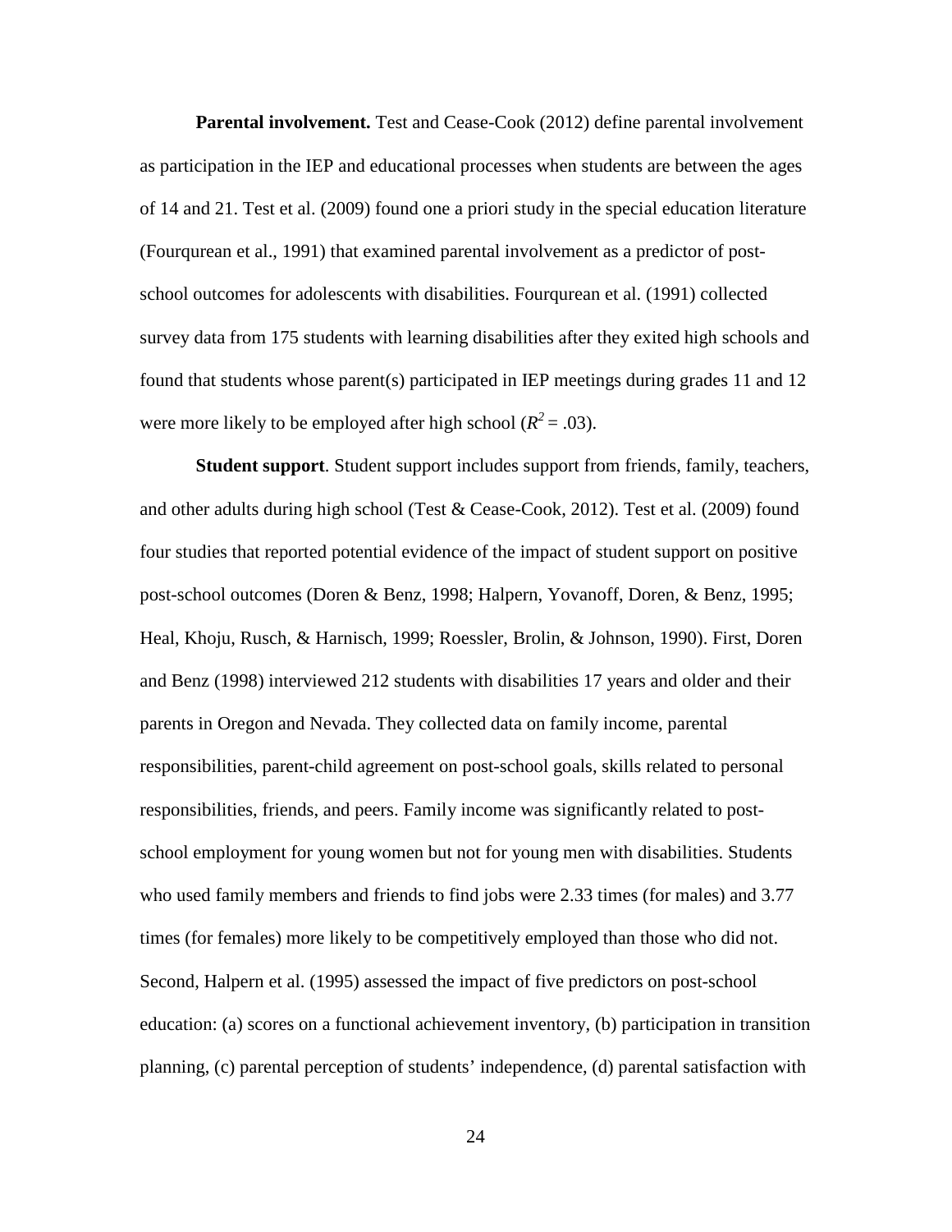**Parental involvement.** Test and Cease-Cook (2012) define parental involvement as participation in the IEP and educational processes when students are between the ages of 14 and 21. Test et al. (2009) found one a priori study in the special education literature (Fourqurean et al., 1991) that examined parental involvement as a predictor of post-school outcomes for adolescents with disabilities. Fourqurean et al. (1991) collected survey data from 175 students with learning disabilities after they exited high schools and found that students whose parent(s) participated in IEP meetings during grades 11 and 12 were more likely to be employed after high school ($R^2 = .03$).

**Student support**. Student support includes support from friends, family, teachers, and other adults during high school (Test & Cease-Cook, 2012). Test et al. (2009) found four studies that reported potential evidence of the impact of student support on positive post-school outcomes (Doren & Benz, 1998; Halpern, Yovanoff, Doren, & Benz, 1995; Heal, Khoju, Rusch, & Harnisch, 1999; Roessler, Brolin, & Johnson, 1990). First, Doren and Benz (1998) interviewed 212 students with disabilities 17 years and older and their parents in Oregon and Nevada. They collected data on family income, parental responsibilities, parent-child agreement on post-school goals, skills related to personal responsibilities, friends, and peers. Family income was significantly related to post-school employment for young women but not for young men with disabilities. Students who used family members and friends to find jobs were 2.33 times (for males) and 3.77 times (for females) more likely to be competitively employed than those who did not. Second, Halpern et al. (1995) assessed the impact of five predictors on post-school education: (a) scores on a functional achievement inventory, (b) participation in transition planning, (c) parental perception of students' independence, (d) parental satisfaction with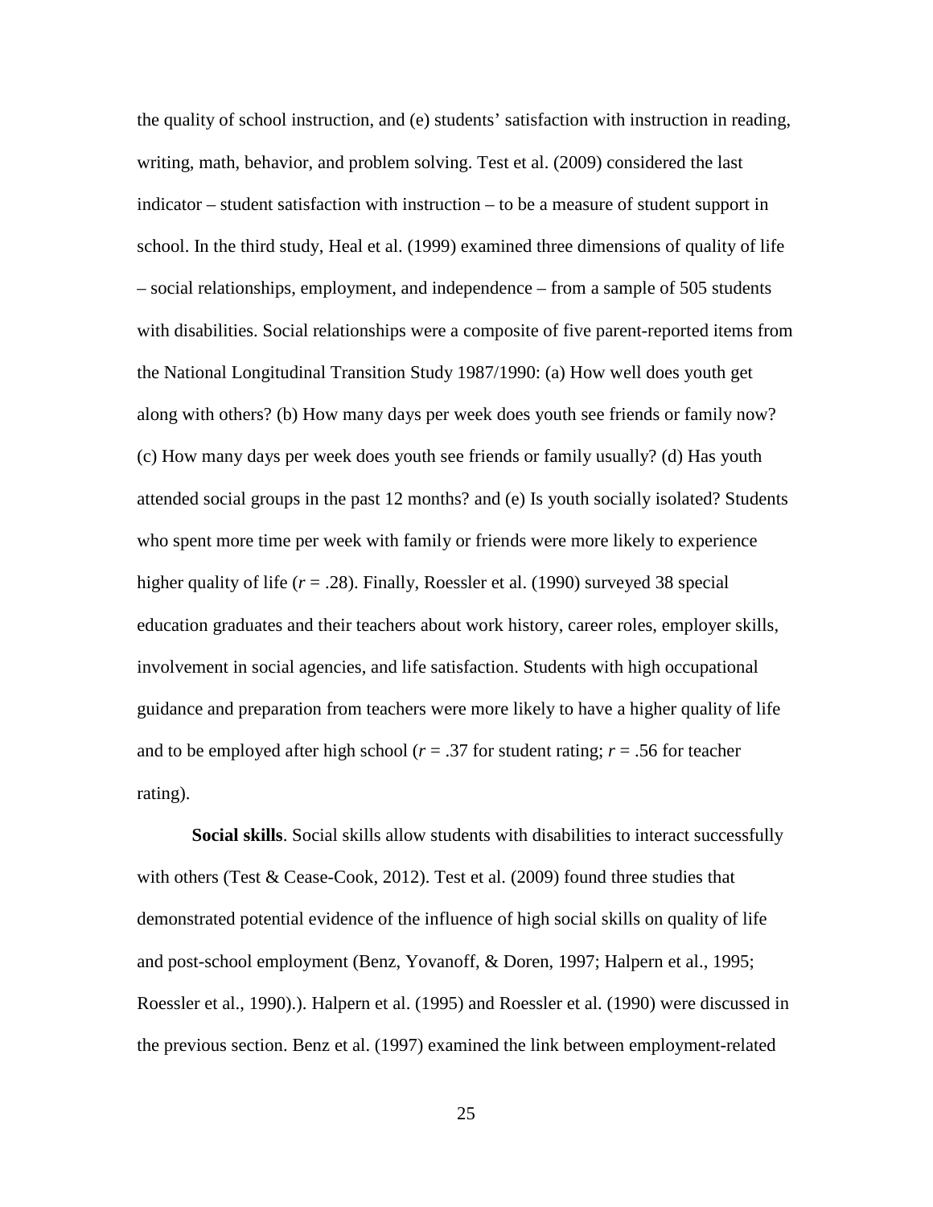the quality of school instruction, and (e) students' satisfaction with instruction in reading, writing, math, behavior, and problem solving. Test et al. (2009) considered the last indicator – student satisfaction with instruction – to be a measure of student support in school. In the third study, Heal et al. (1999) examined three dimensions of quality of life – social relationships, employment, and independence – from a sample of 505 students with disabilities. Social relationships were a composite of five parent-reported items from the National Longitudinal Transition Study 1987/1990: (a) How well does youth get along with others? (b) How many days per week does youth see friends or family now? (c) How many days per week does youth see friends or family usually? (d) Has youth attended social groups in the past 12 months? and (e) Is youth socially isolated? Students who spent more time per week with family or friends were more likely to experience higher quality of life ($r$ = .28). Finally, Roessler et al. (1990) surveyed 38 special education graduates and their teachers about work history, career roles, employer skills, involvement in social agencies, and life satisfaction. Students with high occupational guidance and preparation from teachers were more likely to have a higher quality of life and to be employed after high school ($r$ = .37 for student rating; $r$ = .56 for teacher rating).

**Social skills**. Social skills allow students with disabilities to interact successfully with others (Test & Cease-Cook, 2012). Test et al. (2009) found three studies that demonstrated potential evidence of the influence of high social skills on quality of life and post-school employment (Benz, Yovanoff, & Doren, 1997; Halpern et al., 1995; Roessler et al., 1990).). Halpern et al. (1995) and Roessler et al. (1990) were discussed in the previous section. Benz et al. (1997) examined the link between employment-related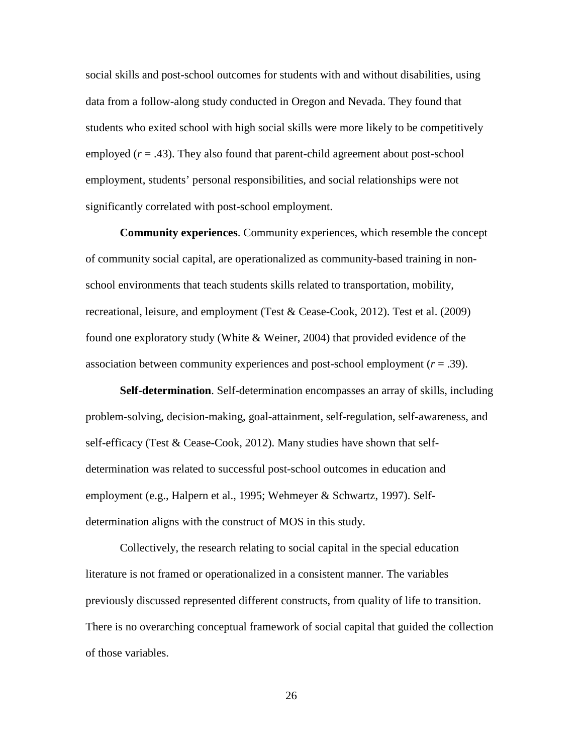social skills and post-school outcomes for students with and without disabilities, using data from a follow-along study conducted in Oregon and Nevada. They found that students who exited school with high social skills were more likely to be competitively employed ($r = .43$). They also found that parent-child agreement about post-school employment, students' personal responsibilities, and social relationships were not significantly correlated with post-school employment.

**Community experiences**. Community experiences, which resemble the concept of community social capital, are operationalized as community-based training in non-school environments that teach students skills related to transportation, mobility, recreational, leisure, and employment (Test & Cease-Cook, 2012). Test et al. (2009) found one exploratory study (White & Weiner, 2004) that provided evidence of the association between community experiences and post-school employment ($r = .39$).

**Self-determination**. Self-determination encompasses an array of skills, including problem-solving, decision-making, goal-attainment, self-regulation, self-awareness, and self-efficacy (Test & Cease-Cook, 2012). Many studies have shown that self-determination was related to successful post-school outcomes in education and employment (e.g., Halpern et al., 1995; Wehmeyer & Schwartz, 1997). Self-determination aligns with the construct of MOS in this study.

Collectively, the research relating to social capital in the special education literature is not framed or operationalized in a consistent manner. The variables previously discussed represented different constructs, from quality of life to transition. There is no overarching conceptual framework of social capital that guided the collection of those variables.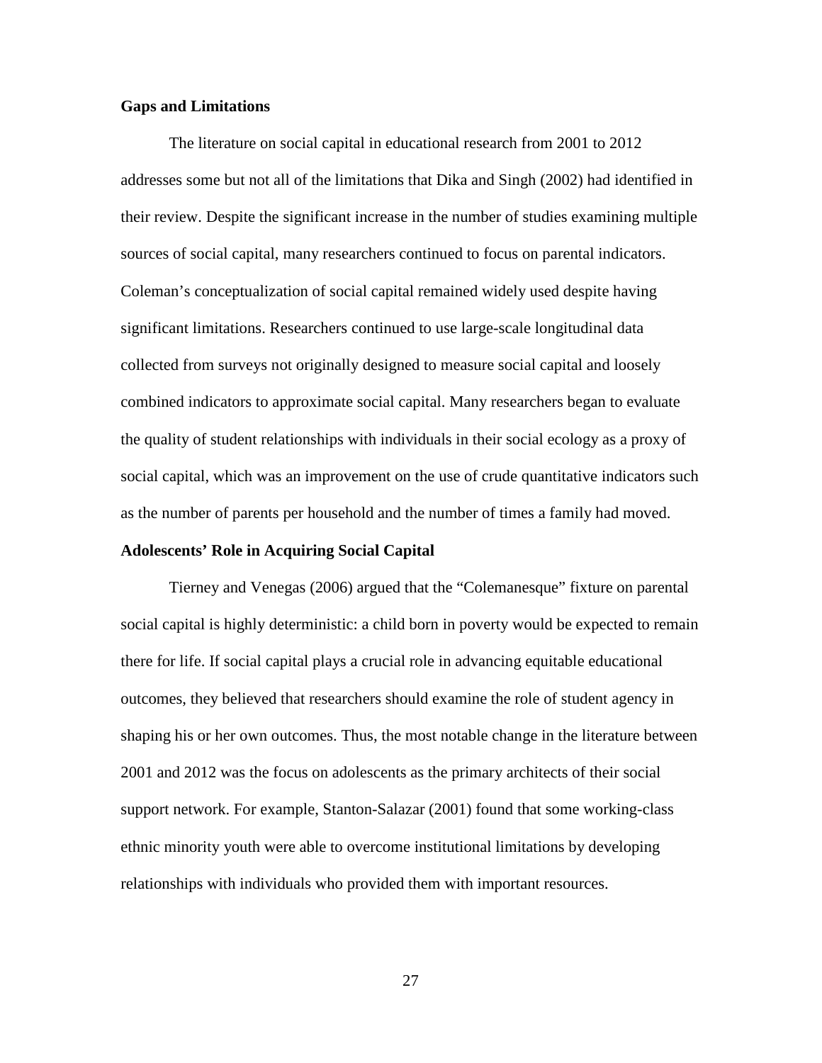### Gaps and Limitations

The literature on social capital in educational research from 2001 to 2012 addresses some but not all of the limitations that Dika and Singh (2002) had identified in their review. Despite the significant increase in the number of studies examining multiple sources of social capital, many researchers continued to focus on parental indicators. Coleman's conceptualization of social capital remained widely used despite having significant limitations. Researchers continued to use large-scale longitudinal data collected from surveys not originally designed to measure social capital and loosely combined indicators to approximate social capital. Many researchers began to evaluate the quality of student relationships with individuals in their social ecology as a proxy of social capital, which was an improvement on the use of crude quantitative indicators such as the number of parents per household and the number of times a family had moved.

### Adolescents' Role in Acquiring Social Capital

Tierney and Venegas (2006) argued that the "Colemanesque" fixture on parental social capital is highly deterministic: a child born in poverty would be expected to remain there for life. If social capital plays a crucial role in advancing equitable educational outcomes, they believed that researchers should examine the role of student agency in shaping his or her own outcomes. Thus, the most notable change in the literature between 2001 and 2012 was the focus on adolescents as the primary architects of their social support network. For example, Stanton-Salazar (2001) found that some working-class ethnic minority youth were able to overcome institutional limitations by developing relationships with individuals who provided them with important resources.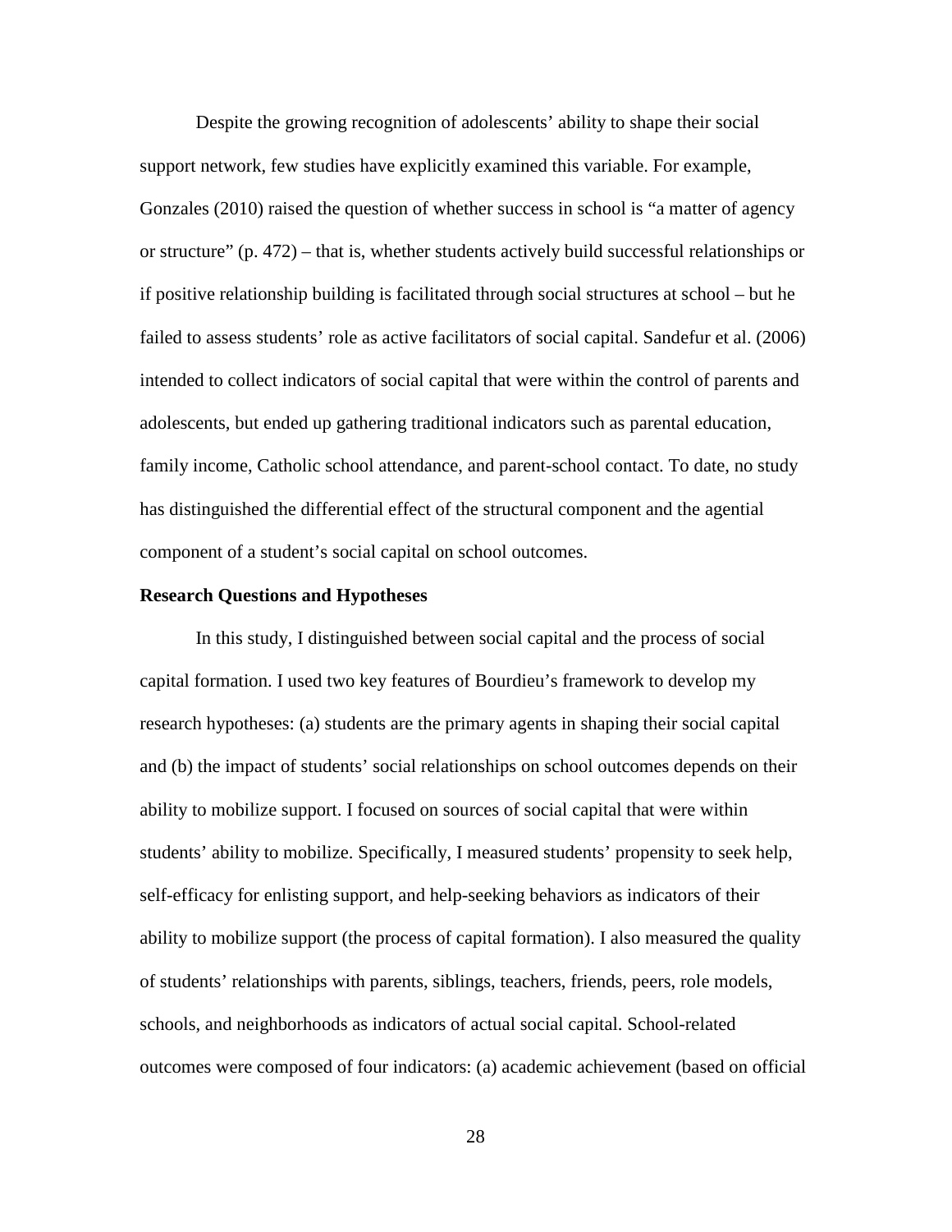Despite the growing recognition of adolescents' ability to shape their social support network, few studies have explicitly examined this variable. For example, Gonzales (2010) raised the question of whether success in school is "a matter of agency or structure" (p. 472) – that is, whether students actively build successful relationships or if positive relationship building is facilitated through social structures at school – but he failed to assess students' role as active facilitators of social capital. Sandefur et al. (2006) intended to collect indicators of social capital that were within the control of parents and adolescents, but ended up gathering traditional indicators such as parental education, family income, Catholic school attendance, and parent-school contact. To date, no study has distinguished the differential effect of the structural component and the agential component of a student's social capital on school outcomes.

**Research Questions and Hypotheses**

In this study, I distinguished between social capital and the process of social capital formation. I used two key features of Bourdieu's framework to develop my research hypotheses: (a) students are the primary agents in shaping their social capital and (b) the impact of students' social relationships on school outcomes depends on their ability to mobilize support. I focused on sources of social capital that were within students' ability to mobilize. Specifically, I measured students' propensity to seek help, self-efficacy for enlisting support, and help-seeking behaviors as indicators of their ability to mobilize support (the process of capital formation). I also measured the quality of students' relationships with parents, siblings, teachers, friends, peers, role models, schools, and neighborhoods as indicators of actual social capital. School-related outcomes were composed of four indicators: (a) academic achievement (based on official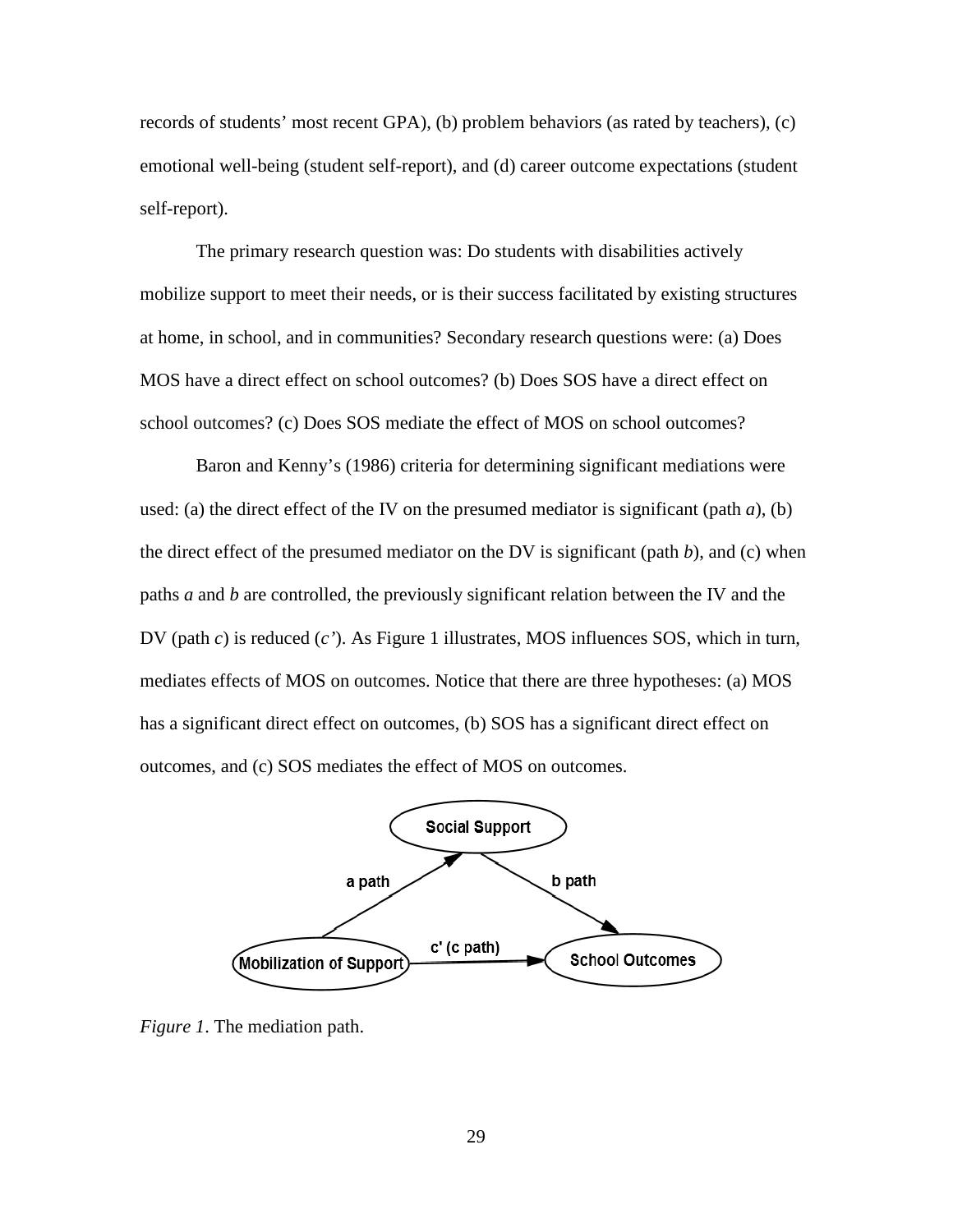records of students' most recent GPA), (b) problem behaviors (as rated by teachers), (c) emotional well-being (student self-report), and (d) career outcome expectations (student self-report).

The primary research question was: Do students with disabilities actively mobilize support to meet their needs, or is their success facilitated by existing structures at home, in school, and in communities? Secondary research questions were: (a) Does MOS have a direct effect on school outcomes? (b) Does SOS have a direct effect on school outcomes? (c) Does SOS mediate the effect of MOS on school outcomes?

Baron and Kenny's (1986) criteria for determining significant mediations were used: (a) the direct effect of the IV on the presumed mediator is significant (path *a*), (b) the direct effect of the presumed mediator on the DV is significant (path *b*), and (c) when paths *a* and *b* are controlled, the previously significant relation between the IV and the DV (path *c*) is reduced (*c'*). As Figure 1 illustrates, MOS influences SOS, which in turn, mediates effects of MOS on outcomes. Notice that there are three hypotheses: (a) MOS has a significant direct effect on outcomes, (b) SOS has a significant direct effect on outcomes, and (c) SOS mediates the effect of MOS on outcomes.

*Figure 1*. The mediation path.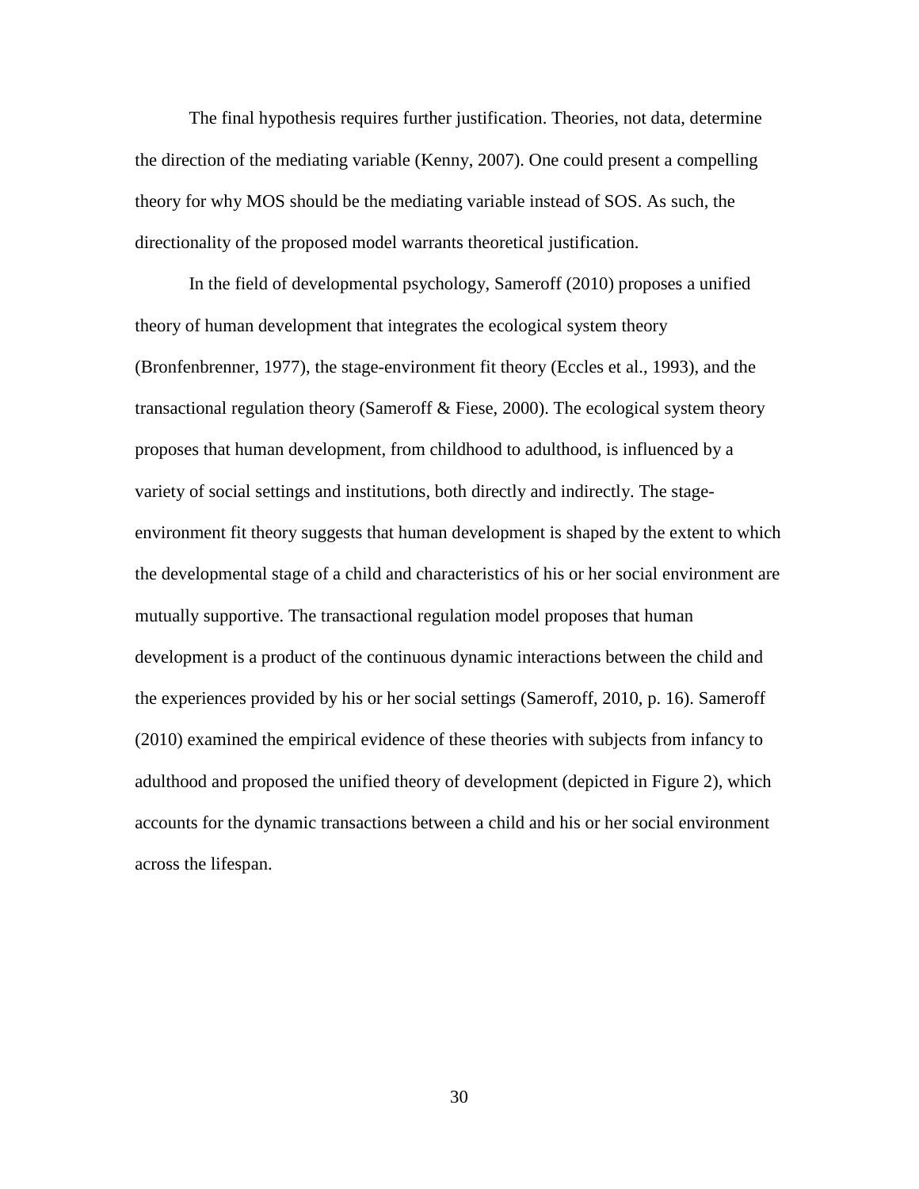The final hypothesis requires further justification. Theories, not data, determine the direction of the mediating variable (Kenny, 2007). One could present a compelling theory for why MOS should be the mediating variable instead of SOS. As such, the directionality of the proposed model warrants theoretical justification.

In the field of developmental psychology, Sameroff (2010) proposes a unified theory of human development that integrates the ecological system theory (Bronfenbrenner, 1977), the stage-environment fit theory (Eccles et al., 1993), and the transactional regulation theory (Sameroff & Fiese, 2000). The ecological system theory proposes that human development, from childhood to adulthood, is influenced by a variety of social settings and institutions, both directly and indirectly. The stage-environment fit theory suggests that human development is shaped by the extent to which the developmental stage of a child and characteristics of his or her social environment are mutually supportive. The transactional regulation model proposes that human development is a product of the continuous dynamic interactions between the child and the experiences provided by his or her social settings (Sameroff, 2010, p. 16). Sameroff (2010) examined the empirical evidence of these theories with subjects from infancy to adulthood and proposed the unified theory of development (depicted in Figure 2), which accounts for the dynamic transactions between a child and his or her social environment across the lifespan.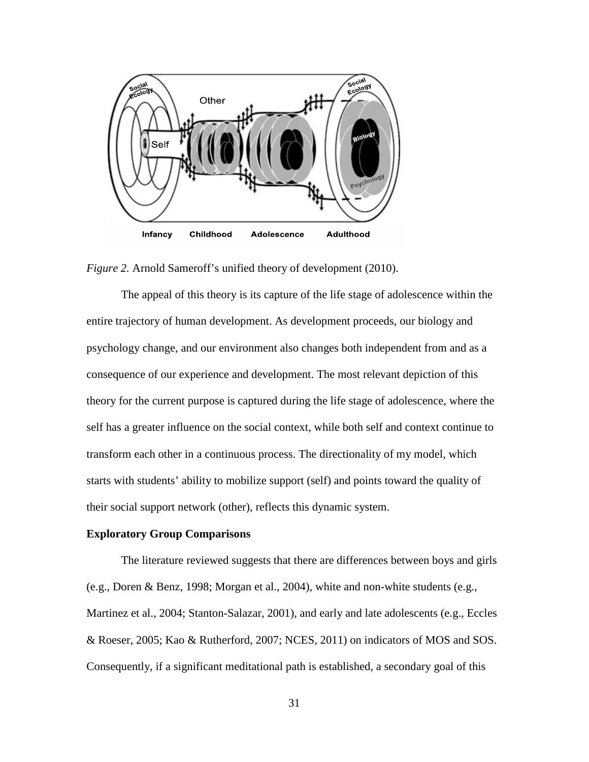*Figure 2.* Arnold Sameroff's unified theory of development (2010).

The appeal of this theory is its capture of the life stage of adolescence within the entire trajectory of human development. As development proceeds, our biology and psychology change, and our environment also changes both independent from and as a consequence of our experience and development. The most relevant depiction of this theory for the current purpose is captured during the life stage of adolescence, where the self has a greater influence on the social context, while both self and context continue to transform each other in a continuous process. The directionality of my model, which starts with students' ability to mobilize support (self) and points toward the quality of their social support network (other), reflects this dynamic system.

**Exploratory Group Comparisons**

The literature reviewed suggests that there are differences between boys and girls (e.g., Doren & Benz, 1998; Morgan et al., 2004), white and non-white students (e.g., Martinez et al., 2004; Stanton-Salazar, 2001), and early and late adolescents (e.g., Eccles & Roeser, 2005; Kao & Rutherford, 2007; NCES, 2011) on indicators of MOS and SOS. Consequently, if a significant meditational path is established, a secondary goal of this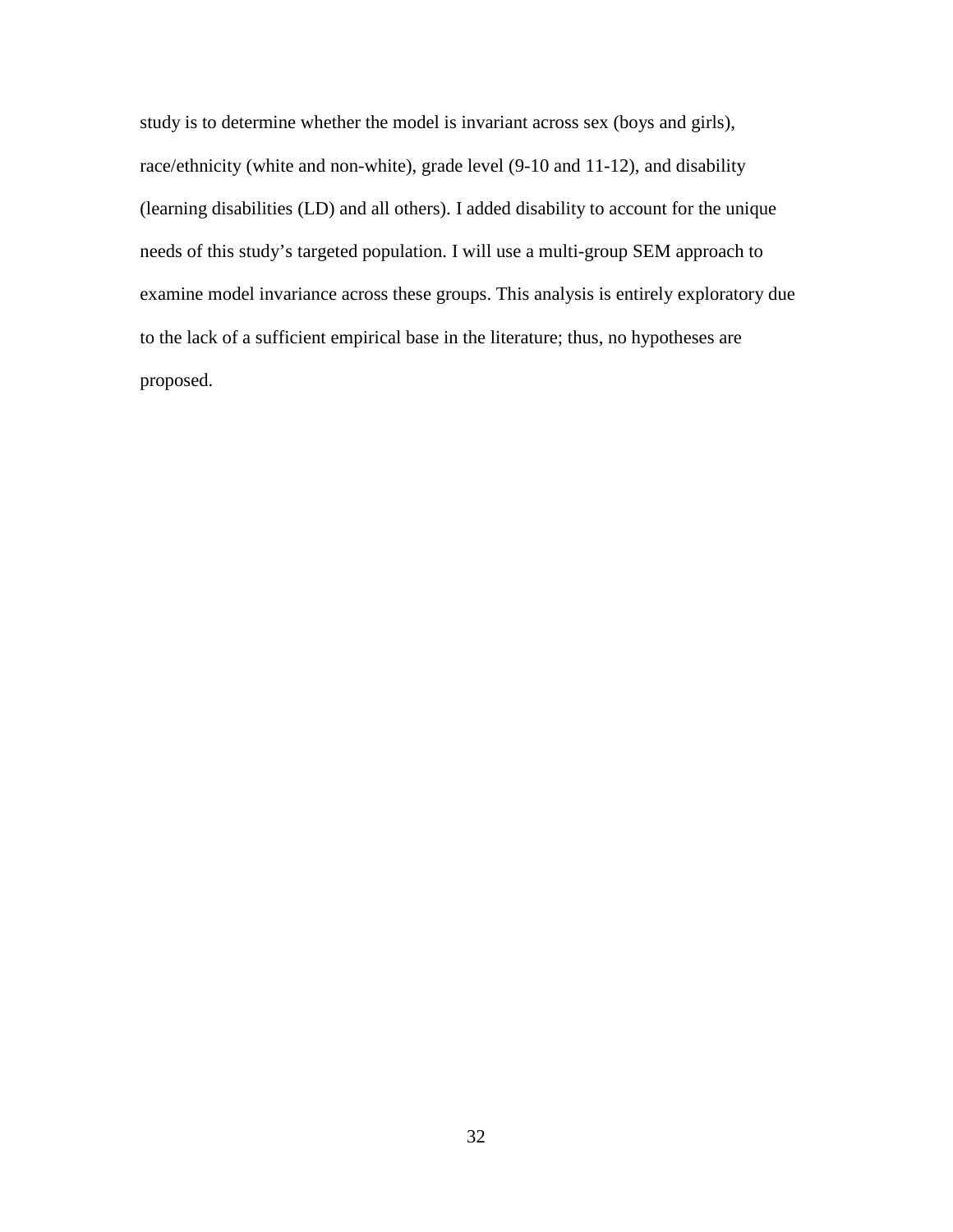study is to determine whether the model is invariant across sex (boys and girls), race/ethnicity (white and non-white), grade level (9-10 and 11-12), and disability (learning disabilities (LD) and all others). I added disability to account for the unique needs of this study's targeted population. I will use a multi-group SEM approach to examine model invariance across these groups. This analysis is entirely exploratory due to the lack of a sufficient empirical base in the literature; thus, no hypotheses are proposed.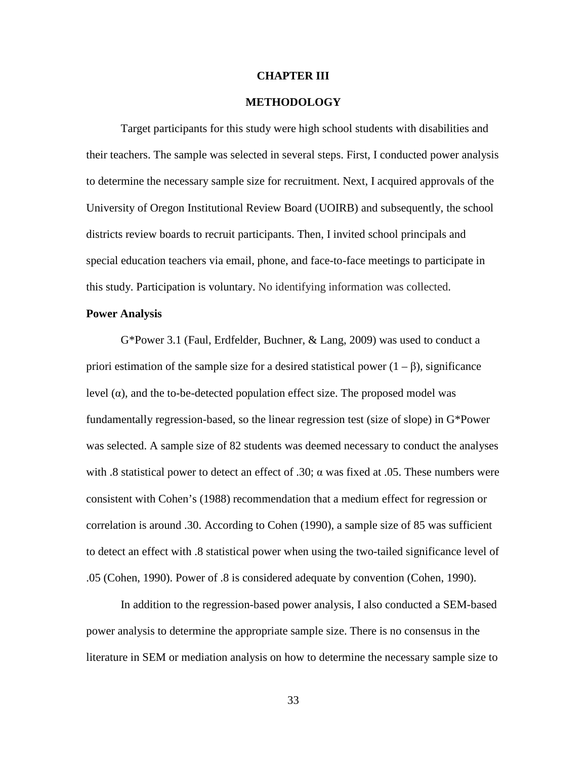# CHAPTER III

# METHODOLOGY

Target participants for this study were high school students with disabilities and their teachers. The sample was selected in several steps. First, I conducted power analysis to determine the necessary sample size for recruitment. Next, I acquired approvals of the University of Oregon Institutional Review Board (UOIRB) and subsequently, the school districts review boards to recruit participants. Then, I invited school principals and special education teachers via email, phone, and face-to-face meetings to participate in this study. Participation is voluntary. No identifying information was collected.

## Power Analysis

G*Power 3.1 (Faul, Erdfelder, Buchner, & Lang, 2009) was used to conduct a priori estimation of the sample size for a desired statistical power ($1 - \beta$), significance level ($\alpha$), and the to-be-detected population effect size. The proposed model was fundamentally regression-based, so the linear regression test (size of slope) in G*Power was selected. A sample size of 82 students was deemed necessary to conduct the analyses with .8 statistical power to detect an effect of .30; $\alpha$ was fixed at .05. These numbers were consistent with Cohen's (1988) recommendation that a medium effect for regression or correlation is around .30. According to Cohen (1990), a sample size of 85 was sufficient to detect an effect with .8 statistical power when using the two-tailed significance level of .05 (Cohen, 1990). Power of .8 is considered adequate by convention (Cohen, 1990).

In addition to the regression-based power analysis, I also conducted a SEM-based power analysis to determine the appropriate sample size. There is no consensus in the literature in SEM or mediation analysis on how to determine the necessary sample size to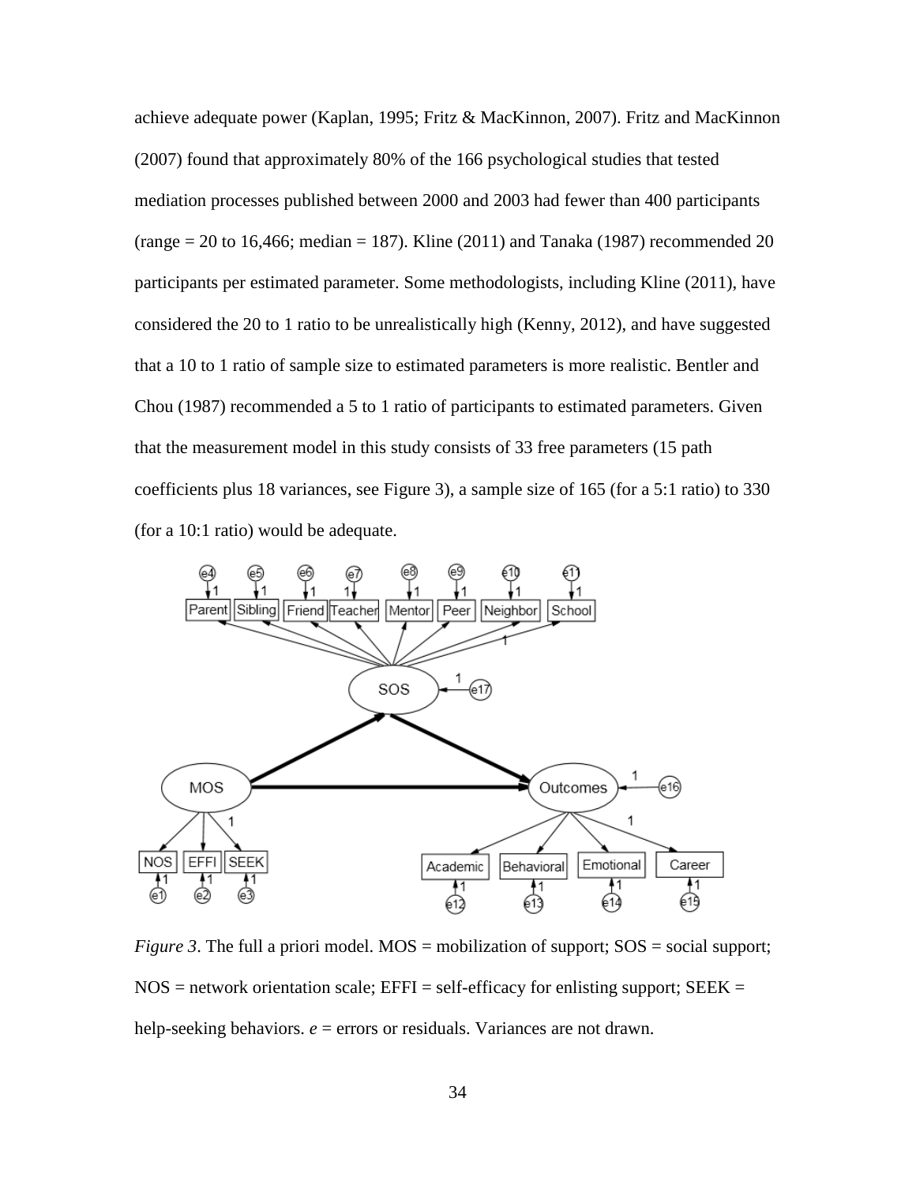achieve adequate power (Kaplan, 1995; Fritz & MacKinnon, 2007). Fritz and MacKinnon (2007) found that approximately 80% of the 166 psychological studies that tested mediation processes published between 2000 and 2003 had fewer than 400 participants (range = 20 to 16,466; median = 187). Kline (2011) and Tanaka (1987) recommended 20 participants per estimated parameter. Some methodologists, including Kline (2011), have considered the 20 to 1 ratio to be unrealistically high (Kenny, 2012), and have suggested that a 10 to 1 ratio of sample size to estimated parameters is more realistic. Bentler and Chou (1987) recommended a 5 to 1 ratio of participants to estimated parameters. Given that the measurement model in this study consists of 33 free parameters (15 path coefficients plus 18 variances, see Figure 3), a sample size of 165 (for a 5:1 ratio) to 330 (for a 10:1 ratio) would be adequate.

*Figure 3*. The full a priori model. MOS = mobilization of support; SOS = social support; NOS = network orientation scale; EFFI = self-efficacy for enlisting support; SEEK = help-seeking behaviors. *e* = errors or residuals. Variances are not drawn.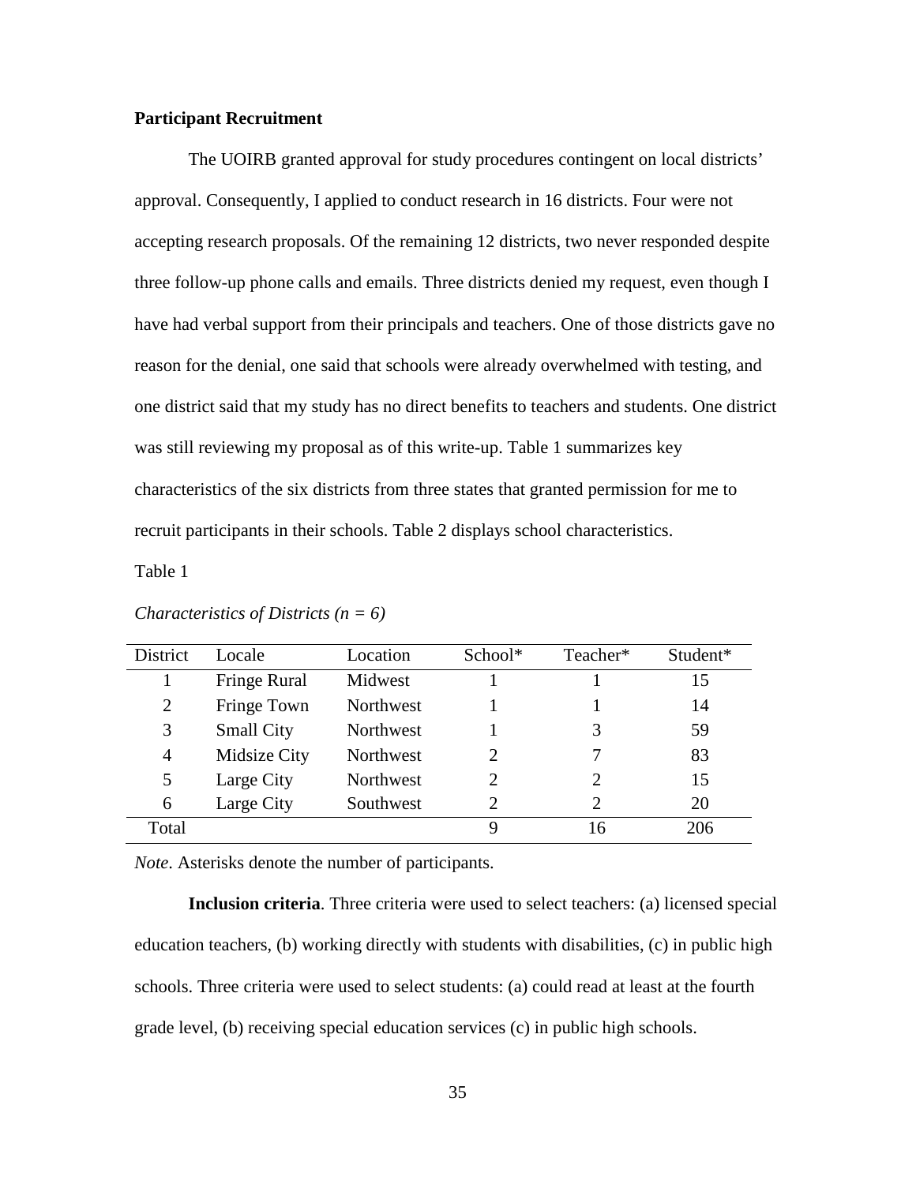**Participant Recruitment**

The UOIRB granted approval for study procedures contingent on local districts' approval. Consequently, I applied to conduct research in 16 districts. Four were not accepting research proposals. Of the remaining 12 districts, two never responded despite three follow-up phone calls and emails. Three districts denied my request, even though I have had verbal support from their principals and teachers. One of those districts gave no reason for the denial, one said that schools were already overwhelmed with testing, and one district said that my study has no direct benefits to teachers and students. One district was still reviewing my proposal as of this write-up. Table 1 summarizes key characteristics of the six districts from three states that granted permission for me to recruit participants in their schools. Table 2 displays school characteristics.

Table 1

*Characteristics of Districts (n = 6)*

| District | Locale | Location | School* | Teacher* | Student* |
|---|---|---|---|---|---|
| 1 | Fringe Rural | Midwest | 1 | 1 | 15 |
| 2 | Fringe Town | Northwest | 1 | 1 | 14 |
| 3 | Small City | Northwest | 1 | 3 | 59 |
| 4 | Midsize City | Northwest | 2 | 7 | 83 |
| 5 | Large City | Northwest | 2 | 2 | 15 |
| 6 | Large City | Southwest | 2 | 2 | 20 |
| Total | | | 9 | 16 | 206 |

*Note*. Asterisks denote the number of participants.

**Inclusion criteria**. Three criteria were used to select teachers: (a) licensed special education teachers, (b) working directly with students with disabilities, (c) in public high schools. Three criteria were used to select students: (a) could read at least at the fourth grade level, (b) receiving special education services (c) in public high schools.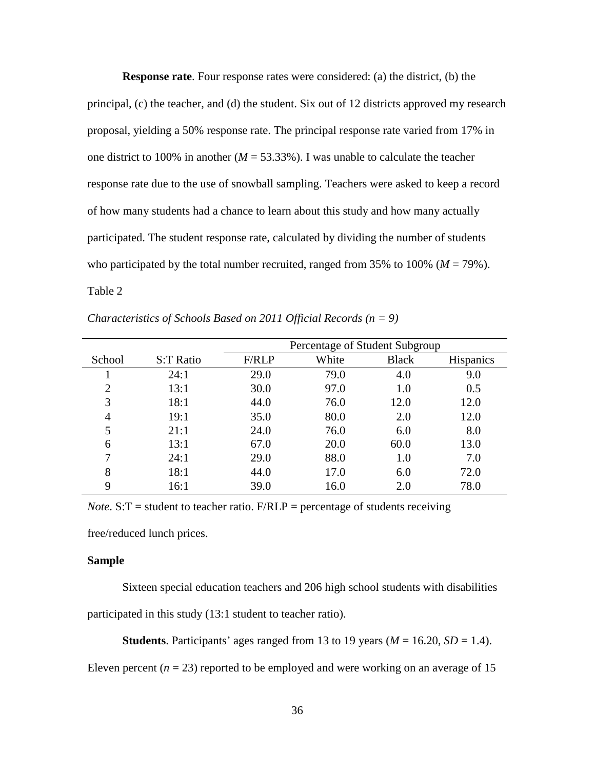**Response rate**. Four response rates were considered: (a) the district, (b) the principal, (c) the teacher, and (d) the student. Six out of 12 districts approved my research proposal, yielding a 50% response rate. The principal response rate varied from 17% in one district to 100% in another (*M* = 53.33%). I was unable to calculate the teacher response rate due to the use of snowball sampling. Teachers were asked to keep a record of how many students had a chance to learn about this study and how many actually participated. The student response rate, calculated by dividing the number of students who participated by the total number recruited, ranged from 35% to 100% (*M* = 79%).

Table 2

*Characteristics of Schools Based on 2011 Official Records (n = 9)*

| | | Percentage of Student Subgroup | | | |
|---|---|---|---|---|---|
| School | S:T Ratio | F/RLP | White | Black | Hispanics |
| 1 | 24:1 | 29.0 | 79.0 | 4.0 | 9.0 |
| 2 | 13:1 | 30.0 | 97.0 | 1.0 | 0.5 |
| 3 | 18:1 | 44.0 | 76.0 | 12.0 | 12.0 |
| 4 | 19:1 | 35.0 | 80.0 | 2.0 | 12.0 |
| 5 | 21:1 | 24.0 | 76.0 | 6.0 | 8.0 |
| 6 | 13:1 | 67.0 | 20.0 | 60.0 | 13.0 |
| 7 | 24:1 | 29.0 | 88.0 | 1.0 | 7.0 |
| 8 | 18:1 | 44.0 | 17.0 | 6.0 | 72.0 |
| 9 | 16:1 | 39.0 | 16.0 | 2.0 | 78.0 |

*Note*. S:T = student to teacher ratio. F/RLP = percentage of students receiving free/reduced lunch prices.

**Sample**

Sixteen special education teachers and 206 high school students with disabilities participated in this study (13:1 student to teacher ratio).

**Students**. Participants' ages ranged from 13 to 19 years (*M* = 16.20, *SD* = 1.4). Eleven percent (*n* = 23) reported to be employed and were working on an average of 15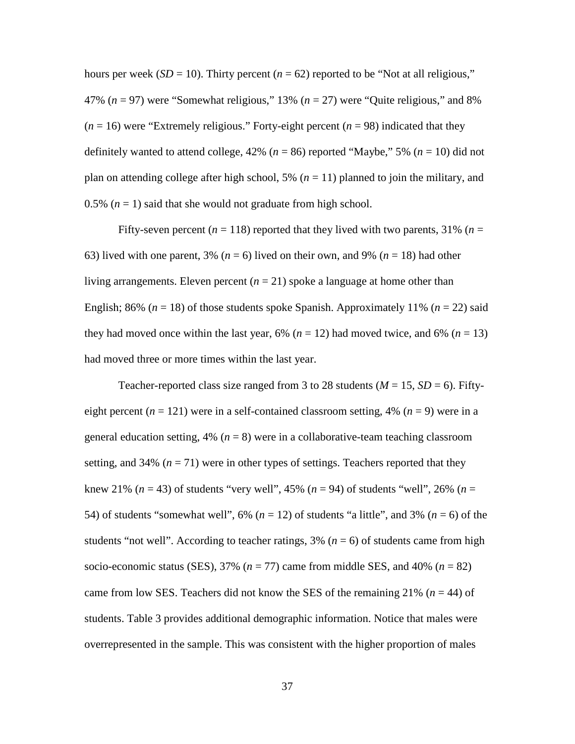hours per week ($SD$ = 10). Thirty percent ($n$ = 62) reported to be “Not at all religious,” 47% ($n$ = 97) were “Somewhat religious,” 13% ($n$ = 27) were “Quite religious,” and 8% ($n$ = 16) were “Extremely religious.” Forty-eight percent ($n$ = 98) indicated that they definitely wanted to attend college, 42% ($n$ = 86) reported “Maybe,” 5% ($n$ = 10) did not plan on attending college after high school, 5% ($n$ = 11) planned to join the military, and 0.5% ($n$ = 1) said that she would not graduate from high school.

Fifty-seven percent ($n$ = 118) reported that they lived with two parents, 31% ($n$ = 63) lived with one parent, 3% ($n$ = 6) lived on their own, and 9% ($n$ = 18) had other living arrangements. Eleven percent ($n$ = 21) spoke a language at home other than English; 86% ($n$ = 18) of those students spoke Spanish. Approximately 11% ($n$ = 22) said they had moved once within the last year, 6% ($n$ = 12) had moved twice, and 6% ($n$ = 13) had moved three or more times within the last year.

Teacher-reported class size ranged from 3 to 28 students ($M$ = 15, $SD$ = 6). Fifty-eight percent ($n$ = 121) were in a self-contained classroom setting, 4% ($n$ = 9) were in a general education setting, 4% ($n$ = 8) were in a collaborative-team teaching classroom setting, and 34% ($n$ = 71) were in other types of settings. Teachers reported that they knew 21% ($n$ = 43) of students “very well”, 45% ($n$ = 94) of students “well”, 26% ($n$ = 54) of students “somewhat well”, 6% ($n$ = 12) of students “a little”, and 3% ($n$ = 6) of the students “not well”. According to teacher ratings, 3% ($n$ = 6) of students came from high socio-economic status (SES), 37% ($n$ = 77) came from middle SES, and 40% ($n$ = 82) came from low SES. Teachers did not know the SES of the remaining 21% ($n$ = 44) of students. Table 3 provides additional demographic information. Notice that males were overrepresented in the sample. This was consistent with the higher proportion of males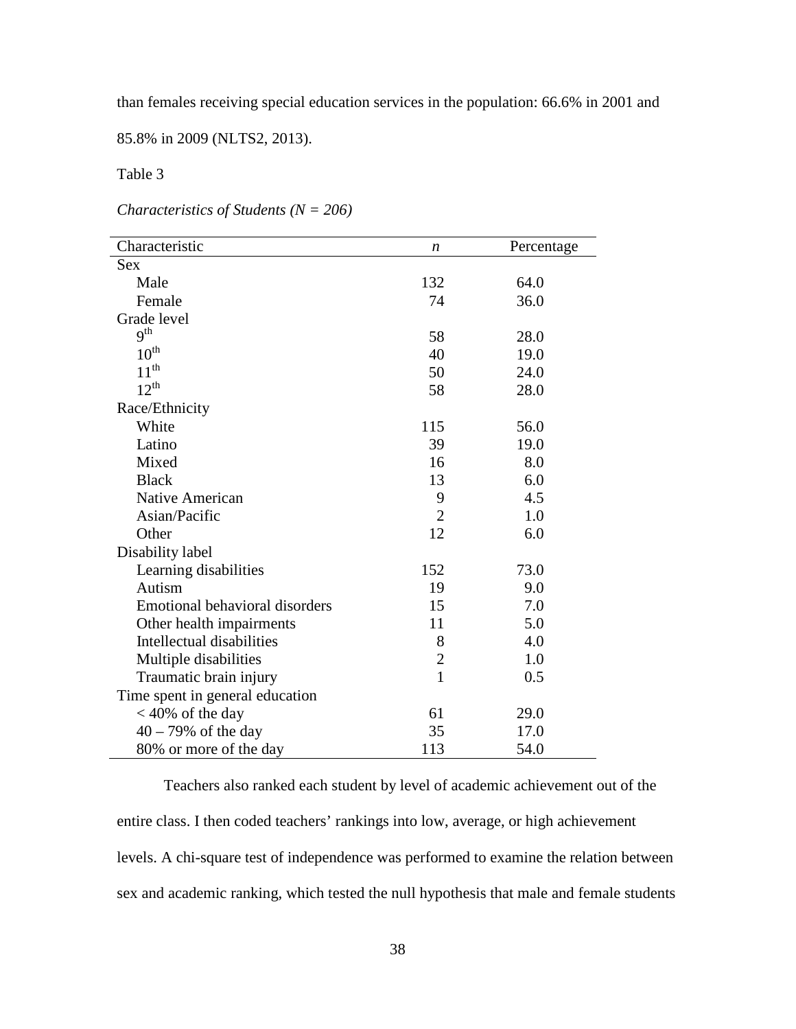than females receiving special education services in the population: 66.6% in 2001 and 85.8% in 2009 (NLTS2, 2013).

Table 3

*Characteristics of Students (N = 206)*

| Characteristic | *n* | Percentage |
|---|---|---|
| Sex | | |
| Male | 132 | 64.0 |
| Female | 74 | 36.0 |
| Grade level | | |
| 9th | 58 | 28.0 |
| 10th | 40 | 19.0 |
| 11th | 50 | 24.0 |
| 12th | 58 | 28.0 |
| Race/Ethnicity | | |
| White | 115 | 56.0 |
| Latino | 39 | 19.0 |
| Mixed | 16 | 8.0 |
| Black | 13 | 6.0 |
| Native American | 9 | 4.5 |
| Asian/Pacific | 2 | 1.0 |
| Other | 12 | 6.0 |
| Disability label | | |
| Learning disabilities | 152 | 73.0 |
| Autism | 19 | 9.0 |
| Emotional behavioral disorders | 15 | 7.0 |
| Other health impairments | 11 | 5.0 |
| Intellectual disabilities | 8 | 4.0 |
| Multiple disabilities | 2 | 1.0 |
| Traumatic brain injury | 1 | 0.5 |
| Time spent in general education | | |
| < 40% of the day | 61 | 29.0 |
| 40 – 79% of the day | 35 | 17.0 |
| 80% or more of the day | 113 | 54.0 |

Teachers also ranked each student by level of academic achievement out of the entire class. I then coded teachers' rankings into low, average, or high achievement levels. A chi-square test of independence was performed to examine the relation between sex and academic ranking, which tested the null hypothesis that male and female students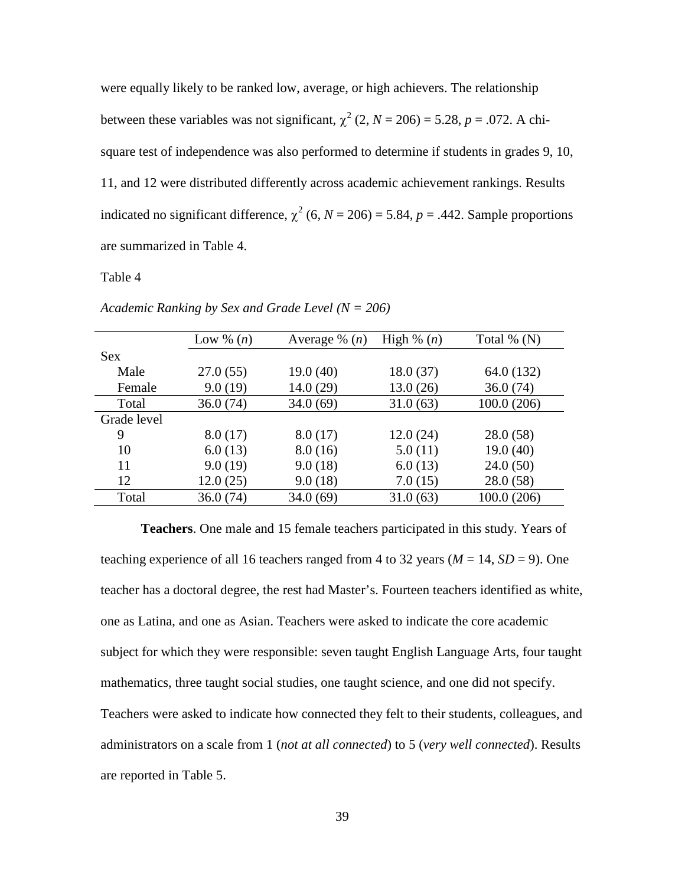were equally likely to be ranked low, average, or high achievers. The relationship between these variables was not significant, $\chi^2$ (2, $N$ = 206) = 5.28, $p$ = .072. A chi-square test of independence was also performed to determine if students in grades 9, 10, 11, and 12 were distributed differently across academic achievement rankings. Results indicated no significant difference, $\chi^2$ (6, $N$ = 206) = 5.84, $p$ = .442. Sample proportions are summarized in Table 4.

Table 4

*Academic Ranking by Sex and Grade Level (N = 206)*

| | Low % ($n$) | Average % ($n$) | High % ($n$) | Total % (N) |
|---|---|---|---|---|
| Sex | | | | |
| Male | 27.0 (55) | 19.0 (40) | 18.0 (37) | 64.0 (132) |
| Female | 9.0 (19) | 14.0 (29) | 13.0 (26) | 36.0 (74) |
| Total | 36.0 (74) | 34.0 (69) | 31.0 (63) | 100.0 (206) |
| Grade level | | | | |
| 9 | 8.0 (17) | 8.0 (17) | 12.0 (24) | 28.0 (58) |
| 10 | 6.0 (13) | 8.0 (16) | 5.0 (11) | 19.0 (40) |
| 11 | 9.0 (19) | 9.0 (18) | 6.0 (13) | 24.0 (50) |
| 12 | 12.0 (25) | 9.0 (18) | 7.0 (15) | 28.0 (58) |
| Total | 36.0 (74) | 34.0 (69) | 31.0 (63) | 100.0 (206) |

**Teachers**. One male and 15 female teachers participated in this study. Years of teaching experience of all 16 teachers ranged from 4 to 32 years ($M$ = 14, $SD$ = 9). One teacher has a doctoral degree, the rest had Master's. Fourteen teachers identified as white, one as Latina, and one as Asian. Teachers were asked to indicate the core academic subject for which they were responsible: seven taught English Language Arts, four taught mathematics, three taught social studies, one taught science, and one did not specify. Teachers were asked to indicate how connected they felt to their students, colleagues, and administrators on a scale from 1 (*not at all connected*) to 5 (*very well connected*). Results are reported in Table 5.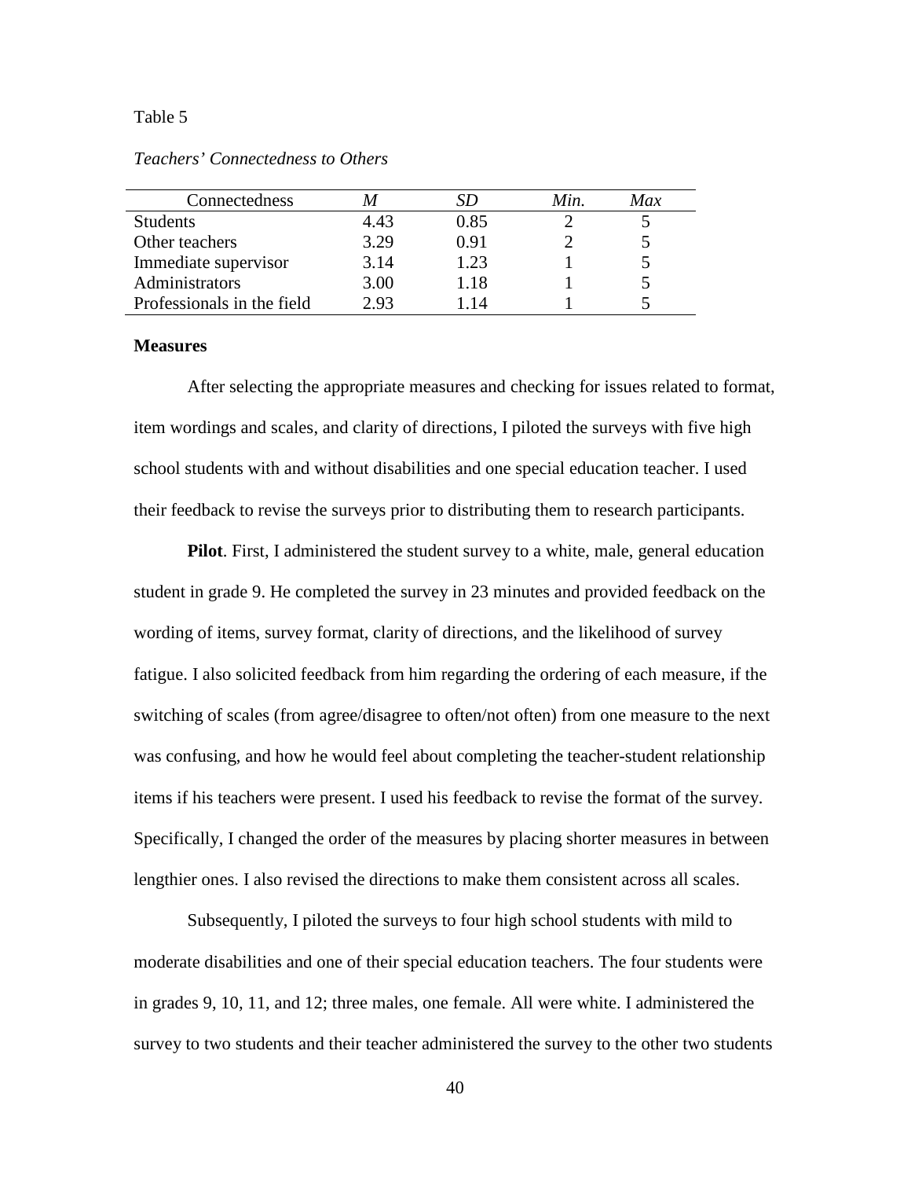Table 5

*Teachers' Connectedness to Others*

| Connectedness | *M* | *SD* | *Min.* | *Max* |
|---|---|---|---|---|
| Students | 4.43 | 0.85 | 2 | 5 |
| Other teachers | 3.29 | 0.91 | 2 | 5 |
| Immediate supervisor | 3.14 | 1.23 | 1 | 5 |
| Administrators | 3.00 | 1.18 | 1 | 5 |
| Professionals in the field | 2.93 | 1.14 | 1 | 5 |

**Measures**

After selecting the appropriate measures and checking for issues related to format, item wordings and scales, and clarity of directions, I piloted the surveys with five high school students with and without disabilities and one special education teacher. I used their feedback to revise the surveys prior to distributing them to research participants.

**Pilot**. First, I administered the student survey to a white, male, general education student in grade 9. He completed the survey in 23 minutes and provided feedback on the wording of items, survey format, clarity of directions, and the likelihood of survey fatigue. I also solicited feedback from him regarding the ordering of each measure, if the switching of scales (from agree/disagree to often/not often) from one measure to the next was confusing, and how he would feel about completing the teacher-student relationship items if his teachers were present. I used his feedback to revise the format of the survey. Specifically, I changed the order of the measures by placing shorter measures in between lengthier ones. I also revised the directions to make them consistent across all scales.

Subsequently, I piloted the surveys to four high school students with mild to moderate disabilities and one of their special education teachers. The four students were in grades 9, 10, 11, and 12; three males, one female. All were white. I administered the survey to two students and their teacher administered the survey to the other two students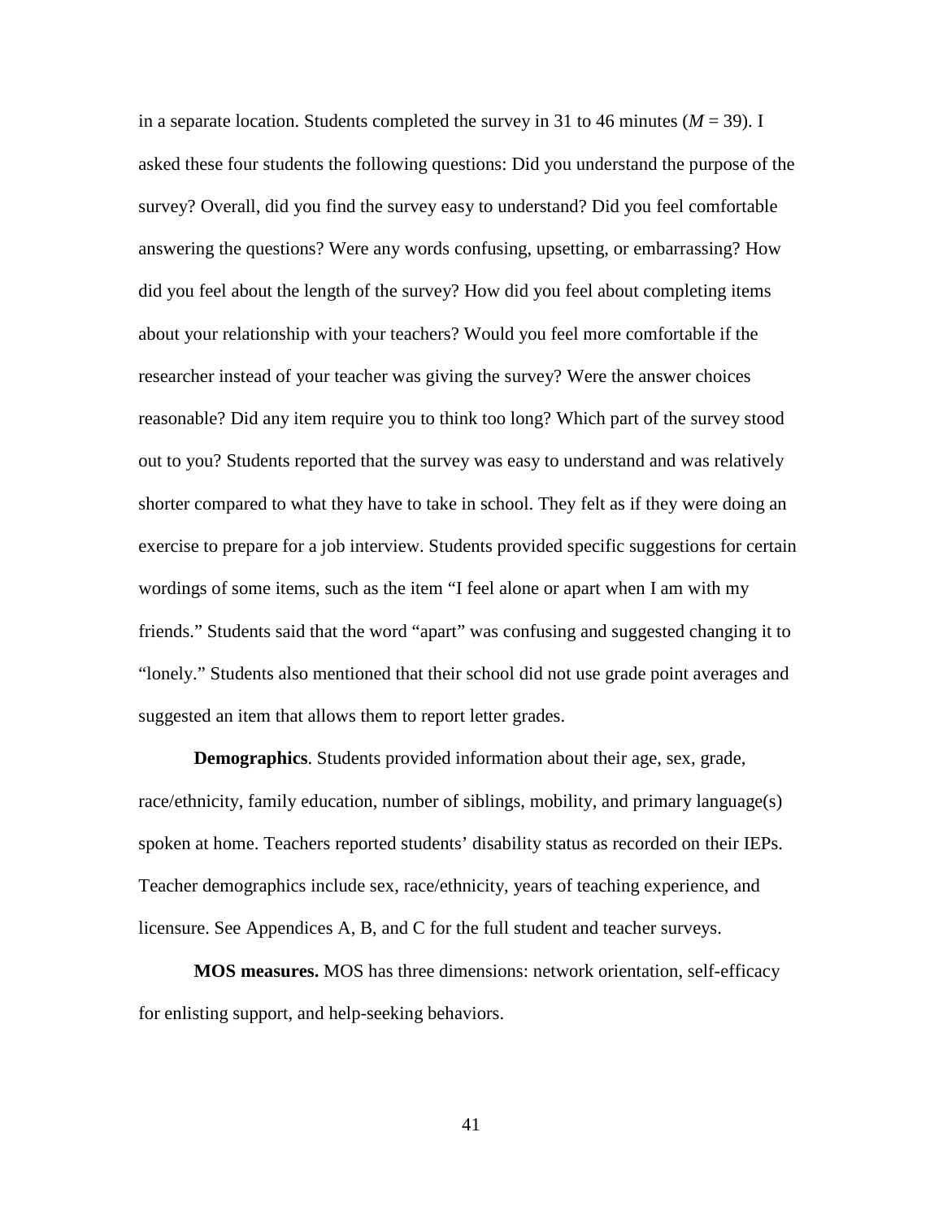in a separate location. Students completed the survey in 31 to 46 minutes (*M* = 39). I asked these four students the following questions: Did you understand the purpose of the survey? Overall, did you find the survey easy to understand? Did you feel comfortable answering the questions? Were any words confusing, upsetting, or embarrassing? How did you feel about the length of the survey? How did you feel about completing items about your relationship with your teachers? Would you feel more comfortable if the researcher instead of your teacher was giving the survey? Were the answer choices reasonable? Did any item require you to think too long? Which part of the survey stood out to you? Students reported that the survey was easy to understand and was relatively shorter compared to what they have to take in school. They felt as if they were doing an exercise to prepare for a job interview. Students provided specific suggestions for certain wordings of some items, such as the item "I feel alone or apart when I am with my friends." Students said that the word "apart" was confusing and suggested changing it to "lonely." Students also mentioned that their school did not use grade point averages and suggested an item that allows them to report letter grades.

**Demographics**. Students provided information about their age, sex, grade, race/ethnicity, family education, number of siblings, mobility, and primary language(s) spoken at home. Teachers reported students' disability status as recorded on their IEPs. Teacher demographics include sex, race/ethnicity, years of teaching experience, and licensure. See Appendices A, B, and C for the full student and teacher surveys.

**MOS measures.** MOS has three dimensions: network orientation, self-efficacy for enlisting support, and help-seeking behaviors.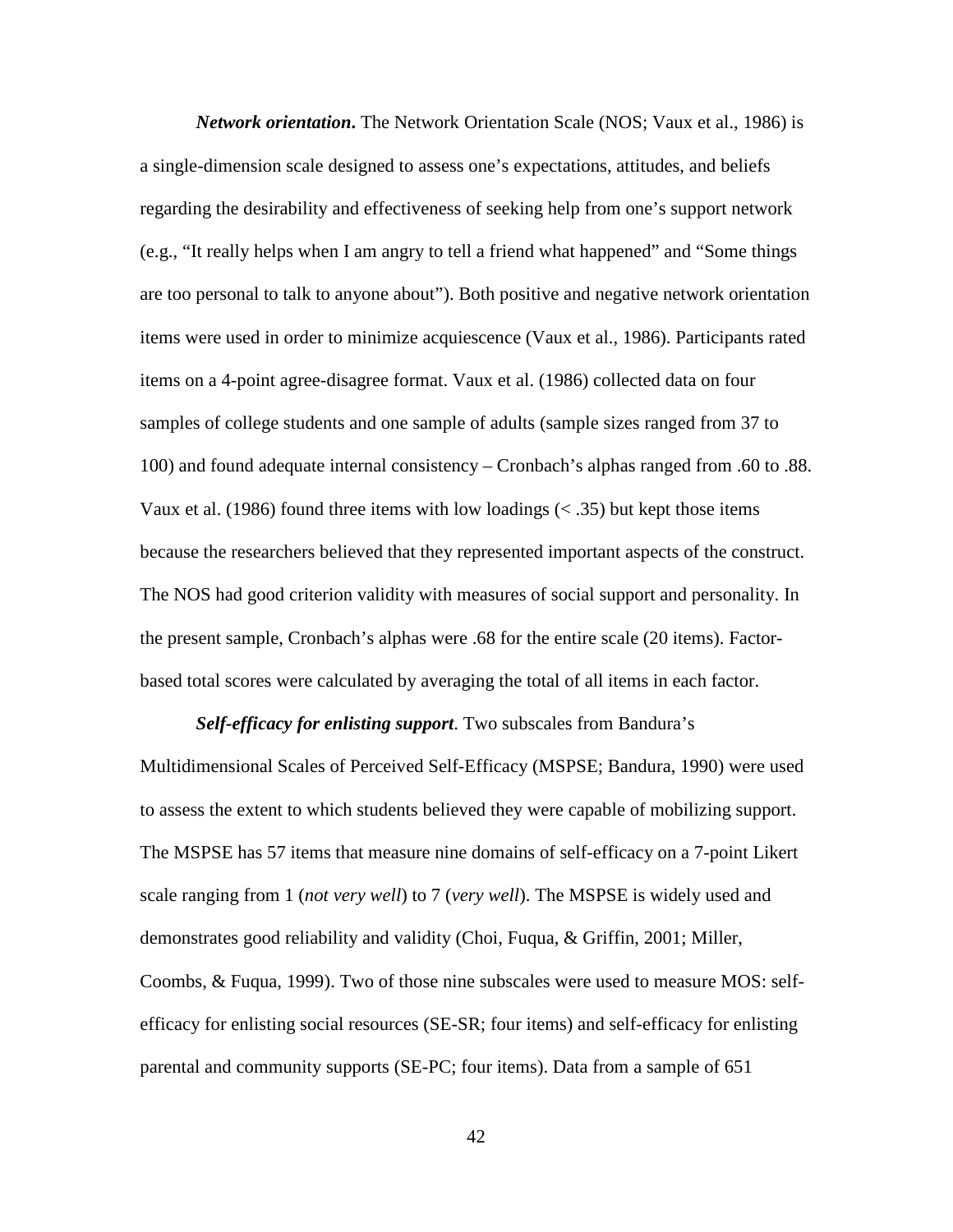***Network orientation*.** The Network Orientation Scale (NOS; Vaux et al., 1986) is a single-dimension scale designed to assess one's expectations, attitudes, and beliefs regarding the desirability and effectiveness of seeking help from one's support network (e.g., "It really helps when I am angry to tell a friend what happened" and "Some things are too personal to talk to anyone about"). Both positive and negative network orientation items were used in order to minimize acquiescence (Vaux et al., 1986). Participants rated items on a 4-point agree-disagree format. Vaux et al. (1986) collected data on four samples of college students and one sample of adults (sample sizes ranged from 37 to 100) and found adequate internal consistency – Cronbach's alphas ranged from .60 to .88. Vaux et al. (1986) found three items with low loadings (< .35) but kept those items because the researchers believed that they represented important aspects of the construct. The NOS had good criterion validity with measures of social support and personality. In the present sample, Cronbach's alphas were .68 for the entire scale (20 items). Factor-based total scores were calculated by averaging the total of all items in each factor.

***Self-efficacy for enlisting support*.** Two subscales from Bandura's Multidimensional Scales of Perceived Self-Efficacy (MSPSE; Bandura, 1990) were used to assess the extent to which students believed they were capable of mobilizing support. The MSPSE has 57 items that measure nine domains of self-efficacy on a 7-point Likert scale ranging from 1 (*not very well*) to 7 (*very well*). The MSPSE is widely used and demonstrates good reliability and validity (Choi, Fuqua, & Griffin, 2001; Miller, Coombs, & Fuqua, 1999). Two of those nine subscales were used to measure MOS: self-efficacy for enlisting social resources (SE-SR; four items) and self-efficacy for enlisting parental and community supports (SE-PC; four items). Data from a sample of 651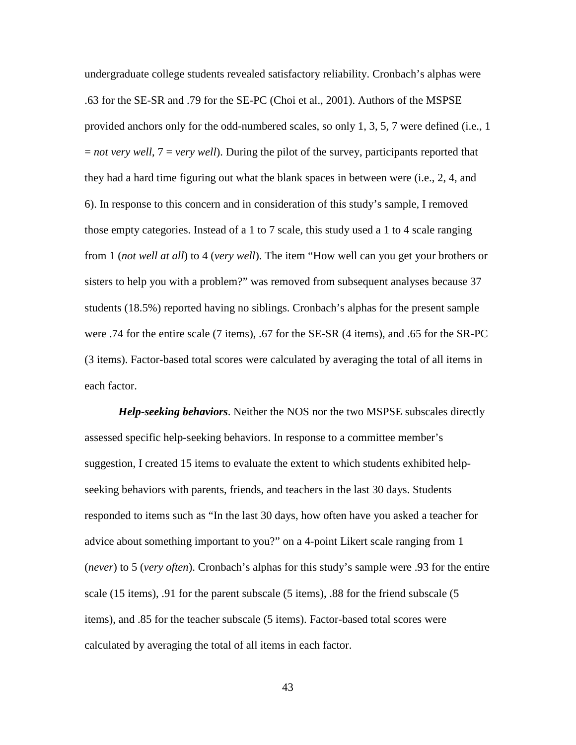undergraduate college students revealed satisfactory reliability. Cronbach's alphas were .63 for the SE-SR and .79 for the SE-PC (Choi et al., 2001). Authors of the MSPSE provided anchors only for the odd-numbered scales, so only 1, 3, 5, 7 were defined (i.e., 1 = *not very well*, 7 = *very well*). During the pilot of the survey, participants reported that they had a hard time figuring out what the blank spaces in between were (i.e., 2, 4, and 6). In response to this concern and in consideration of this study's sample, I removed those empty categories. Instead of a 1 to 7 scale, this study used a 1 to 4 scale ranging from 1 (*not well at all*) to 4 (*very well*). The item "How well can you get your brothers or sisters to help you with a problem?" was removed from subsequent analyses because 37 students (18.5%) reported having no siblings. Cronbach's alphas for the present sample were .74 for the entire scale (7 items), .67 for the SE-SR (4 items), and .65 for the SR-PC (3 items). Factor-based total scores were calculated by averaging the total of all items in each factor.

***Help-seeking behaviors***. Neither the NOS nor the two MSPSE subscales directly assessed specific help-seeking behaviors. In response to a committee member's suggestion, I created 15 items to evaluate the extent to which students exhibited help-seeking behaviors with parents, friends, and teachers in the last 30 days. Students responded to items such as "In the last 30 days, how often have you asked a teacher for advice about something important to you?" on a 4-point Likert scale ranging from 1 (*never*) to 5 (*very often*). Cronbach's alphas for this study's sample were .93 for the entire scale (15 items), .91 for the parent subscale (5 items), .88 for the friend subscale (5 items), and .85 for the teacher subscale (5 items). Factor-based total scores were calculated by averaging the total of all items in each factor.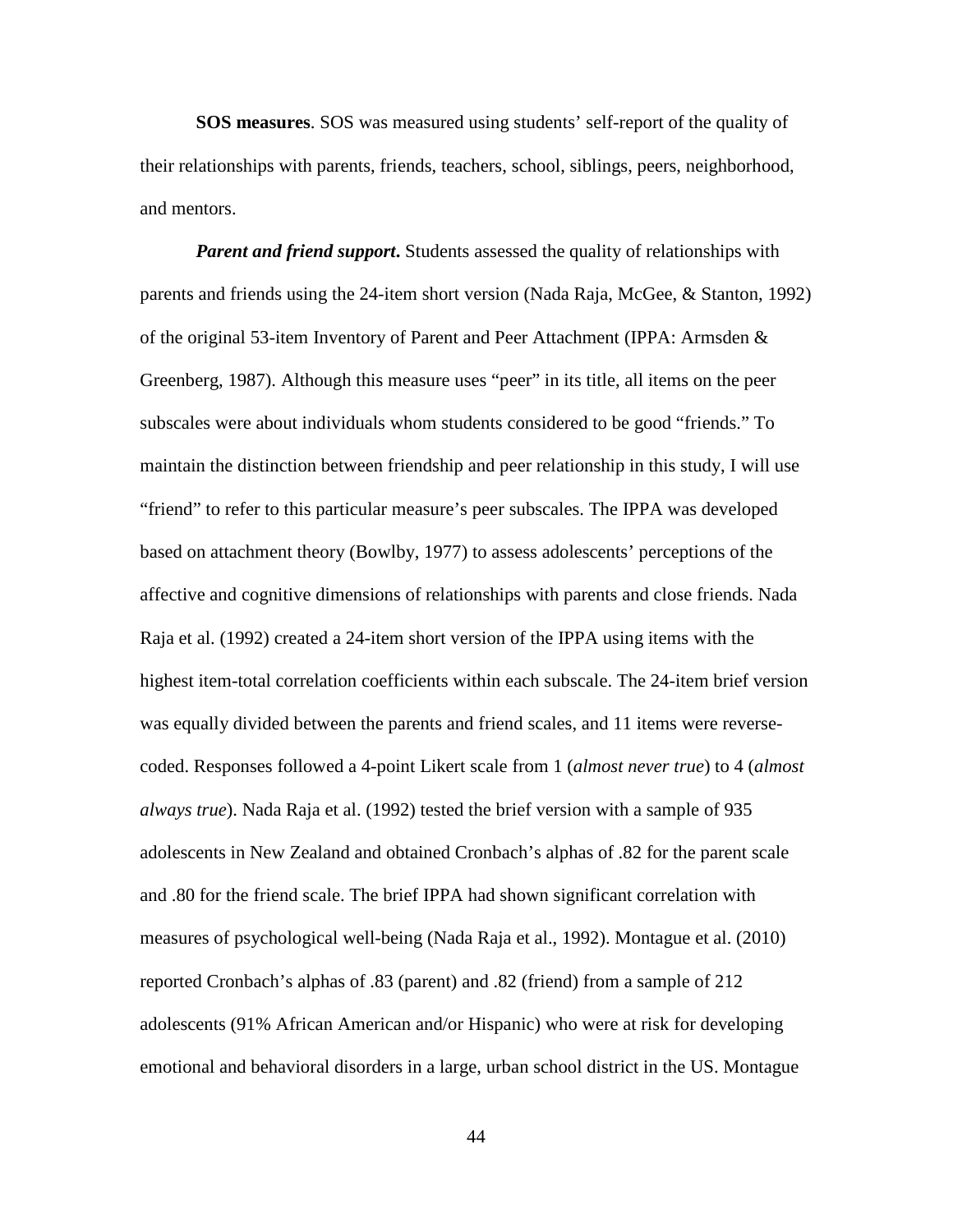**SOS measures**. SOS was measured using students' self-report of the quality of their relationships with parents, friends, teachers, school, siblings, peers, neighborhood, and mentors.

***Parent and friend support***. Students assessed the quality of relationships with parents and friends using the 24-item short version (Nada Raja, McGee, & Stanton, 1992) of the original 53-item Inventory of Parent and Peer Attachment (IPPA: Armsden & Greenberg, 1987). Although this measure uses "peer" in its title, all items on the peer subscales were about individuals whom students considered to be good "friends." To maintain the distinction between friendship and peer relationship in this study, I will use "friend" to refer to this particular measure's peer subscales. The IPPA was developed based on attachment theory (Bowlby, 1977) to assess adolescents' perceptions of the affective and cognitive dimensions of relationships with parents and close friends. Nada Raja et al. (1992) created a 24-item short version of the IPPA using items with the highest item-total correlation coefficients within each subscale. The 24-item brief version was equally divided between the parents and friend scales, and 11 items were reverse-coded. Responses followed a 4-point Likert scale from 1 (*almost never true*) to 4 (*almost always true*). Nada Raja et al. (1992) tested the brief version with a sample of 935 adolescents in New Zealand and obtained Cronbach's alphas of .82 for the parent scale and .80 for the friend scale. The brief IPPA had shown significant correlation with measures of psychological well-being (Nada Raja et al., 1992). Montague et al. (2010) reported Cronbach's alphas of .83 (parent) and .82 (friend) from a sample of 212 adolescents (91% African American and/or Hispanic) who were at risk for developing emotional and behavioral disorders in a large, urban school district in the US. Montague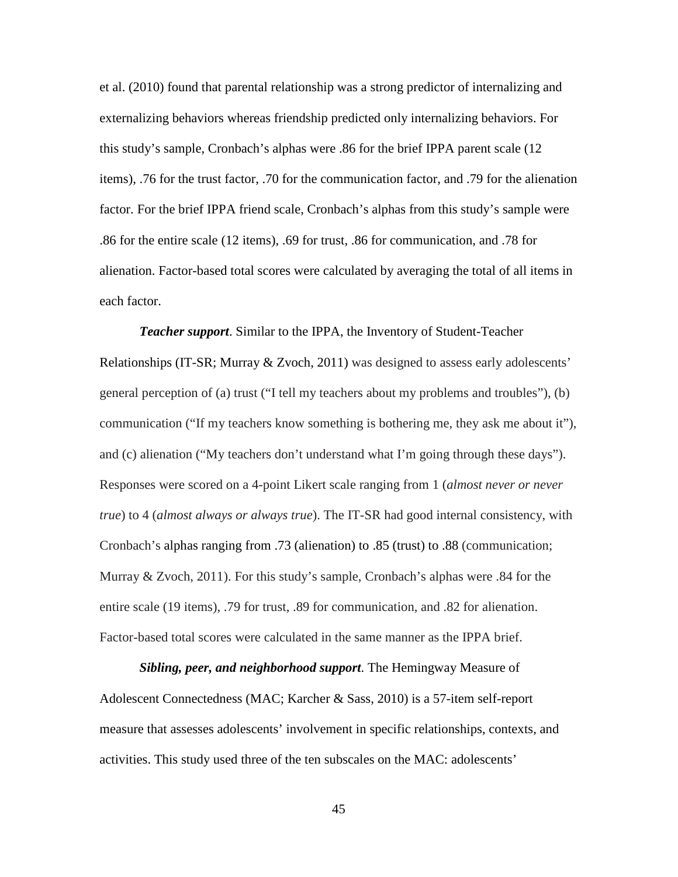et al. (2010) found that parental relationship was a strong predictor of internalizing and externalizing behaviors whereas friendship predicted only internalizing behaviors. For this study's sample, Cronbach's alphas were .86 for the brief IPPA parent scale (12 items), .76 for the trust factor, .70 for the communication factor, and .79 for the alienation factor. For the brief IPPA friend scale, Cronbach's alphas from this study's sample were .86 for the entire scale (12 items), .69 for trust, .86 for communication, and .78 for alienation. Factor-based total scores were calculated by averaging the total of all items in each factor.

***Teacher support***. Similar to the IPPA, the Inventory of Student-Teacher Relationships (IT-SR; Murray & Zvoch, 2011) was designed to assess early adolescents' general perception of (a) trust ("I tell my teachers about my problems and troubles"), (b) communication ("If my teachers know something is bothering me, they ask me about it"), and (c) alienation ("My teachers don't understand what I'm going through these days"). Responses were scored on a 4-point Likert scale ranging from 1 (*almost never or never true*) to 4 (*almost always or always true*). The IT-SR had good internal consistency, with Cronbach's alphas ranging from .73 (alienation) to .85 (trust) to .88 (communication; Murray & Zvoch, 2011). For this study's sample, Cronbach's alphas were .84 for the entire scale (19 items), .79 for trust, .89 for communication, and .82 for alienation. Factor-based total scores were calculated in the same manner as the IPPA brief.

***Sibling, peer, and neighborhood support***. The Hemingway Measure of Adolescent Connectedness (MAC; Karcher & Sass, 2010) is a 57-item self-report measure that assesses adolescents' involvement in specific relationships, contexts, and activities. This study used three of the ten subscales on the MAC: adolescents'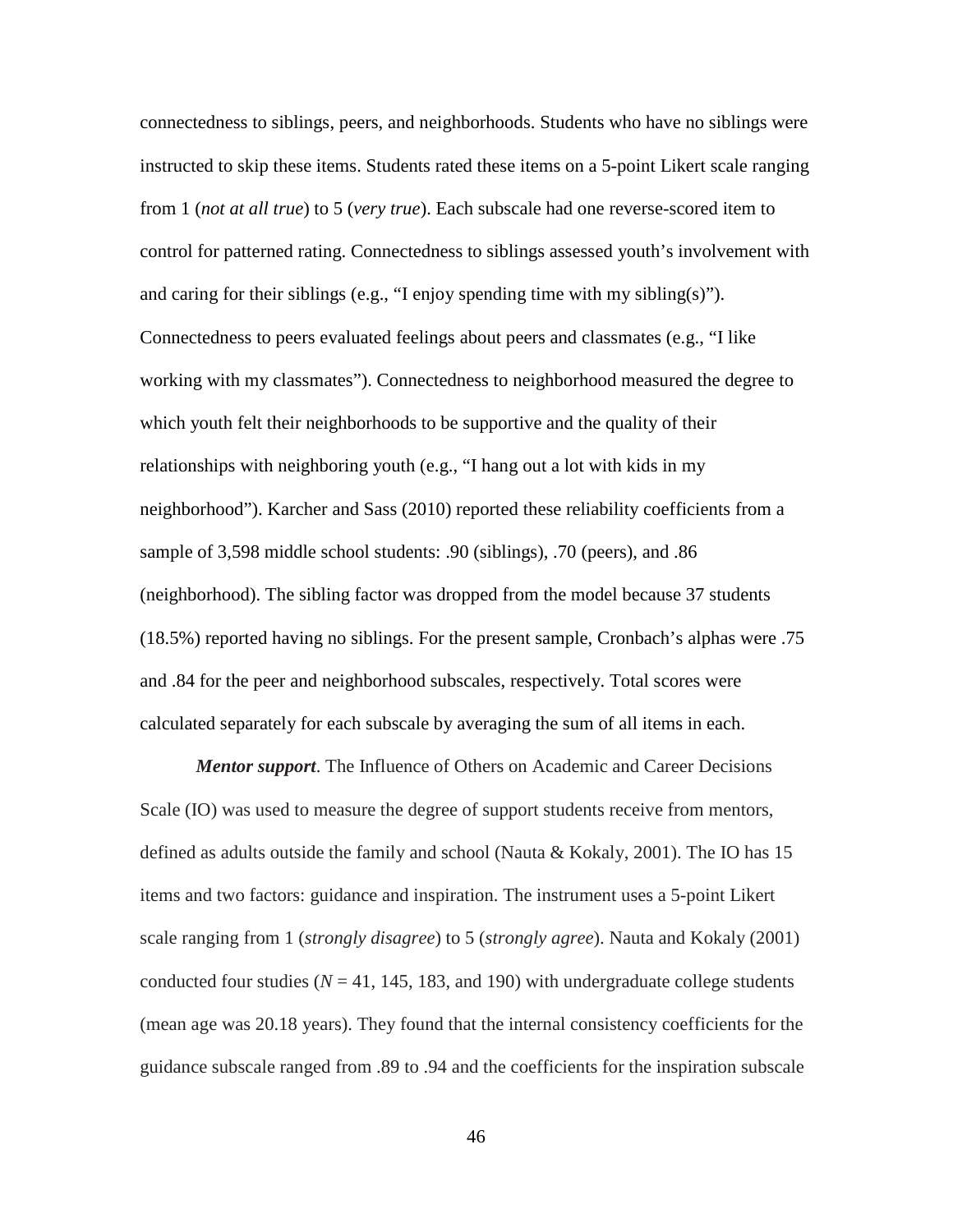connectedness to siblings, peers, and neighborhoods. Students who have no siblings were instructed to skip these items. Students rated these items on a 5-point Likert scale ranging from 1 (*not at all true*) to 5 (*very true*). Each subscale had one reverse-scored item to control for patterned rating. Connectedness to siblings assessed youth's involvement with and caring for their siblings (e.g., "I enjoy spending time with my sibling(s)"). Connectedness to peers evaluated feelings about peers and classmates (e.g., "I like working with my classmates"). Connectedness to neighborhood measured the degree to which youth felt their neighborhoods to be supportive and the quality of their relationships with neighboring youth (e.g., "I hang out a lot with kids in my neighborhood"). Karcher and Sass (2010) reported these reliability coefficients from a sample of 3,598 middle school students: .90 (siblings), .70 (peers), and .86 (neighborhood). The sibling factor was dropped from the model because 37 students (18.5%) reported having no siblings. For the present sample, Cronbach's alphas were .75 and .84 for the peer and neighborhood subscales, respectively. Total scores were calculated separately for each subscale by averaging the sum of all items in each.

***Mentor support***. The Influence of Others on Academic and Career Decisions Scale (IO) was used to measure the degree of support students receive from mentors, defined as adults outside the family and school (Nauta & Kokaly, 2001). The IO has 15 items and two factors: guidance and inspiration. The instrument uses a 5-point Likert scale ranging from 1 (*strongly disagree*) to 5 (*strongly agree*). Nauta and Kokaly (2001) conducted four studies ($N$ = 41, 145, 183, and 190) with undergraduate college students (mean age was 20.18 years). They found that the internal consistency coefficients for the guidance subscale ranged from .89 to .94 and the coefficients for the inspiration subscale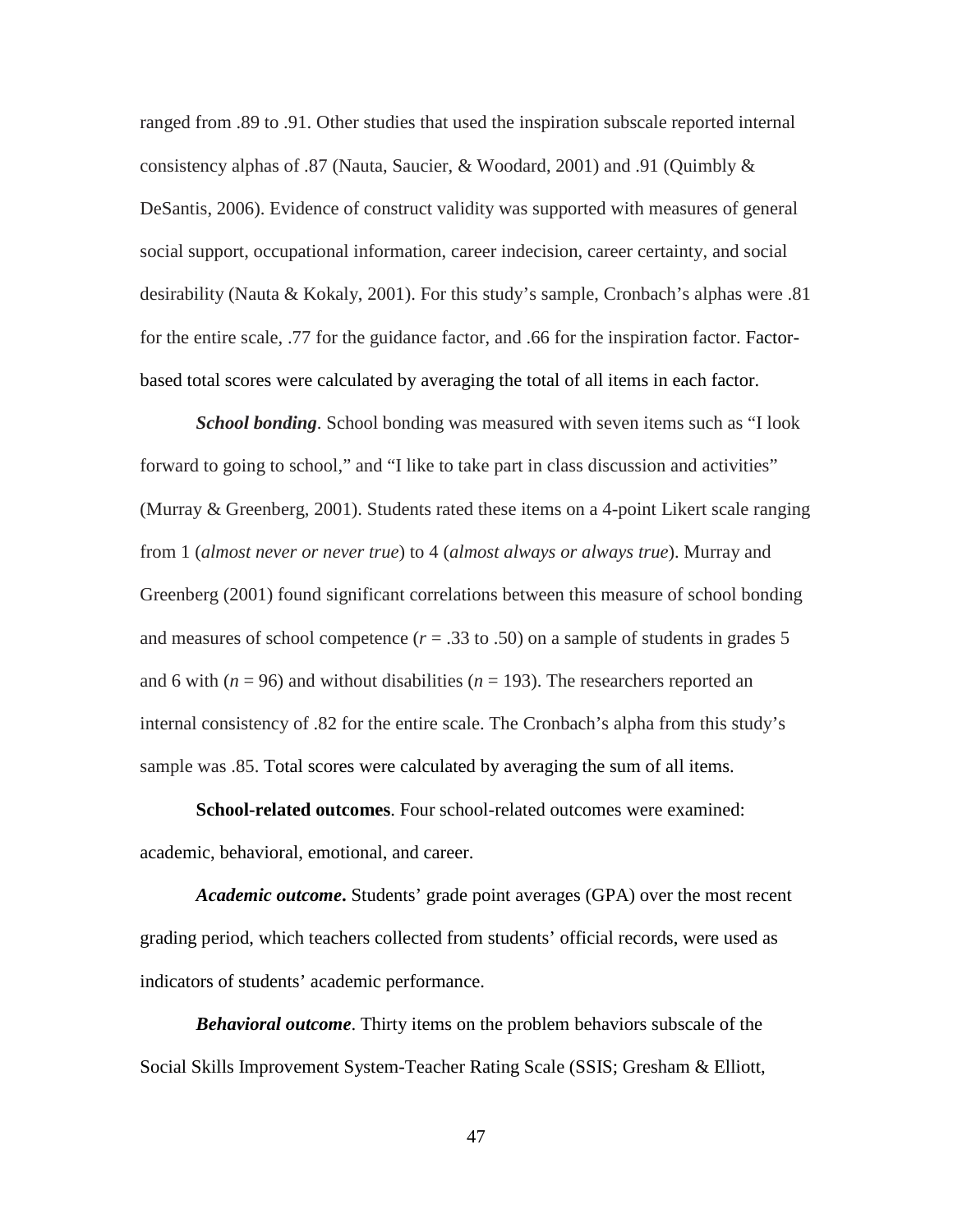ranged from .89 to .91. Other studies that used the inspiration subscale reported internal consistency alphas of .87 (Nauta, Saucier, & Woodard, 2001) and .91 (Quimbly & DeSantis, 2006). Evidence of construct validity was supported with measures of general social support, occupational information, career indecision, career certainty, and social desirability (Nauta & Kokaly, 2001). For this study's sample, Cronbach's alphas were .81 for the entire scale, .77 for the guidance factor, and .66 for the inspiration factor. Factor-based total scores were calculated by averaging the total of all items in each factor.

***School bonding***. School bonding was measured with seven items such as "I look forward to going to school," and "I like to take part in class discussion and activities" (Murray & Greenberg, 2001). Students rated these items on a 4-point Likert scale ranging from 1 (*almost never or never true*) to 4 (*almost always or always true*). Murray and Greenberg (2001) found significant correlations between this measure of school bonding and measures of school competence ($r$ = .33 to .50) on a sample of students in grades 5 and 6 with ($n$ = 96) and without disabilities ($n$ = 193). The researchers reported an internal consistency of .82 for the entire scale. The Cronbach's alpha from this study's sample was .85. Total scores were calculated by averaging the sum of all items.

**School-related outcomes**. Four school-related outcomes were examined: academic, behavioral, emotional, and career.

***Academic outcome***. Students' grade point averages (GPA) over the most recent grading period, which teachers collected from students' official records, were used as indicators of students' academic performance.

***Behavioral outcome***. Thirty items on the problem behaviors subscale of the Social Skills Improvement System-Teacher Rating Scale (SSIS; Gresham & Elliott,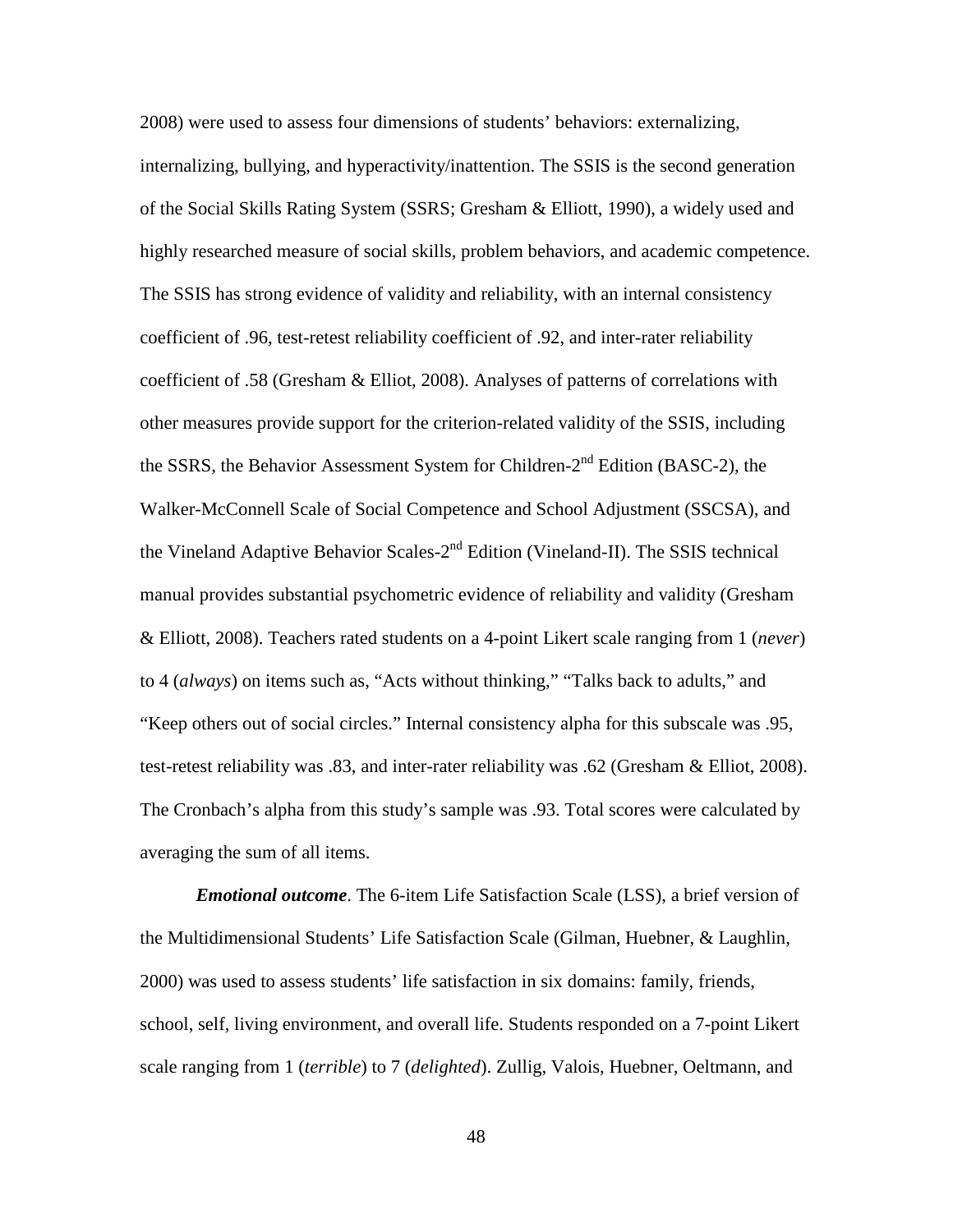2008) were used to assess four dimensions of students' behaviors: externalizing, internalizing, bullying, and hyperactivity/inattention. The SSIS is the second generation of the Social Skills Rating System (SSRS; Gresham & Elliott, 1990), a widely used and highly researched measure of social skills, problem behaviors, and academic competence. The SSIS has strong evidence of validity and reliability, with an internal consistency coefficient of .96, test-retest reliability coefficient of .92, and inter-rater reliability coefficient of .58 (Gresham & Elliot, 2008). Analyses of patterns of correlations with other measures provide support for the criterion-related validity of the SSIS, including the SSRS, the Behavior Assessment System for Children-2nd Edition (BASC-2), the Walker-McConnell Scale of Social Competence and School Adjustment (SSCSA), and the Vineland Adaptive Behavior Scales-2nd Edition (Vineland-II). The SSIS technical manual provides substantial psychometric evidence of reliability and validity (Gresham & Elliott, 2008). Teachers rated students on a 4-point Likert scale ranging from 1 (*never*) to 4 (*always*) on items such as, "Acts without thinking," "Talks back to adults," and "Keep others out of social circles." Internal consistency alpha for this subscale was .95, test-retest reliability was .83, and inter-rater reliability was .62 (Gresham & Elliot, 2008). The Cronbach's alpha from this study's sample was .93. Total scores were calculated by averaging the sum of all items.

***Emotional outcome***. The 6-item Life Satisfaction Scale (LSS), a brief version of the Multidimensional Students' Life Satisfaction Scale (Gilman, Huebner, & Laughlin, 2000) was used to assess students' life satisfaction in six domains: family, friends, school, self, living environment, and overall life. Students responded on a 7-point Likert scale ranging from 1 (*terrible*) to 7 (*delighted*). Zullig, Valois, Huebner, Oeltmann, and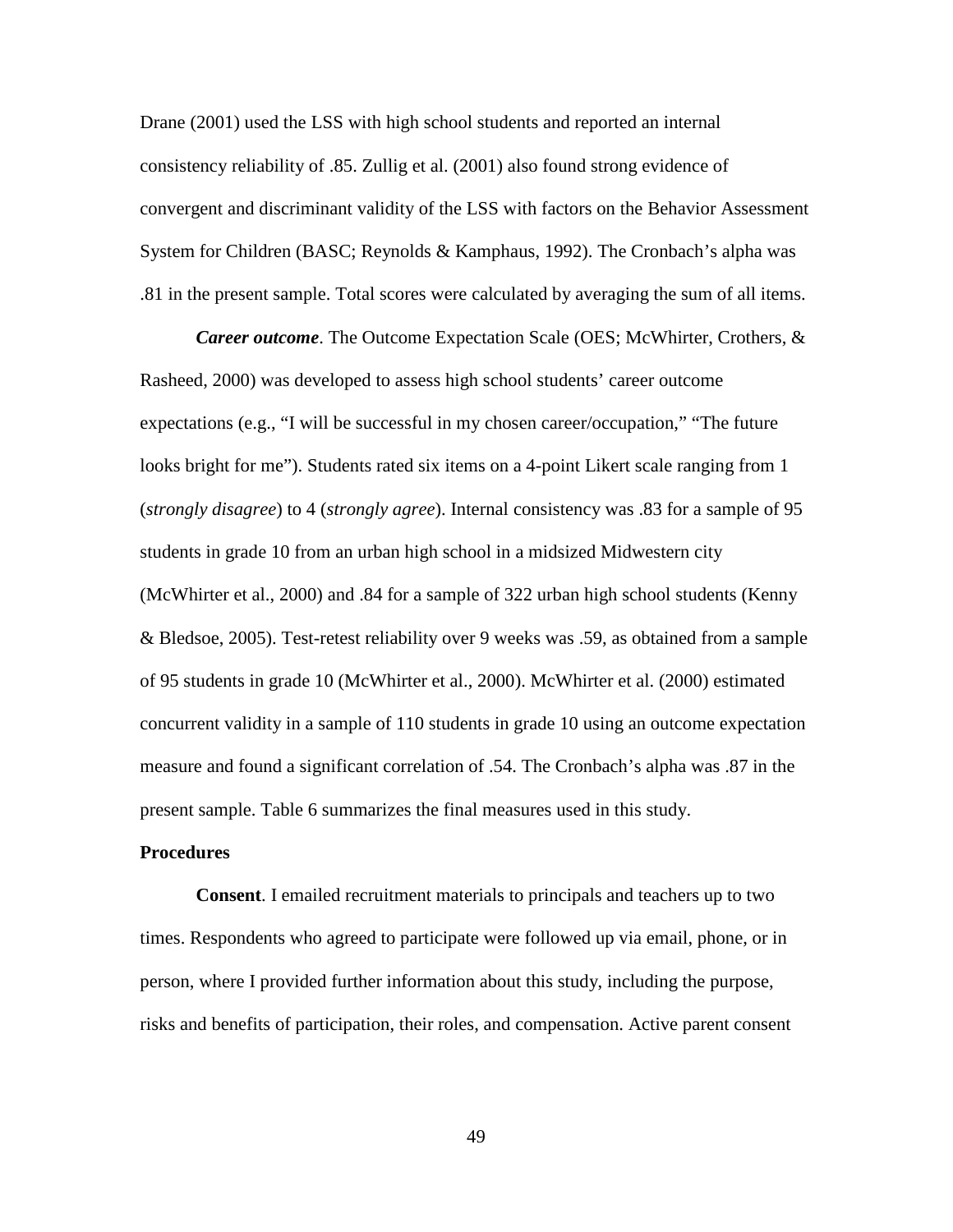Drane (2001) used the LSS with high school students and reported an internal consistency reliability of .85. Zullig et al. (2001) also found strong evidence of convergent and discriminant validity of the LSS with factors on the Behavior Assessment System for Children (BASC; Reynolds & Kamphaus, 1992). The Cronbach's alpha was .81 in the present sample. Total scores were calculated by averaging the sum of all items.

***Career outcome***. The Outcome Expectation Scale (OES; McWhirter, Crothers, & Rasheed, 2000) was developed to assess high school students' career outcome expectations (e.g., "I will be successful in my chosen career/occupation," "The future looks bright for me"). Students rated six items on a 4-point Likert scale ranging from 1 (*strongly disagree*) to 4 (*strongly agree*). Internal consistency was .83 for a sample of 95 students in grade 10 from an urban high school in a midsized Midwestern city (McWhirter et al., 2000) and .84 for a sample of 322 urban high school students (Kenny & Bledsoe, 2005). Test-retest reliability over 9 weeks was .59, as obtained from a sample of 95 students in grade 10 (McWhirter et al., 2000). McWhirter et al. (2000) estimated concurrent validity in a sample of 110 students in grade 10 using an outcome expectation measure and found a significant correlation of .54. The Cronbach's alpha was .87 in the present sample. Table 6 summarizes the final measures used in this study.

## Procedures

**Consent**. I emailed recruitment materials to principals and teachers up to two times. Respondents who agreed to participate were followed up via email, phone, or in person, where I provided further information about this study, including the purpose, risks and benefits of participation, their roles, and compensation. Active parent consent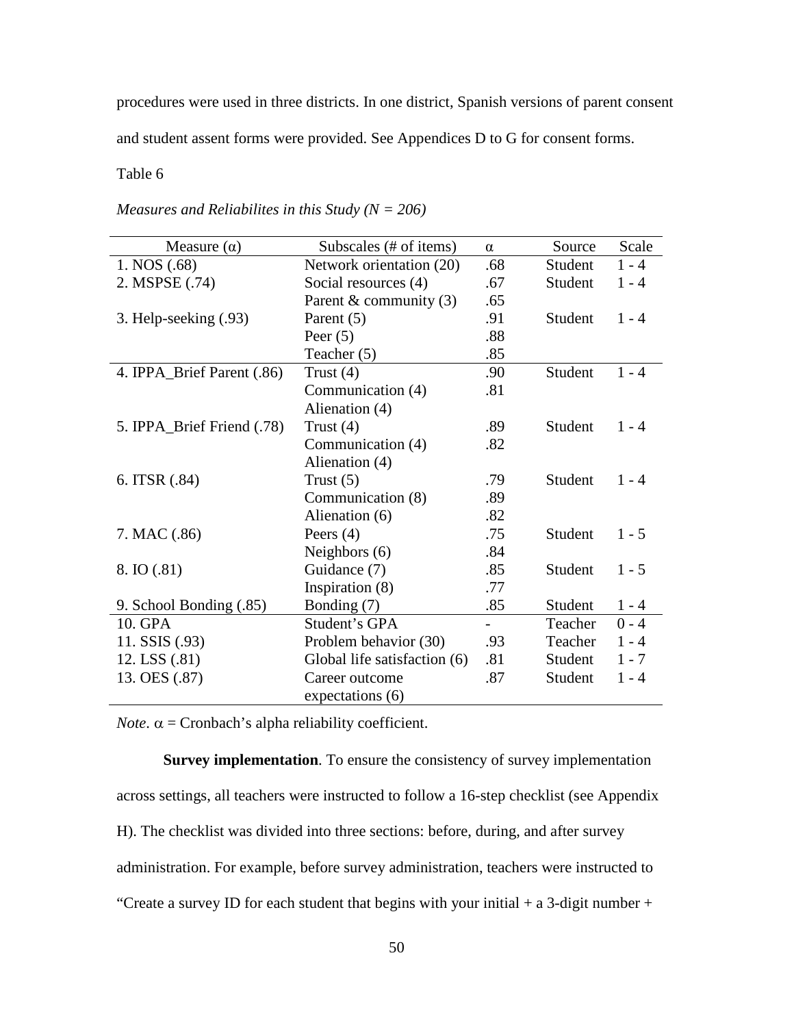procedures were used in three districts. In one district, Spanish versions of parent consent and student assent forms were provided. See Appendices D to G for consent forms.

Table 6

*Measures and Reliabilites in this Study (N = 206)*

| Measure (α) | Subscales (# of items) | α | Source | Scale |
|---|---|---|---|---|
| 1. NOS (.68) | Network orientation (20) | .68 | Student | 1 - 4 |
| 2. MSPSE (.74) | Social resources (4) | .67 | Student | 1 - 4 |
| | Parent & community (3) | .65 | | |
| 3. Help-seeking (.93) | Parent (5) | .91 | Student | 1 - 4 |
| | Peer (5) | .88 | | |
| | Teacher (5) | .85 | | |
| 4. IPPA_Brief Parent (.86) | Trust (4) | .90 | Student | 1 - 4 |
| | Communication (4) | .81 | | |
| | Alienation (4) | | | |
| 5. IPPA_Brief Friend (.78) | Trust (4) | .89 | Student | 1 - 4 |
| | Communication (4) | .82 | | |
| | Alienation (4) | | | |
| 6. ITSR (.84) | Trust (5) | .79 | Student | 1 - 4 |
| | Communication (8) | .89 | | |
| | Alienation (6) | .82 | | |
| 7. MAC (.86) | Peers (4) | .75 | Student | 1 - 5 |
| | Neighbors (6) | .84 | | |
| 8. IO (.81) | Guidance (7) | .85 | Student | 1 - 5 |
| | Inspiration (8) | .77 | | |
| 9. School Bonding (.85) | Bonding (7) | .85 | Student | 1 - 4 |
| 10. GPA | Student's GPA | - | Teacher | 0 - 4 |
| 11. SSIS (.93) | Problem behavior (30) | .93 | Teacher | 1 - 4 |
| 12. LSS (.81) | Global life satisfaction (6) | .81 | Student | 1 - 7 |
| 13. OES (.87) | Career outcome expectations (6) | .87 | Student | 1 - 4 |

*Note*. α = Cronbach's alpha reliability coefficient.

**Survey implementation**. To ensure the consistency of survey implementation across settings, all teachers were instructed to follow a 16-step checklist (see Appendix H). The checklist was divided into three sections: before, during, and after survey administration. For example, before survey administration, teachers were instructed to "Create a survey ID for each student that begins with your initial + a 3-digit number +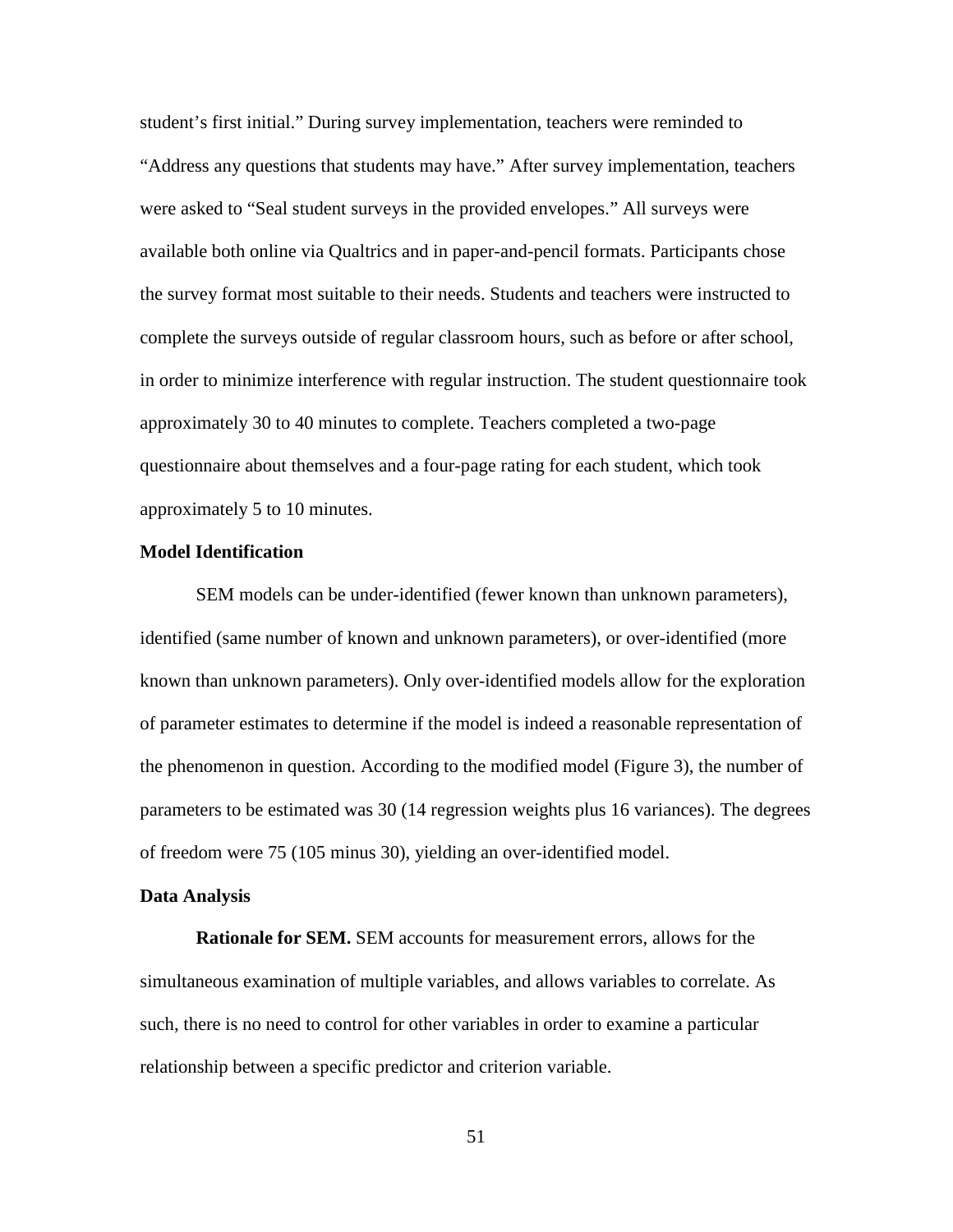student's first initial." During survey implementation, teachers were reminded to "Address any questions that students may have." After survey implementation, teachers were asked to "Seal student surveys in the provided envelopes." All surveys were available both online via Qualtrics and in paper-and-pencil formats. Participants chose the survey format most suitable to their needs. Students and teachers were instructed to complete the surveys outside of regular classroom hours, such as before or after school, in order to minimize interference with regular instruction. The student questionnaire took approximately 30 to 40 minutes to complete. Teachers completed a two-page questionnaire about themselves and a four-page rating for each student, which took approximately 5 to 10 minutes.

### Model Identification

SEM models can be under-identified (fewer known than unknown parameters), identified (same number of known and unknown parameters), or over-identified (more known than unknown parameters). Only over-identified models allow for the exploration of parameter estimates to determine if the model is indeed a reasonable representation of the phenomenon in question. According to the modified model (Figure 3), the number of parameters to be estimated was 30 (14 regression weights plus 16 variances). The degrees of freedom were 75 (105 minus 30), yielding an over-identified model.

### Data Analysis

**Rationale for SEM.** SEM accounts for measurement errors, allows for the simultaneous examination of multiple variables, and allows variables to correlate. As such, there is no need to control for other variables in order to examine a particular relationship between a specific predictor and criterion variable.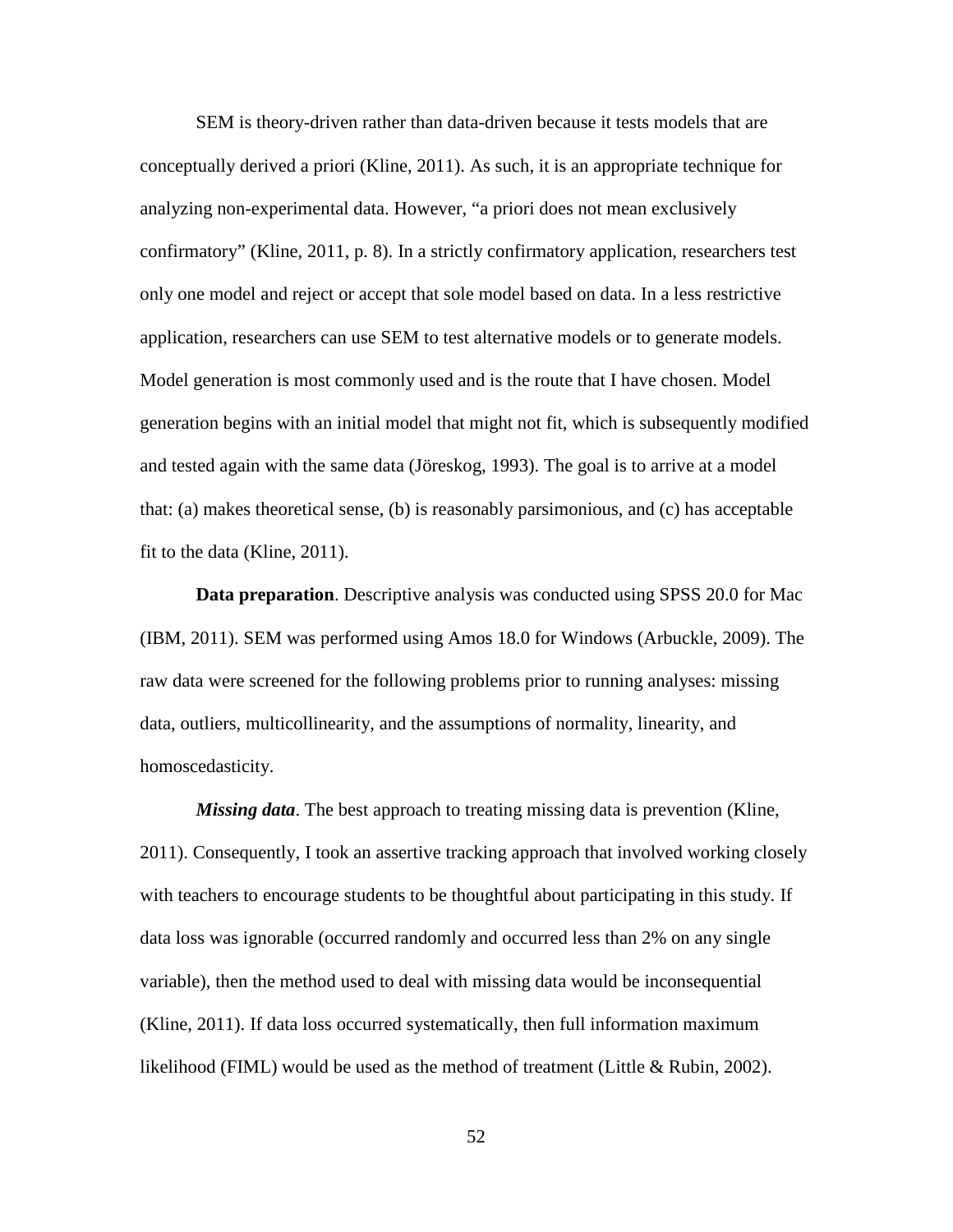SEM is theory-driven rather than data-driven because it tests models that are conceptually derived a priori (Kline, 2011). As such, it is an appropriate technique for analyzing non-experimental data. However, "a priori does not mean exclusively confirmatory" (Kline, 2011, p. 8). In a strictly confirmatory application, researchers test only one model and reject or accept that sole model based on data. In a less restrictive application, researchers can use SEM to test alternative models or to generate models. Model generation is most commonly used and is the route that I have chosen. Model generation begins with an initial model that might not fit, which is subsequently modified and tested again with the same data (Jöreskog, 1993). The goal is to arrive at a model that: (a) makes theoretical sense, (b) is reasonably parsimonious, and (c) has acceptable fit to the data (Kline, 2011).

**Data preparation**. Descriptive analysis was conducted using SPSS 20.0 for Mac (IBM, 2011). SEM was performed using Amos 18.0 for Windows (Arbuckle, 2009). The raw data were screened for the following problems prior to running analyses: missing data, outliers, multicollinearity, and the assumptions of normality, linearity, and homoscedasticity.

***Missing data***. The best approach to treating missing data is prevention (Kline, 2011). Consequently, I took an assertive tracking approach that involved working closely with teachers to encourage students to be thoughtful about participating in this study. If data loss was ignorable (occurred randomly and occurred less than 2% on any single variable), then the method used to deal with missing data would be inconsequential (Kline, 2011). If data loss occurred systematically, then full information maximum likelihood (FIML) would be used as the method of treatment (Little & Rubin, 2002).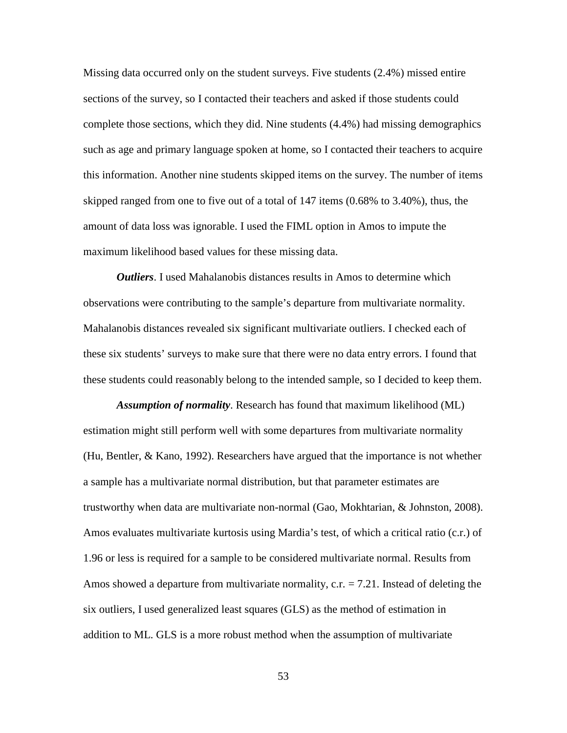Missing data occurred only on the student surveys. Five students (2.4%) missed entire sections of the survey, so I contacted their teachers and asked if those students could complete those sections, which they did. Nine students (4.4%) had missing demographics such as age and primary language spoken at home, so I contacted their teachers to acquire this information. Another nine students skipped items on the survey. The number of items skipped ranged from one to five out of a total of 147 items (0.68% to 3.40%), thus, the amount of data loss was ignorable. I used the FIML option in Amos to impute the maximum likelihood based values for these missing data.

***Outliers***. I used Mahalanobis distances results in Amos to determine which observations were contributing to the sample's departure from multivariate normality. Mahalanobis distances revealed six significant multivariate outliers. I checked each of these six students' surveys to make sure that there were no data entry errors. I found that these students could reasonably belong to the intended sample, so I decided to keep them.

***Assumption of normality***. Research has found that maximum likelihood (ML) estimation might still perform well with some departures from multivariate normality (Hu, Bentler, & Kano, 1992). Researchers have argued that the importance is not whether a sample has a multivariate normal distribution, but that parameter estimates are trustworthy when data are multivariate non-normal (Gao, Mokhtarian, & Johnston, 2008). Amos evaluates multivariate kurtosis using Mardia's test, of which a critical ratio (c.r.) of 1.96 or less is required for a sample to be considered multivariate normal. Results from Amos showed a departure from multivariate normality, c.r. = 7.21. Instead of deleting the six outliers, I used generalized least squares (GLS) as the method of estimation in addition to ML. GLS is a more robust method when the assumption of multivariate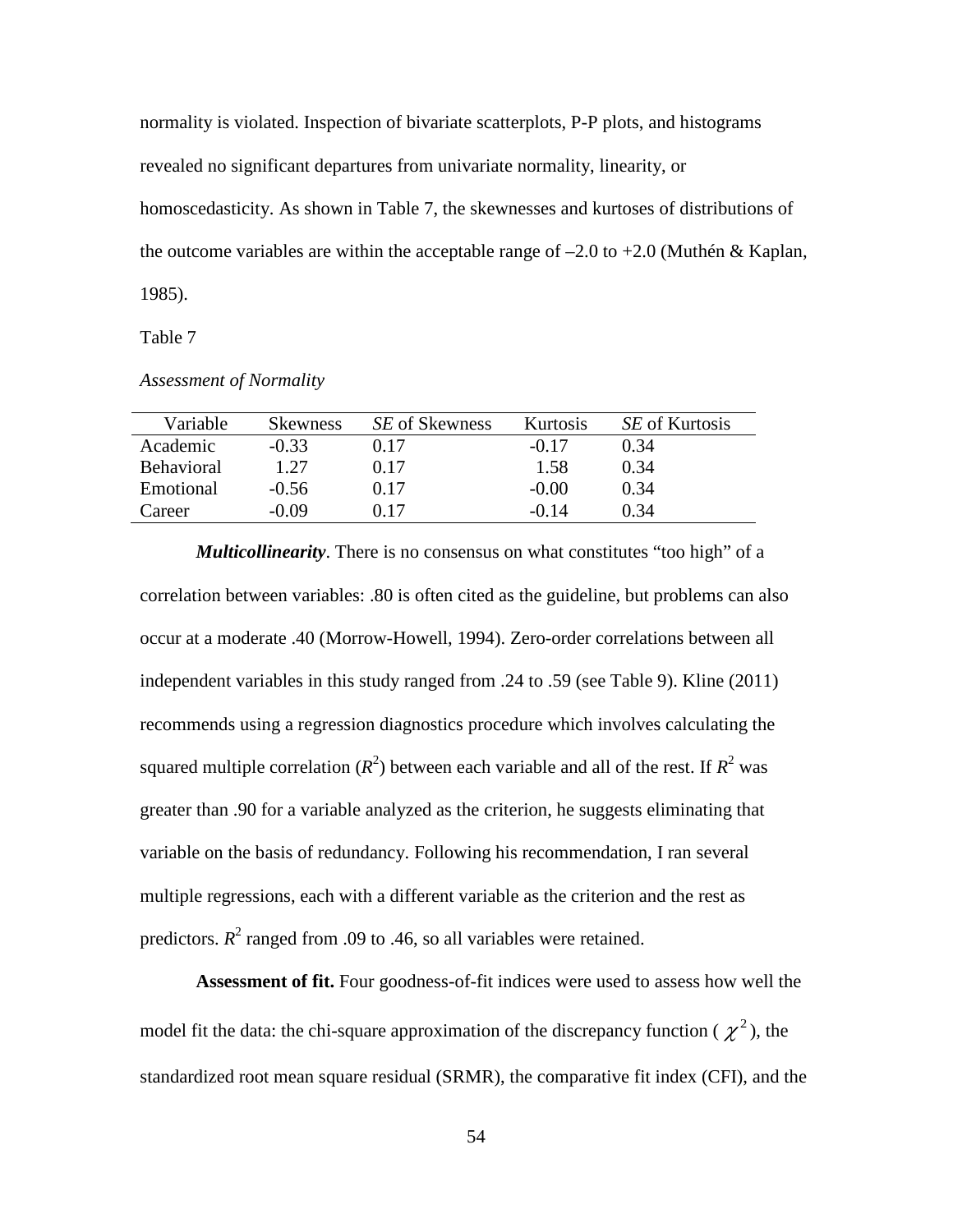normality is violated. Inspection of bivariate scatterplots, P-P plots, and histograms revealed no significant departures from univariate normality, linearity, or homoscedasticity. As shown in Table 7, the skewnesses and kurtoses of distributions of the outcome variables are within the acceptable range of –2.0 to +2.0 (Muthén & Kaplan, 1985).

Table 7

*Assessment of Normality*

| Variable | Skewness | *SE* of Skewness | Kurtosis | *SE* of Kurtosis |
|---|---|---|---|---|
| Academic | -0.33 | 0.17 | -0.17 | 0.34 |
| Behavioral | 1.27 | 0.17 | 1.58 | 0.34 |
| Emotional | -0.56 | 0.17 | -0.00 | 0.34 |
| Career | -0.09 | 0.17 | -0.14 | 0.34 |

***Multicollinearity***. There is no consensus on what constitutes "too high" of a correlation between variables: .80 is often cited as the guideline, but problems can also occur at a moderate .40 (Morrow-Howell, 1994). Zero-order correlations between all independent variables in this study ranged from .24 to .59 (see Table 9). Kline (2011) recommends using a regression diagnostics procedure which involves calculating the squared multiple correlation ($R^2$) between each variable and all of the rest. If $R^2$ was greater than .90 for a variable analyzed as the criterion, he suggests eliminating that variable on the basis of redundancy. Following his recommendation, I ran several multiple regressions, each with a different variable as the criterion and the rest as predictors. $R^2$ ranged from .09 to .46, so all variables were retained.

**Assessment of fit.** Four goodness-of-fit indices were used to assess how well the model fit the data: the chi-square approximation of the discrepancy function ( $\chi^2$ ), the standardized root mean square residual (SRMR), the comparative fit index (CFI), and the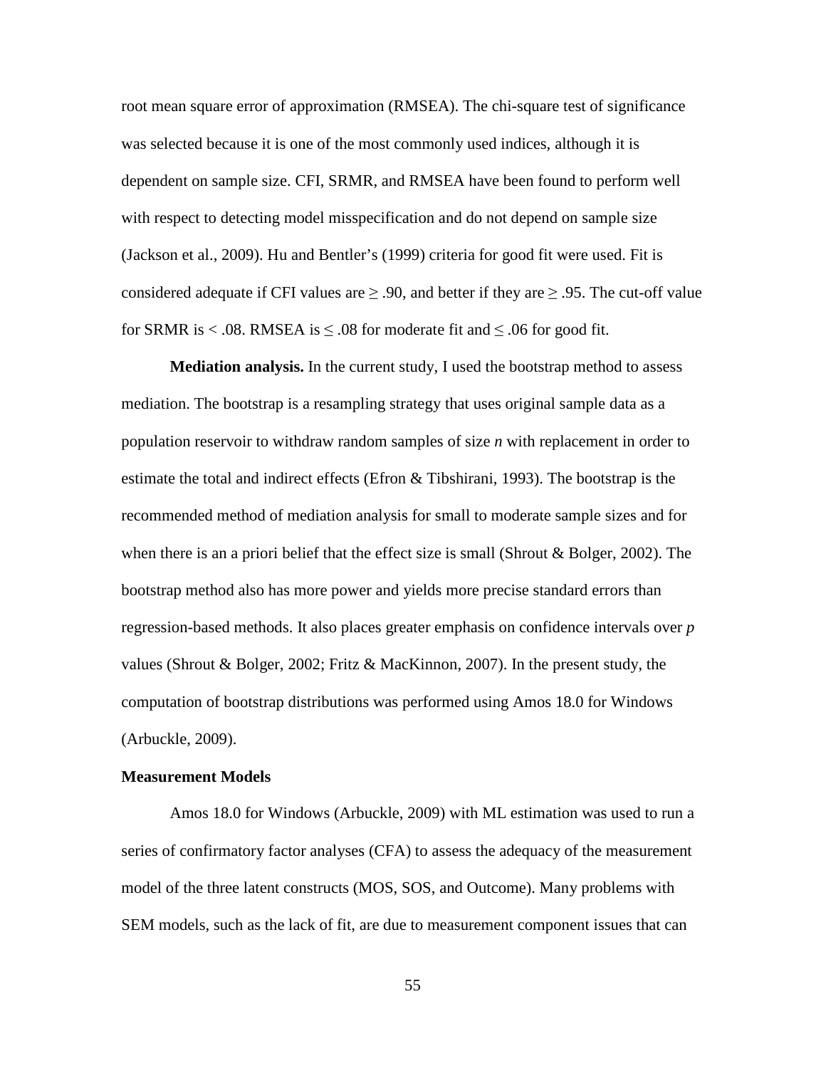root mean square error of approximation (RMSEA). The chi-square test of significance was selected because it is one of the most commonly used indices, although it is dependent on sample size. CFI, SRMR, and RMSEA have been found to perform well with respect to detecting model misspecification and do not depend on sample size (Jackson et al., 2009). Hu and Bentler's (1999) criteria for good fit were used. Fit is considered adequate if CFI values are $\geq .90$, and better if they are $\geq .95$. The cut-off value for SRMR is $< .08$. RMSEA is $\leq .08$ for moderate fit and $\leq .06$ for good fit.

**Mediation analysis.** In the current study, I used the bootstrap method to assess mediation. The bootstrap is a resampling strategy that uses original sample data as a population reservoir to withdraw random samples of size $n$ with replacement in order to estimate the total and indirect effects (Efron & Tibshirani, 1993). The bootstrap is the recommended method of mediation analysis for small to moderate sample sizes and for when there is an a priori belief that the effect size is small (Shrout & Bolger, 2002). The bootstrap method also has more power and yields more precise standard errors than regression-based methods. It also places greater emphasis on confidence intervals over $p$ values (Shrout & Bolger, 2002; Fritz & MacKinnon, 2007). In the present study, the computation of bootstrap distributions was performed using Amos 18.0 for Windows (Arbuckle, 2009).

### Measurement Models

Amos 18.0 for Windows (Arbuckle, 2009) with ML estimation was used to run a series of confirmatory factor analyses (CFA) to assess the adequacy of the measurement model of the three latent constructs (MOS, SOS, and Outcome). Many problems with SEM models, such as the lack of fit, are due to measurement component issues that can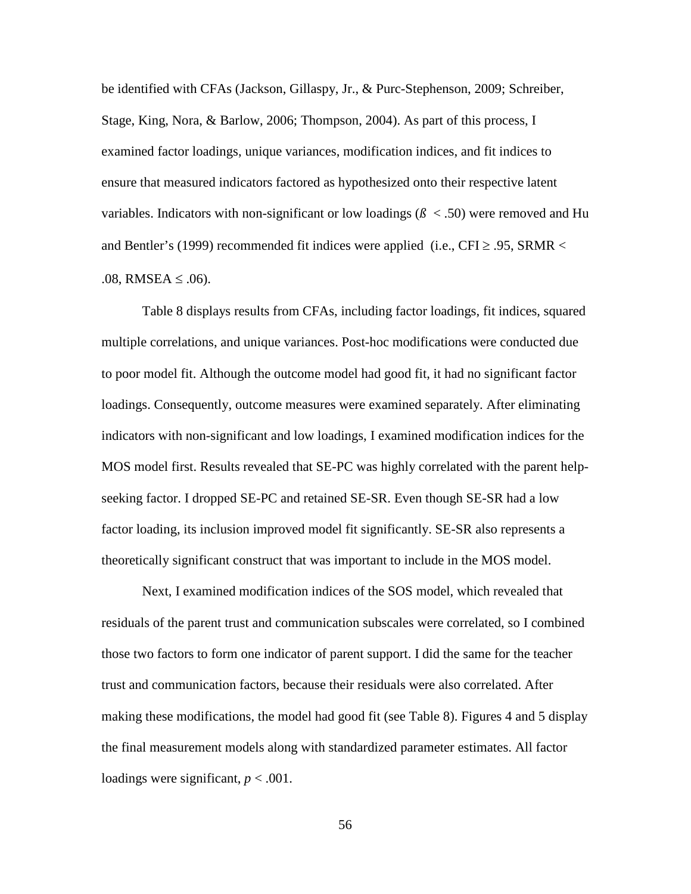be identified with CFAs (Jackson, Gillaspy, Jr., & Purc-Stephenson, 2009; Schreiber, Stage, King, Nora, & Barlow, 2006; Thompson, 2004). As part of this process, I examined factor loadings, unique variances, modification indices, and fit indices to ensure that measured indicators factored as hypothesized onto their respective latent variables. Indicators with non-significant or low loadings ($ß < .50$) were removed and Hu and Bentler's (1999) recommended fit indices were applied (i.e., CFI $\geq .95$, SRMR $< .08$, RMSEA $\leq .06$).

Table 8 displays results from CFAs, including factor loadings, fit indices, squared multiple correlations, and unique variances. Post-hoc modifications were conducted due to poor model fit. Although the outcome model had good fit, it had no significant factor loadings. Consequently, outcome measures were examined separately. After eliminating indicators with non-significant and low loadings, I examined modification indices for the MOS model first. Results revealed that SE-PC was highly correlated with the parent help-seeking factor. I dropped SE-PC and retained SE-SR. Even though SE-SR had a low factor loading, its inclusion improved model fit significantly. SE-SR also represents a theoretically significant construct that was important to include in the MOS model.

Next, I examined modification indices of the SOS model, which revealed that residuals of the parent trust and communication subscales were correlated, so I combined those two factors to form one indicator of parent support. I did the same for the teacher trust and communication factors, because their residuals were also correlated. After making these modifications, the model had good fit (see Table 8). Figures 4 and 5 display the final measurement models along with standardized parameter estimates. All factor loadings were significant, $p < .001$.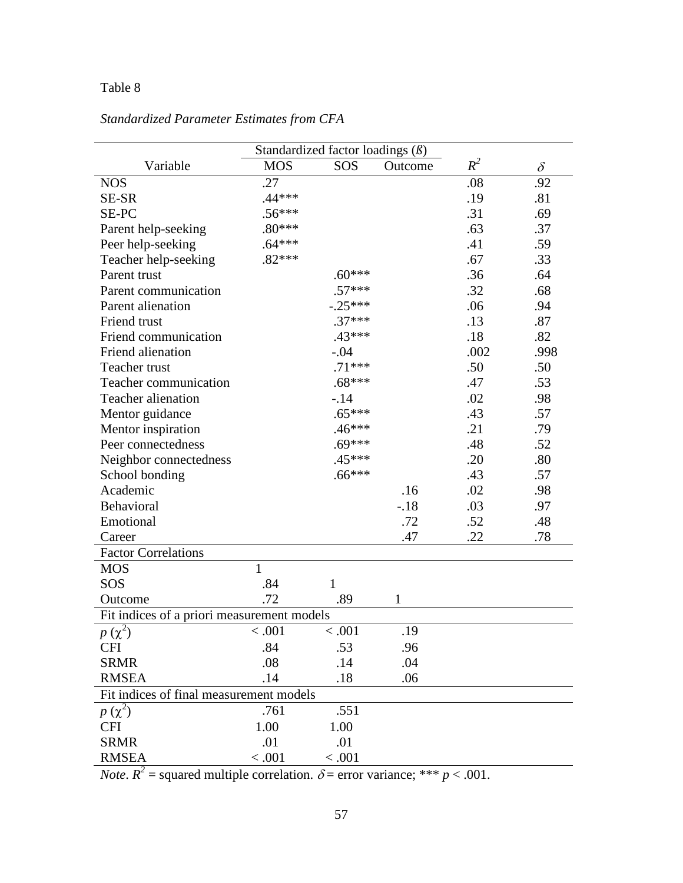Table 8

*Standardized Parameter Estimates from CFA*

| | Standardized factor loadings (ß) | | | | |
|---|---|---|---|---|---|
| Variable | MOS | SOS | Outcome | $R^2$ | $\delta$ |
| NOS | .27 | | | .08 | .92 |
| SE-SR | .44*** | | | .19 | .81 |
| SE-PC | .56*** | | | .31 | .69 |
| Parent help-seeking | .80*** | | | .63 | .37 |
| Peer help-seeking | .64*** | | | .41 | .59 |
| Teacher help-seeking | .82*** | | | .67 | .33 |
| Parent trust | | .60*** | | .36 | .64 |
| Parent communication | | .57*** | | .32 | .68 |
| Parent alienation | | -.25*** | | .06 | .94 |
| Friend trust | | .37*** | | .13 | .87 |
| Friend communication | | .43*** | | .18 | .82 |
| Friend alienation | | -.04 | | .002 | .998 |
| Teacher trust | | .71*** | | .50 | .50 |
| Teacher communication | | .68*** | | .47 | .53 |
| Teacher alienation | | -.14 | | .02 | .98 |
| Mentor guidance | | .65*** | | .43 | .57 |
| Mentor inspiration | | .46*** | | .21 | .79 |
| Peer connectedness | | .69*** | | .48 | .52 |
| Neighbor connectedness | | .45*** | | .20 | .80 |
| School bonding | | .66*** | | .43 | .57 |
| Academic | | | .16 | .02 | .98 |
| Behavioral | | | -.18 | .03 | .97 |
| Emotional | | | .72 | .52 | .48 |
| Career | | | .47 | .22 | .78 |
| **Factor Correlations** | | | | | |
| MOS | 1 | | | | |
| SOS | .84 | 1 | | | |
| Outcome | .72 | .89 | 1 | | |
| **Fit indices of a priori measurement models** | | | | | |
| $p$ ($\chi^2$) | < .001 | < .001 | .19 | | |
| CFI | .84 | .53 | .96 | | |
| SRMR | .08 | .14 | .04 | | |
| RMSEA | .14 | .18 | .06 | | |
| **Fit indices of final measurement models** | | | | | |
| $p$ ($\chi^2$) | .761 | .551 | | | |
| CFI | 1.00 | 1.00 | | | |
| SRMR | .01 | .01 | | | |
| RMSEA | < .001 | < .001 | | | |

*Note*. $R^2$ = squared multiple correlation. $\delta$ = error variance; *** $p < .001$.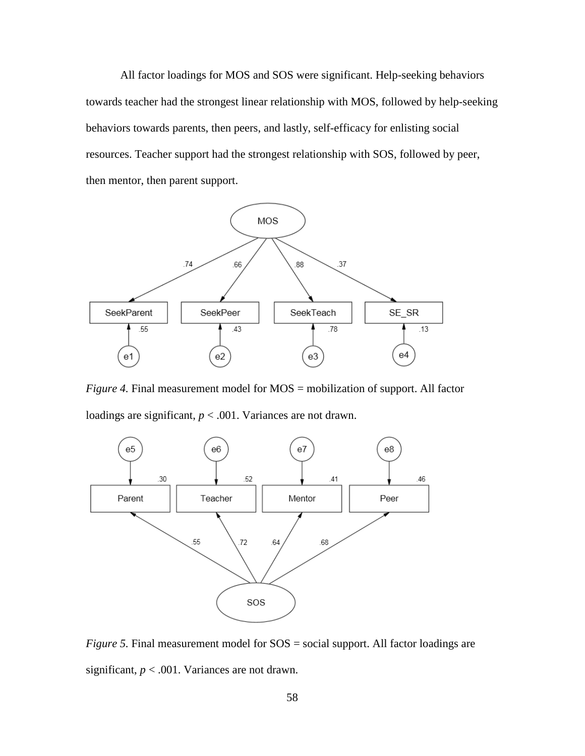All factor loadings for MOS and SOS were significant. Help-seeking behaviors towards teacher had the strongest linear relationship with MOS, followed by help-seeking behaviors towards parents, then peers, and lastly, self-efficacy for enlisting social resources. Teacher support had the strongest relationship with SOS, followed by peer, then mentor, then parent support.

*Figure 4.* Final measurement model for MOS = mobilization of support. All factor loadings are significant, $p < .001$. Variances are not drawn.

*Figure 5.* Final measurement model for SOS = social support. All factor loadings are significant, $p < .001$. Variances are not drawn.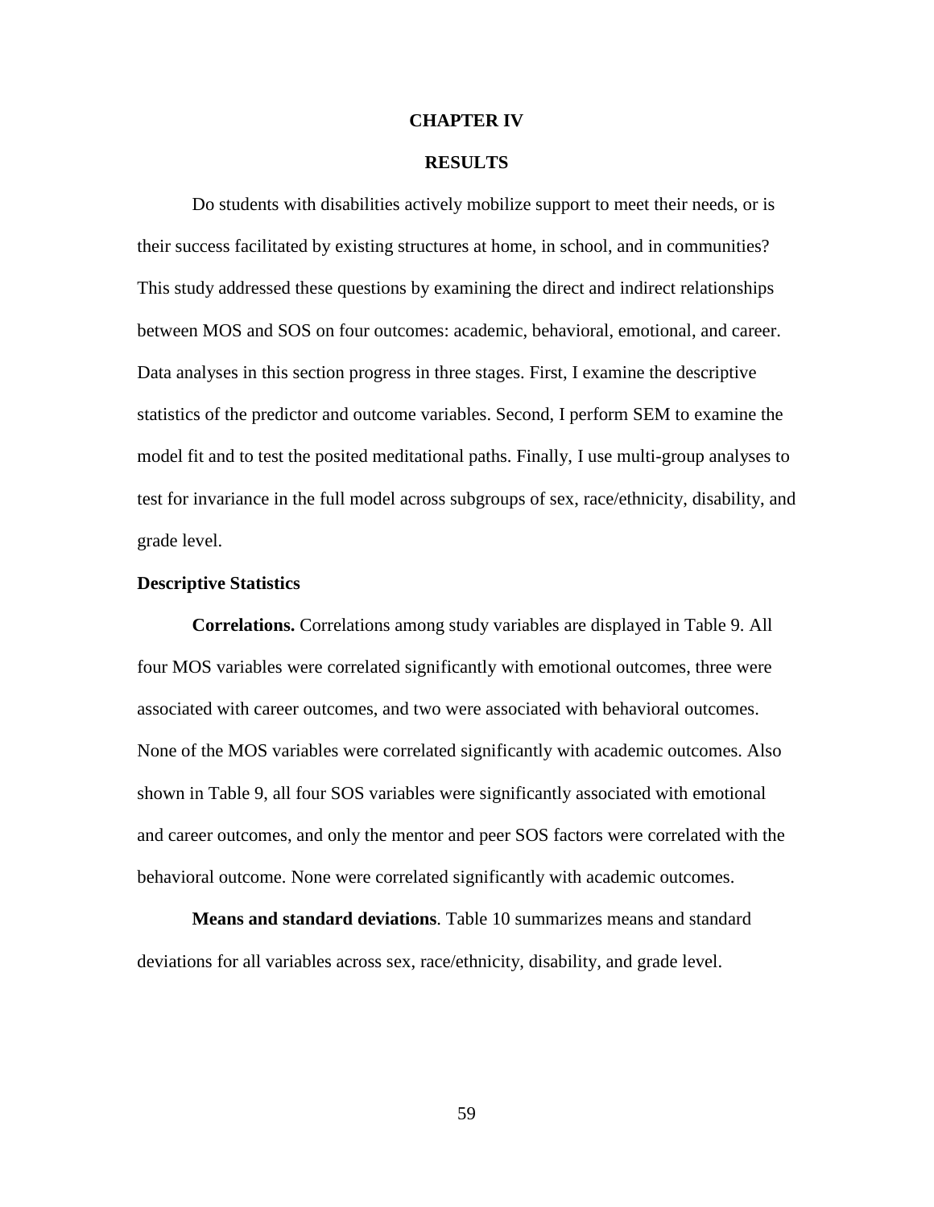# CHAPTER IV

# RESULTS

Do students with disabilities actively mobilize support to meet their needs, or is their success facilitated by existing structures at home, in school, and in communities? This study addressed these questions by examining the direct and indirect relationships between MOS and SOS on four outcomes: academic, behavioral, emotional, and career. Data analyses in this section progress in three stages. First, I examine the descriptive statistics of the predictor and outcome variables. Second, I perform SEM to examine the model fit and to test the posited meditational paths. Finally, I use multi-group analyses to test for invariance in the full model across subgroups of sex, race/ethnicity, disability, and grade level.

## Descriptive Statistics

**Correlations.** Correlations among study variables are displayed in Table 9. All four MOS variables were correlated significantly with emotional outcomes, three were associated with career outcomes, and two were associated with behavioral outcomes. None of the MOS variables were correlated significantly with academic outcomes. Also shown in Table 9, all four SOS variables were significantly associated with emotional and career outcomes, and only the mentor and peer SOS factors were correlated with the behavioral outcome. None were correlated significantly with academic outcomes.

**Means and standard deviations**. Table 10 summarizes means and standard deviations for all variables across sex, race/ethnicity, disability, and grade level.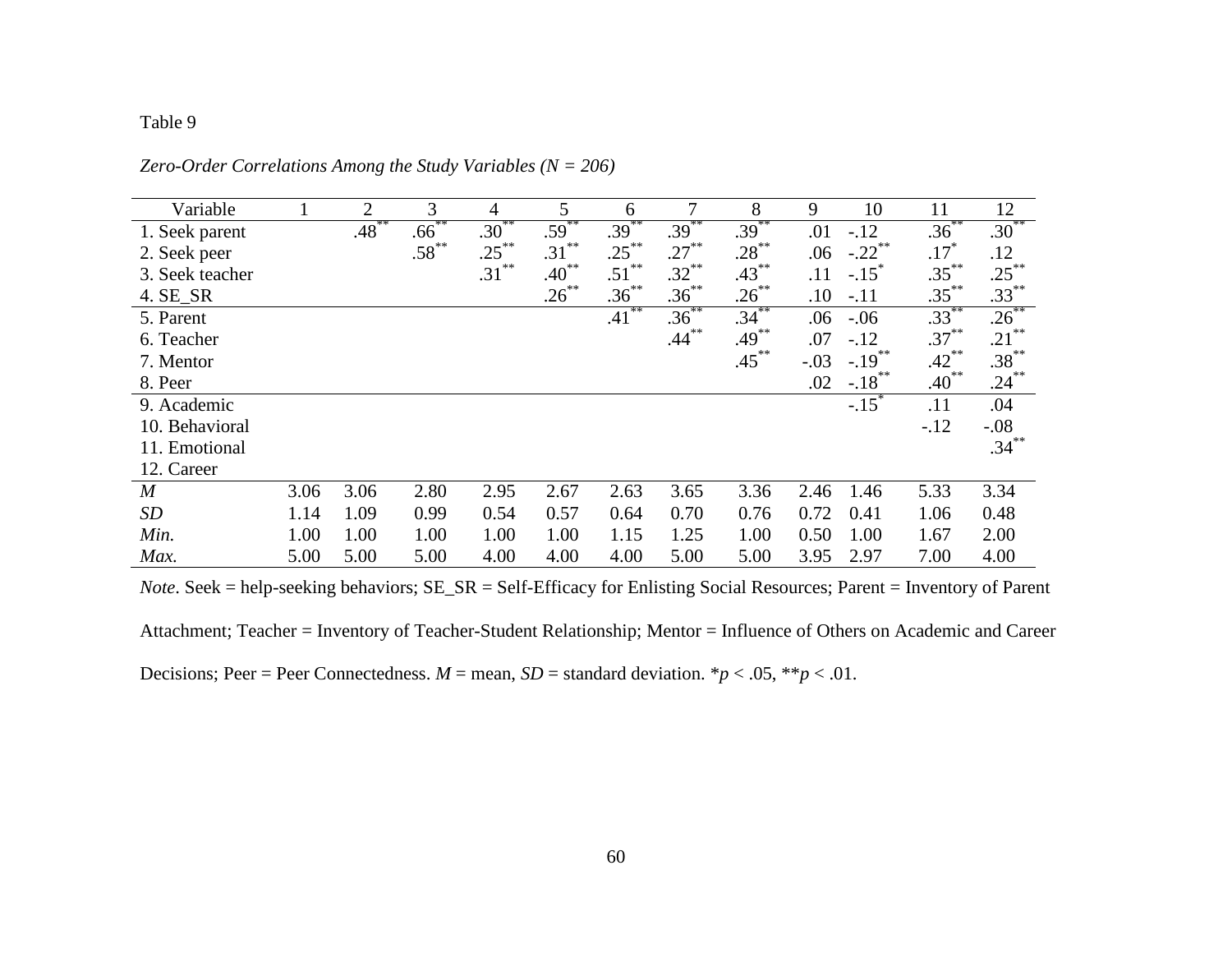Table 9

*Zero-Order Correlations Among the Study Variables (N = 206)*

| Variable | 1 | 2 | 3 | 4 | 5 | 6 | 7 | 8 | 9 | 10 | 11 | 12 |
|---|---|---|---|---|---|---|---|---|---|---|---|---|
| 1. Seek parent | | .48** | .66** | .30** | .59** | .39** | .39** | .39** | .01 | -.12 | .36** | .30** |
| 2. Seek peer | | | .58** | .25** | .31** | .25** | .27** | .28** | .06 | -.22** | .17* | .12 |
| 3. Seek teacher | | | | .31** | .40** | .51** | .32** | .43** | .11 | -.15* | .35** | .25** |
| 4. SE_SR | | | | | .26** | .36** | .36** | .26** | .10 | -.11 | .35** | .33** |
| 5. Parent | | | | | | .41** | .36** | .34** | .06 | -.06 | .33** | .26** |
| 6. Teacher | | | | | | | .44** | .49** | .07 | -.12 | .37** | .21** |
| 7. Mentor | | | | | | | | .45** | -.03 | -.19** | .42** | .38** |
| 8. Peer | | | | | | | | | .02 | -.18** | .40** | .24** |
| 9. Academic | | | | | | | | | | -.15* | .11 | .04 |
| 10. Behavioral | | | | | | | | | | | -.12 | -.08 |
| 11. Emotional | | | | | | | | | | | | .34** |
| 12. Career | | | | | | | | | | | | |
| *M* | 3.06 | 3.06 | 2.80 | 2.95 | 2.67 | 2.63 | 3.65 | 3.36 | 2.46 | 1.46 | 5.33 | 3.34 |
| *SD* | 1.14 | 1.09 | 0.99 | 0.54 | 0.57 | 0.64 | 0.70 | 0.76 | 0.72 | 0.41 | 1.06 | 0.48 |
| *Min.* | 1.00 | 1.00 | 1.00 | 1.00 | 1.00 | 1.15 | 1.25 | 1.00 | 0.50 | 1.00 | 1.67 | 2.00 |
| *Max.* | 5.00 | 5.00 | 5.00 | 4.00 | 4.00 | 4.00 | 5.00 | 5.00 | 3.95 | 2.97 | 7.00 | 4.00 |

*Note*. Seek = help-seeking behaviors; SE_SR = Self-Efficacy for Enlisting Social Resources; Parent = Inventory of Parent Attachment; Teacher = Inventory of Teacher-Student Relationship; Mentor = Influence of Others on Academic and Career Decisions; Peer = Peer Connectedness. *M* = mean, *SD* = standard deviation. *$p < .05$, **$p < .01$.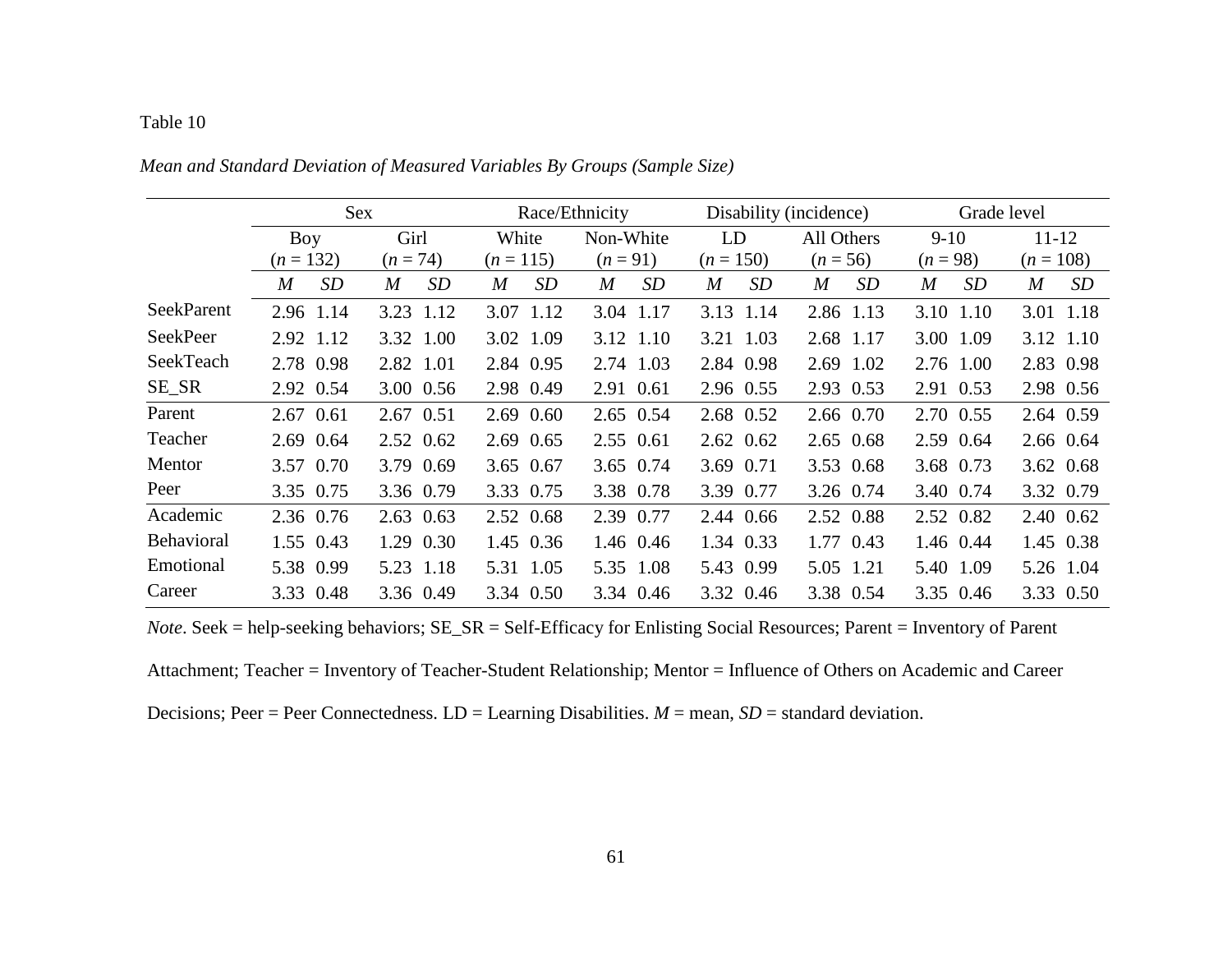Table 10

*Mean and Standard Deviation of Measured Variables By Groups (Sample Size)*

| | Sex | | | | Race/Ethnicity | | | | Disability (incidence) | | | | Grade level | | | |
|---|---|---|---|---|---|---|---|---|---|---|---|---|---|---|---|---|
| | Boy ($n$ = 132) | | Girl ($n$ = 74) | | White ($n$ = 115) | | Non-White ($n$ = 91) | | LD ($n$ = 150) | | All Others ($n$ = 56) | | 9-10 ($n$ = 98) | | 11-12 ($n$ = 108) | |
| | *M* | *SD* | *M* | *SD* | *M* | *SD* | *M* | *SD* | *M* | *SD* | *M* | *SD* | *M* | *SD* | *M* | *SD* |
| SeekParent | 2.96 | 1.14 | 3.23 | 1.12 | 3.07 | 1.12 | 3.04 | 1.17 | 3.13 | 1.14 | 2.86 | 1.13 | 3.10 | 1.10 | 3.01 | 1.18 |
| SeekPeer | 2.92 | 1.12 | 3.32 | 1.00 | 3.02 | 1.09 | 3.12 | 1.10 | 3.21 | 1.03 | 2.68 | 1.17 | 3.00 | 1.09 | 3.12 | 1.10 |
| SeekTeach | 2.78 | 0.98 | 2.82 | 1.01 | 2.84 | 0.95 | 2.74 | 1.03 | 2.84 | 0.98 | 2.69 | 1.02 | 2.76 | 1.00 | 2.83 | 0.98 |
| SE_SR | 2.92 | 0.54 | 3.00 | 0.56 | 2.98 | 0.49 | 2.91 | 0.61 | 2.96 | 0.55 | 2.93 | 0.53 | 2.91 | 0.53 | 2.98 | 0.56 |
| Parent | 2.67 | 0.61 | 2.67 | 0.51 | 2.69 | 0.60 | 2.65 | 0.54 | 2.68 | 0.52 | 2.66 | 0.70 | 2.70 | 0.55 | 2.64 | 0.59 |
| Teacher | 2.69 | 0.64 | 2.52 | 0.62 | 2.69 | 0.65 | 2.55 | 0.61 | 2.62 | 0.62 | 2.65 | 0.68 | 2.59 | 0.64 | 2.66 | 0.64 |
| Mentor | 3.57 | 0.70 | 3.79 | 0.69 | 3.65 | 0.67 | 3.65 | 0.74 | 3.69 | 0.71 | 3.53 | 0.68 | 3.68 | 0.73 | 3.62 | 0.68 |
| Peer | 3.35 | 0.75 | 3.36 | 0.79 | 3.33 | 0.75 | 3.38 | 0.78 | 3.39 | 0.77 | 3.26 | 0.74 | 3.40 | 0.74 | 3.32 | 0.79 |
| Academic | 2.36 | 0.76 | 2.63 | 0.63 | 2.52 | 0.68 | 2.39 | 0.77 | 2.44 | 0.66 | 2.52 | 0.88 | 2.52 | 0.82 | 2.40 | 0.62 |
| Behavioral | 1.55 | 0.43 | 1.29 | 0.30 | 1.45 | 0.36 | 1.46 | 0.46 | 1.34 | 0.33 | 1.77 | 0.43 | 1.46 | 0.44 | 1.45 | 0.38 |
| Emotional | 5.38 | 0.99 | 5.23 | 1.18 | 5.31 | 1.05 | 5.35 | 1.08 | 5.43 | 0.99 | 5.05 | 1.21 | 5.40 | 1.09 | 5.26 | 1.04 |
| Career | 3.33 | 0.48 | 3.36 | 0.49 | 3.34 | 0.50 | 3.34 | 0.46 | 3.32 | 0.46 | 3.38 | 0.54 | 3.35 | 0.46 | 3.33 | 0.50 |

*Note*. Seek = help-seeking behaviors; SE_SR = Self-Efficacy for Enlisting Social Resources; Parent = Inventory of Parent Attachment; Teacher = Inventory of Teacher-Student Relationship; Mentor = Influence of Others on Academic and Career Decisions; Peer = Peer Connectedness. LD = Learning Disabilities. *M* = mean, *SD* = standard deviation.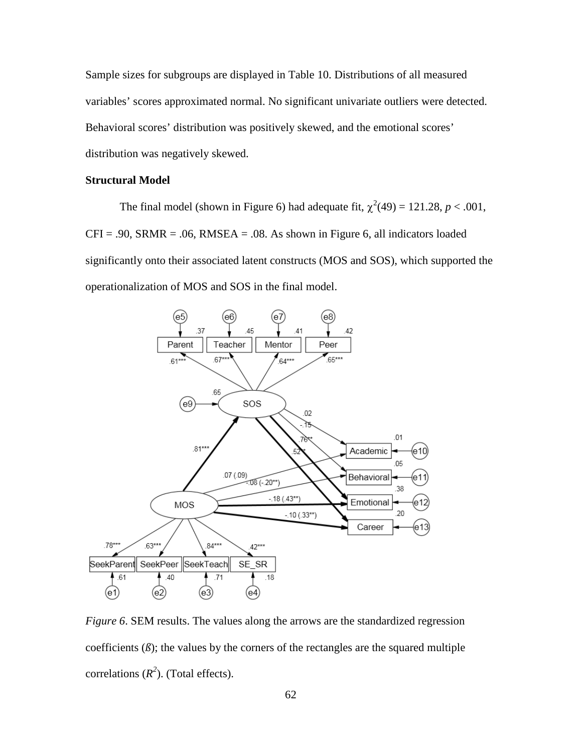Sample sizes for subgroups are displayed in Table 10. Distributions of all measured variables' scores approximated normal. No significant univariate outliers were detected. Behavioral scores' distribution was positively skewed, and the emotional scores' distribution was negatively skewed.

**Structural Model**

The final model (shown in Figure 6) had adequate fit, $\chi^2(49) = 121.28$, $p < .001$, CFI = .90, SRMR = .06, RMSEA = .08. As shown in Figure 6, all indicators loaded significantly onto their associated latent constructs (MOS and SOS), which supported the operationalization of MOS and SOS in the final model.

*Figure 6*. SEM results. The values along the arrows are the standardized regression coefficients (*ß*); the values by the corners of the rectangles are the squared multiple correlations ($R^2$). (Total effects).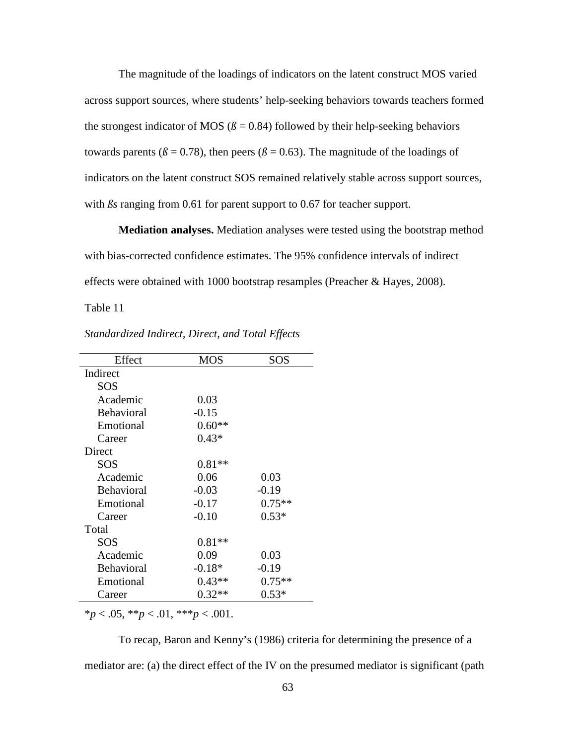The magnitude of the loadings of indicators on the latent construct MOS varied across support sources, where students' help-seeking behaviors towards teachers formed the strongest indicator of MOS (*ß* = 0.84) followed by their help-seeking behaviors towards parents (*ß* = 0.78), then peers (*ß* = 0.63). The magnitude of the loadings of indicators on the latent construct SOS remained relatively stable across support sources, with *ßs* ranging from 0.61 for parent support to 0.67 for teacher support.

**Mediation analyses.** Mediation analyses were tested using the bootstrap method with bias-corrected confidence estimates. The 95% confidence intervals of indirect effects were obtained with 1000 bootstrap resamples (Preacher & Hayes, 2008).

Table 11

*Standardized Indirect, Direct, and Total Effects*

| Effect | MOS | SOS |
|---|---|---|
| Indirect | | |
| SOS | | |
| Academic | 0.03 | |
| Behavioral | -0.15 | |
| Emotional | 0.60** | |
| Career | 0.43* | |
| Direct | | |
| SOS | 0.81** | |
| Academic | 0.06 | 0.03 |
| Behavioral | -0.03 | -0.19 |
| Emotional | -0.17 | 0.75** |
| Career | -0.10 | 0.53* |
| Total | | |
| SOS | 0.81** | |
| Academic | 0.09 | 0.03 |
| Behavioral | -0.18* | -0.19 |
| Emotional | 0.43** | 0.75** |
| Career | 0.32** | 0.53* |

*$p < .05$, **$p < .01$, ***$p < .001$.

To recap, Baron and Kenny's (1986) criteria for determining the presence of a mediator are: (a) the direct effect of the IV on the presumed mediator is significant (path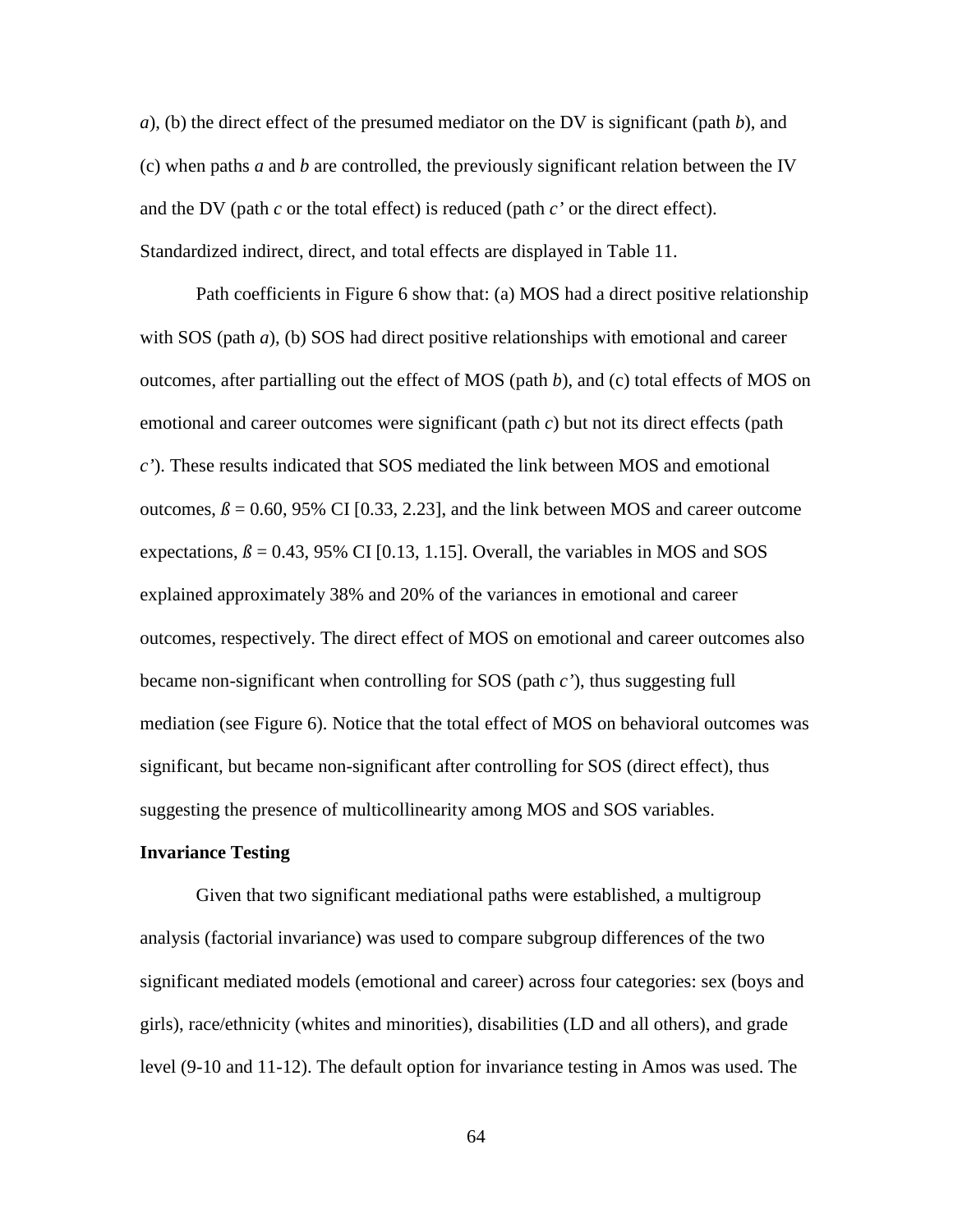*a*), (b) the direct effect of the presumed mediator on the DV is significant (path *b*), and (c) when paths *a* and *b* are controlled, the previously significant relation between the IV and the DV (path *c* or the total effect) is reduced (path *c'* or the direct effect). Standardized indirect, direct, and total effects are displayed in Table 11.

Path coefficients in Figure 6 show that: (a) MOS had a direct positive relationship with SOS (path *a*), (b) SOS had direct positive relationships with emotional and career outcomes, after partialling out the effect of MOS (path *b*), and (c) total effects of MOS on emotional and career outcomes were significant (path *c*) but not its direct effects (path *c'*). These results indicated that SOS mediated the link between MOS and emotional outcomes, $ß = 0.60$, 95% CI [0.33, 2.23], and the link between MOS and career outcome expectations, $ß = 0.43$, 95% CI [0.13, 1.15]. Overall, the variables in MOS and SOS explained approximately 38% and 20% of the variances in emotional and career outcomes, respectively. The direct effect of MOS on emotional and career outcomes also became non-significant when controlling for SOS (path *c'*), thus suggesting full mediation (see Figure 6). Notice that the total effect of MOS on behavioral outcomes was significant, but became non-significant after controlling for SOS (direct effect), thus suggesting the presence of multicollinearity among MOS and SOS variables.

**Invariance Testing**

Given that two significant mediational paths were established, a multigroup analysis (factorial invariance) was used to compare subgroup differences of the two significant mediated models (emotional and career) across four categories: sex (boys and girls), race/ethnicity (whites and minorities), disabilities (LD and all others), and grade level (9-10 and 11-12). The default option for invariance testing in Amos was used. The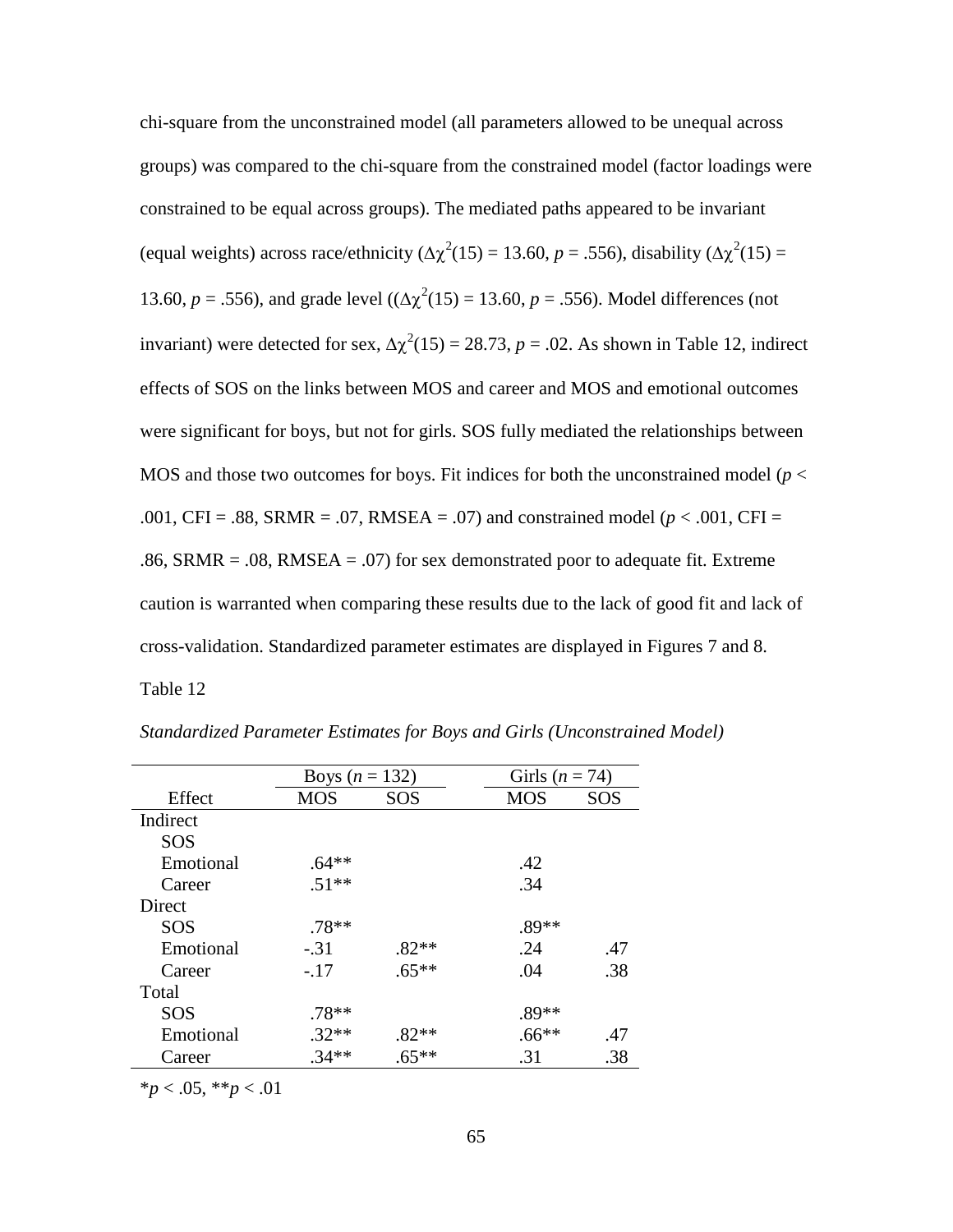chi-square from the unconstrained model (all parameters allowed to be unequal across groups) was compared to the chi-square from the constrained model (factor loadings were constrained to be equal across groups). The mediated paths appeared to be invariant (equal weights) across race/ethnicity ($\Delta\chi^2(15) = 13.60$, $p = .556$), disability ($\Delta\chi^2(15) = 13.60$, $p = .556$), and grade level (($\Delta\chi^2(15) = 13.60$, $p = .556$). Model differences (not invariant) were detected for sex, $\Delta\chi^2(15) = 28.73$, $p = .02$. As shown in Table 12, indirect effects of SOS on the links between MOS and career and MOS and emotional outcomes were significant for boys, but not for girls. SOS fully mediated the relationships between MOS and those two outcomes for boys. Fit indices for both the unconstrained model ($p < .001$, CFI = .88, SRMR = .07, RMSEA = .07) and constrained model ($p < .001$, CFI = .86, SRMR = .08, RMSEA = .07) for sex demonstrated poor to adequate fit. Extreme caution is warranted when comparing these results due to the lack of good fit and lack of cross-validation. Standardized parameter estimates are displayed in Figures 7 and 8.

Table 12

*Standardized Parameter Estimates for Boys and Girls (Unconstrained Model)*

| | Boys ($n$ = 132) | | Girls ($n$ = 74) | |
|---|---|---|---|---|
| Effect | MOS | SOS | MOS | SOS |
| Indirect | | | | |
| SOS | | | | |
| Emotional | .64** | | .42 | |
| Career | .51** | | .34 | |
| Direct | | | | |
| SOS | .78** | | .89** | |
| Emotional | -.31 | .82** | .24 | .47 |
| Career | -.17 | .65** | .04 | .38 |
| Total | | | | |
| SOS | .78** | | .89** | |
| Emotional | .32** | .82** | .66** | .47 |
| Career | .34** | .65** | .31 | .38 |

*$p < .05$, **$p < .01$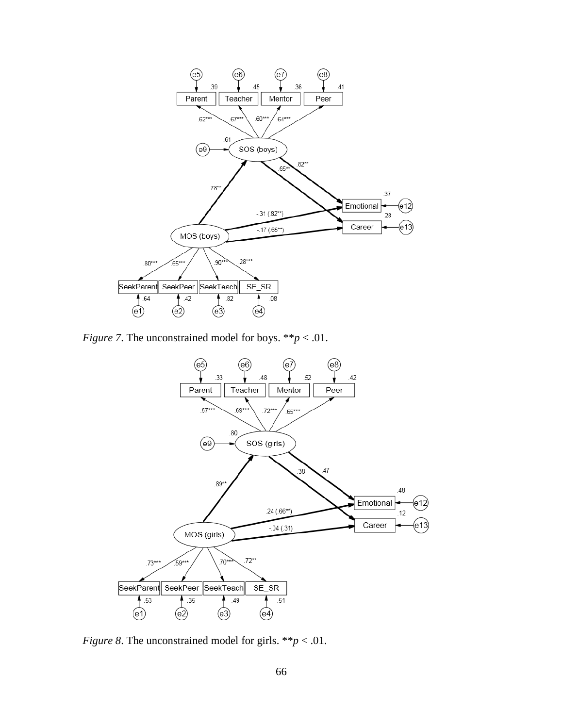*Figure 7*. The unconstrained model for boys. $^{**}p < .01$.

*Figure 8*. The unconstrained model for girls. $^{**}p < .01$.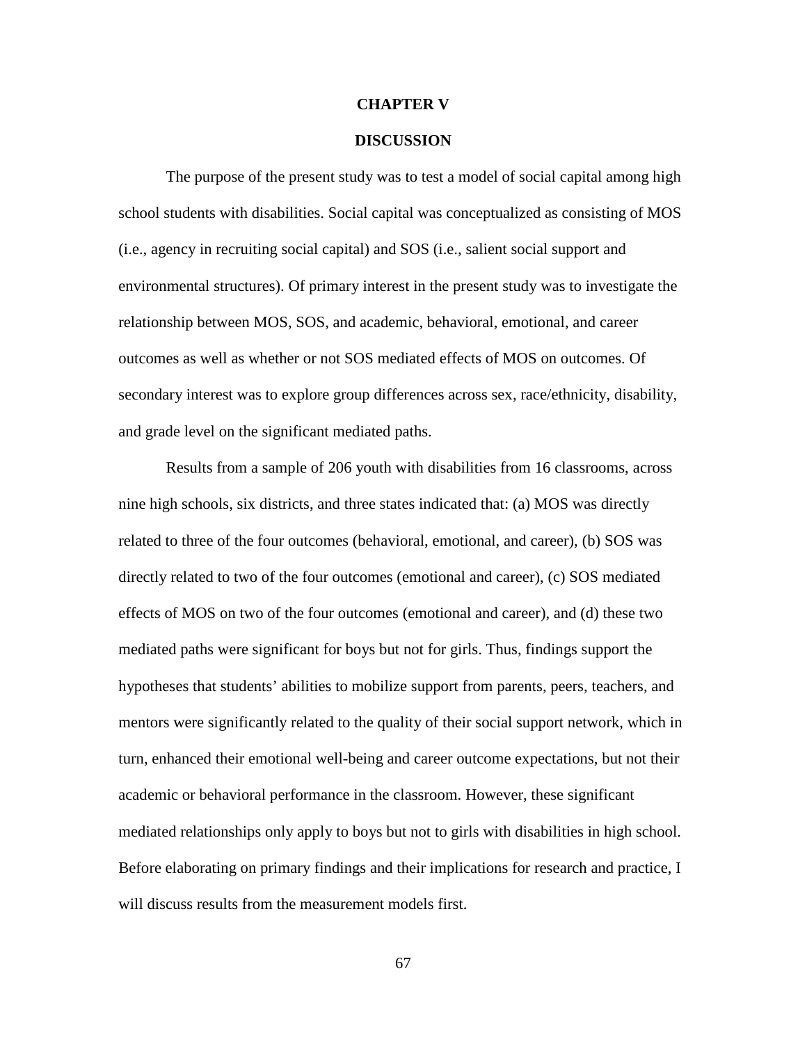# CHAPTER V

# DISCUSSION

The purpose of the present study was to test a model of social capital among high school students with disabilities. Social capital was conceptualized as consisting of MOS (i.e., agency in recruiting social capital) and SOS (i.e., salient social support and environmental structures). Of primary interest in the present study was to investigate the relationship between MOS, SOS, and academic, behavioral, emotional, and career outcomes as well as whether or not SOS mediated effects of MOS on outcomes. Of secondary interest was to explore group differences across sex, race/ethnicity, disability, and grade level on the significant mediated paths.

Results from a sample of 206 youth with disabilities from 16 classrooms, across nine high schools, six districts, and three states indicated that: (a) MOS was directly related to three of the four outcomes (behavioral, emotional, and career), (b) SOS was directly related to two of the four outcomes (emotional and career), (c) SOS mediated effects of MOS on two of the four outcomes (emotional and career), and (d) these two mediated paths were significant for boys but not for girls. Thus, findings support the hypotheses that students' abilities to mobilize support from parents, peers, teachers, and mentors were significantly related to the quality of their social support network, which in turn, enhanced their emotional well-being and career outcome expectations, but not their academic or behavioral performance in the classroom. However, these significant mediated relationships only apply to boys but not to girls with disabilities in high school. Before elaborating on primary findings and their implications for research and practice, I will discuss results from the measurement models first.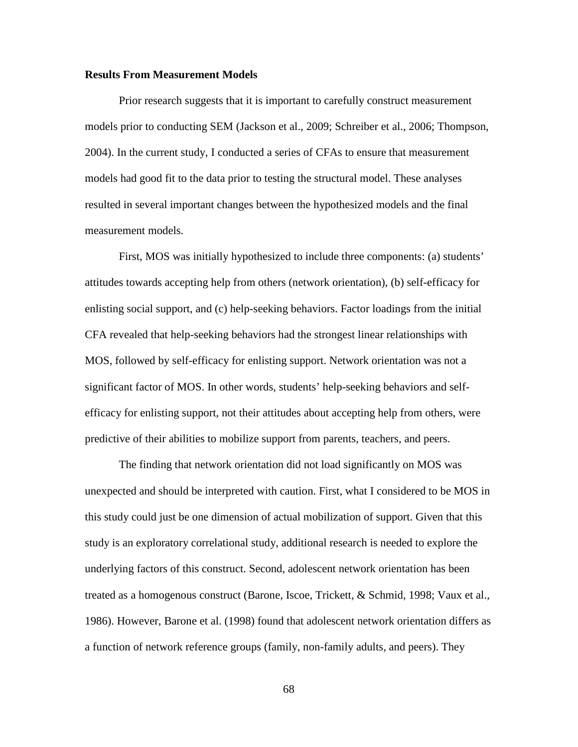**Results From Measurement Models**

Prior research suggests that it is important to carefully construct measurement models prior to conducting SEM (Jackson et al., 2009; Schreiber et al., 2006; Thompson, 2004). In the current study, I conducted a series of CFAs to ensure that measurement models had good fit to the data prior to testing the structural model. These analyses resulted in several important changes between the hypothesized models and the final measurement models.

First, MOS was initially hypothesized to include three components: (a) students' attitudes towards accepting help from others (network orientation), (b) self-efficacy for enlisting social support, and (c) help-seeking behaviors. Factor loadings from the initial CFA revealed that help-seeking behaviors had the strongest linear relationships with MOS, followed by self-efficacy for enlisting support. Network orientation was not a significant factor of MOS. In other words, students' help-seeking behaviors and self-efficacy for enlisting support, not their attitudes about accepting help from others, were predictive of their abilities to mobilize support from parents, teachers, and peers.

The finding that network orientation did not load significantly on MOS was unexpected and should be interpreted with caution. First, what I considered to be MOS in this study could just be one dimension of actual mobilization of support. Given that this study is an exploratory correlational study, additional research is needed to explore the underlying factors of this construct. Second, adolescent network orientation has been treated as a homogenous construct (Barone, Iscoe, Trickett, & Schmid, 1998; Vaux et al., 1986). However, Barone et al. (1998) found that adolescent network orientation differs as a function of network reference groups (family, non-family adults, and peers). They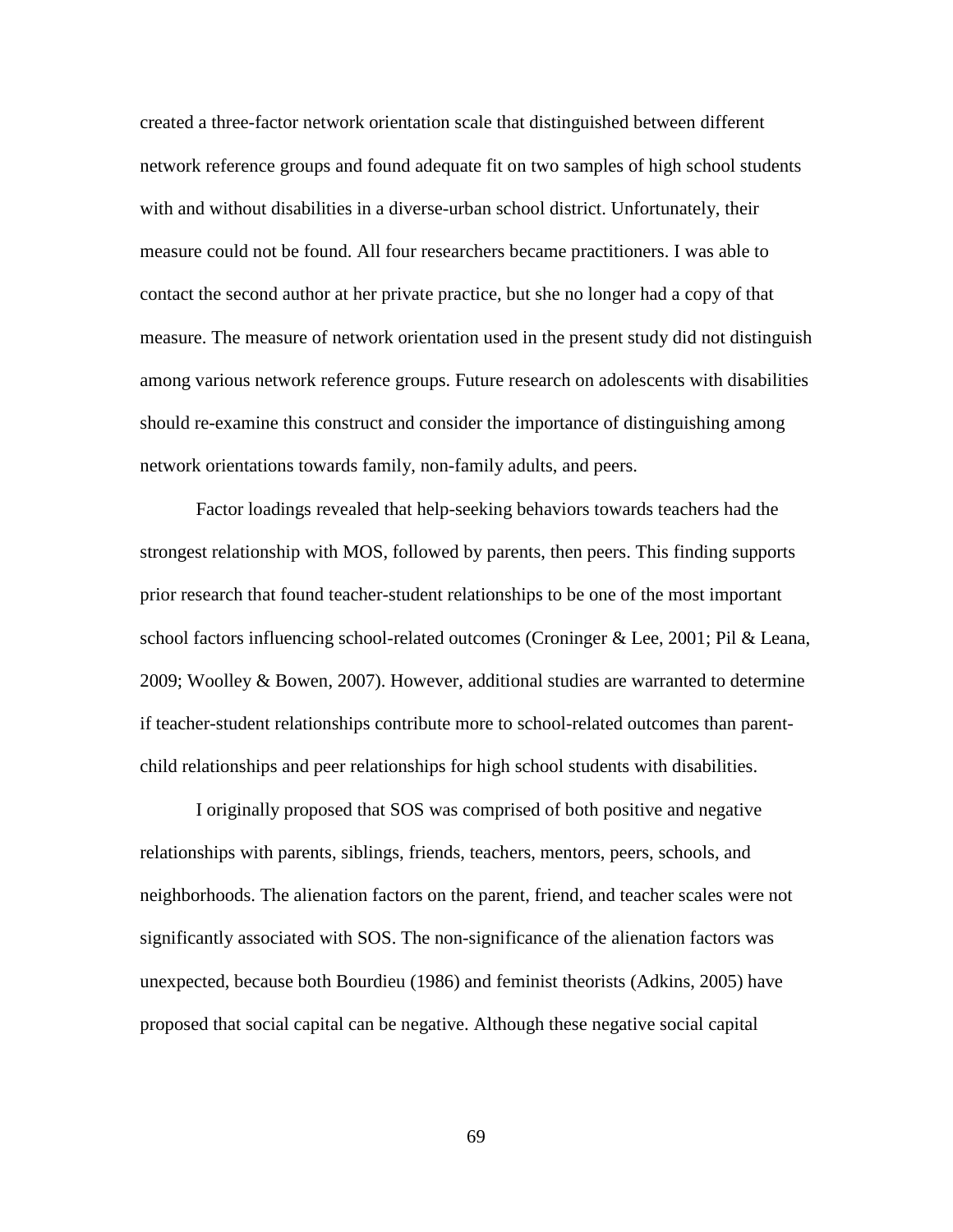created a three-factor network orientation scale that distinguished between different network reference groups and found adequate fit on two samples of high school students with and without disabilities in a diverse-urban school district. Unfortunately, their measure could not be found. All four researchers became practitioners. I was able to contact the second author at her private practice, but she no longer had a copy of that measure. The measure of network orientation used in the present study did not distinguish among various network reference groups. Future research on adolescents with disabilities should re-examine this construct and consider the importance of distinguishing among network orientations towards family, non-family adults, and peers.

Factor loadings revealed that help-seeking behaviors towards teachers had the strongest relationship with MOS, followed by parents, then peers. This finding supports prior research that found teacher-student relationships to be one of the most important school factors influencing school-related outcomes (Croninger & Lee, 2001; Pil & Leana, 2009; Woolley & Bowen, 2007). However, additional studies are warranted to determine if teacher-student relationships contribute more to school-related outcomes than parent-child relationships and peer relationships for high school students with disabilities.

I originally proposed that SOS was comprised of both positive and negative relationships with parents, siblings, friends, teachers, mentors, peers, schools, and neighborhoods. The alienation factors on the parent, friend, and teacher scales were not significantly associated with SOS. The non-significance of the alienation factors was unexpected, because both Bourdieu (1986) and feminist theorists (Adkins, 2005) have proposed that social capital can be negative. Although these negative social capital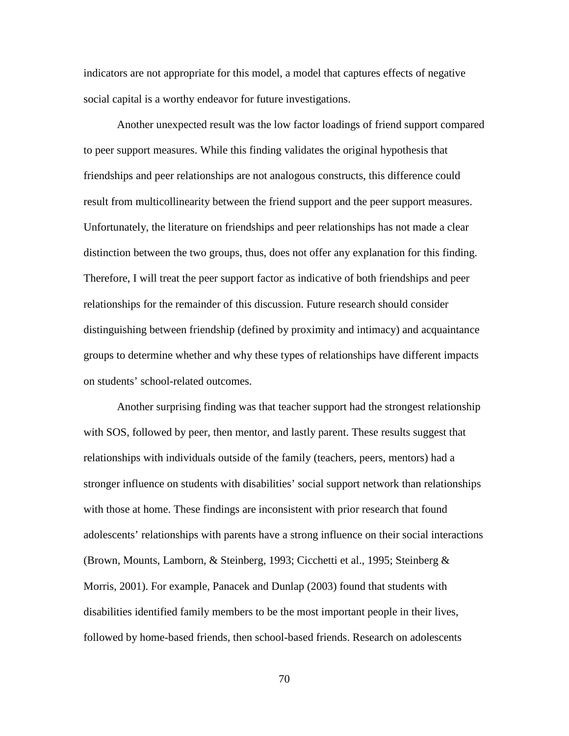indicators are not appropriate for this model, a model that captures effects of negative social capital is a worthy endeavor for future investigations.

Another unexpected result was the low factor loadings of friend support compared to peer support measures. While this finding validates the original hypothesis that friendships and peer relationships are not analogous constructs, this difference could result from multicollinearity between the friend support and the peer support measures. Unfortunately, the literature on friendships and peer relationships has not made a clear distinction between the two groups, thus, does not offer any explanation for this finding. Therefore, I will treat the peer support factor as indicative of both friendships and peer relationships for the remainder of this discussion. Future research should consider distinguishing between friendship (defined by proximity and intimacy) and acquaintance groups to determine whether and why these types of relationships have different impacts on students' school-related outcomes.

Another surprising finding was that teacher support had the strongest relationship with SOS, followed by peer, then mentor, and lastly parent. These results suggest that relationships with individuals outside of the family (teachers, peers, mentors) had a stronger influence on students with disabilities' social support network than relationships with those at home. These findings are inconsistent with prior research that found adolescents' relationships with parents have a strong influence on their social interactions (Brown, Mounts, Lamborn, & Steinberg, 1993; Cicchetti et al., 1995; Steinberg & Morris, 2001). For example, Panacek and Dunlap (2003) found that students with disabilities identified family members to be the most important people in their lives, followed by home-based friends, then school-based friends. Research on adolescents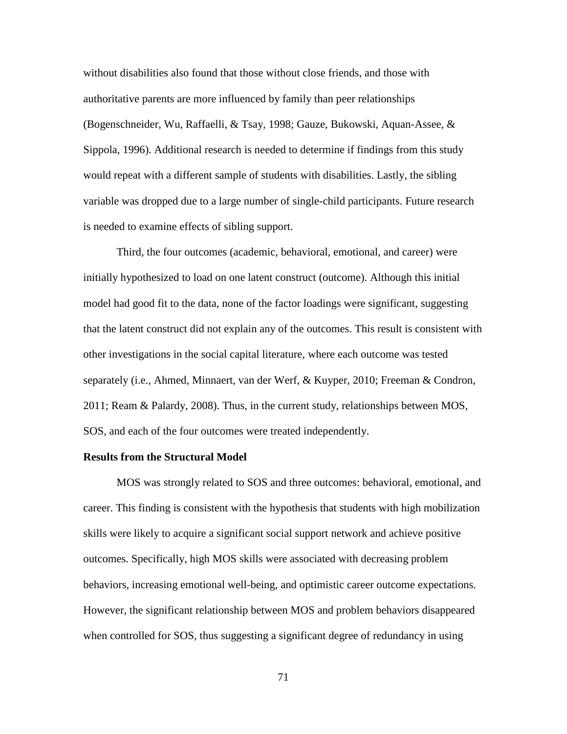without disabilities also found that those without close friends, and those with authoritative parents are more influenced by family than peer relationships (Bogenschneider, Wu, Raffaelli, & Tsay, 1998; Gauze, Bukowski, Aquan-Assee, & Sippola, 1996). Additional research is needed to determine if findings from this study would repeat with a different sample of students with disabilities. Lastly, the sibling variable was dropped due to a large number of single-child participants. Future research is needed to examine effects of sibling support.

Third, the four outcomes (academic, behavioral, emotional, and career) were initially hypothesized to load on one latent construct (outcome). Although this initial model had good fit to the data, none of the factor loadings were significant, suggesting that the latent construct did not explain any of the outcomes. This result is consistent with other investigations in the social capital literature, where each outcome was tested separately (i.e., Ahmed, Minnaert, van der Werf, & Kuyper, 2010; Freeman & Condron, 2011; Ream & Palardy, 2008). Thus, in the current study, relationships between MOS, SOS, and each of the four outcomes were treated independently.

**Results from the Structural Model**

MOS was strongly related to SOS and three outcomes: behavioral, emotional, and career. This finding is consistent with the hypothesis that students with high mobilization skills were likely to acquire a significant social support network and achieve positive outcomes. Specifically, high MOS skills were associated with decreasing problem behaviors, increasing emotional well-being, and optimistic career outcome expectations. However, the significant relationship between MOS and problem behaviors disappeared when controlled for SOS, thus suggesting a significant degree of redundancy in using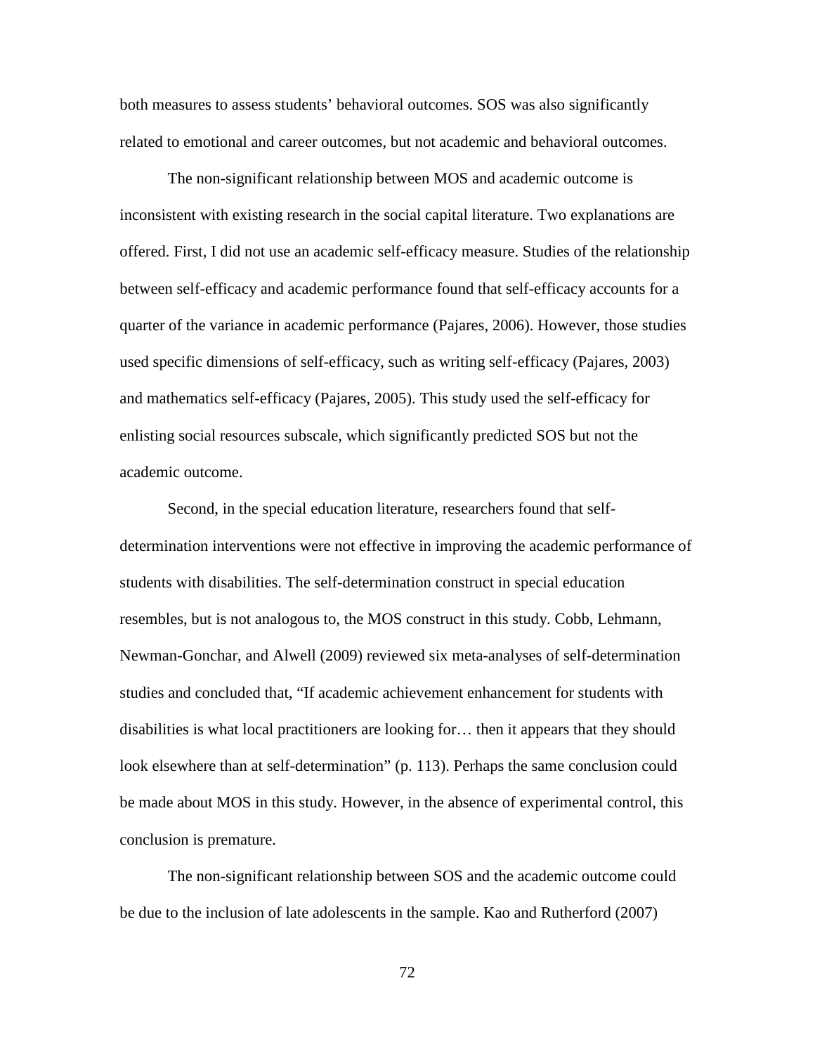both measures to assess students' behavioral outcomes. SOS was also significantly related to emotional and career outcomes, but not academic and behavioral outcomes.

The non-significant relationship between MOS and academic outcome is inconsistent with existing research in the social capital literature. Two explanations are offered. First, I did not use an academic self-efficacy measure. Studies of the relationship between self-efficacy and academic performance found that self-efficacy accounts for a quarter of the variance in academic performance (Pajares, 2006). However, those studies used specific dimensions of self-efficacy, such as writing self-efficacy (Pajares, 2003) and mathematics self-efficacy (Pajares, 2005). This study used the self-efficacy for enlisting social resources subscale, which significantly predicted SOS but not the academic outcome.

Second, in the special education literature, researchers found that self-determination interventions were not effective in improving the academic performance of students with disabilities. The self-determination construct in special education resembles, but is not analogous to, the MOS construct in this study. Cobb, Lehmann, Newman-Gonchar, and Alwell (2009) reviewed six meta-analyses of self-determination studies and concluded that, "If academic achievement enhancement for students with disabilities is what local practitioners are looking for… then it appears that they should look elsewhere than at self-determination" (p. 113). Perhaps the same conclusion could be made about MOS in this study. However, in the absence of experimental control, this conclusion is premature.

The non-significant relationship between SOS and the academic outcome could be due to the inclusion of late adolescents in the sample. Kao and Rutherford (2007)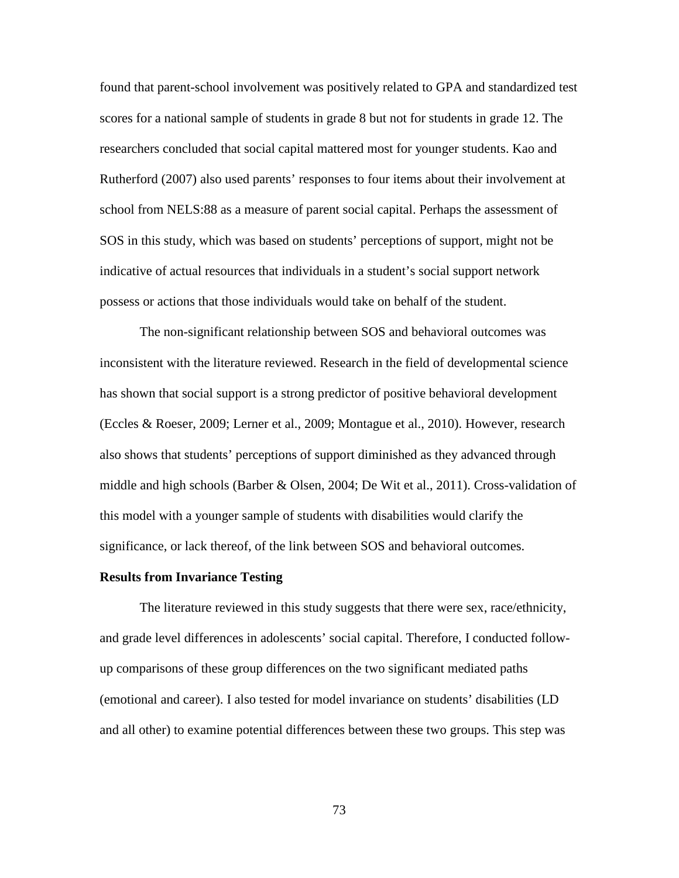found that parent-school involvement was positively related to GPA and standardized test scores for a national sample of students in grade 8 but not for students in grade 12. The researchers concluded that social capital mattered most for younger students. Kao and Rutherford (2007) also used parents' responses to four items about their involvement at school from NELS:88 as a measure of parent social capital. Perhaps the assessment of SOS in this study, which was based on students' perceptions of support, might not be indicative of actual resources that individuals in a student's social support network possess or actions that those individuals would take on behalf of the student.

The non-significant relationship between SOS and behavioral outcomes was inconsistent with the literature reviewed. Research in the field of developmental science has shown that social support is a strong predictor of positive behavioral development (Eccles & Roeser, 2009; Lerner et al., 2009; Montague et al., 2010). However, research also shows that students' perceptions of support diminished as they advanced through middle and high schools (Barber & Olsen, 2004; De Wit et al., 2011). Cross-validation of this model with a younger sample of students with disabilities would clarify the significance, or lack thereof, of the link between SOS and behavioral outcomes.

**Results from Invariance Testing**

The literature reviewed in this study suggests that there were sex, race/ethnicity, and grade level differences in adolescents' social capital. Therefore, I conducted follow-up comparisons of these group differences on the two significant mediated paths (emotional and career). I also tested for model invariance on students' disabilities (LD and all other) to examine potential differences between these two groups. This step was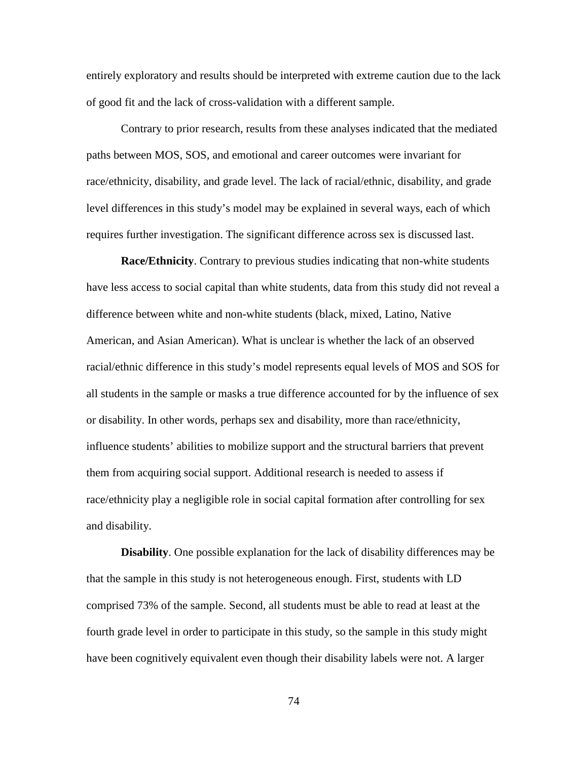entirely exploratory and results should be interpreted with extreme caution due to the lack of good fit and the lack of cross-validation with a different sample.

Contrary to prior research, results from these analyses indicated that the mediated paths between MOS, SOS, and emotional and career outcomes were invariant for race/ethnicity, disability, and grade level. The lack of racial/ethnic, disability, and grade level differences in this study's model may be explained in several ways, each of which requires further investigation. The significant difference across sex is discussed last.

**Race/Ethnicity**. Contrary to previous studies indicating that non-white students have less access to social capital than white students, data from this study did not reveal a difference between white and non-white students (black, mixed, Latino, Native American, and Asian American). What is unclear is whether the lack of an observed racial/ethnic difference in this study's model represents equal levels of MOS and SOS for all students in the sample or masks a true difference accounted for by the influence of sex or disability. In other words, perhaps sex and disability, more than race/ethnicity, influence students' abilities to mobilize support and the structural barriers that prevent them from acquiring social support. Additional research is needed to assess if race/ethnicity play a negligible role in social capital formation after controlling for sex and disability.

**Disability**. One possible explanation for the lack of disability differences may be that the sample in this study is not heterogeneous enough. First, students with LD comprised 73% of the sample. Second, all students must be able to read at least at the fourth grade level in order to participate in this study, so the sample in this study might have been cognitively equivalent even though their disability labels were not. A larger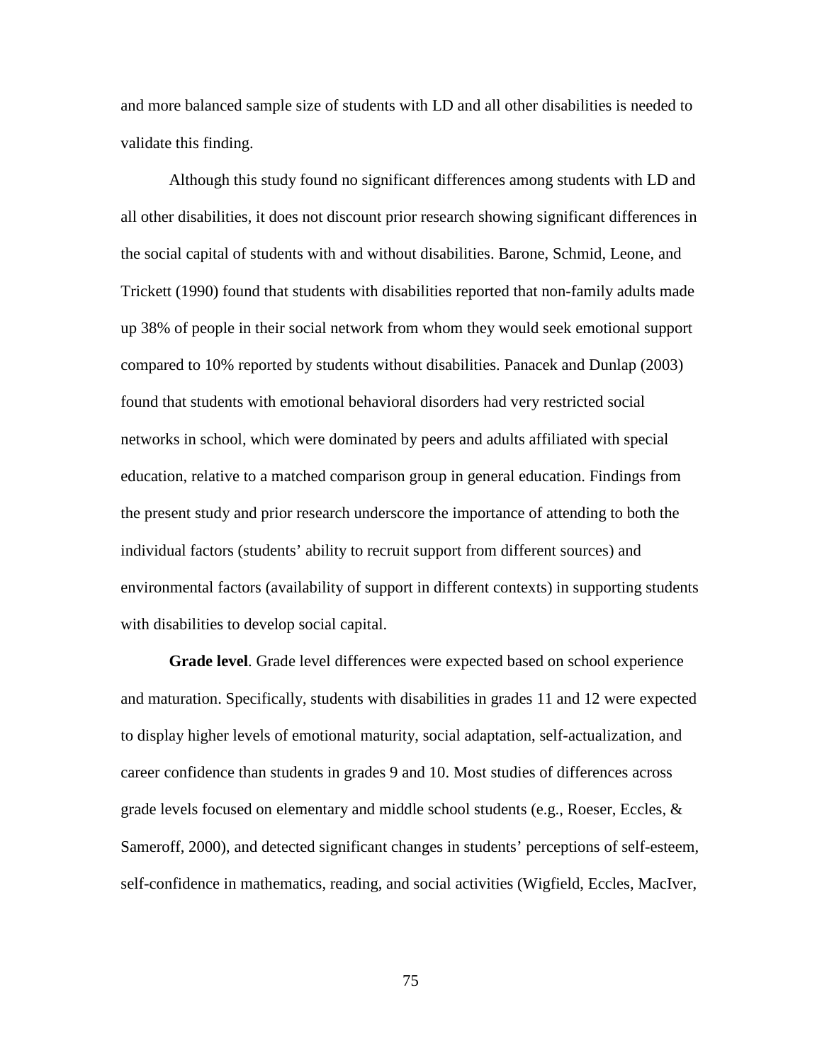and more balanced sample size of students with LD and all other disabilities is needed to validate this finding.

Although this study found no significant differences among students with LD and all other disabilities, it does not discount prior research showing significant differences in the social capital of students with and without disabilities. Barone, Schmid, Leone, and Trickett (1990) found that students with disabilities reported that non-family adults made up 38% of people in their social network from whom they would seek emotional support compared to 10% reported by students without disabilities. Panacek and Dunlap (2003) found that students with emotional behavioral disorders had very restricted social networks in school, which were dominated by peers and adults affiliated with special education, relative to a matched comparison group in general education. Findings from the present study and prior research underscore the importance of attending to both the individual factors (students' ability to recruit support from different sources) and environmental factors (availability of support in different contexts) in supporting students with disabilities to develop social capital.

**Grade level**. Grade level differences were expected based on school experience and maturation. Specifically, students with disabilities in grades 11 and 12 were expected to display higher levels of emotional maturity, social adaptation, self-actualization, and career confidence than students in grades 9 and 10. Most studies of differences across grade levels focused on elementary and middle school students (e.g., Roeser, Eccles, & Sameroff, 2000), and detected significant changes in students' perceptions of self-esteem, self-confidence in mathematics, reading, and social activities (Wigfield, Eccles, MacIver,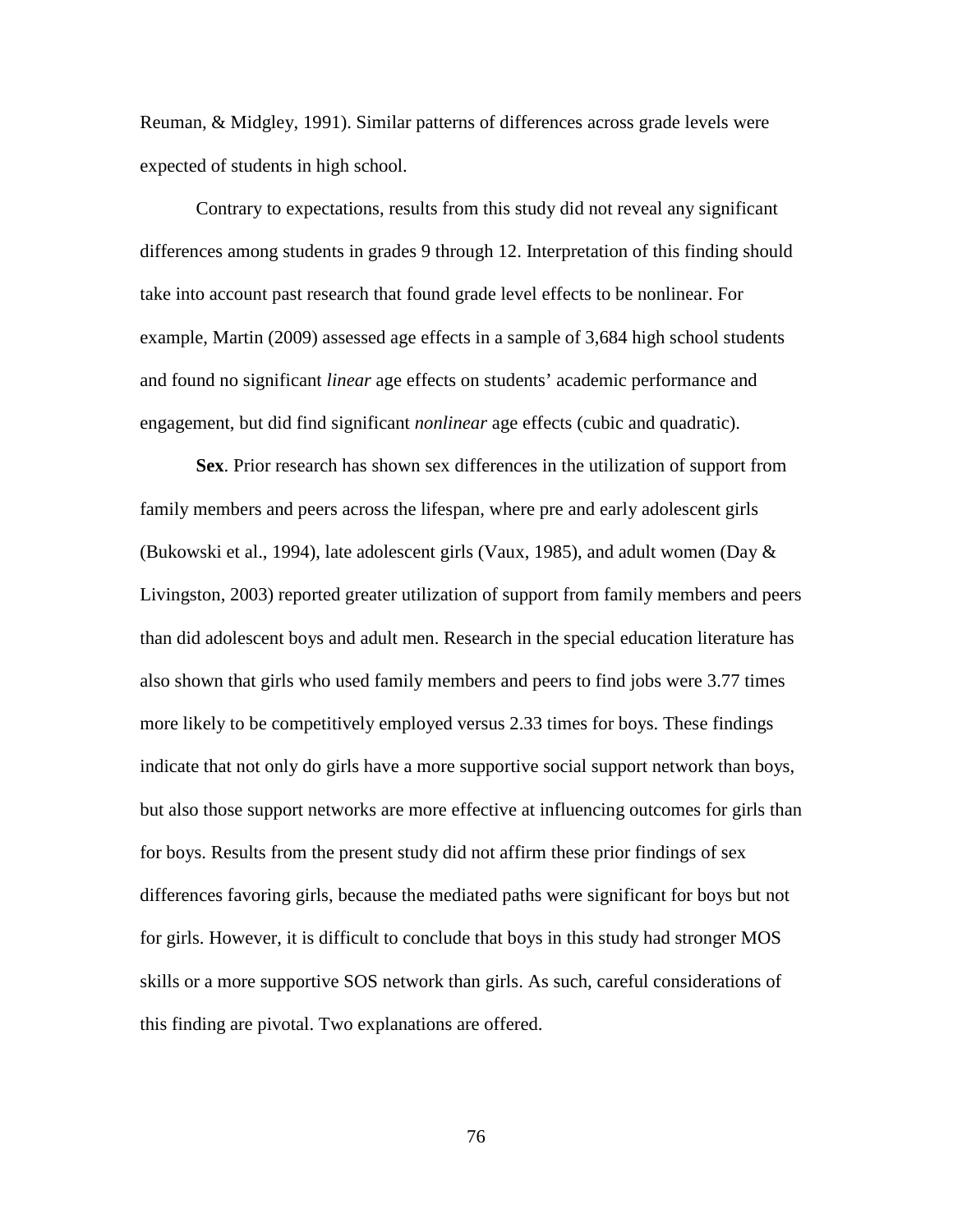Reuman, & Midgley, 1991). Similar patterns of differences across grade levels were expected of students in high school.

Contrary to expectations, results from this study did not reveal any significant differences among students in grades 9 through 12. Interpretation of this finding should take into account past research that found grade level effects to be nonlinear. For example, Martin (2009) assessed age effects in a sample of 3,684 high school students and found no significant *linear* age effects on students' academic performance and engagement, but did find significant *nonlinear* age effects (cubic and quadratic).

**Sex**. Prior research has shown sex differences in the utilization of support from family members and peers across the lifespan, where pre and early adolescent girls (Bukowski et al., 1994), late adolescent girls (Vaux, 1985), and adult women (Day & Livingston, 2003) reported greater utilization of support from family members and peers than did adolescent boys and adult men. Research in the special education literature has also shown that girls who used family members and peers to find jobs were 3.77 times more likely to be competitively employed versus 2.33 times for boys. These findings indicate that not only do girls have a more supportive social support network than boys, but also those support networks are more effective at influencing outcomes for girls than for boys. Results from the present study did not affirm these prior findings of sex differences favoring girls, because the mediated paths were significant for boys but not for girls. However, it is difficult to conclude that boys in this study had stronger MOS skills or a more supportive SOS network than girls. As such, careful considerations of this finding are pivotal. Two explanations are offered.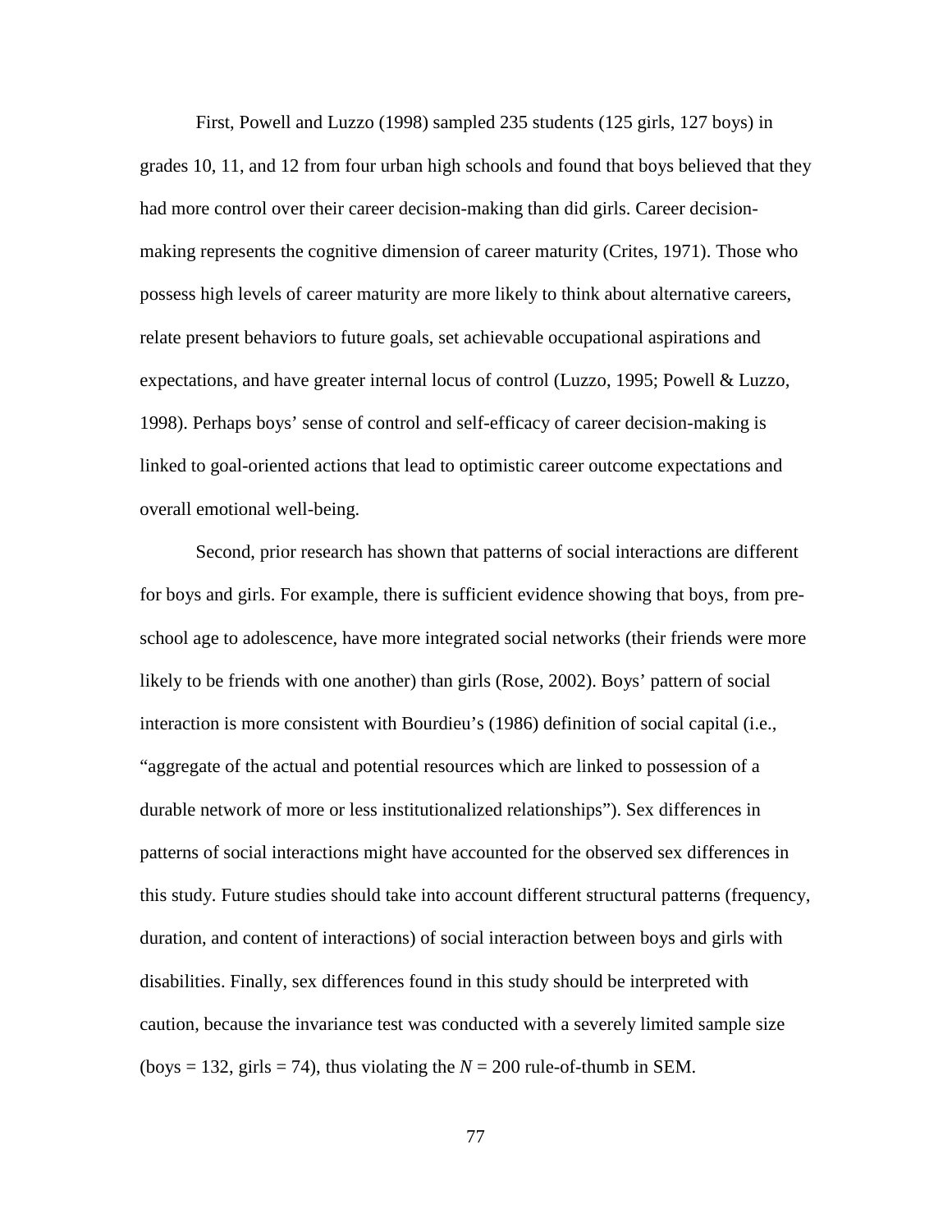First, Powell and Luzzo (1998) sampled 235 students (125 girls, 127 boys) in grades 10, 11, and 12 from four urban high schools and found that boys believed that they had more control over their career decision-making than did girls. Career decision-making represents the cognitive dimension of career maturity (Crites, 1971). Those who possess high levels of career maturity are more likely to think about alternative careers, relate present behaviors to future goals, set achievable occupational aspirations and expectations, and have greater internal locus of control (Luzzo, 1995; Powell & Luzzo, 1998). Perhaps boys' sense of control and self-efficacy of career decision-making is linked to goal-oriented actions that lead to optimistic career outcome expectations and overall emotional well-being.

Second, prior research has shown that patterns of social interactions are different for boys and girls. For example, there is sufficient evidence showing that boys, from pre-school age to adolescence, have more integrated social networks (their friends were more likely to be friends with one another) than girls (Rose, 2002). Boys' pattern of social interaction is more consistent with Bourdieu's (1986) definition of social capital (i.e., "aggregate of the actual and potential resources which are linked to possession of a durable network of more or less institutionalized relationships"). Sex differences in patterns of social interactions might have accounted for the observed sex differences in this study. Future studies should take into account different structural patterns (frequency, duration, and content of interactions) of social interaction between boys and girls with disabilities. Finally, sex differences found in this study should be interpreted with caution, because the invariance test was conducted with a severely limited sample size (boys = 132, girls = 74), thus violating the $N = 200$ rule-of-thumb in SEM.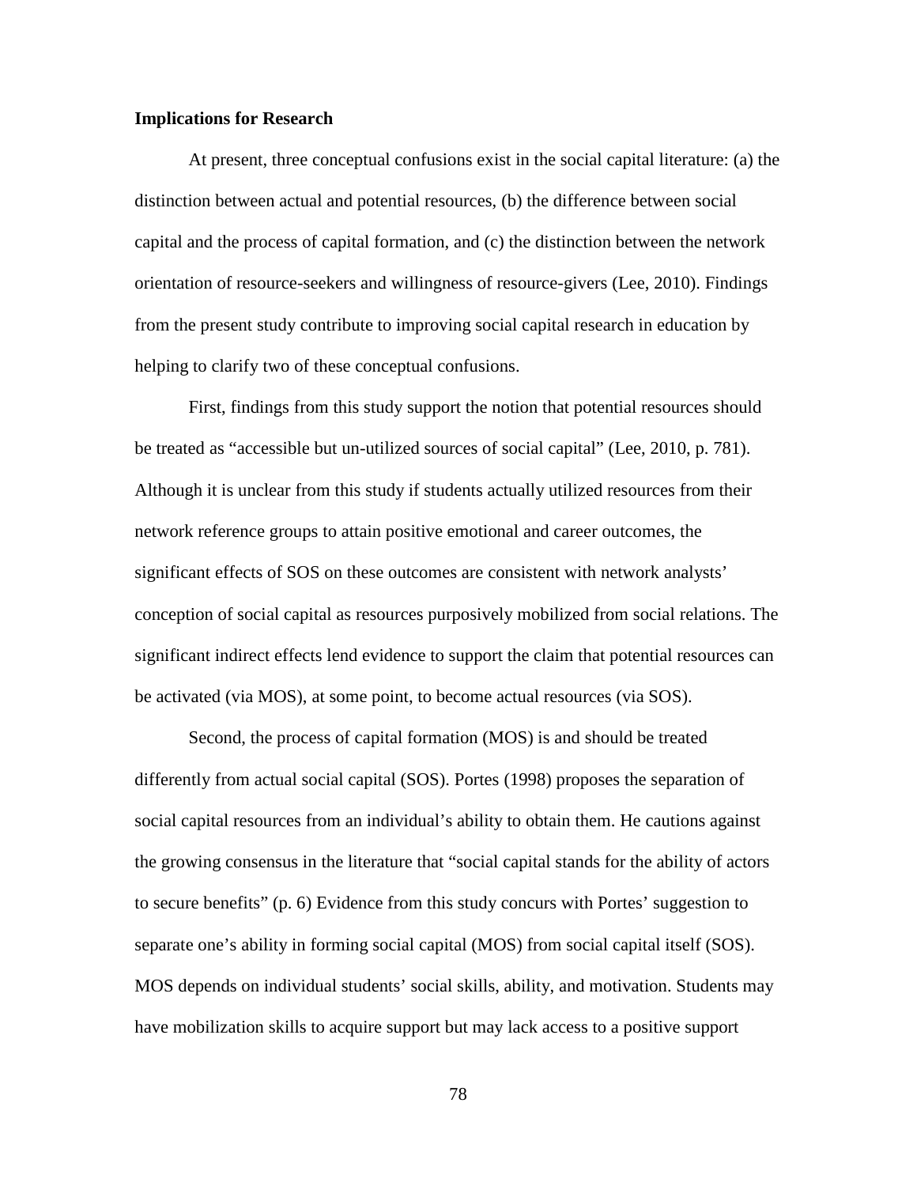**Implications for Research**

At present, three conceptual confusions exist in the social capital literature: (a) the distinction between actual and potential resources, (b) the difference between social capital and the process of capital formation, and (c) the distinction between the network orientation of resource-seekers and willingness of resource-givers (Lee, 2010). Findings from the present study contribute to improving social capital research in education by helping to clarify two of these conceptual confusions.

First, findings from this study support the notion that potential resources should be treated as "accessible but un-utilized sources of social capital" (Lee, 2010, p. 781). Although it is unclear from this study if students actually utilized resources from their network reference groups to attain positive emotional and career outcomes, the significant effects of SOS on these outcomes are consistent with network analysts' conception of social capital as resources purposively mobilized from social relations. The significant indirect effects lend evidence to support the claim that potential resources can be activated (via MOS), at some point, to become actual resources (via SOS).

Second, the process of capital formation (MOS) is and should be treated differently from actual social capital (SOS). Portes (1998) proposes the separation of social capital resources from an individual's ability to obtain them. He cautions against the growing consensus in the literature that "social capital stands for the ability of actors to secure benefits" (p. 6) Evidence from this study concurs with Portes' suggestion to separate one's ability in forming social capital (MOS) from social capital itself (SOS). MOS depends on individual students' social skills, ability, and motivation. Students may have mobilization skills to acquire support but may lack access to a positive support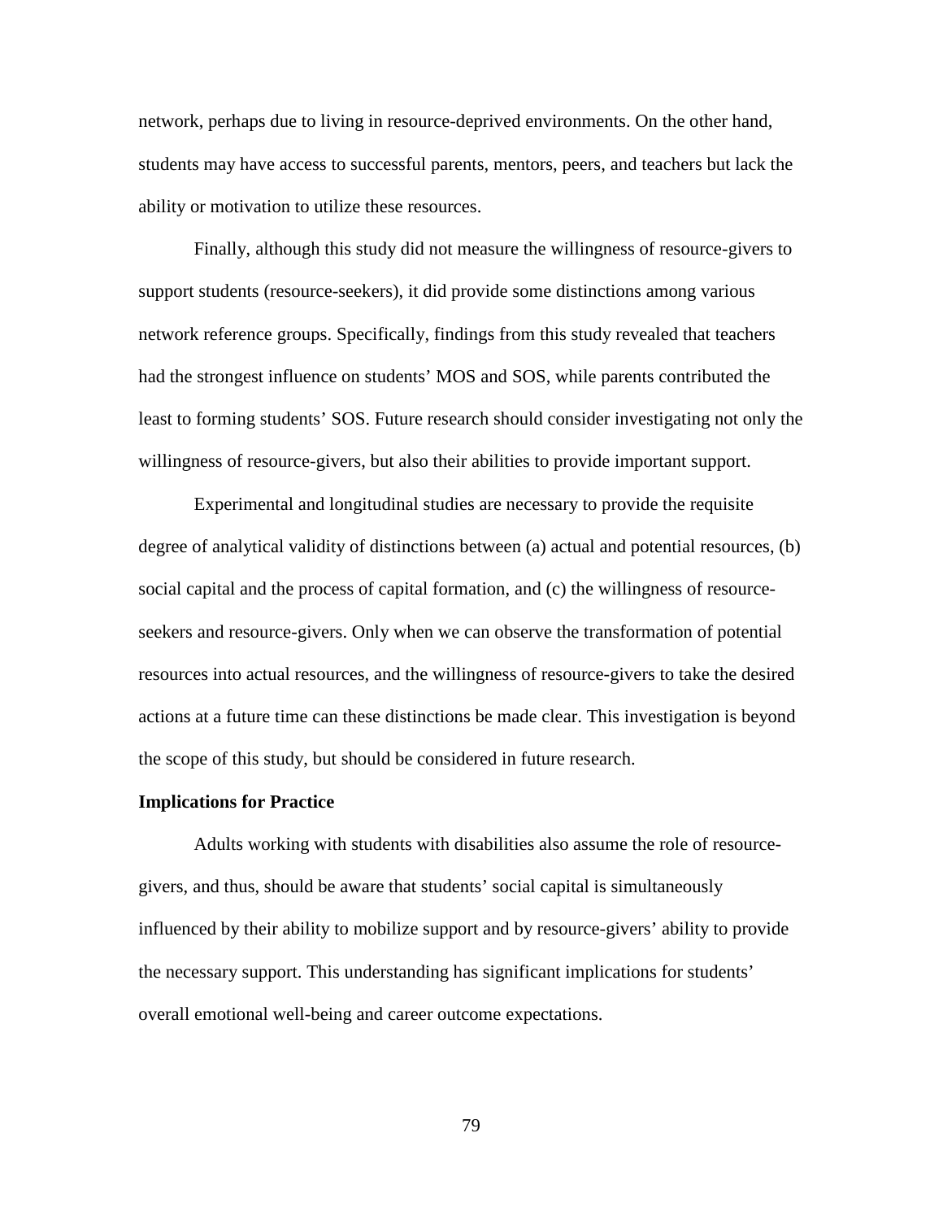network, perhaps due to living in resource-deprived environments. On the other hand, students may have access to successful parents, mentors, peers, and teachers but lack the ability or motivation to utilize these resources.

Finally, although this study did not measure the willingness of resource-givers to support students (resource-seekers), it did provide some distinctions among various network reference groups. Specifically, findings from this study revealed that teachers had the strongest influence on students' MOS and SOS, while parents contributed the least to forming students' SOS. Future research should consider investigating not only the willingness of resource-givers, but also their abilities to provide important support.

Experimental and longitudinal studies are necessary to provide the requisite degree of analytical validity of distinctions between (a) actual and potential resources, (b) social capital and the process of capital formation, and (c) the willingness of resource-seekers and resource-givers. Only when we can observe the transformation of potential resources into actual resources, and the willingness of resource-givers to take the desired actions at a future time can these distinctions be made clear. This investigation is beyond the scope of this study, but should be considered in future research.

**Implications for Practice**

Adults working with students with disabilities also assume the role of resource-givers, and thus, should be aware that students' social capital is simultaneously influenced by their ability to mobilize support and by resource-givers' ability to provide the necessary support. This understanding has significant implications for students' overall emotional well-being and career outcome expectations.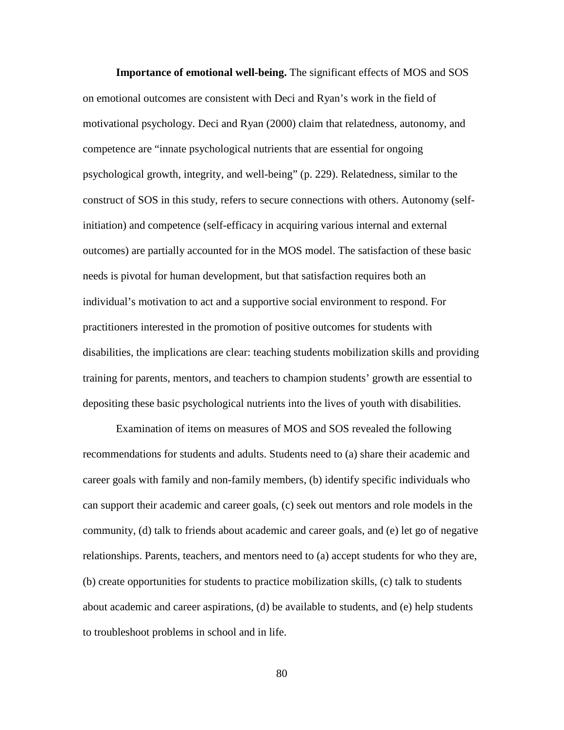**Importance of emotional well-being.** The significant effects of MOS and SOS on emotional outcomes are consistent with Deci and Ryan's work in the field of motivational psychology. Deci and Ryan (2000) claim that relatedness, autonomy, and competence are "innate psychological nutrients that are essential for ongoing psychological growth, integrity, and well-being" (p. 229). Relatedness, similar to the construct of SOS in this study, refers to secure connections with others. Autonomy (self-initiation) and competence (self-efficacy in acquiring various internal and external outcomes) are partially accounted for in the MOS model. The satisfaction of these basic needs is pivotal for human development, but that satisfaction requires both an individual's motivation to act and a supportive social environment to respond. For practitioners interested in the promotion of positive outcomes for students with disabilities, the implications are clear: teaching students mobilization skills and providing training for parents, mentors, and teachers to champion students' growth are essential to depositing these basic psychological nutrients into the lives of youth with disabilities.

Examination of items on measures of MOS and SOS revealed the following recommendations for students and adults. Students need to (a) share their academic and career goals with family and non-family members, (b) identify specific individuals who can support their academic and career goals, (c) seek out mentors and role models in the community, (d) talk to friends about academic and career goals, and (e) let go of negative relationships. Parents, teachers, and mentors need to (a) accept students for who they are, (b) create opportunities for students to practice mobilization skills, (c) talk to students about academic and career aspirations, (d) be available to students, and (e) help students to troubleshoot problems in school and in life.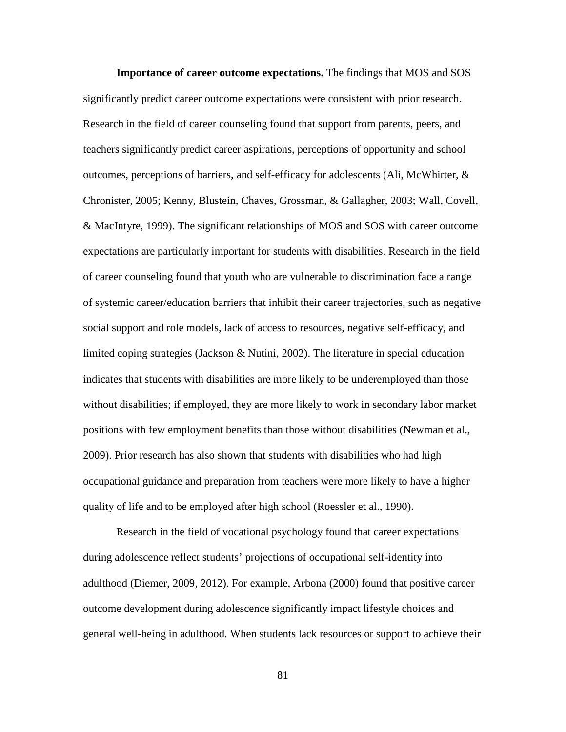**Importance of career outcome expectations.** The findings that MOS and SOS significantly predict career outcome expectations were consistent with prior research. Research in the field of career counseling found that support from parents, peers, and teachers significantly predict career aspirations, perceptions of opportunity and school outcomes, perceptions of barriers, and self-efficacy for adolescents (Ali, McWhirter, & Chronister, 2005; Kenny, Blustein, Chaves, Grossman, & Gallagher, 2003; Wall, Covell, & MacIntyre, 1999). The significant relationships of MOS and SOS with career outcome expectations are particularly important for students with disabilities. Research in the field of career counseling found that youth who are vulnerable to discrimination face a range of systemic career/education barriers that inhibit their career trajectories, such as negative social support and role models, lack of access to resources, negative self-efficacy, and limited coping strategies (Jackson & Nutini, 2002). The literature in special education indicates that students with disabilities are more likely to be underemployed than those without disabilities; if employed, they are more likely to work in secondary labor market positions with few employment benefits than those without disabilities (Newman et al., 2009). Prior research has also shown that students with disabilities who had high occupational guidance and preparation from teachers were more likely to have a higher quality of life and to be employed after high school (Roessler et al., 1990).

Research in the field of vocational psychology found that career expectations during adolescence reflect students' projections of occupational self-identity into adulthood (Diemer, 2009, 2012). For example, Arbona (2000) found that positive career outcome development during adolescence significantly impact lifestyle choices and general well-being in adulthood. When students lack resources or support to achieve their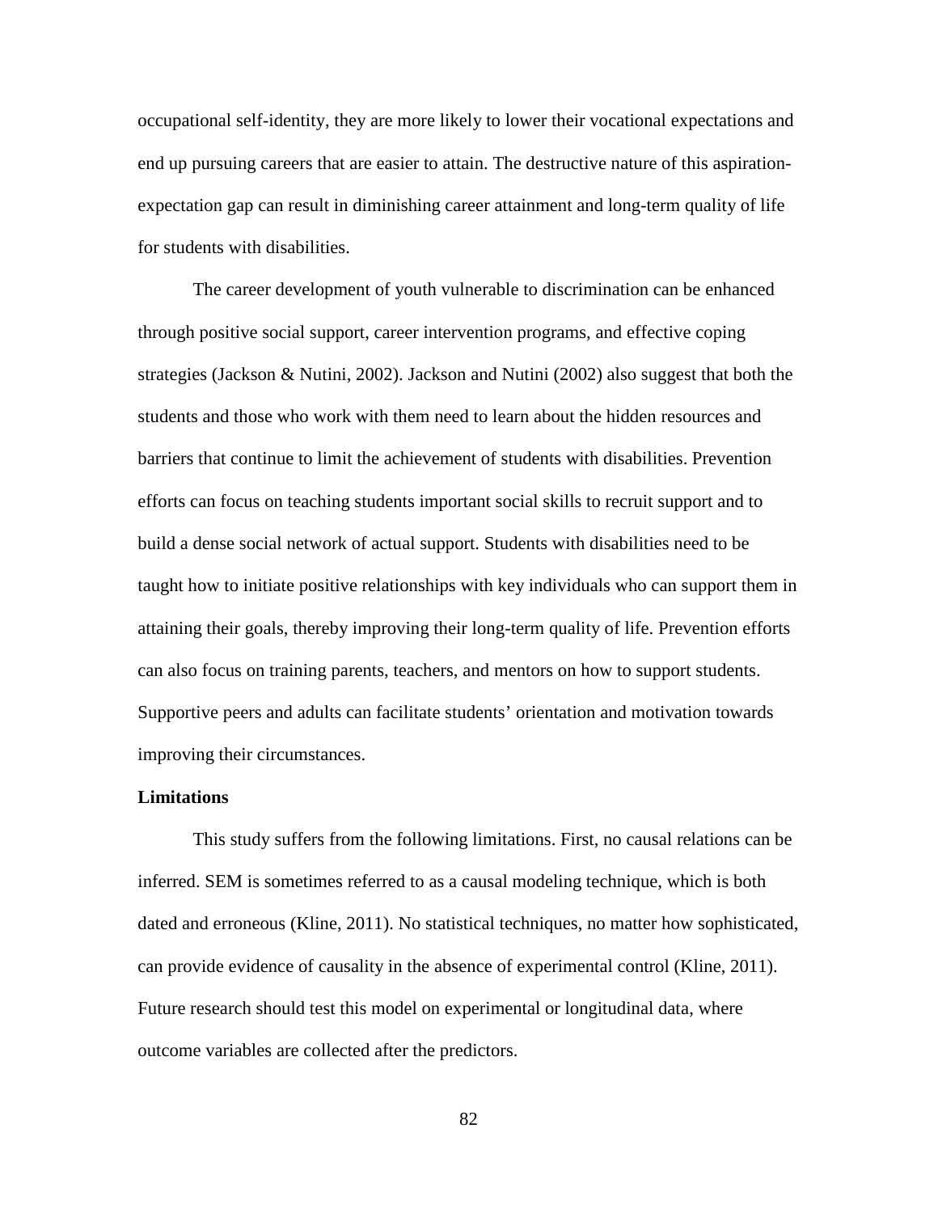occupational self-identity, they are more likely to lower their vocational expectations and end up pursuing careers that are easier to attain. The destructive nature of this aspiration-expectation gap can result in diminishing career attainment and long-term quality of life for students with disabilities.

The career development of youth vulnerable to discrimination can be enhanced through positive social support, career intervention programs, and effective coping strategies (Jackson & Nutini, 2002). Jackson and Nutini (2002) also suggest that both the students and those who work with them need to learn about the hidden resources and barriers that continue to limit the achievement of students with disabilities. Prevention efforts can focus on teaching students important social skills to recruit support and to build a dense social network of actual support. Students with disabilities need to be taught how to initiate positive relationships with key individuals who can support them in attaining their goals, thereby improving their long-term quality of life. Prevention efforts can also focus on training parents, teachers, and mentors on how to support students. Supportive peers and adults can facilitate students' orientation and motivation towards improving their circumstances.

**Limitations**

This study suffers from the following limitations. First, no causal relations can be inferred. SEM is sometimes referred to as a causal modeling technique, which is both dated and erroneous (Kline, 2011). No statistical techniques, no matter how sophisticated, can provide evidence of causality in the absence of experimental control (Kline, 2011). Future research should test this model on experimental or longitudinal data, where outcome variables are collected after the predictors.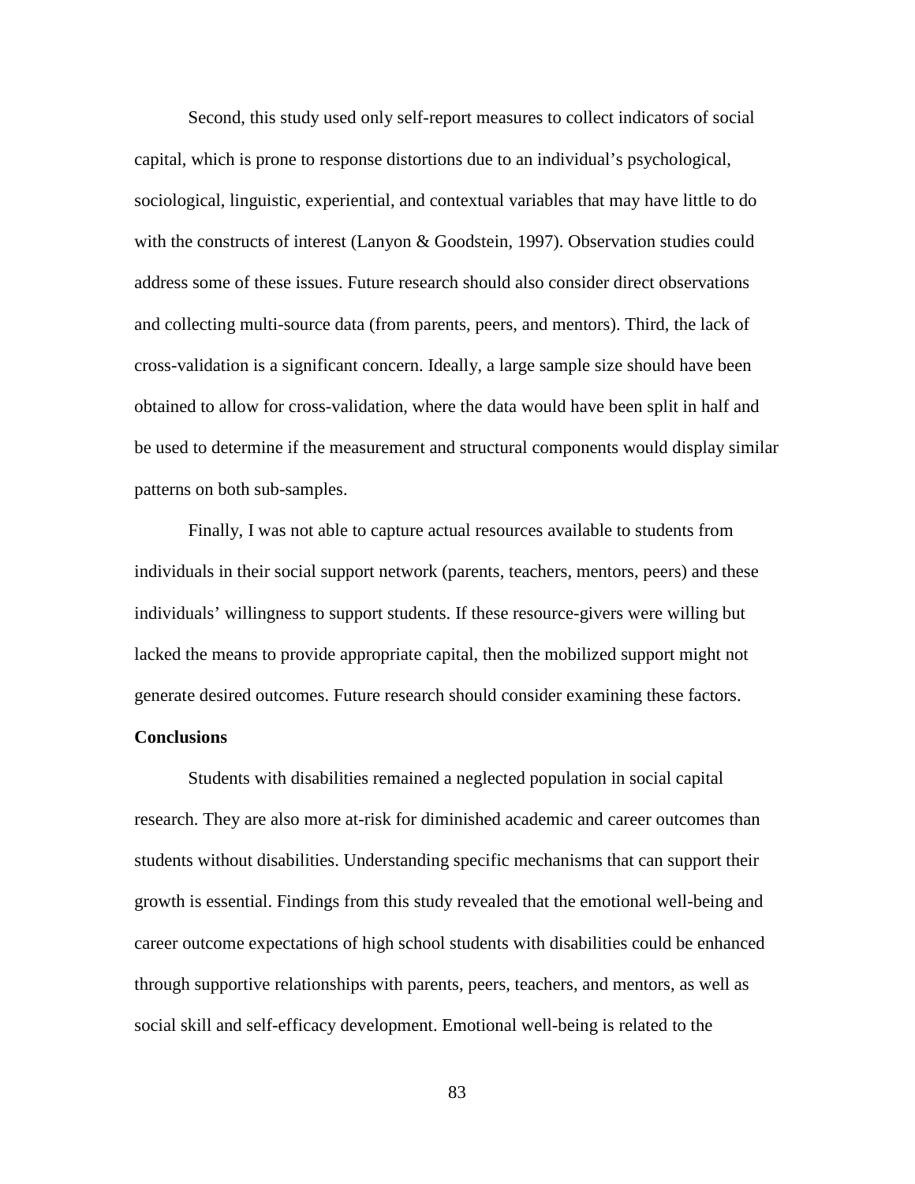Second, this study used only self-report measures to collect indicators of social capital, which is prone to response distortions due to an individual's psychological, sociological, linguistic, experiential, and contextual variables that may have little to do with the constructs of interest (Lanyon & Goodstein, 1997). Observation studies could address some of these issues. Future research should also consider direct observations and collecting multi-source data (from parents, peers, and mentors). Third, the lack of cross-validation is a significant concern. Ideally, a large sample size should have been obtained to allow for cross-validation, where the data would have been split in half and be used to determine if the measurement and structural components would display similar patterns on both sub-samples.

Finally, I was not able to capture actual resources available to students from individuals in their social support network (parents, teachers, mentors, peers) and these individuals' willingness to support students. If these resource-givers were willing but lacked the means to provide appropriate capital, then the mobilized support might not generate desired outcomes. Future research should consider examining these factors.

**Conclusions**

Students with disabilities remained a neglected population in social capital research. They are also more at-risk for diminished academic and career outcomes than students without disabilities. Understanding specific mechanisms that can support their growth is essential. Findings from this study revealed that the emotional well-being and career outcome expectations of high school students with disabilities could be enhanced through supportive relationships with parents, peers, teachers, and mentors, as well as social skill and self-efficacy development. Emotional well-being is related to the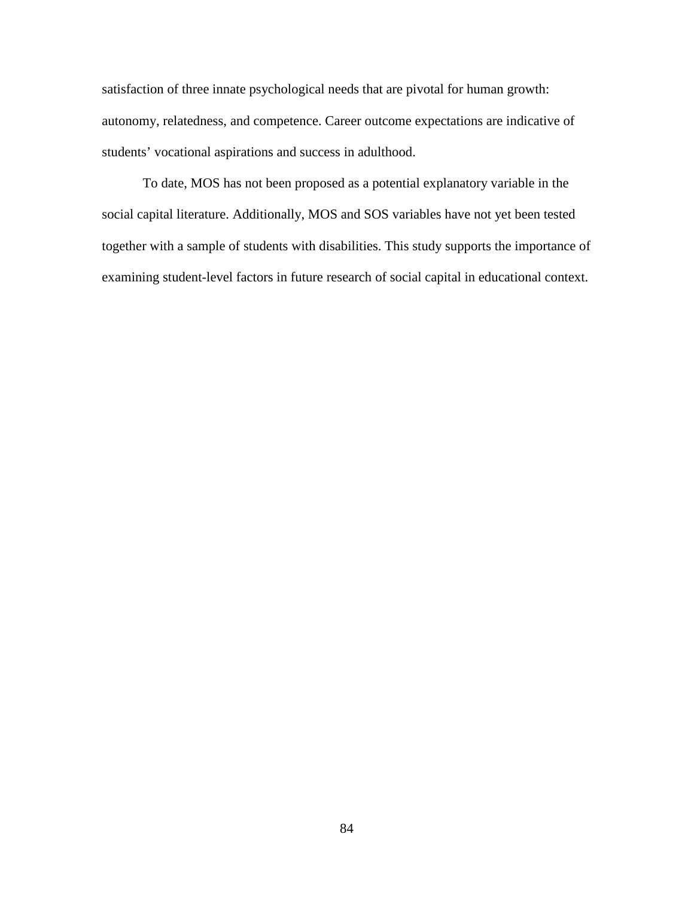satisfaction of three innate psychological needs that are pivotal for human growth: autonomy, relatedness, and competence. Career outcome expectations are indicative of students' vocational aspirations and success in adulthood.

To date, MOS has not been proposed as a potential explanatory variable in the social capital literature. Additionally, MOS and SOS variables have not yet been tested together with a sample of students with disabilities. This study supports the importance of examining student-level factors in future research of social capital in educational context.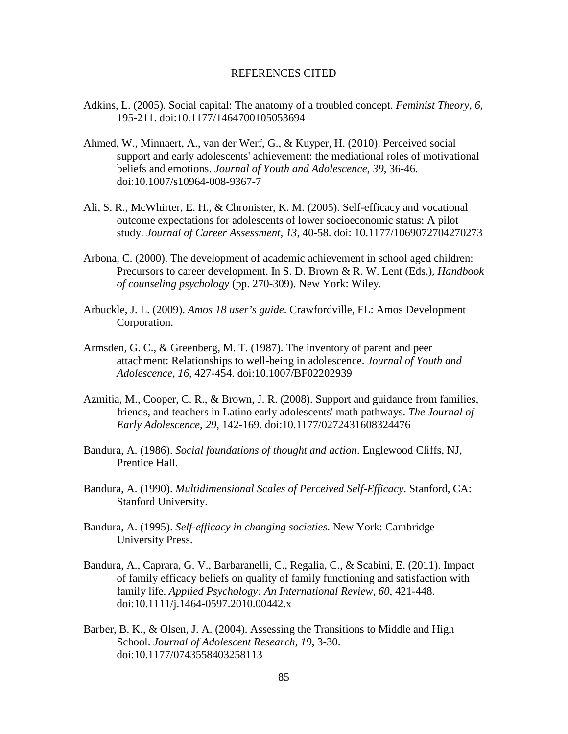# REFERENCES CITED

Adkins, L. (2005). Social capital: The anatomy of a troubled concept. *Feminist Theory, 6*, 195-211. doi:10.1177/1464700105053694

Ahmed, W., Minnaert, A., van der Werf, G., & Kuyper, H. (2010). Perceived social support and early adolescents' achievement: the mediational roles of motivational beliefs and emotions. *Journal of Youth and Adolescence, 39*, 36-46. doi:10.1007/s10964-008-9367-7

Ali, S. R., McWhirter, E. H., & Chronister, K. M. (2005). Self-efficacy and vocational outcome expectations for adolescents of lower socioeconomic status: A pilot study. *Journal of Career Assessment, 13*, 40-58. doi: 10.1177/1069072704270273

Arbona, C. (2000). The development of academic achievement in school aged children: Precursors to career development. In S. D. Brown & R. W. Lent (Eds.), *Handbook of counseling psychology* (pp. 270-309). New York: Wiley.

Arbuckle, J. L. (2009). *Amos 18 user's guide*. Crawfordville, FL: Amos Development Corporation.

Armsden, G. C., & Greenberg, M. T. (1987). The inventory of parent and peer attachment: Relationships to well-being in adolescence. *Journal of Youth and Adolescence, 16*, 427-454. doi:10.1007/BF02202939

Azmitia, M., Cooper, C. R., & Brown, J. R. (2008). Support and guidance from families, friends, and teachers in Latino early adolescents' math pathways. *The Journal of Early Adolescence, 29*, 142-169. doi:10.1177/0272431608324476

Bandura, A. (1986). *Social foundations of thought and action*. Englewood Cliffs, NJ, Prentice Hall.

Bandura, A. (1990). *Multidimensional Scales of Perceived Self-Efficacy*. Stanford, CA: Stanford University.

Bandura, A. (1995). *Self-efficacy in changing societies*. New York: Cambridge University Press.

Bandura, A., Caprara, G. V., Barbaranelli, C., Regalia, C., & Scabini, E. (2011). Impact of family efficacy beliefs on quality of family functioning and satisfaction with family life. *Applied Psychology: An International Review, 60*, 421-448. doi:10.1111/j.1464-0597.2010.00442.x

Barber, B. K., & Olsen, J. A. (2004). Assessing the Transitions to Middle and High School. *Journal of Adolescent Research, 19*, 3-30. doi:10.1177/0743558403258113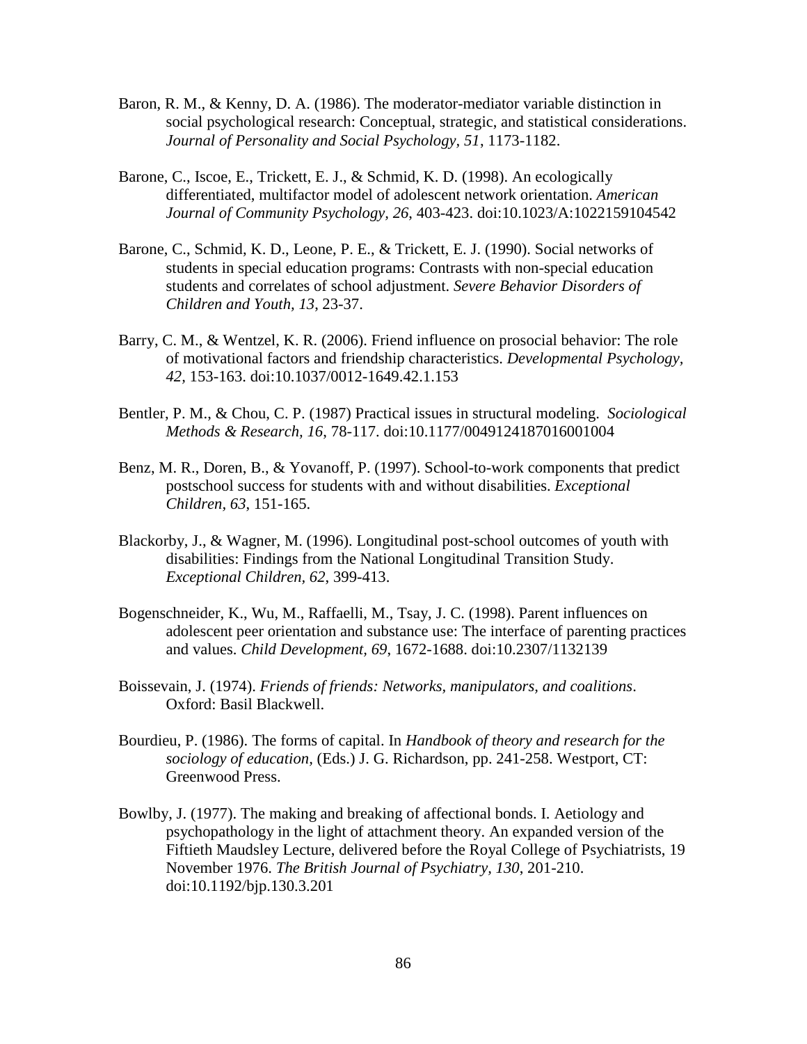Baron, R. M., & Kenny, D. A. (1986). The moderator-mediator variable distinction in social psychological research: Conceptual, strategic, and statistical considerations. *Journal of Personality and Social Psychology, 51*, 1173-1182.

Barone, C., Iscoe, E., Trickett, E. J., & Schmid, K. D. (1998). An ecologically differentiated, multifactor model of adolescent network orientation. *American Journal of Community Psychology, 26*, 403-423. doi:10.1023/A:1022159104542

Barone, C., Schmid, K. D., Leone, P. E., & Trickett, E. J. (1990). Social networks of students in special education programs: Contrasts with non-special education students and correlates of school adjustment. *Severe Behavior Disorders of Children and Youth, 13*, 23-37.

Barry, C. M., & Wentzel, K. R. (2006). Friend influence on prosocial behavior: The role of motivational factors and friendship characteristics. *Developmental Psychology, 42*, 153-163. doi:10.1037/0012-1649.42.1.153

Bentler, P. M., & Chou, C. P. (1987) Practical issues in structural modeling. *Sociological Methods & Research, 16*, 78-117. doi:10.1177/0049124187016001004

Benz, M. R., Doren, B., & Yovanoff, P. (1997). School-to-work components that predict postschool success for students with and without disabilities. *Exceptional Children, 63*, 151-165.

Blackorby, J., & Wagner, M. (1996). Longitudinal post-school outcomes of youth with disabilities: Findings from the National Longitudinal Transition Study. *Exceptional Children, 62*, 399-413.

Bogenschneider, K., Wu, M., Raffaelli, M., Tsay, J. C. (1998). Parent influences on adolescent peer orientation and substance use: The interface of parenting practices and values. *Child Development, 69*, 1672-1688. doi:10.2307/1132139

Boissevain, J. (1974). *Friends of friends: Networks, manipulators, and coalitions*. Oxford: Basil Blackwell.

Bourdieu, P. (1986). The forms of capital. In *Handbook of theory and research for the sociology of education*, (Eds.) J. G. Richardson, pp. 241-258. Westport, CT: Greenwood Press.

Bowlby, J. (1977). The making and breaking of affectional bonds. I. Aetiology and psychopathology in the light of attachment theory. An expanded version of the Fiftieth Maudsley Lecture, delivered before the Royal College of Psychiatrists, 19 November 1976. *The British Journal of Psychiatry, 130*, 201-210. doi:10.1192/bjp.130.3.201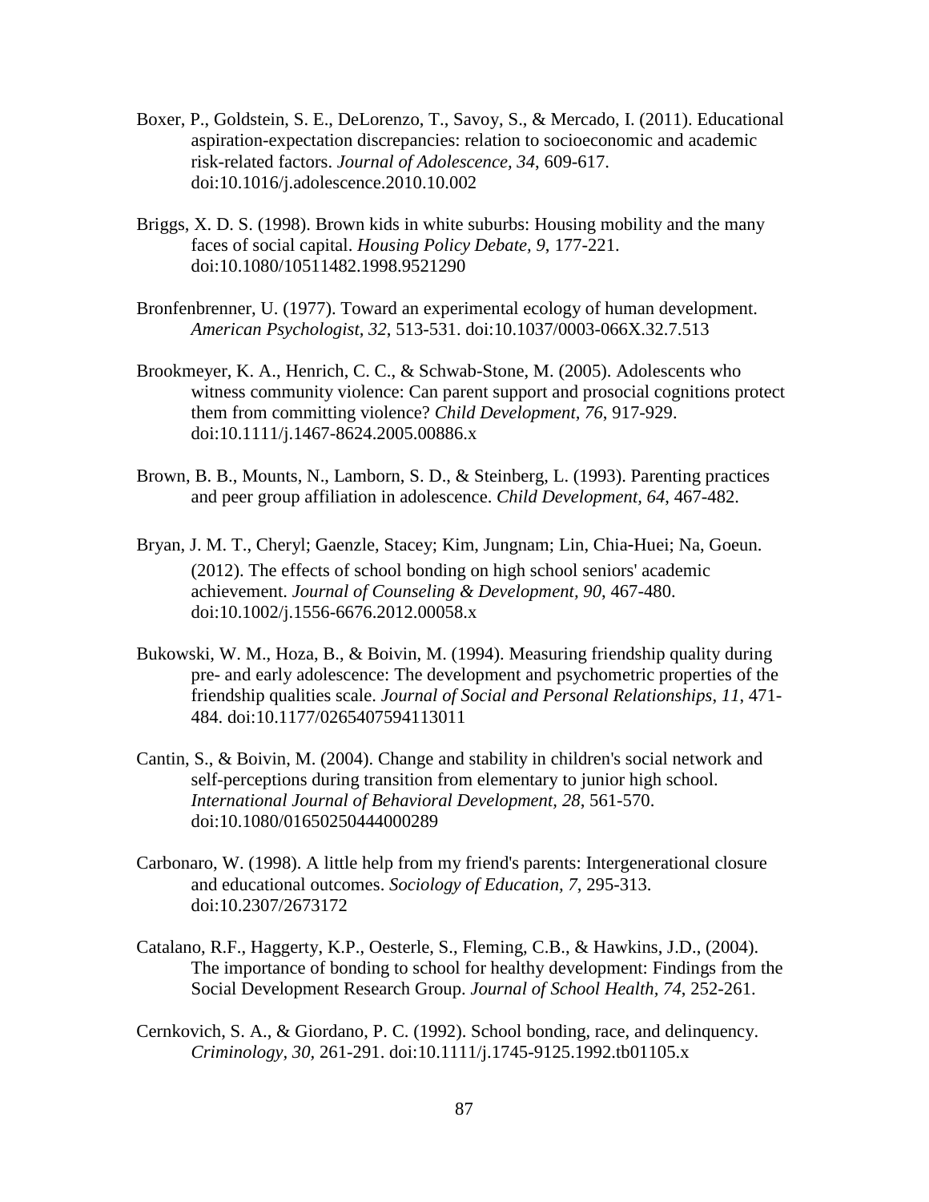Boxer, P., Goldstein, S. E., DeLorenzo, T., Savoy, S., & Mercado, I. (2011). Educational aspiration-expectation discrepancies: relation to socioeconomic and academic risk-related factors. *Journal of Adolescence, 34*, 609-617. doi:10.1016/j.adolescence.2010.10.002

Briggs, X. D. S. (1998). Brown kids in white suburbs: Housing mobility and the many faces of social capital. *Housing Policy Debate, 9*, 177-221. doi:10.1080/10511482.1998.9521290

Bronfenbrenner, U. (1977). Toward an experimental ecology of human development. *American Psychologist, 32*, 513-531. doi:10.1037/0003-066X.32.7.513

Brookmeyer, K. A., Henrich, C. C., & Schwab-Stone, M. (2005). Adolescents who witness community violence: Can parent support and prosocial cognitions protect them from committing violence? *Child Development, 76*, 917-929. doi:10.1111/j.1467-8624.2005.00886.x

Brown, B. B., Mounts, N., Lamborn, S. D., & Steinberg, L. (1993). Parenting practices and peer group affiliation in adolescence. *Child Development, 64*, 467-482.

Bryan, J. M. T., Cheryl; Gaenzle, Stacey; Kim, Jungnam; Lin, Chia-Huei; Na, Goeun. (2012). The effects of school bonding on high school seniors' academic achievement. *Journal of Counseling & Development, 90*, 467-480. doi:10.1002/j.1556-6676.2012.00058.x

Bukowski, W. M., Hoza, B., & Boivin, M. (1994). Measuring friendship quality during pre- and early adolescence: The development and psychometric properties of the friendship qualities scale. *Journal of Social and Personal Relationships*, *11*, 471-484. doi:10.1177/0265407594113011

Cantin, S., & Boivin, M. (2004). Change and stability in children's social network and self-perceptions during transition from elementary to junior high school. *International Journal of Behavioral Development, 28*, 561-570. doi:10.1080/01650250444000289

Carbonaro, W. (1998). A little help from my friend's parents: Intergenerational closure and educational outcomes. *Sociology of Education, 7*, 295-313. doi:10.2307/2673172

Catalano, R.F., Haggerty, K.P., Oesterle, S., Fleming, C.B., & Hawkins, J.D., (2004). The importance of bonding to school for healthy development: Findings from the Social Development Research Group. *Journal of School Health, 74*, 252-261.

Cernkovich, S. A., & Giordano, P. C. (1992). School bonding, race, and delinquency. *Criminology, 30*, 261-291. doi:10.1111/j.1745-9125.1992.tb01105.x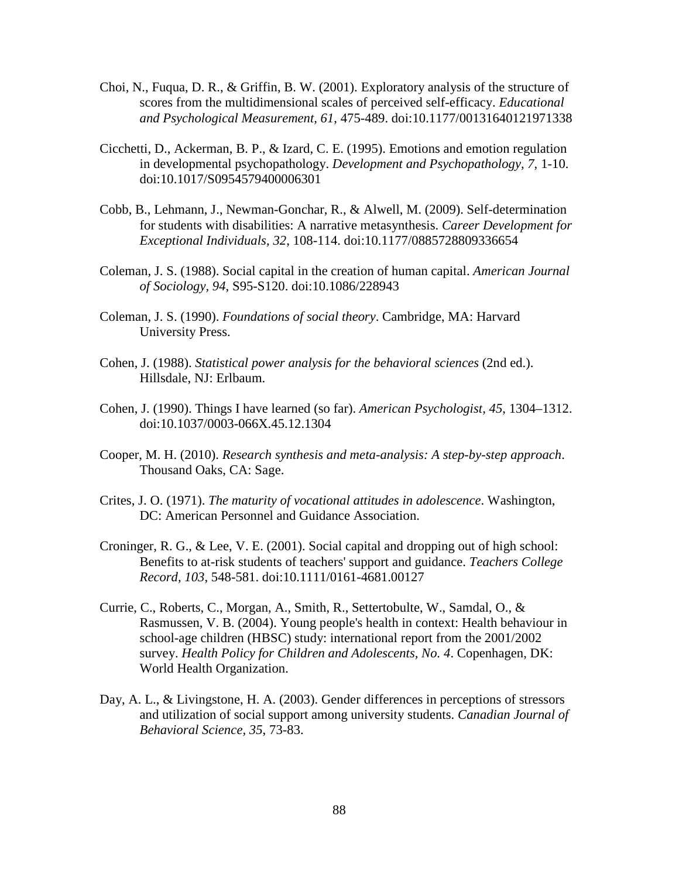Choi, N., Fuqua, D. R., & Griffin, B. W. (2001). Exploratory analysis of the structure of scores from the multidimensional scales of perceived self-efficacy. *Educational and Psychological Measurement, 61*, 475-489. doi:10.1177/00131640121971338

Cicchetti, D., Ackerman, B. P., & Izard, C. E. (1995). Emotions and emotion regulation in developmental psychopathology. *Development and Psychopathology, 7*, 1-10. doi:10.1017/S0954579400006301

Cobb, B., Lehmann, J., Newman-Gonchar, R., & Alwell, M. (2009). Self-determination for students with disabilities: A narrative metasynthesis. *Career Development for Exceptional Individuals, 32*, 108-114. doi:10.1177/0885728809336654

Coleman, J. S. (1988). Social capital in the creation of human capital. *American Journal of Sociology, 94*, S95-S120. doi:10.1086/228943

Coleman, J. S. (1990). *Foundations of social theory*. Cambridge, MA: Harvard University Press.

Cohen, J. (1988). *Statistical power analysis for the behavioral sciences* (2nd ed.). Hillsdale, NJ: Erlbaum.

Cohen, J. (1990). Things I have learned (so far). *American Psychologist, 45*, 1304–1312. doi:10.1037/0003-066X.45.12.1304

Cooper, M. H. (2010). *Research synthesis and meta-analysis: A step-by-step approach*. Thousand Oaks, CA: Sage.

Crites, J. O. (1971). *The maturity of vocational attitudes in adolescence*. Washington, DC: American Personnel and Guidance Association.

Croninger, R. G., & Lee, V. E. (2001). Social capital and dropping out of high school: Benefits to at-risk students of teachers' support and guidance. *Teachers College Record, 103*, 548-581. doi:10.1111/0161-4681.00127

Currie, C., Roberts, C., Morgan, A., Smith, R., Settertobulte, W., Samdal, O., & Rasmussen, V. B. (2004). Young people's health in context: Health behaviour in school-age children (HBSC) study: international report from the 2001/2002 survey. *Health Policy for Children and Adolescents, No. 4*. Copenhagen, DK: World Health Organization.

Day, A. L., & Livingstone, H. A. (2003). Gender differences in perceptions of stressors and utilization of social support among university students. *Canadian Journal of Behavioral Science, 35*, 73-83.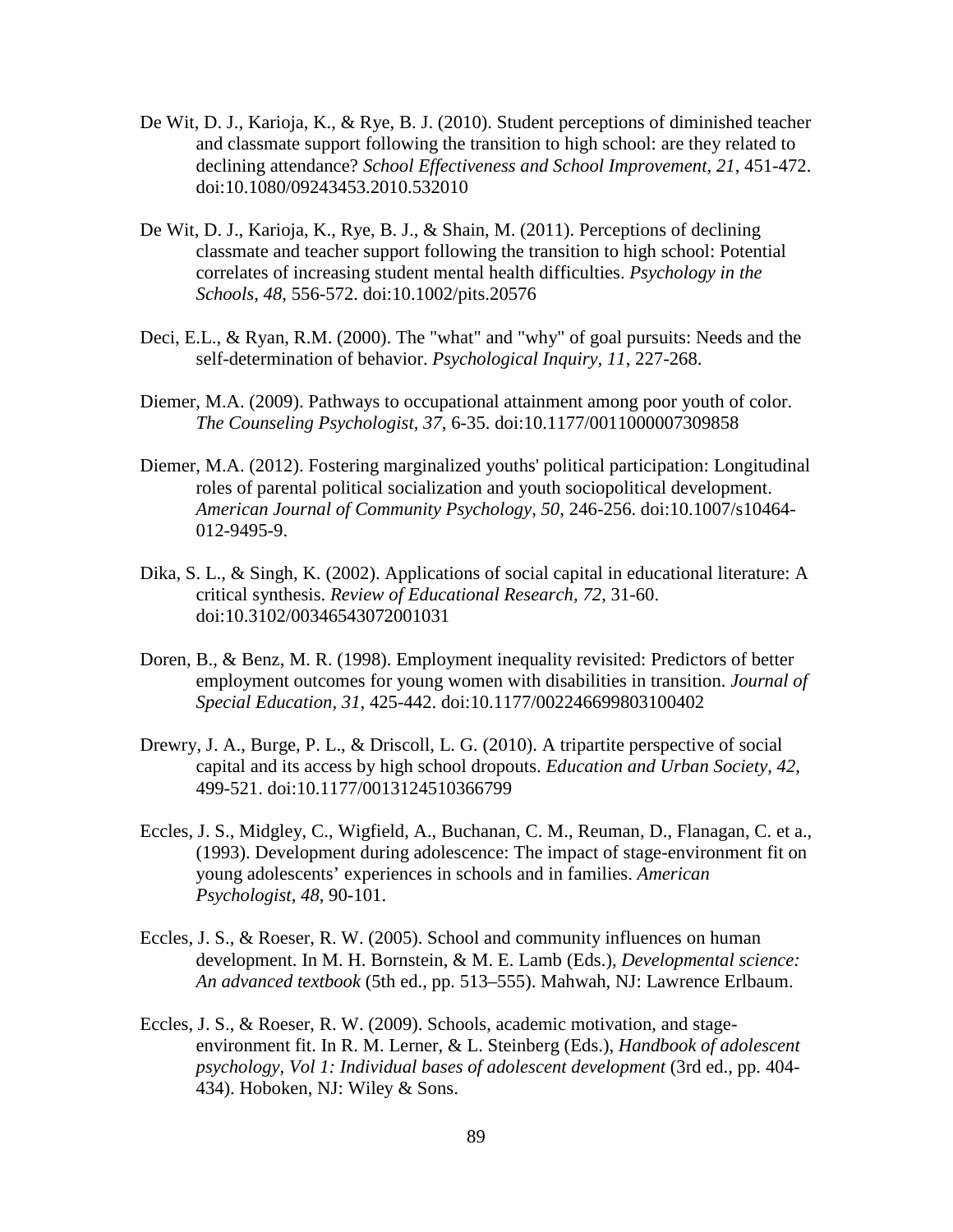De Wit, D. J., Karioja, K., & Rye, B. J. (2010). Student perceptions of diminished teacher and classmate support following the transition to high school: are they related to declining attendance? *School Effectiveness and School Improvement, 21*, 451-472. doi:10.1080/09243453.2010.532010

De Wit, D. J., Karioja, K., Rye, B. J., & Shain, M. (2011). Perceptions of declining classmate and teacher support following the transition to high school: Potential correlates of increasing student mental health difficulties. *Psychology in the Schools, 48*, 556-572. doi:10.1002/pits.20576

Deci, E.L., & Ryan, R.M. (2000). The "what" and "why" of goal pursuits: Needs and the self-determination of behavior. *Psychological Inquiry, 11*, 227-268.

Diemer, M.A. (2009). Pathways to occupational attainment among poor youth of color. *The Counseling Psychologist, 37*, 6-35. doi:10.1177/0011000007309858

Diemer, M.A. (2012). Fostering marginalized youths' political participation: Longitudinal roles of parental political socialization and youth sociopolitical development. *American Journal of Community Psychology, 50*, 246-256. doi:10.1007/s10464-012-9495-9.

Dika, S. L., & Singh, K. (2002). Applications of social capital in educational literature: A critical synthesis. *Review of Educational Research, 72*, 31-60. doi:10.3102/00346543072001031

Doren, B., & Benz, M. R. (1998). Employment inequality revisited: Predictors of better employment outcomes for young women with disabilities in transition. *Journal of Special Education, 31*, 425-442. doi:10.1177/002246699803100402

Drewry, J. A., Burge, P. L., & Driscoll, L. G. (2010). A tripartite perspective of social capital and its access by high school dropouts. *Education and Urban Society, 42*, 499-521. doi:10.1177/0013124510366799

Eccles, J. S., Midgley, C., Wigfield, A., Buchanan, C. M., Reuman, D., Flanagan, C. et a., (1993). Development during adolescence: The impact of stage-environment fit on young adolescents' experiences in schools and in families. *American Psychologist, 48*, 90-101.

Eccles, J. S., & Roeser, R. W. (2005). School and community influences on human development. In M. H. Bornstein, & M. E. Lamb (Eds.), *Developmental science: An advanced textbook* (5th ed., pp. 513–555). Mahwah, NJ: Lawrence Erlbaum.

Eccles, J. S., & Roeser, R. W. (2009). Schools, academic motivation, and stage-environment fit. In R. M. Lerner, & L. Steinberg (Eds.), *Handbook of adolescent psychology, Vol 1: Individual bases of adolescent development* (3rd ed., pp. 404-434). Hoboken, NJ: Wiley & Sons.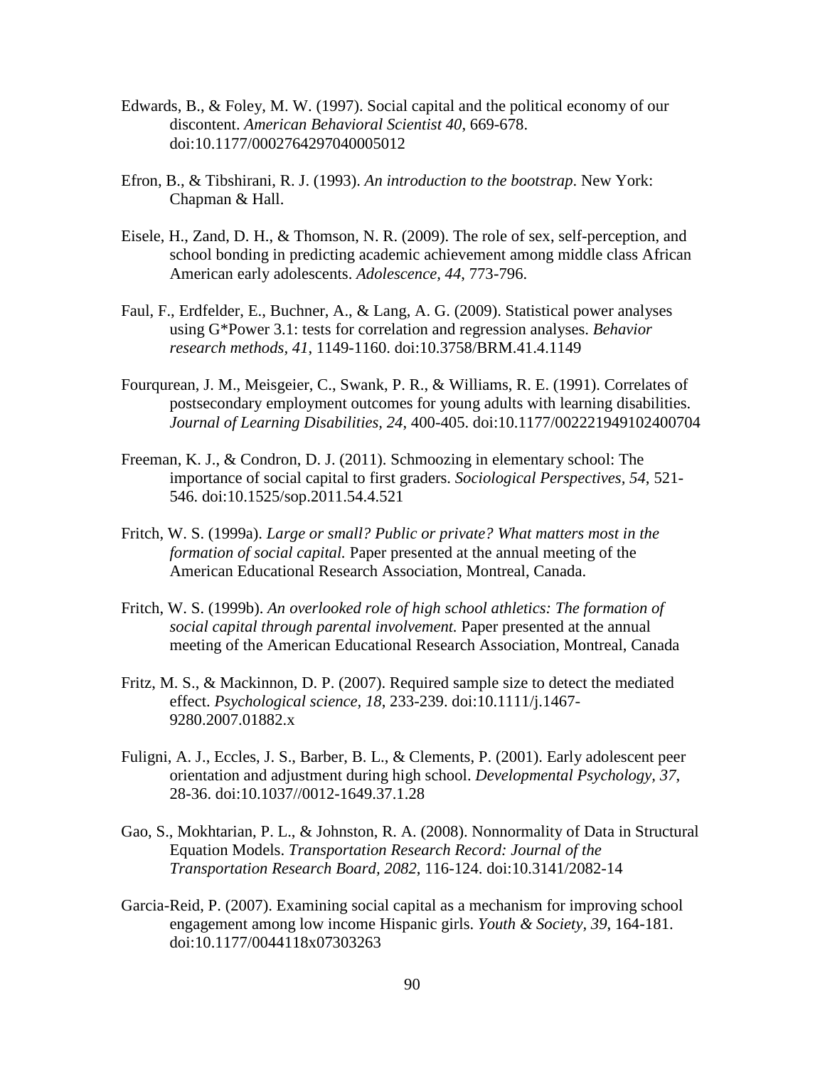Edwards, B., & Foley, M. W. (1997). Social capital and the political economy of our discontent. *American Behavioral Scientist 40*, 669-678. doi:10.1177/0002764297040005012

Efron, B., & Tibshirani, R. J. (1993). *An introduction to the bootstrap*. New York: Chapman & Hall.

Eisele, H., Zand, D. H., & Thomson, N. R. (2009). The role of sex, self-perception, and school bonding in predicting academic achievement among middle class African American early adolescents. *Adolescence, 44*, 773-796.

Faul, F., Erdfelder, E., Buchner, A., & Lang, A. G. (2009). Statistical power analyses using G*Power 3.1: tests for correlation and regression analyses. *Behavior research methods, 41*, 1149-1160. doi:10.3758/BRM.41.4.1149

Fourqurean, J. M., Meisgeier, C., Swank, P. R., & Williams, R. E. (1991). Correlates of postsecondary employment outcomes for young adults with learning disabilities. *Journal of Learning Disabilities, 24*, 400-405. doi:10.1177/002221949102400704

Freeman, K. J., & Condron, D. J. (2011). Schmoozing in elementary school: The importance of social capital to first graders. *Sociological Perspectives, 54*, 521-546. doi:10.1525/sop.2011.54.4.521

Fritch, W. S. (1999a). *Large or small? Public or private? What matters most in the formation of social capital.* Paper presented at the annual meeting of the American Educational Research Association, Montreal, Canada.

Fritch, W. S. (1999b). *An overlooked role of high school athletics: The formation of social capital through parental involvement.* Paper presented at the annual meeting of the American Educational Research Association, Montreal, Canada

Fritz, M. S., & Mackinnon, D. P. (2007). Required sample size to detect the mediated effect. *Psychological science, 18*, 233-239. doi:10.1111/j.1467-9280.2007.01882.x

Fuligni, A. J., Eccles, J. S., Barber, B. L., & Clements, P. (2001). Early adolescent peer orientation and adjustment during high school. *Developmental Psychology, 37*, 28-36. doi:10.1037//0012-1649.37.1.28

Gao, S., Mokhtarian, P. L., & Johnston, R. A. (2008). Nonnormality of Data in Structural Equation Models. *Transportation Research Record: Journal of the Transportation Research Board, 2082*, 116-124. doi:10.3141/2082-14

Garcia-Reid, P. (2007). Examining social capital as a mechanism for improving school engagement among low income Hispanic girls. *Youth & Society, 39*, 164-181. doi:10.1177/0044118x07303263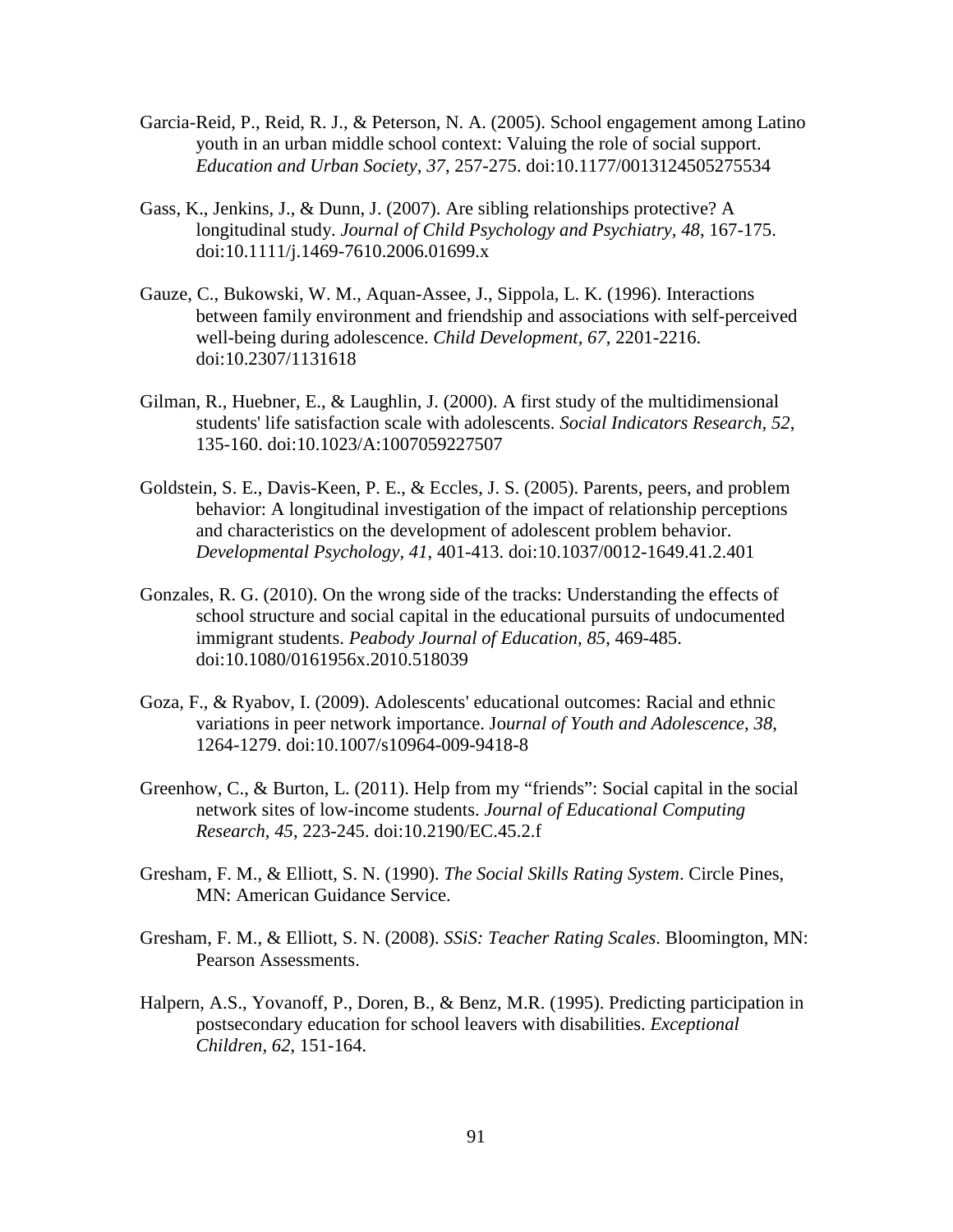Garcia-Reid, P., Reid, R. J., & Peterson, N. A. (2005). School engagement among Latino youth in an urban middle school context: Valuing the role of social support. *Education and Urban Society, 37*, 257-275. doi:10.1177/0013124505275534

Gass, K., Jenkins, J., & Dunn, J. (2007). Are sibling relationships protective? A longitudinal study. *Journal of Child Psychology and Psychiatry, 48*, 167-175. doi:10.1111/j.1469-7610.2006.01699.x

Gauze, C., Bukowski, W. M., Aquan-Assee, J., Sippola, L. K. (1996). Interactions between family environment and friendship and associations with self-perceived well-being during adolescence. *Child Development, 67*, 2201-2216. doi:10.2307/1131618

Gilman, R., Huebner, E., & Laughlin, J. (2000). A first study of the multidimensional students' life satisfaction scale with adolescents. *Social Indicators Research, 52*, 135-160. doi:10.1023/A:1007059227507

Goldstein, S. E., Davis-Keen, P. E., & Eccles, J. S. (2005). Parents, peers, and problem behavior: A longitudinal investigation of the impact of relationship perceptions and characteristics on the development of adolescent problem behavior. *Developmental Psychology, 41*, 401-413. doi:10.1037/0012-1649.41.2.401

Gonzales, R. G. (2010). On the wrong side of the tracks: Understanding the effects of school structure and social capital in the educational pursuits of undocumented immigrant students. *Peabody Journal of Education, 85*, 469-485. doi:10.1080/0161956x.2010.518039

Goza, F., & Ryabov, I. (2009). Adolescents' educational outcomes: Racial and ethnic variations in peer network importance. Jo*urnal of Youth and Adolescence, 38*, 1264-1279. doi:10.1007/s10964-009-9418-8

Greenhow, C., & Burton, L. (2011). Help from my "friends": Social capital in the social network sites of low-income students. *Journal of Educational Computing Research, 45*, 223-245. doi:10.2190/EC.45.2.f

Gresham, F. M., & Elliott, S. N. (1990). *The Social Skills Rating System*. Circle Pines, MN: American Guidance Service.

Gresham, F. M., & Elliott, S. N. (2008). *SSiS: Teacher Rating Scales*. Bloomington, MN: Pearson Assessments.

Halpern, A.S., Yovanoff, P., Doren, B., & Benz, M.R. (1995). Predicting participation in postsecondary education for school leavers with disabilities. *Exceptional Children, 62*, 151-164.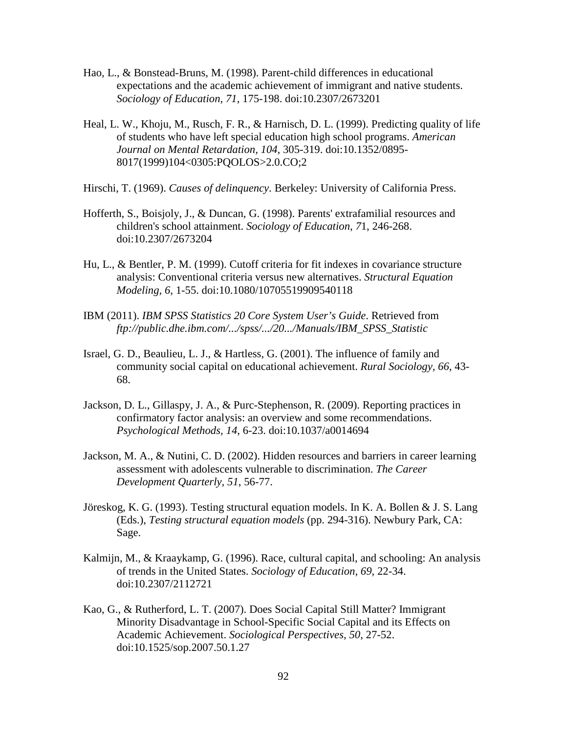Hao, L., & Bonstead-Bruns, M. (1998). Parent-child differences in educational expectations and the academic achievement of immigrant and native students. *Sociology of Education, 71*, 175-198. doi:10.2307/2673201

Heal, L. W., Khoju, M., Rusch, F. R., & Harnisch, D. L. (1999). Predicting quality of life of students who have left special education high school programs. *American Journal on Mental Retardation, 104*, 305-319. doi:10.1352/0895-8017(1999)104<0305:PQOLOS>2.0.CO;2

Hirschi, T. (1969). *Causes of delinquency*. Berkeley: University of California Press.

Hofferth, S., Boisjoly, J., & Duncan, G. (1998). Parents' extrafamilial resources and children's school attainment. *Sociology of Education, 7*1, 246-268. doi:10.2307/2673204

Hu, L., & Bentler, P. M. (1999). Cutoff criteria for fit indexes in covariance structure analysis: Conventional criteria versus new alternatives. *Structural Equation Modeling, 6*, 1-55. doi:10.1080/10705519909540118

IBM (2011). *IBM SPSS Statistics 20 Core System User's Guide*. Retrieved from *ftp://public.dhe.ibm.com/.../spss/.../20.../Manuals/IBM_SPSS_Statistic*

Israel, G. D., Beaulieu, L. J., & Hartless, G. (2001). The influence of family and community social capital on educational achievement. *Rural Sociology, 66*, 43-68.

Jackson, D. L., Gillaspy, J. A., & Purc-Stephenson, R. (2009). Reporting practices in confirmatory factor analysis: an overview and some recommendations. *Psychological Methods, 14*, 6-23. doi:10.1037/a0014694

Jackson, M. A., & Nutini, C. D. (2002). Hidden resources and barriers in career learning assessment with adolescents vulnerable to discrimination. *The Career Development Quarterly, 51*, 56-77.

Jöreskog, K. G. (1993). Testing structural equation models. In K. A. Bollen & J. S. Lang (Eds.), *Testing structural equation models* (pp. 294-316). Newbury Park, CA: Sage.

Kalmijn, M., & Kraaykamp, G. (1996). Race, cultural capital, and schooling: An analysis of trends in the United States. *Sociology of Education, 69*, 22-34. doi:10.2307/2112721

Kao, G., & Rutherford, L. T. (2007). Does Social Capital Still Matter? Immigrant Minority Disadvantage in School-Specific Social Capital and its Effects on Academic Achievement. *Sociological Perspectives, 50*, 27-52. doi:10.1525/sop.2007.50.1.27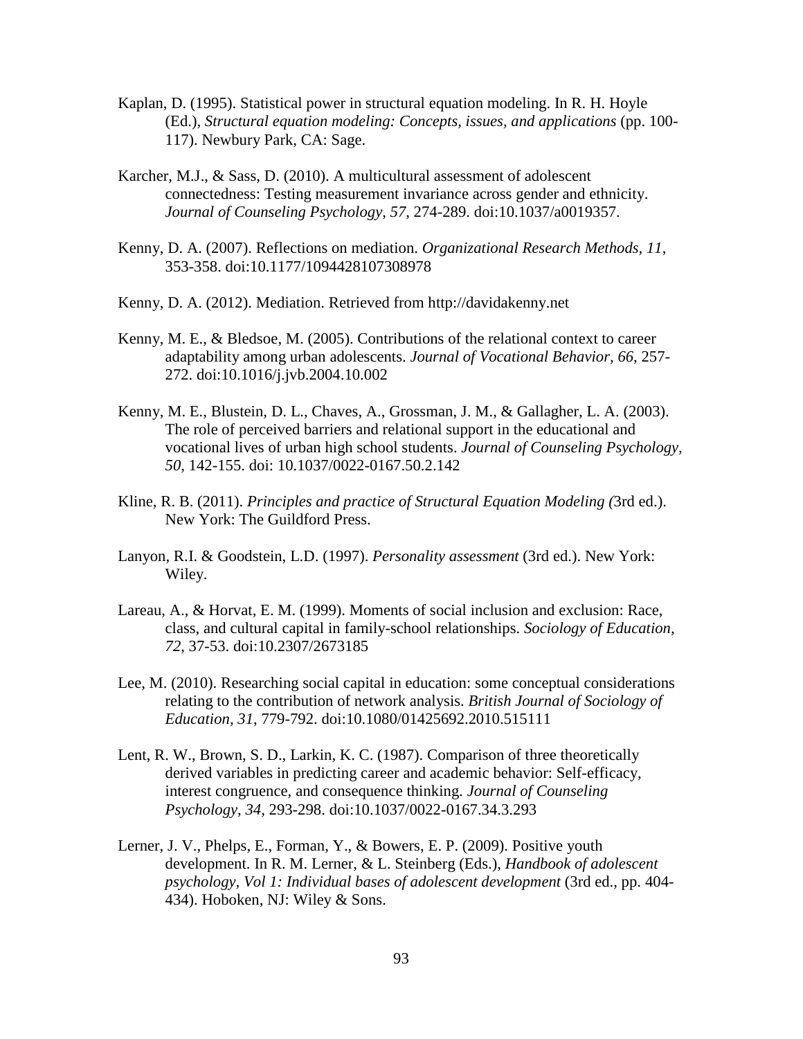Kaplan, D. (1995). Statistical power in structural equation modeling. In R. H. Hoyle (Ed.), *Structural equation modeling: Concepts, issues, and applications* (pp. 100-117). Newbury Park, CA: Sage.

Karcher, M.J., & Sass, D. (2010). A multicultural assessment of adolescent connectedness: Testing measurement invariance across gender and ethnicity. *Journal of Counseling Psychology, 57*, 274-289. doi:10.1037/a0019357.

Kenny, D. A. (2007). Reflections on mediation. *Organizational Research Methods, 11*, 353-358. doi:10.1177/1094428107308978

Kenny, D. A. (2012). Mediation. Retrieved from http://davidakenny.net

Kenny, M. E., & Bledsoe, M. (2005). Contributions of the relational context to career adaptability among urban adolescents. *Journal of Vocational Behavior, 66*, 257-272. doi:10.1016/j.jvb.2004.10.002

Kenny, M. E., Blustein, D. L., Chaves, A., Grossman, J. M., & Gallagher, L. A. (2003). The role of perceived barriers and relational support in the educational and vocational lives of urban high school students. *Journal of Counseling Psychology, 50*, 142-155. doi: 10.1037/0022-0167.50.2.142

Kline, R. B. (2011). *Principles and practice of Structural Equation Modeling (*3rd ed.). New York: The Guildford Press.

Lanyon, R.I. & Goodstein, L.D. (1997). *Personality assessment* (3rd ed.). New York: Wiley.

Lareau, A., & Horvat, E. M. (1999). Moments of social inclusion and exclusion: Race, class, and cultural capital in family-school relationships. *Sociology of Education, 72*, 37-53. doi:10.2307/2673185

Lee, M. (2010). Researching social capital in education: some conceptual considerations relating to the contribution of network analysis. *British Journal of Sociology of Education, 31*, 779-792. doi:10.1080/01425692.2010.515111

Lent, R. W., Brown, S. D., Larkin, K. C. (1987). Comparison of three theoretically derived variables in predicting career and academic behavior: Self-efficacy, interest congruence, and consequence thinking. *Journal of Counseling Psychology, 34*, 293-298. doi:10.1037/0022-0167.34.3.293

Lerner, J. V., Phelps, E., Forman, Y., & Bowers, E. P. (2009). Positive youth development. In R. M. Lerner, & L. Steinberg (Eds.), *Handbook of adolescent psychology, Vol 1: Individual bases of adolescent development* (3rd ed., pp. 404-434). Hoboken, NJ: Wiley & Sons.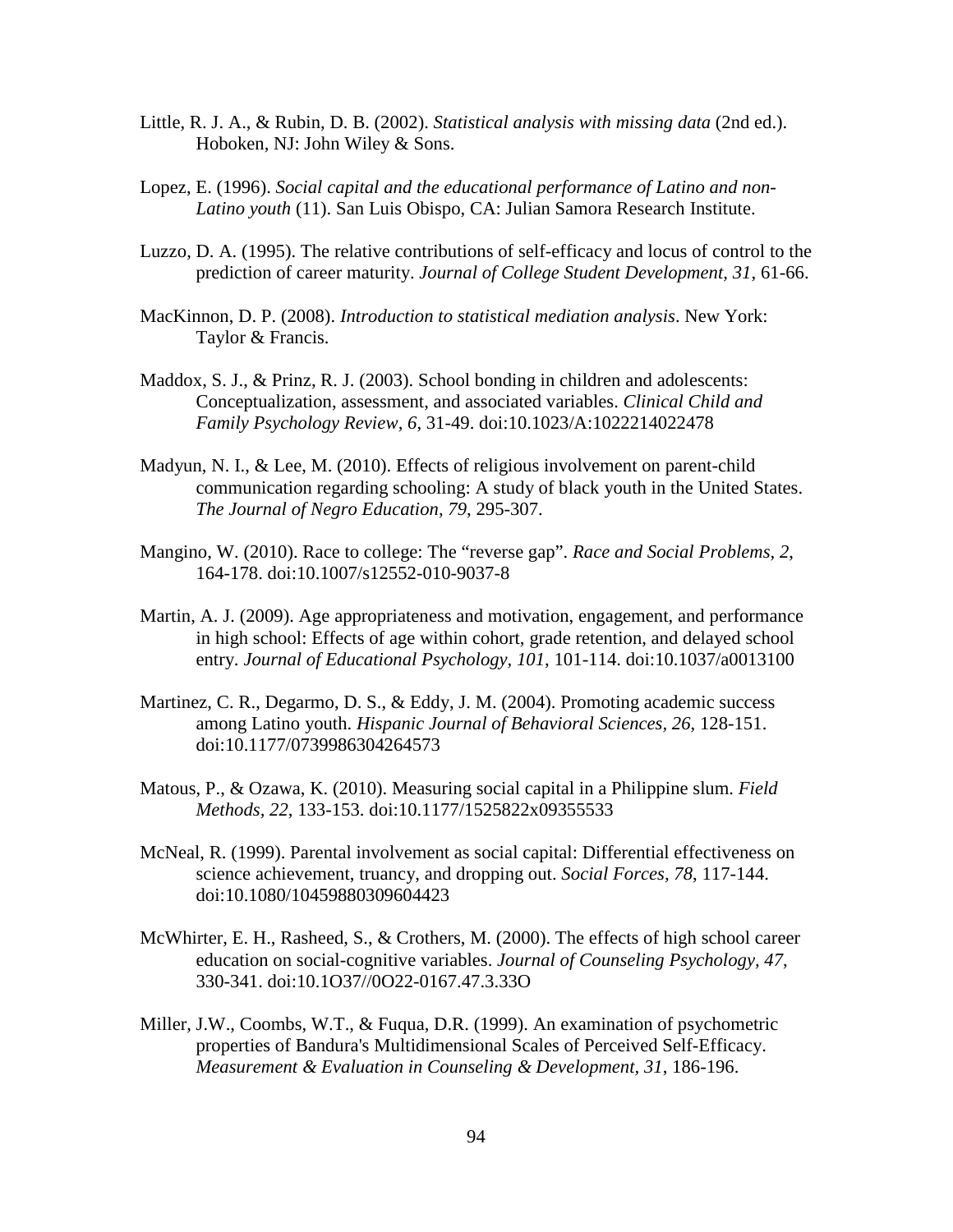Little, R. J. A., & Rubin, D. B. (2002). *Statistical analysis with missing data* (2nd ed.). Hoboken, NJ: John Wiley & Sons.

Lopez, E. (1996). *Social capital and the educational performance of Latino and non-Latino youth* (11). San Luis Obispo, CA: Julian Samora Research Institute.

Luzzo, D. A. (1995). The relative contributions of self-efficacy and locus of control to the prediction of career maturity. *Journal of College Student Development, 31*, 61-66.

MacKinnon, D. P. (2008). *Introduction to statistical mediation analysis*. New York: Taylor & Francis.

Maddox, S. J., & Prinz, R. J. (2003). School bonding in children and adolescents: Conceptualization, assessment, and associated variables. *Clinical Child and Family Psychology Review, 6*, 31-49. doi:10.1023/A:1022214022478

Madyun, N. I., & Lee, M. (2010). Effects of religious involvement on parent-child communication regarding schooling: A study of black youth in the United States. *The Journal of Negro Education*, *79*, 295-307.

Mangino, W. (2010). Race to college: The "reverse gap". *Race and Social Problems, 2*, 164-178. doi:10.1007/s12552-010-9037-8

Martin, A. J. (2009). Age appropriateness and motivation, engagement, and performance in high school: Effects of age within cohort, grade retention, and delayed school entry. *Journal of Educational Psychology, 101*, 101-114. doi:10.1037/a0013100

Martinez, C. R., Degarmo, D. S., & Eddy, J. M. (2004). Promoting academic success among Latino youth. *Hispanic Journal of Behavioral Sciences, 26*, 128-151. doi:10.1177/0739986304264573

Matous, P., & Ozawa, K. (2010). Measuring social capital in a Philippine slum. *Field Methods, 22*, 133-153. doi:10.1177/1525822x09355533

McNeal, R. (1999). Parental involvement as social capital: Differential effectiveness on science achievement, truancy, and dropping out. *Social Forces, 78*, 117-144. doi:10.1080/10459880309604423

McWhirter, E. H., Rasheed, S., & Crothers, M. (2000). The effects of high school career education on social-cognitive variables. *Journal of Counseling Psychology, 47*, 330-341. doi:10.1O37//0O22-0167.47.3.33O

Miller, J.W., Coombs, W.T., & Fuqua, D.R. (1999). An examination of psychometric properties of Bandura's Multidimensional Scales of Perceived Self-Efficacy. *Measurement & Evaluation in Counseling & Development, 31*, 186-196.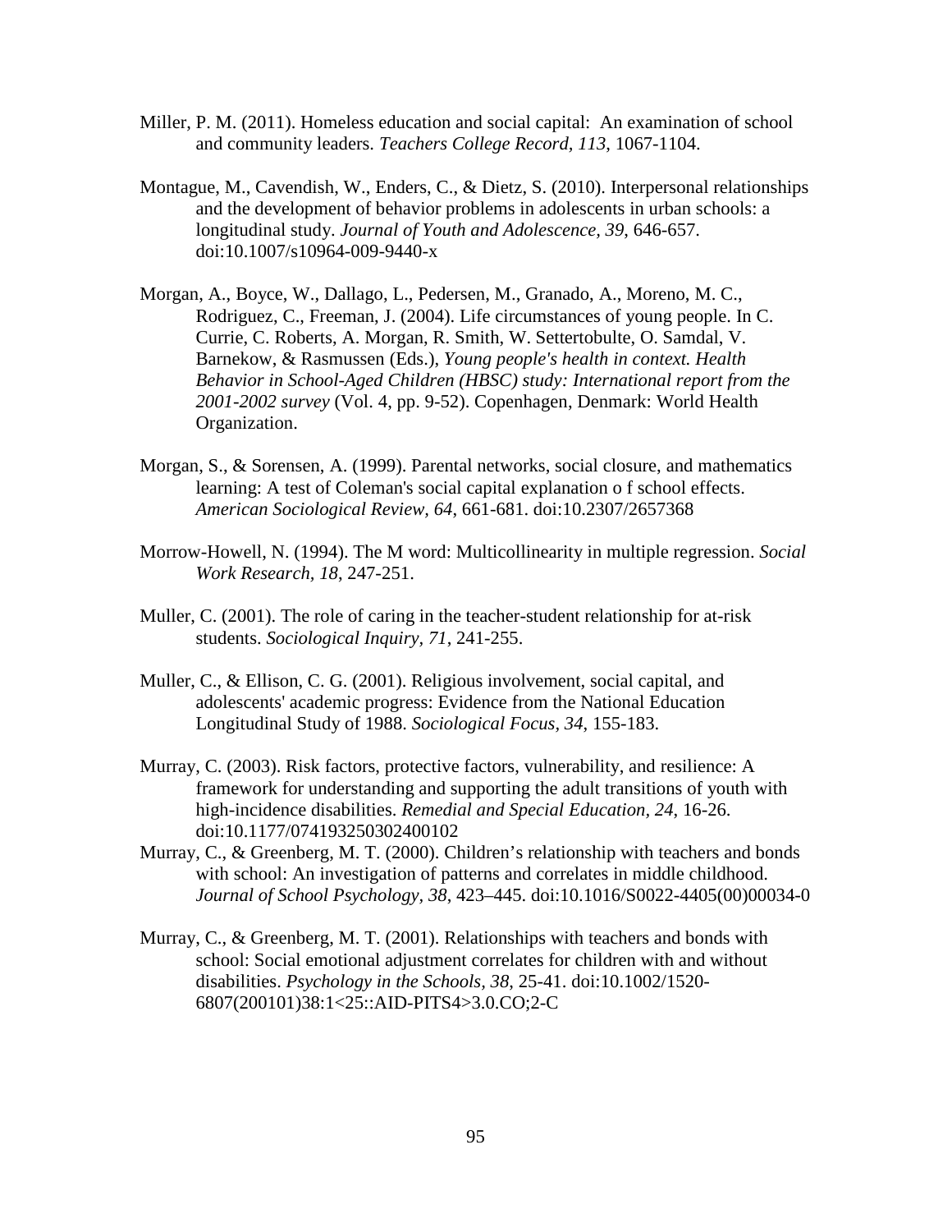Miller, P. M. (2011). Homeless education and social capital: An examination of school and community leaders. *Teachers College Record, 113*, 1067-1104.

Montague, M., Cavendish, W., Enders, C., & Dietz, S. (2010). Interpersonal relationships and the development of behavior problems in adolescents in urban schools: a longitudinal study. *Journal of Youth and Adolescence, 39*, 646-657. doi:10.1007/s10964-009-9440-x

Morgan, A., Boyce, W., Dallago, L., Pedersen, M., Granado, A., Moreno, M. C., Rodriguez, C., Freeman, J. (2004). Life circumstances of young people. In C. Currie, C. Roberts, A. Morgan, R. Smith, W. Settertobulte, O. Samdal, V. Barnekow, & Rasmussen (Eds.), *Young people's health in context. Health Behavior in School-Aged Children (HBSC) study: International report from the 2001-2002 survey* (Vol. 4, pp. 9-52). Copenhagen, Denmark: World Health Organization.

Morgan, S., & Sorensen, A. (1999). Parental networks, social closure, and mathematics learning: A test of Coleman's social capital explanation o f school effects. *American Sociological Review, 64*, 661-681. doi:10.2307/2657368

Morrow-Howell, N. (1994). The M word: Multicollinearity in multiple regression. *Social Work Research, 18*, 247-251.

Muller, C. (2001). The role of caring in the teacher-student relationship for at-risk students. *Sociological Inquiry, 71*, 241-255.

Muller, C., & Ellison, C. G. (2001). Religious involvement, social capital, and adolescents' academic progress: Evidence from the National Education Longitudinal Study of 1988. *Sociological Focus, 34*, 155-183.

Murray, C. (2003). Risk factors, protective factors, vulnerability, and resilience: A framework for understanding and supporting the adult transitions of youth with high-incidence disabilities. *Remedial and Special Education, 24*, 16-26. doi:10.1177/074193250302400102

Murray, C., & Greenberg, M. T. (2000). Children's relationship with teachers and bonds with school: An investigation of patterns and correlates in middle childhood. *Journal of School Psychology, 38*, 423–445. doi:10.1016/S0022-4405(00)00034-0

Murray, C., & Greenberg, M. T. (2001). Relationships with teachers and bonds with school: Social emotional adjustment correlates for children with and without disabilities. *Psychology in the Schools, 38*, 25-41. doi:10.1002/1520-6807(200101)38:1<25::AID-PITS4>3.0.CO;2-C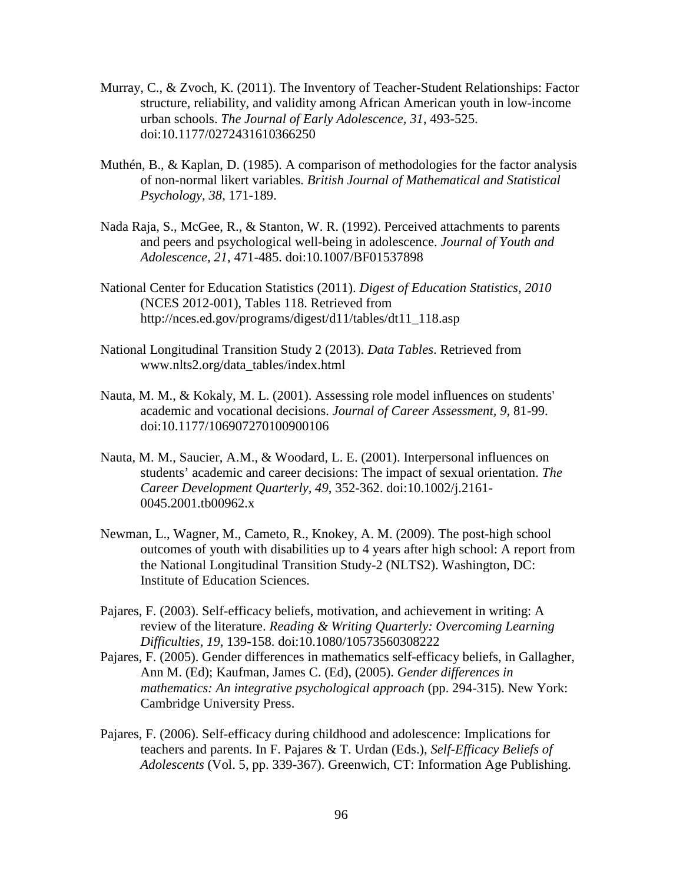Murray, C., & Zvoch, K. (2011). The Inventory of Teacher-Student Relationships: Factor structure, reliability, and validity among African American youth in low-income urban schools. *The Journal of Early Adolescence, 31*, 493-525. doi:10.1177/0272431610366250

Muthén, B., & Kaplan, D. (1985). A comparison of methodologies for the factor analysis of non-normal likert variables. *British Journal of Mathematical and Statistical Psychology, 38*, 171-189.

Nada Raja, S., McGee, R., & Stanton, W. R. (1992). Perceived attachments to parents and peers and psychological well-being in adolescence. *Journal of Youth and Adolescence, 21*, 471-485. doi:10.1007/BF01537898

National Center for Education Statistics (2011). *Digest of Education Statistics, 2010* (NCES 2012-001), Tables 118. Retrieved from http://nces.ed.gov/programs/digest/d11/tables/dt11_118.asp

National Longitudinal Transition Study 2 (2013). *Data Tables*. Retrieved from www.nlts2.org/data_tables/index.html

Nauta, M. M., & Kokaly, M. L. (2001). Assessing role model influences on students' academic and vocational decisions. *Journal of Career Assessment, 9*, 81-99. doi:10.1177/106907270100900106

Nauta, M. M., Saucier, A.M., & Woodard, L. E. (2001). Interpersonal influences on students' academic and career decisions: The impact of sexual orientation. *The Career Development Quarterly, 49*, 352-362. doi:10.1002/j.2161-0045.2001.tb00962.x

Newman, L., Wagner, M., Cameto, R., Knokey, A. M. (2009). The post-high school outcomes of youth with disabilities up to 4 years after high school: A report from the National Longitudinal Transition Study-2 (NLTS2). Washington, DC: Institute of Education Sciences.

Pajares, F. (2003). Self-efficacy beliefs, motivation, and achievement in writing: A review of the literature. *Reading & Writing Quarterly: Overcoming Learning Difficulties, 19*, 139-158. doi:10.1080/10573560308222

Pajares, F. (2005). Gender differences in mathematics self-efficacy beliefs, in Gallagher, Ann M. (Ed); Kaufman, James C. (Ed), (2005). *Gender differences in mathematics: An integrative psychological approach* (pp. 294-315). New York: Cambridge University Press.

Pajares, F. (2006). Self-efficacy during childhood and adolescence: Implications for teachers and parents. In F. Pajares & T. Urdan (Eds.), *Self-Efficacy Beliefs of Adolescents* (Vol. 5, pp. 339-367). Greenwich, CT: Information Age Publishing.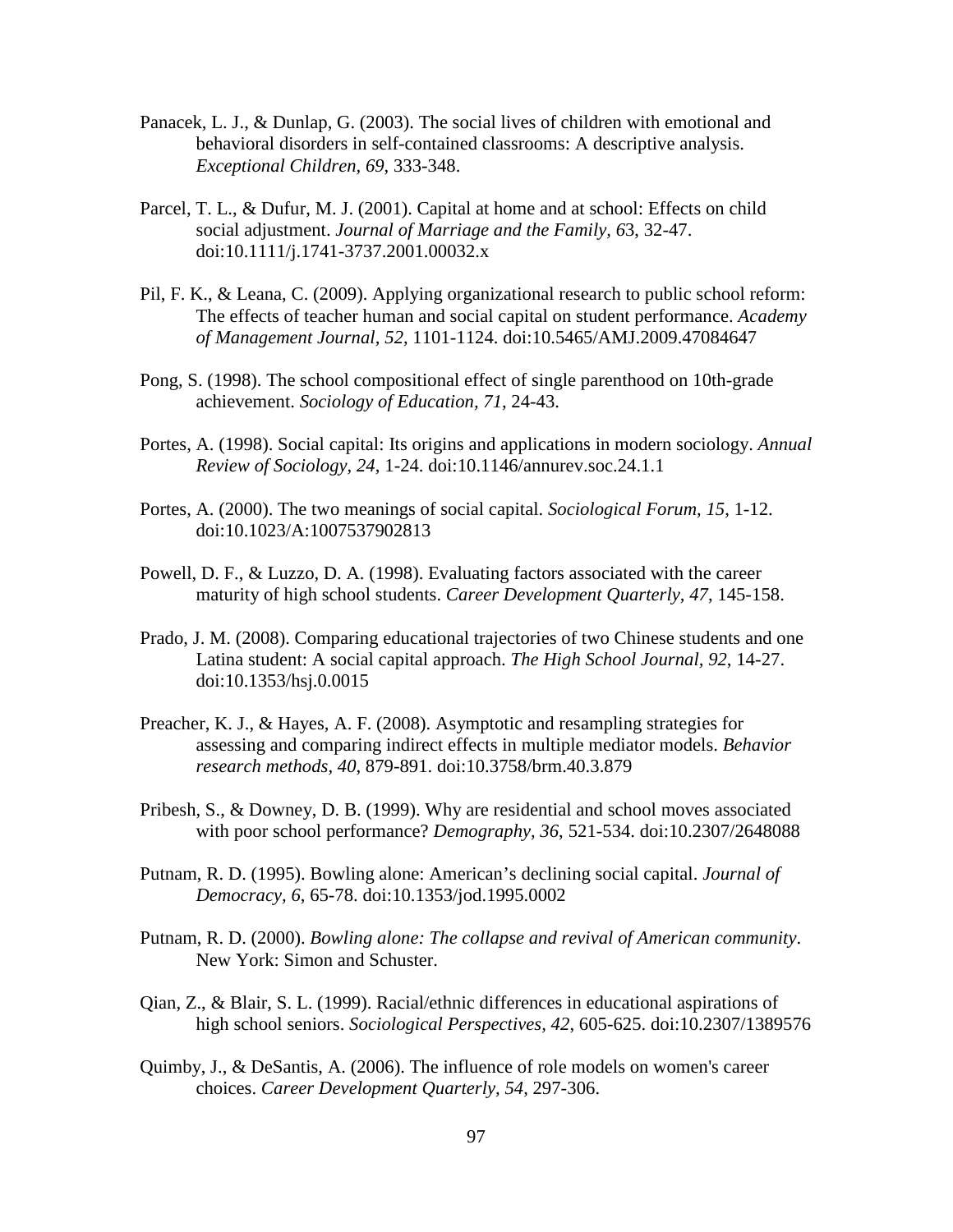Panacek, L. J., & Dunlap, G. (2003). The social lives of children with emotional and behavioral disorders in self-contained classrooms: A descriptive analysis. *Exceptional Children, 69*, 333-348.

Parcel, T. L., & Dufur, M. J. (2001). Capital at home and at school: Effects on child social adjustment. *Journal of Marriage and the Family, 6*3, 32-47. doi:10.1111/j.1741-3737.2001.00032.x

Pil, F. K., & Leana, C. (2009). Applying organizational research to public school reform: The effects of teacher human and social capital on student performance. *Academy of Management Journal, 52*, 1101-1124. doi:10.5465/AMJ.2009.47084647

Pong, S. (1998). The school compositional effect of single parenthood on 10th-grade achievement. *Sociology of Education, 71*, 24-43.

Portes, A. (1998). Social capital: Its origins and applications in modern sociology. *Annual Review of Sociology, 24*, 1-24. doi:10.1146/annurev.soc.24.1.1

Portes, A. (2000). The two meanings of social capital. *Sociological Forum, 15*, 1-12. doi:10.1023/A:1007537902813

Powell, D. F., & Luzzo, D. A. (1998). Evaluating factors associated with the career maturity of high school students. *Career Development Quarterly, 47*, 145-158.

Prado, J. M. (2008). Comparing educational trajectories of two Chinese students and one Latina student: A social capital approach. *The High School Journal, 92*, 14-27. doi:10.1353/hsj.0.0015

Preacher, K. J., & Hayes, A. F. (2008). Asymptotic and resampling strategies for assessing and comparing indirect effects in multiple mediator models. *Behavior research methods, 40*, 879-891. doi:10.3758/brm.40.3.879

Pribesh, S., & Downey, D. B. (1999). Why are residential and school moves associated with poor school performance? *Demography, 36*, 521-534. doi:10.2307/2648088

Putnam, R. D. (1995). Bowling alone: American's declining social capital. *Journal of Democracy, 6*, 65-78. doi:10.1353/jod.1995.0002

Putnam, R. D. (2000). *Bowling alone: The collapse and revival of American community*. New York: Simon and Schuster.

Qian, Z., & Blair, S. L. (1999). Racial/ethnic differences in educational aspirations of high school seniors. *Sociological Perspectives, 42*, 605-625. doi:10.2307/1389576

Quimby, J., & DeSantis, A. (2006). The influence of role models on women's career choices. *Career Development Quarterly, 54*, 297-306.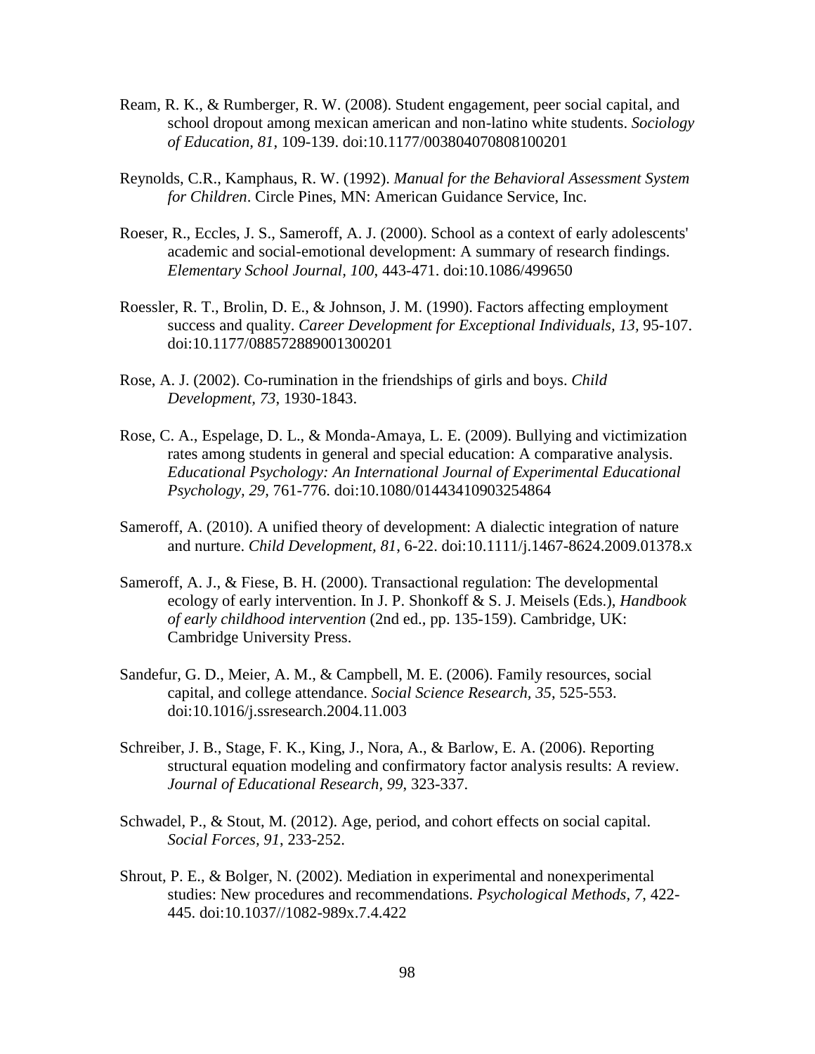Ream, R. K., & Rumberger, R. W. (2008). Student engagement, peer social capital, and school dropout among mexican american and non-latino white students. *Sociology of Education, 81*, 109-139. doi:10.1177/003804070808100201

Reynolds, C.R., Kamphaus, R. W. (1992). *Manual for the Behavioral Assessment System for Children*. Circle Pines, MN: American Guidance Service, Inc.

Roeser, R., Eccles, J. S., Sameroff, A. J. (2000). School as a context of early adolescents' academic and social-emotional development: A summary of research findings. *Elementary School Journal, 100*, 443-471. doi:10.1086/499650

Roessler, R. T., Brolin, D. E., & Johnson, J. M. (1990). Factors affecting employment success and quality. *Career Development for Exceptional Individuals, 13*, 95-107. doi:10.1177/088572889001300201

Rose, A. J. (2002). Co-rumination in the friendships of girls and boys. *Child Development, 73*, 1930-1843.

Rose, C. A., Espelage, D. L., & Monda-Amaya, L. E. (2009). Bullying and victimization rates among students in general and special education: A comparative analysis. *Educational Psychology: An International Journal of Experimental Educational Psychology, 29*, 761-776. doi:10.1080/01443410903254864

Sameroff, A. (2010). A unified theory of development: A dialectic integration of nature and nurture. *Child Development, 81*, 6-22. doi:10.1111/j.1467-8624.2009.01378.x

Sameroff, A. J., & Fiese, B. H. (2000). Transactional regulation: The developmental ecology of early intervention. In J. P. Shonkoff & S. J. Meisels (Eds.), *Handbook of early childhood intervention* (2nd ed., pp. 135-159). Cambridge, UK: Cambridge University Press.

Sandefur, G. D., Meier, A. M., & Campbell, M. E. (2006). Family resources, social capital, and college attendance. *Social Science Research, 35*, 525-553. doi:10.1016/j.ssresearch.2004.11.003

Schreiber, J. B., Stage, F. K., King, J., Nora, A., & Barlow, E. A. (2006). Reporting structural equation modeling and confirmatory factor analysis results: A review. *Journal of Educational Research, 99*, 323-337.

Schwadel, P., & Stout, M. (2012). Age, period, and cohort effects on social capital. *Social Forces, 91*, 233-252.

Shrout, P. E., & Bolger, N. (2002). Mediation in experimental and nonexperimental studies: New procedures and recommendations. *Psychological Methods, 7*, 422-445. doi:10.1037//1082-989x.7.4.422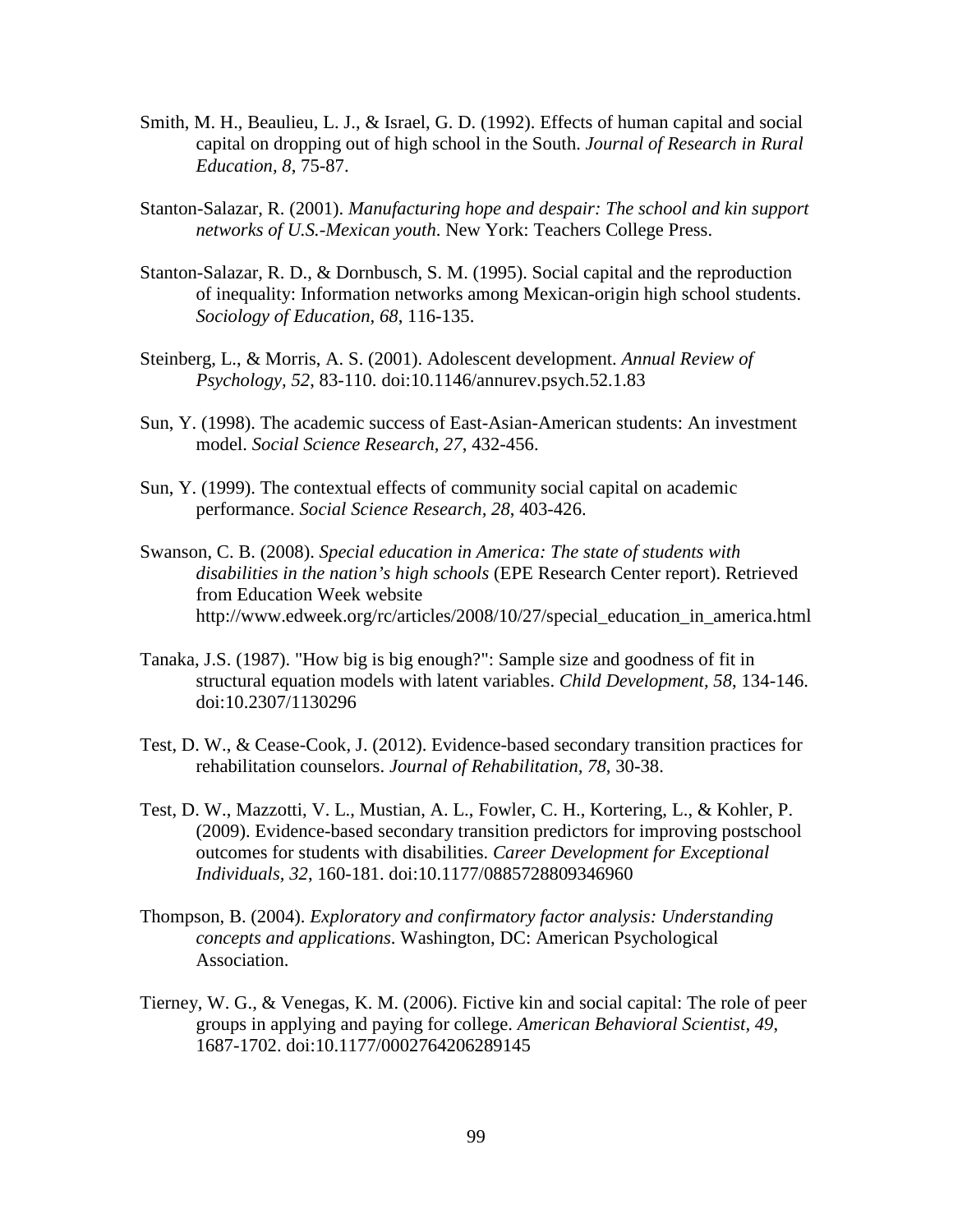Smith, M. H., Beaulieu, L. J., & Israel, G. D. (1992). Effects of human capital and social capital on dropping out of high school in the South. *Journal of Research in Rural Education, 8*, 75-87.

Stanton-Salazar, R. (2001). *Manufacturing hope and despair: The school and kin support networks of U.S.-Mexican youth*. New York: Teachers College Press.

Stanton-Salazar, R. D., & Dornbusch, S. M. (1995). Social capital and the reproduction of inequality: Information networks among Mexican-origin high school students. *Sociology of Education, 68*, 116-135.

Steinberg, L., & Morris, A. S. (2001). Adolescent development. *Annual Review of Psychology, 52*, 83-110. doi:10.1146/annurev.psych.52.1.83

Sun, Y. (1998). The academic success of East-Asian-American students: An investment model. *Social Science Research, 27*, 432-456.

Sun, Y. (1999). The contextual effects of community social capital on academic performance. *Social Science Research, 28*, 403-426.

Swanson, C. B. (2008). *Special education in America: The state of students with disabilities in the nation's high schools* (EPE Research Center report). Retrieved from Education Week website http://www.edweek.org/rc/articles/2008/10/27/special_education_in_america.html

Tanaka, J.S. (1987). "How big is big enough?": Sample size and goodness of fit in structural equation models with latent variables. *Child Development, 58*, 134-146. doi:10.2307/1130296

Test, D. W., & Cease-Cook, J. (2012). Evidence-based secondary transition practices for rehabilitation counselors. *Journal of Rehabilitation, 78*, 30-38.

Test, D. W., Mazzotti, V. L., Mustian, A. L., Fowler, C. H., Kortering, L., & Kohler, P. (2009). Evidence-based secondary transition predictors for improving postschool outcomes for students with disabilities. *Career Development for Exceptional Individuals, 32*, 160-181. doi:10.1177/0885728809346960

Thompson, B. (2004). *Exploratory and confirmatory factor analysis: Understanding concepts and applications*. Washington, DC: American Psychological Association.

Tierney, W. G., & Venegas, K. M. (2006). Fictive kin and social capital: The role of peer groups in applying and paying for college. *American Behavioral Scientist, 49*, 1687-1702. doi:10.1177/0002764206289145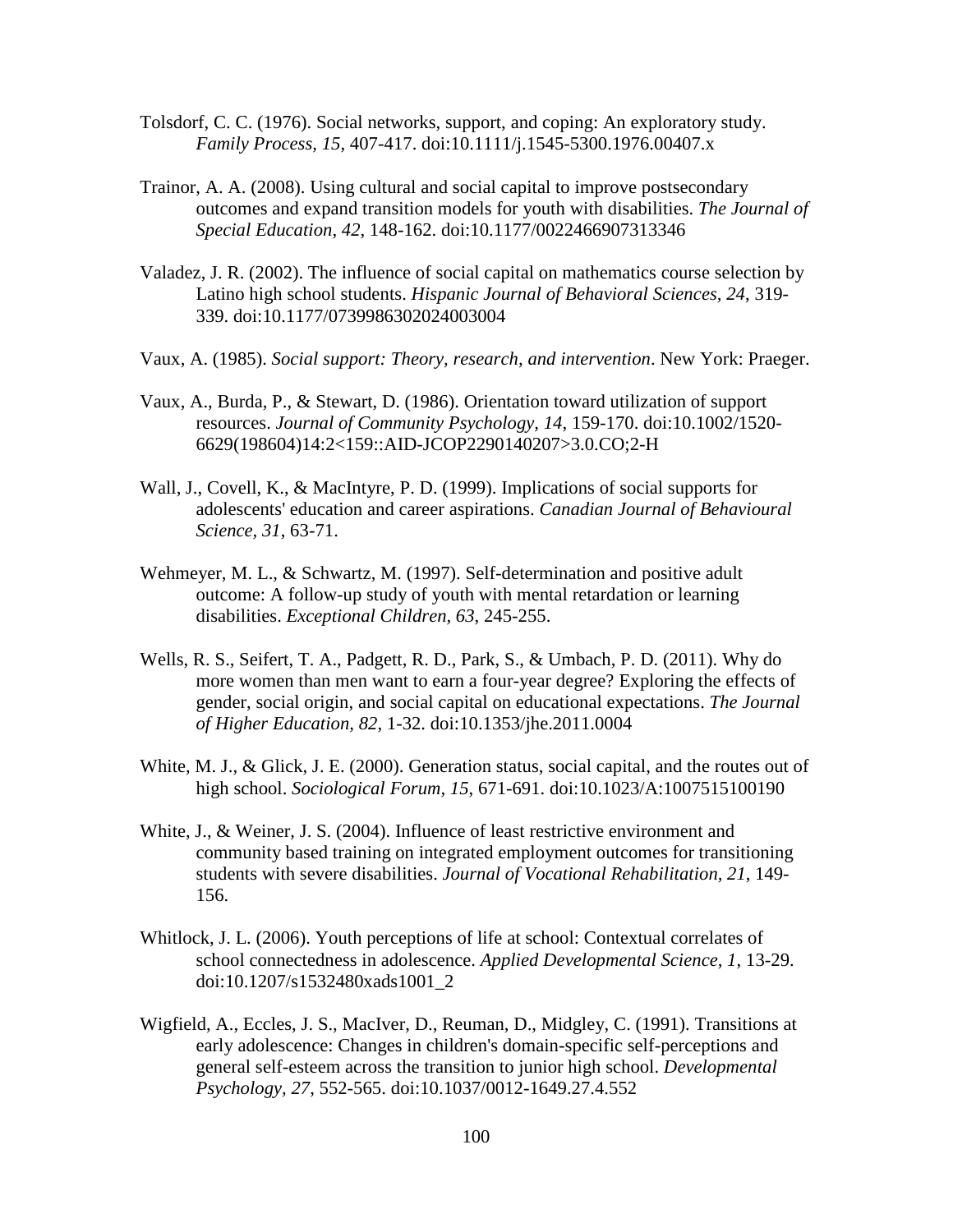Tolsdorf, C. C. (1976). Social networks, support, and coping: An exploratory study. *Family Process, 15*, 407-417. doi:10.1111/j.1545-5300.1976.00407.x

Trainor, A. A. (2008). Using cultural and social capital to improve postsecondary outcomes and expand transition models for youth with disabilities. *The Journal of Special Education, 42*, 148-162. doi:10.1177/0022466907313346

Valadez, J. R. (2002). The influence of social capital on mathematics course selection by Latino high school students. *Hispanic Journal of Behavioral Sciences, 24*, 319-339. doi:10.1177/0739986302024003004

Vaux, A. (1985). *Social support: Theory, research, and intervention*. New York: Praeger.

Vaux, A., Burda, P., & Stewart, D. (1986). Orientation toward utilization of support resources. *Journal of Community Psychology, 14*, 159-170. doi:10.1002/1520-6629(198604)14:2<159::AID-JCOP2290140207>3.0.CO;2-H

Wall, J., Covell, K., & MacIntyre, P. D. (1999). Implications of social supports for adolescents' education and career aspirations. *Canadian Journal of Behavioural Science, 31*, 63-71.

Wehmeyer, M. L., & Schwartz, M. (1997). Self-determination and positive adult outcome: A follow-up study of youth with mental retardation or learning disabilities. *Exceptional Children, 63*, 245-255.

Wells, R. S., Seifert, T. A., Padgett, R. D., Park, S., & Umbach, P. D. (2011). Why do more women than men want to earn a four-year degree? Exploring the effects of gender, social origin, and social capital on educational expectations. *The Journal of Higher Education, 82*, 1-32. doi:10.1353/jhe.2011.0004

White, M. J., & Glick, J. E. (2000). Generation status, social capital, and the routes out of high school. *Sociological Forum, 15*, 671-691. doi:10.1023/A:1007515100190

White, J., & Weiner, J. S. (2004). Influence of least restrictive environment and community based training on integrated employment outcomes for transitioning students with severe disabilities. *Journal of Vocational Rehabilitation, 21*, 149-156.

Whitlock, J. L. (2006). Youth perceptions of life at school: Contextual correlates of school connectedness in adolescence. *Applied Developmental Science, 1*, 13-29. doi:10.1207/s1532480xads1001_2

Wigfield, A., Eccles, J. S., MacIver, D., Reuman, D., Midgley, C. (1991). Transitions at early adolescence: Changes in children's domain-specific self-perceptions and general self-esteem across the transition to junior high school. *Developmental Psychology, 27*, 552-565. doi:10.1037/0012-1649.27.4.552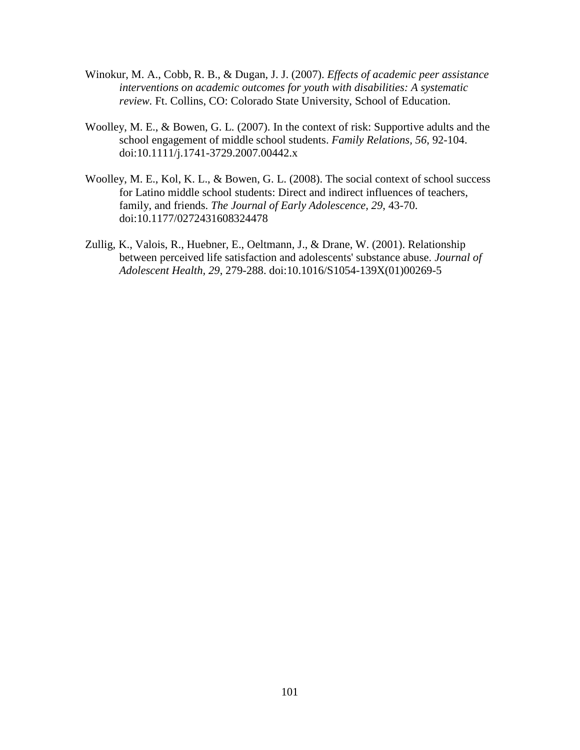Winokur, M. A., Cobb, R. B., & Dugan, J. J. (2007). *Effects of academic peer assistance interventions on academic outcomes for youth with disabilities: A systematic review.* Ft. Collins, CO: Colorado State University, School of Education.

Woolley, M. E., & Bowen, G. L. (2007). In the context of risk: Supportive adults and the school engagement of middle school students. *Family Relations, 56*, 92-104. doi:10.1111/j.1741-3729.2007.00442.x

Woolley, M. E., Kol, K. L., & Bowen, G. L. (2008). The social context of school success for Latino middle school students: Direct and indirect influences of teachers, family, and friends. *The Journal of Early Adolescence*, *29*, 43-70. doi:10.1177/0272431608324478

Zullig, K., Valois, R., Huebner, E., Oeltmann, J., & Drane, W. (2001). Relationship between perceived life satisfaction and adolescents' substance abuse. *Journal of Adolescent Health*, *29*, 279-288. doi:10.1016/S1054-139X(01)00269-5